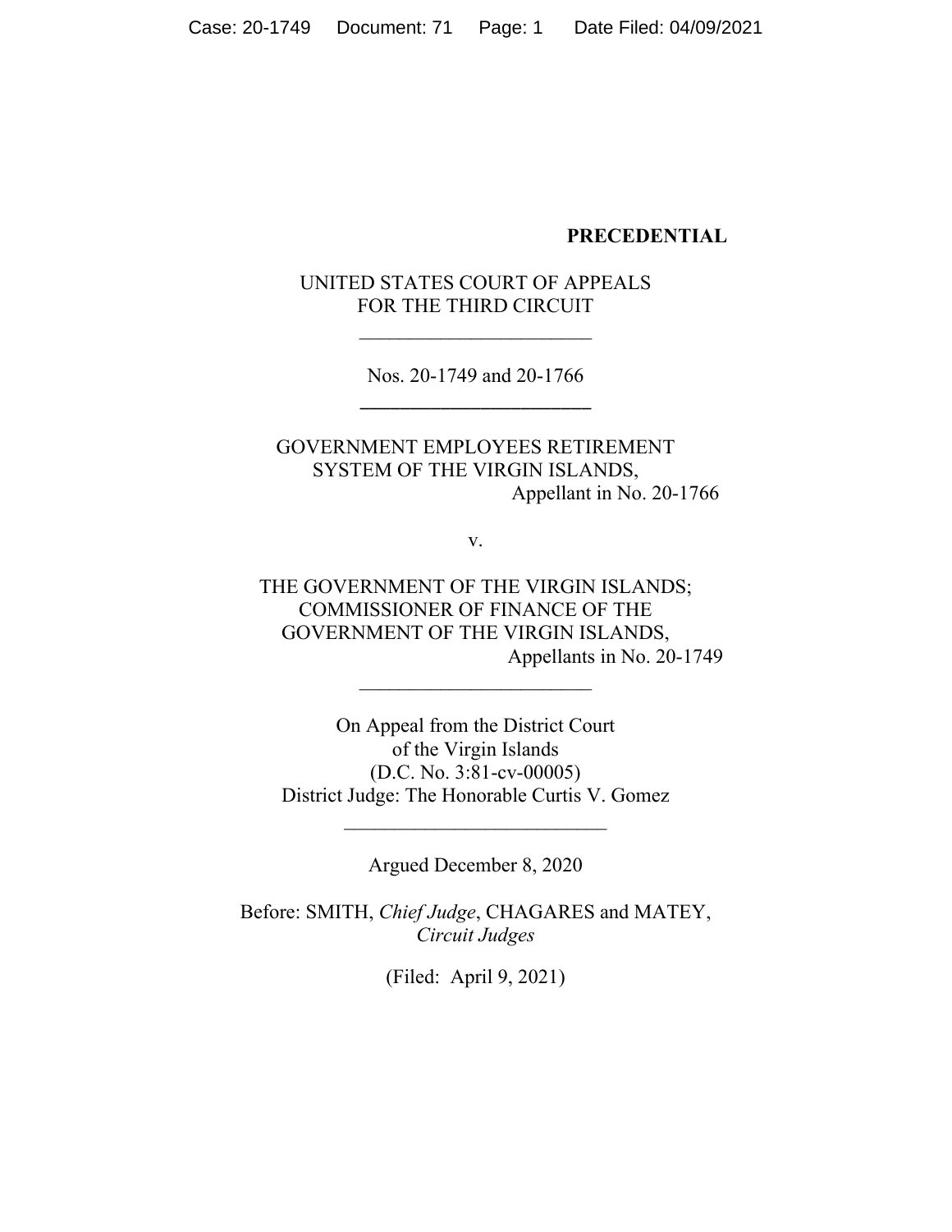**PRECEDENTIAL**

UNITED STATES COURT OF APPEALS
FOR THE THIRD CIRCUIT

---

Nos. 20-1749 and 20-1766

---

GOVERNMENT EMPLOYEES RETIREMENT
SYSTEM OF THE VIRGIN ISLANDS,
Appellant in No. 20-1766

v.

THE GOVERNMENT OF THE VIRGIN ISLANDS;
COMMISSIONER OF FINANCE OF THE
GOVERNMENT OF THE VIRGIN ISLANDS,
Appellants in No. 20-1749

---

On Appeal from the District Court
of the Virgin Islands
(D.C. No. 3:81-cv-00005)
District Judge: The Honorable Curtis V. Gomez

---

Argued December 8, 2020

Before: SMITH, *Chief Judge*, CHAGARES and MATEY,
*Circuit Judges*

(Filed: April 9, 2021)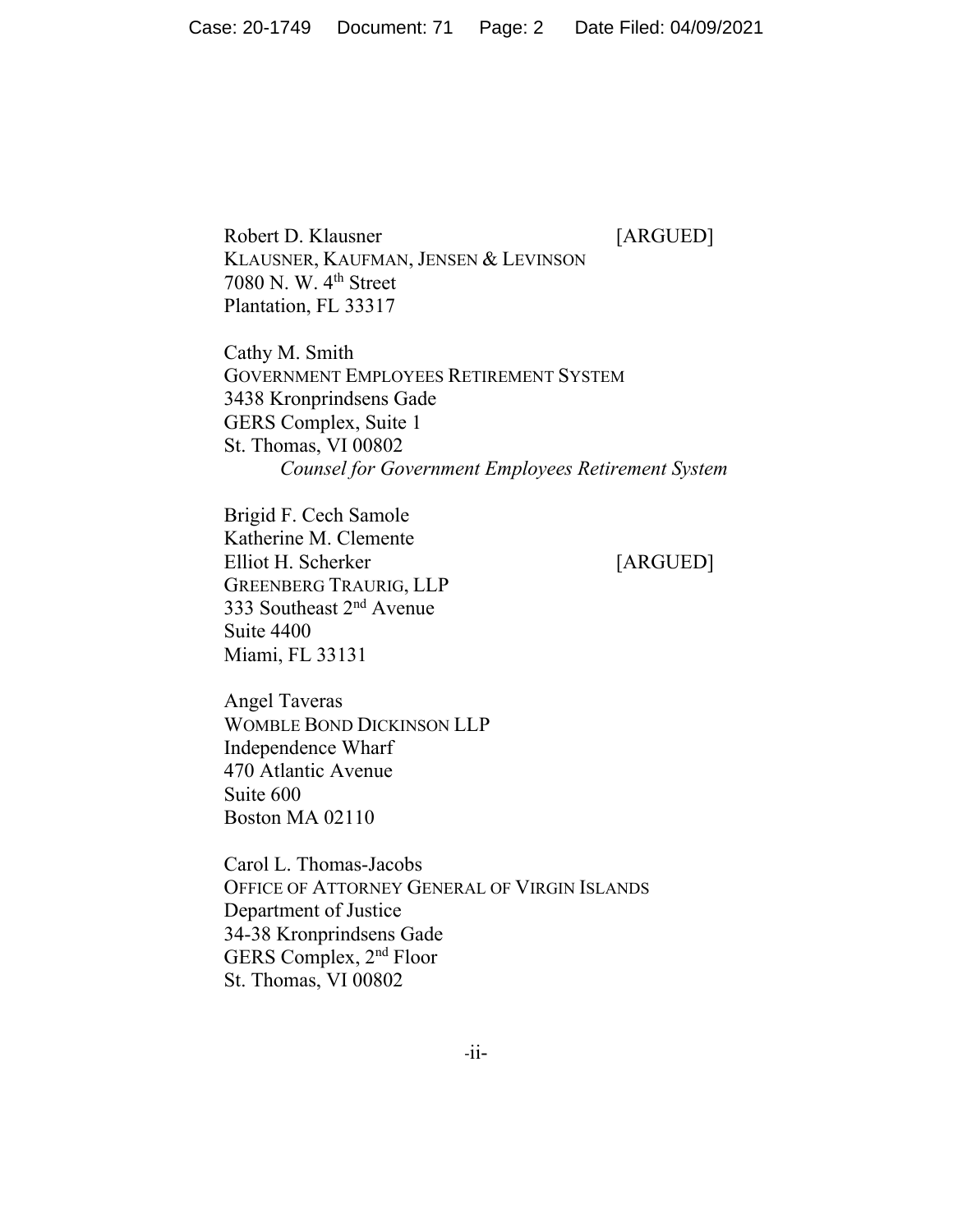Robert D. Klausner [ARGUED]
KLAUSNER, KAUFMAN, JENSEN & LEVINSON
7080 N. W. 4th Street
Plantation, FL 33317

Cathy M. Smith
GOVERNMENT EMPLOYEES RETIREMENT SYSTEM
3438 Kronprindsens Gade
GERS Complex, Suite 1
St. Thomas, VI 00802

*Counsel for Government Employees Retirement System*

Brigid F. Cech Samole
Katherine M. Clemente
Elliot H. Scherker [ARGUED]
GREENBERG TRAURIG, LLP
333 Southeast 2nd Avenue
Suite 4400
Miami, FL 33131

Angel Taveras
WOMBLE BOND DICKINSON LLP
Independence Wharf
470 Atlantic Avenue
Suite 600
Boston MA 02110

Carol L. Thomas-Jacobs
OFFICE OF ATTORNEY GENERAL OF VIRGIN ISLANDS
Department of Justice
34-38 Kronprindsens Gade
GERS Complex, 2nd Floor
St. Thomas, VI 00802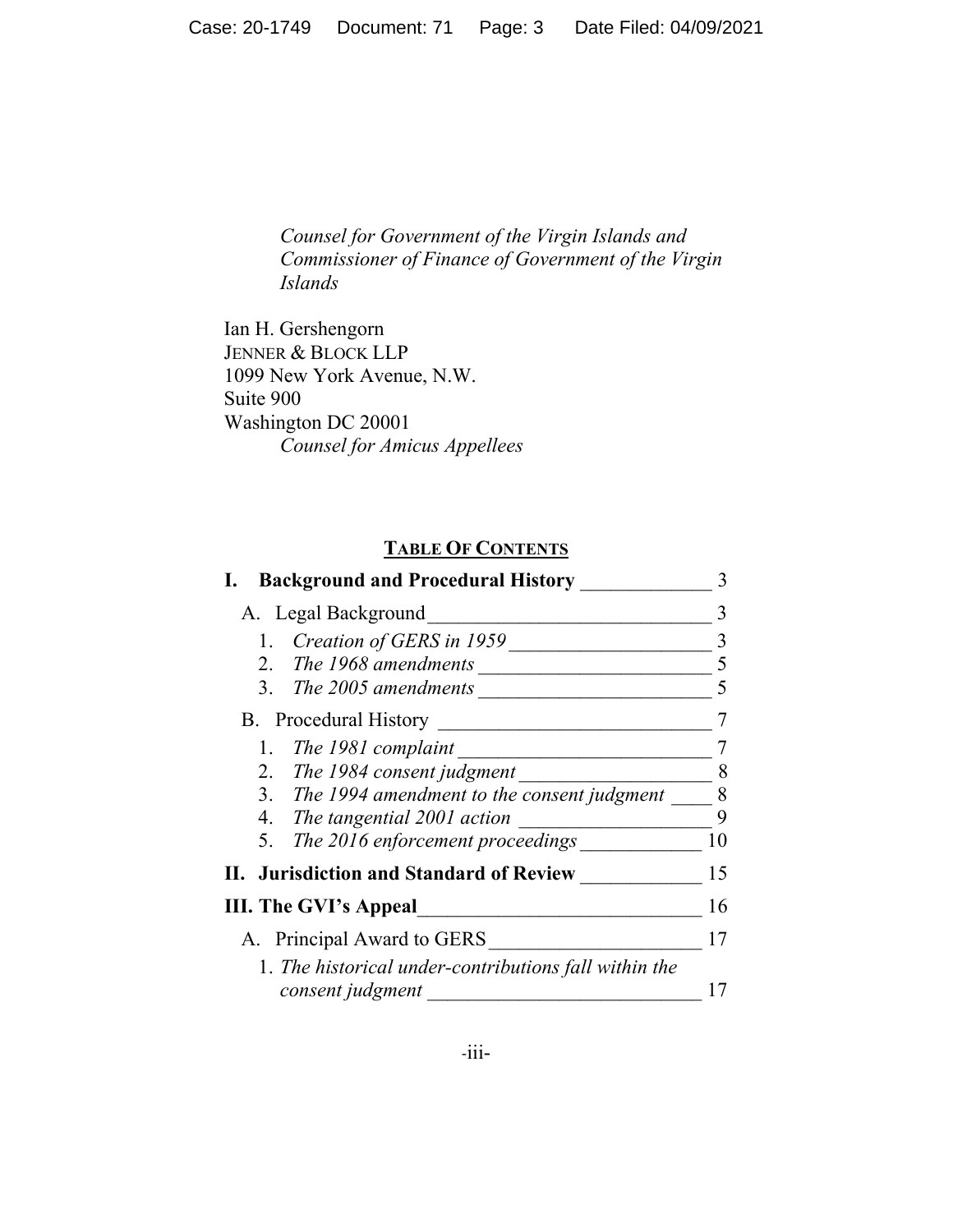*Counsel for Government of the Virgin Islands and Commissioner of Finance of Government of the Virgin Islands*

Ian H. Gershengorn
JENNER & BLOCK LLP
1099 New York Avenue, N.W.
Suite 900
Washington DC 20001
*Counsel for Amicus Appellees*

## TABLE OF CONTENTS

**I. Background and Procedural History** ____________ 3

A. Legal Background ____________ 3

1. *Creation of GERS in 1959* ____________ 3
2. *The 1968 amendments* ____________ 5
3. *The 2005 amendments* ____________ 5

B. Procedural History ____________ 7

1. *The 1981 complaint* ____________ 7
2. *The 1984 consent judgment* ____________ 8
3. *The 1994 amendment to the consent judgment* ____ 8
4. *The tangential 2001 action* ____________ 9
5. *The 2016 enforcement proceedings* ____________ 10

**II. Jurisdiction and Standard of Review** ____________ 15

**III. The GVI's Appeal** ____________ 16

A. Principal Award to GERS ____________ 17

1. *The historical under-contributions fall within the consent judgment* ____________ 17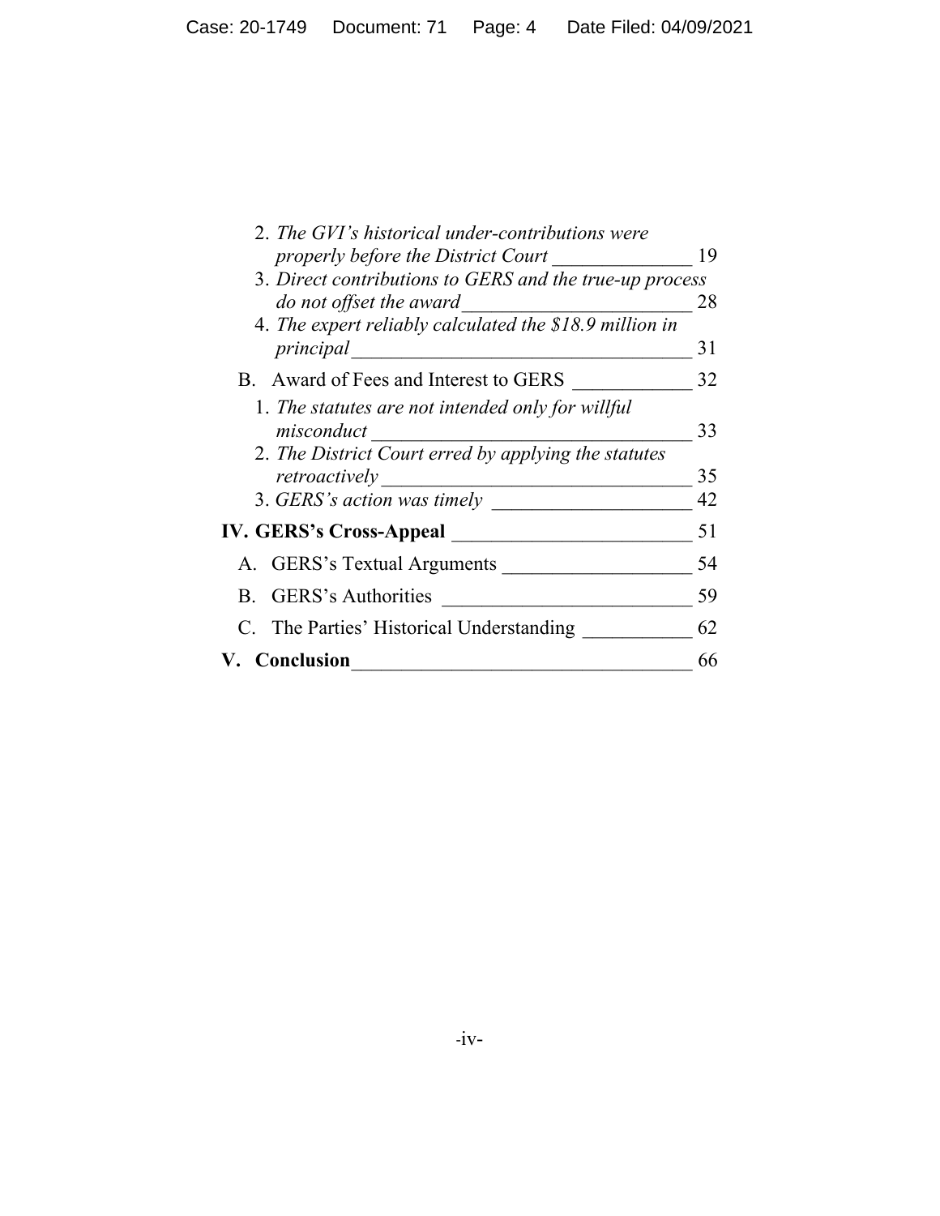2. *The GVI's historical under-contributions were properly before the District Court* ______________ 19

3. *Direct contributions to GERS and the true-up process do not offset the award* ______________________ 28

4. *The expert reliably calculated the $18.9 million in principal* __________________________________ 31

B. Award of Fees and Interest to GERS ____________ 32

1. *The statutes are not intended only for willful misconduct* ________________________________ 33

2. *The District Court erred by applying the statutes retroactively* _______________________________ 35

3. *GERS's action was timely* ____________________ 42

**IV. GERS's Cross-Appeal** ________________________ 51

A. GERS's Textual Arguments ___________________ 54

B. GERS's Authorities _________________________ 59

C. The Parties' Historical Understanding ___________ 62

**V. Conclusion**_________________________________ 66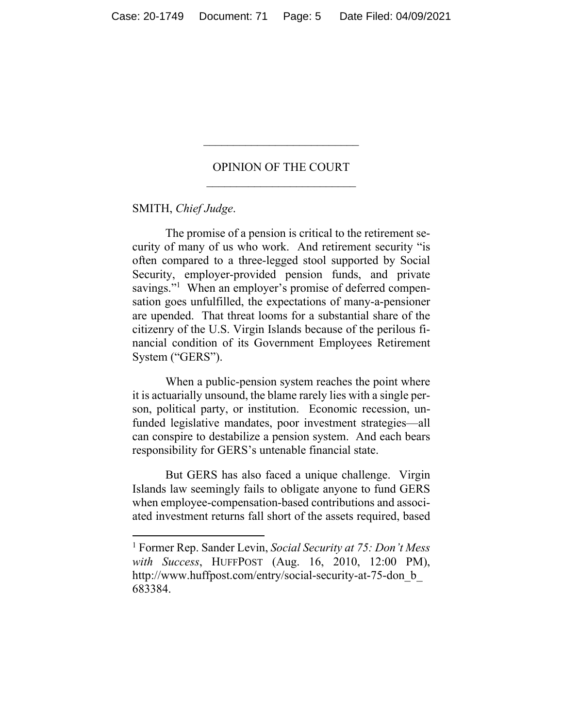# OPINION OF THE COURT

SMITH, *Chief Judge*.

The promise of a pension is critical to the retirement security of many of us who work. And retirement security "is often compared to a three-legged stool supported by Social Security, employer-provided pension funds, and private savings."[1] When an employer's promise of deferred compensation goes unfulfilled, the expectations of many-a-pensioner are upended. That threat looms for a substantial share of the citizenry of the U.S. Virgin Islands because of the perilous financial condition of its Government Employees Retirement System ("GERS").

When a public-pension system reaches the point where it is actuarially unsound, the blame rarely lies with a single person, political party, or institution. Economic recession, unfunded legislative mandates, poor investment strategies—all can conspire to destabilize a pension system. And each bears responsibility for GERS's untenable financial state.

But GERS has also faced a unique challenge. Virgin Islands law seemingly fails to obligate anyone to fund GERS when employee-compensation-based contributions and associated investment returns fall short of the assets required, based

---

[1] Former Rep. Sander Levin, *Social Security at 75: Don't Mess with Success*, HUFFPOST (Aug. 16, 2010, 12:00 PM), http://www.huffpost.com/entry/social-security-at-75-don_b_683384.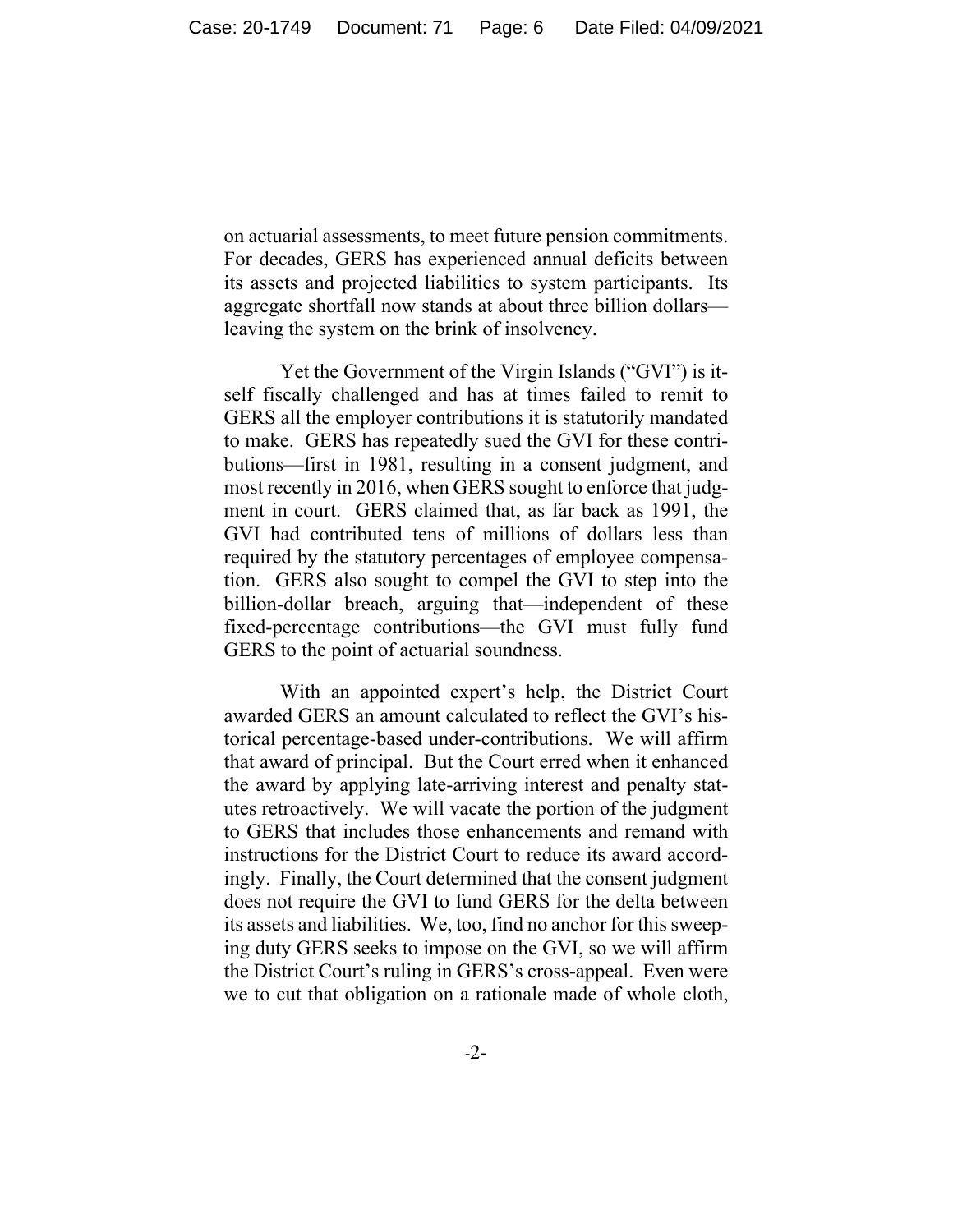on actuarial assessments, to meet future pension commitments. For decades, GERS has experienced annual deficits between its assets and projected liabilities to system participants. Its aggregate shortfall now stands at about three billion dollars—leaving the system on the brink of insolvency.

Yet the Government of the Virgin Islands ("GVI") is itself fiscally challenged and has at times failed to remit to GERS all the employer contributions it is statutorily mandated to make. GERS has repeatedly sued the GVI for these contributions—first in 1981, resulting in a consent judgment, and most recently in 2016, when GERS sought to enforce that judgment in court. GERS claimed that, as far back as 1991, the GVI had contributed tens of millions of dollars less than required by the statutory percentages of employee compensation. GERS also sought to compel the GVI to step into the billion-dollar breach, arguing that—independent of these fixed-percentage contributions—the GVI must fully fund GERS to the point of actuarial soundness.

With an appointed expert's help, the District Court awarded GERS an amount calculated to reflect the GVI's historical percentage-based under-contributions. We will affirm that award of principal. But the Court erred when it enhanced the award by applying late-arriving interest and penalty statutes retroactively. We will vacate the portion of the judgment to GERS that includes those enhancements and remand with instructions for the District Court to reduce its award accordingly. Finally, the Court determined that the consent judgment does not require the GVI to fund GERS for the delta between its assets and liabilities. We, too, find no anchor for this sweeping duty GERS seeks to impose on the GVI, so we will affirm the District Court's ruling in GERS's cross-appeal. Even were we to cut that obligation on a rationale made of whole cloth,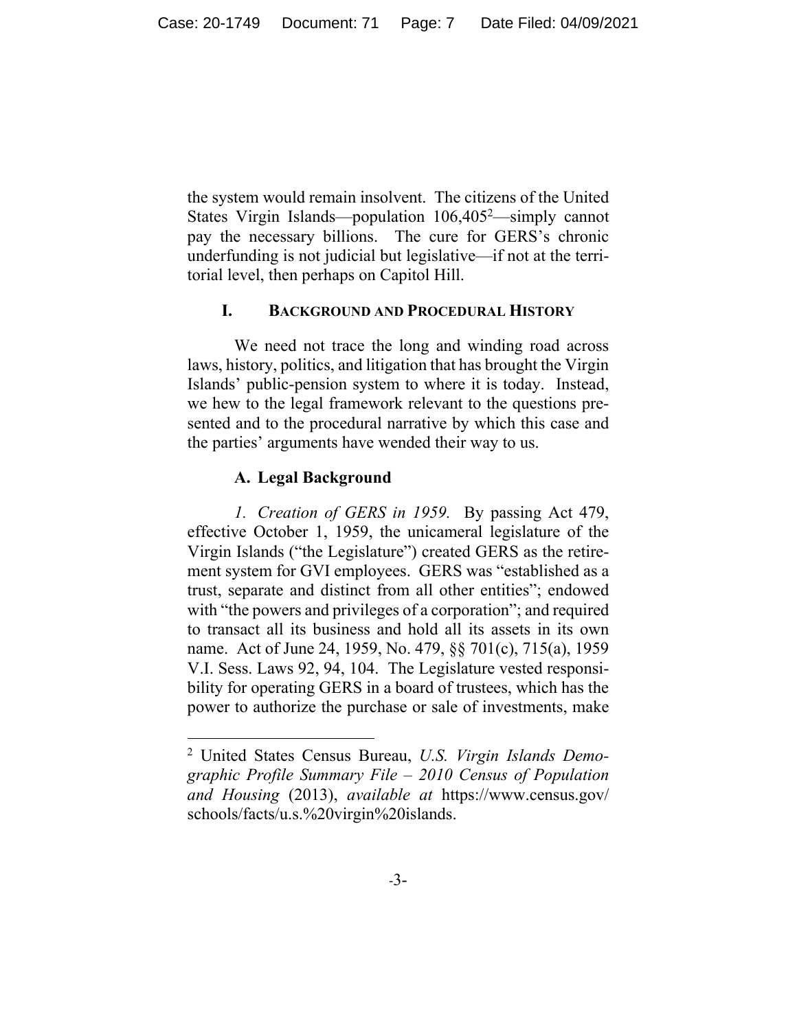the system would remain insolvent. The citizens of the United States Virgin Islands—population 106,405[2]—simply cannot pay the necessary billions. The cure for GERS's chronic underfunding is not judicial but legislative—if not at the territorial level, then perhaps on Capitol Hill.

## I. Background and Procedural History

We need not trace the long and winding road across laws, history, politics, and litigation that has brought the Virgin Islands' public-pension system to where it is today. Instead, we hew to the legal framework relevant to the questions presented and to the procedural narrative by which this case and the parties' arguments have wended their way to us.

### A. Legal Background

*1. Creation of GERS in 1959.* By passing Act 479, effective October 1, 1959, the unicameral legislature of the Virgin Islands ("the Legislature") created GERS as the retirement system for GVI employees. GERS was "established as a trust, separate and distinct from all other entities"; endowed with "the powers and privileges of a corporation"; and required to transact all its business and hold all its assets in its own name. Act of June 24, 1959, No. 479, §§ 701(c), 715(a), 1959 V.I. Sess. Laws 92, 94, 104. The Legislature vested responsibility for operating GERS in a board of trustees, which has the power to authorize the purchase or sale of investments, make

---

[2] United States Census Bureau, *U.S. Virgin Islands Demographic Profile Summary File – 2010 Census of Population and Housing* (2013), *available at* https://www.census.gov/schools/facts/u.s.%20virgin%20islands.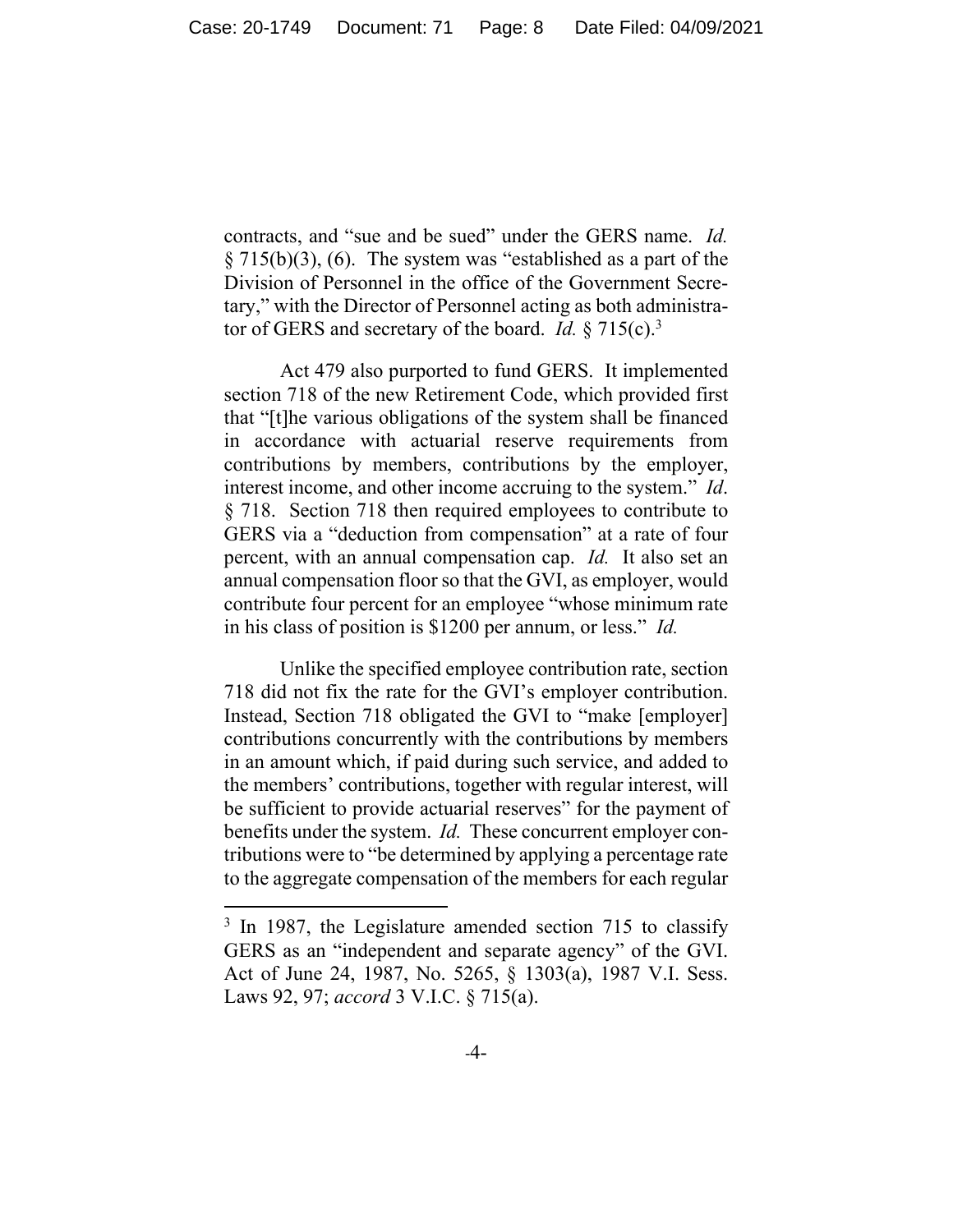contracts, and "sue and be sued" under the GERS name. *Id.* § 715(b)(3), (6). The system was "established as a part of the Division of Personnel in the office of the Government Secretary," with the Director of Personnel acting as both administrator of GERS and secretary of the board. *Id.* § 715(c).[3]

Act 479 also purported to fund GERS. It implemented section 718 of the new Retirement Code, which provided first that "[t]he various obligations of the system shall be financed in accordance with actuarial reserve requirements from contributions by members, contributions by the employer, interest income, and other income accruing to the system." *Id*. § 718. Section 718 then required employees to contribute to GERS via a "deduction from compensation" at a rate of four percent, with an annual compensation cap. *Id.* It also set an annual compensation floor so that the GVI, as employer, would contribute four percent for an employee "whose minimum rate in his class of position is $1200 per annum, or less." *Id.*

Unlike the specified employee contribution rate, section 718 did not fix the rate for the GVI's employer contribution. Instead, Section 718 obligated the GVI to "make [employer] contributions concurrently with the contributions by members in an amount which, if paid during such service, and added to the members' contributions, together with regular interest, will be sufficient to provide actuarial reserves" for the payment of benefits under the system. *Id.* These concurrent employer contributions were to "be determined by applying a percentage rate to the aggregate compensation of the members for each regular

---

[3] In 1987, the Legislature amended section 715 to classify GERS as an "independent and separate agency" of the GVI. Act of June 24, 1987, No. 5265, § 1303(a), 1987 V.I. Sess. Laws 92, 97; *accord* 3 V.I.C. § 715(a).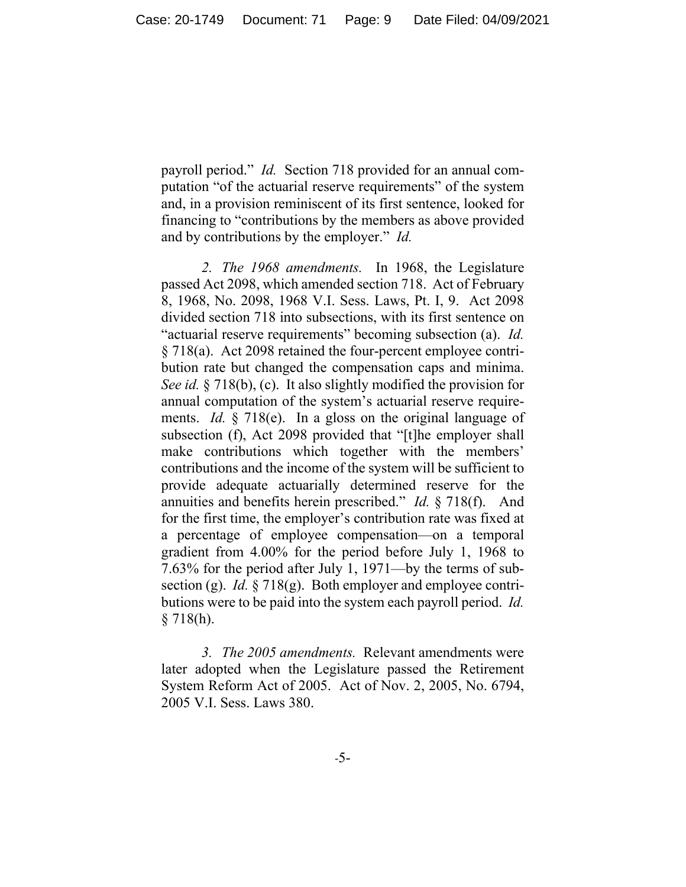payroll period." *Id.* Section 718 provided for an annual computation "of the actuarial reserve requirements" of the system and, in a provision reminiscent of its first sentence, looked for financing to "contributions by the members as above provided and by contributions by the employer." *Id.*

*2. The 1968 amendments.* In 1968, the Legislature passed Act 2098, which amended section 718. Act of February 8, 1968, No. 2098, 1968 V.I. Sess. Laws, Pt. I, 9. Act 2098 divided section 718 into subsections, with its first sentence on "actuarial reserve requirements" becoming subsection (a). *Id.* § 718(a). Act 2098 retained the four-percent employee contribution rate but changed the compensation caps and minima. *See id.* § 718(b), (c). It also slightly modified the provision for annual computation of the system's actuarial reserve requirements. *Id.* § 718(e). In a gloss on the original language of subsection (f), Act 2098 provided that "[t]he employer shall make contributions which together with the members' contributions and the income of the system will be sufficient to provide adequate actuarially determined reserve for the annuities and benefits herein prescribed." *Id.* § 718(f). And for the first time, the employer's contribution rate was fixed at a percentage of employee compensation—on a temporal gradient from 4.00% for the period before July 1, 1968 to 7.63% for the period after July 1, 1971—by the terms of subsection (g). *Id.* § 718(g). Both employer and employee contributions were to be paid into the system each payroll period. *Id.* § 718(h).

*3. The 2005 amendments.* Relevant amendments were later adopted when the Legislature passed the Retirement System Reform Act of 2005. Act of Nov. 2, 2005, No. 6794, 2005 V.I. Sess. Laws 380.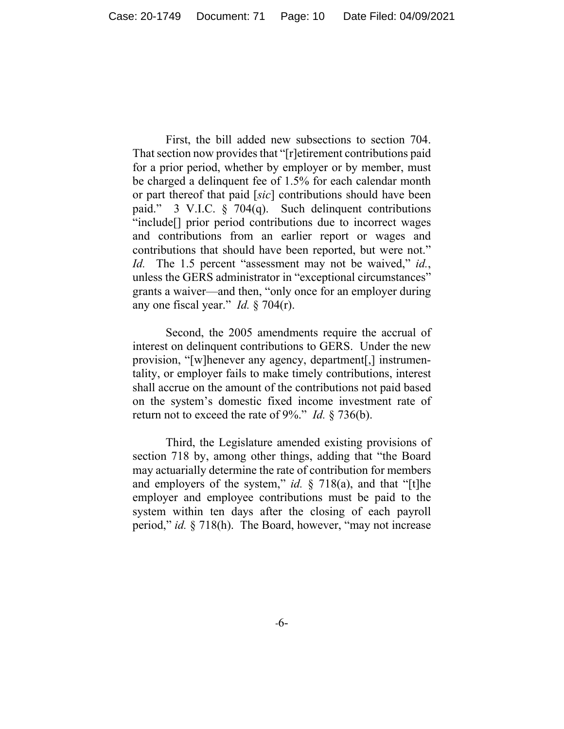First, the bill added new subsections to section 704. That section now provides that "[r]etirement contributions paid for a prior period, whether by employer or by member, must be charged a delinquent fee of 1.5% for each calendar month or part thereof that paid [*sic*] contributions should have been paid." 3 V.I.C. § 704(q). Such delinquent contributions "include[] prior period contributions due to incorrect wages and contributions from an earlier report or wages and contributions that should have been reported, but were not." *Id.* The 1.5 percent "assessment may not be waived," *id.*, unless the GERS administrator in "exceptional circumstances" grants a waiver—and then, "only once for an employer during any one fiscal year." *Id.* § 704(r).

Second, the 2005 amendments require the accrual of interest on delinquent contributions to GERS. Under the new provision, "[w]henever any agency, department[,] instrumentality, or employer fails to make timely contributions, interest shall accrue on the amount of the contributions not paid based on the system's domestic fixed income investment rate of return not to exceed the rate of 9%." *Id.* § 736(b).

Third, the Legislature amended existing provisions of section 718 by, among other things, adding that "the Board may actuarially determine the rate of contribution for members and employers of the system," *id.* § 718(a), and that "[t]he employer and employee contributions must be paid to the system within ten days after the closing of each payroll period," *id.* § 718(h). The Board, however, "may not increase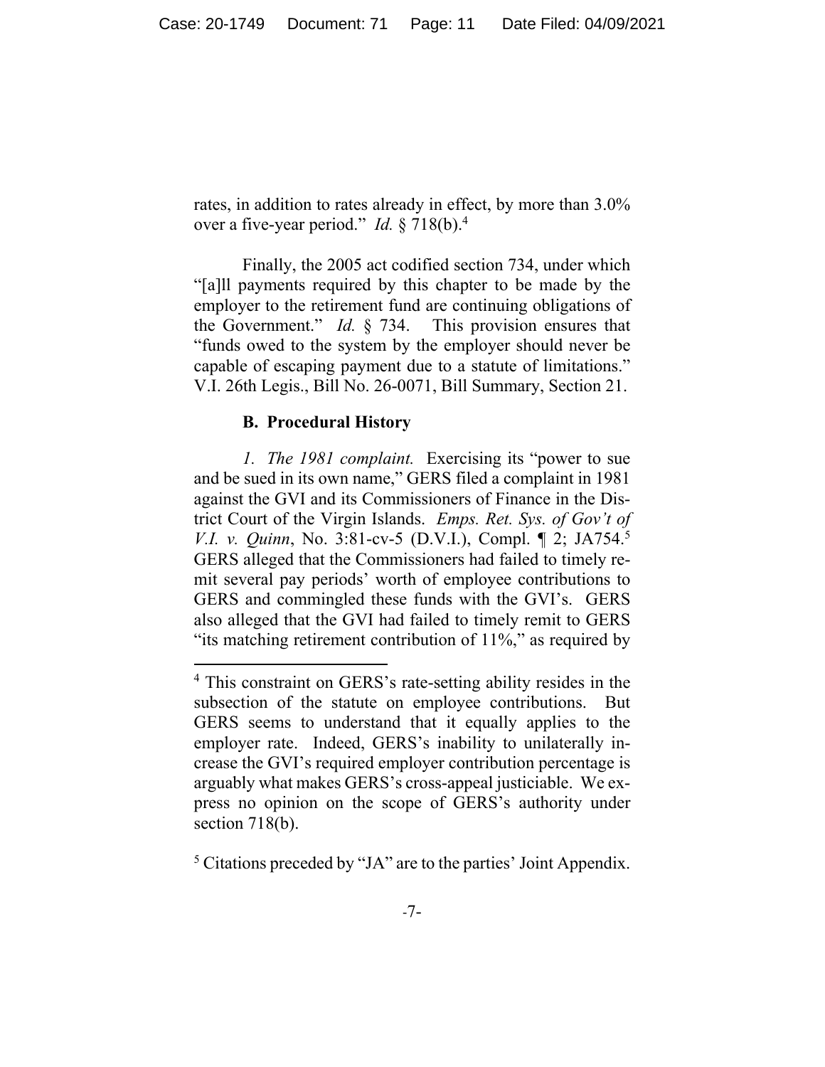rates, in addition to rates already in effect, by more than 3.0% over a five-year period." *Id.* § 718(b).[4]

Finally, the 2005 act codified section 734, under which "[a]ll payments required by this chapter to be made by the employer to the retirement fund are continuing obligations of the Government." *Id.* § 734. This provision ensures that "funds owed to the system by the employer should never be capable of escaping payment due to a statute of limitations." V.I. 26th Legis., Bill No. 26-0071, Bill Summary, Section 21.

### B. Procedural History

*1. The 1981 complaint.* Exercising its "power to sue and be sued in its own name," GERS filed a complaint in 1981 against the GVI and its Commissioners of Finance in the District Court of the Virgin Islands. *Emps. Ret. Sys. of Gov't of V.I. v. Quinn*, No. 3:81-cv-5 (D.V.I.), Compl. ¶ 2; JA754.[5] GERS alleged that the Commissioners had failed to timely remit several pay periods' worth of employee contributions to GERS and commingled these funds with the GVI's. GERS also alleged that the GVI had failed to timely remit to GERS "its matching retirement contribution of 11%," as required by

[4] This constraint on GERS's rate-setting ability resides in the subsection of the statute on employee contributions. But GERS seems to understand that it equally applies to the employer rate. Indeed, GERS's inability to unilaterally increase the GVI's required employer contribution percentage is arguably what makes GERS's cross-appeal justiciable. We express no opinion on the scope of GERS's authority under section 718(b).

[5] Citations preceded by "JA" are to the parties' Joint Appendix.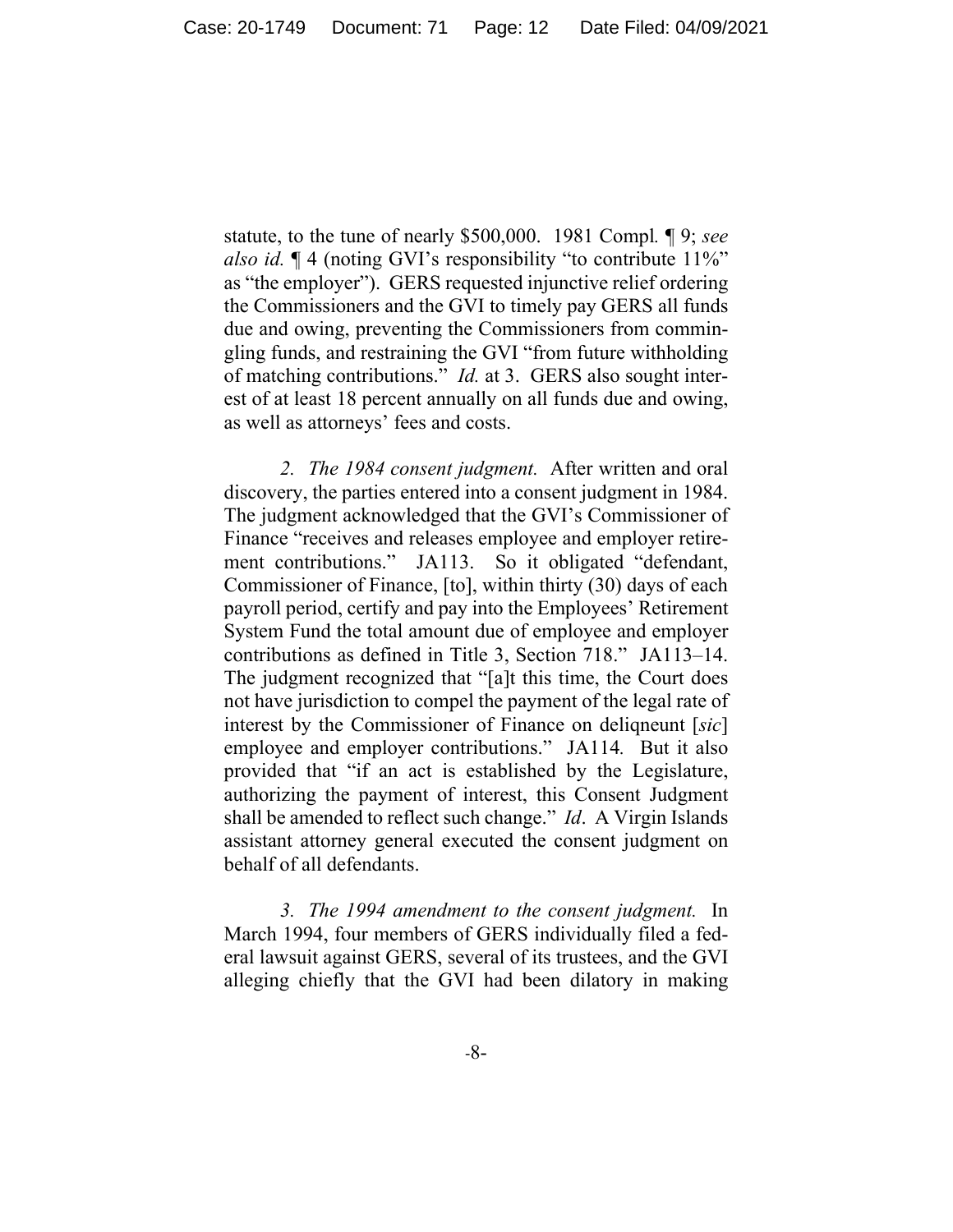statute, to the tune of nearly $500,000. 1981 Compl. ¶ 9; *see also id.* ¶ 4 (noting GVI's responsibility "to contribute 11%" as "the employer"). GERS requested injunctive relief ordering the Commissioners and the GVI to timely pay GERS all funds due and owing, preventing the Commissioners from commingling funds, and restraining the GVI "from future withholding of matching contributions." *Id.* at 3. GERS also sought interest of at least 18 percent annually on all funds due and owing, as well as attorneys' fees and costs.

*2. The 1984 consent judgment.* After written and oral discovery, the parties entered into a consent judgment in 1984. The judgment acknowledged that the GVI's Commissioner of Finance "receives and releases employee and employer retirement contributions." JA113. So it obligated "defendant, Commissioner of Finance, [to], within thirty (30) days of each payroll period, certify and pay into the Employees' Retirement System Fund the total amount due of employee and employer contributions as defined in Title 3, Section 718." JA113–14. The judgment recognized that "[a]t this time, the Court does not have jurisdiction to compel the payment of the legal rate of interest by the Commissioner of Finance on deliqneunt [*sic*] employee and employer contributions." JA114. But it also provided that "if an act is established by the Legislature, authorizing the payment of interest, this Consent Judgment shall be amended to reflect such change." *Id*. A Virgin Islands assistant attorney general executed the consent judgment on behalf of all defendants.

*3. The 1994 amendment to the consent judgment.* In March 1994, four members of GERS individually filed a federal lawsuit against GERS, several of its trustees, and the GVI alleging chiefly that the GVI had been dilatory in making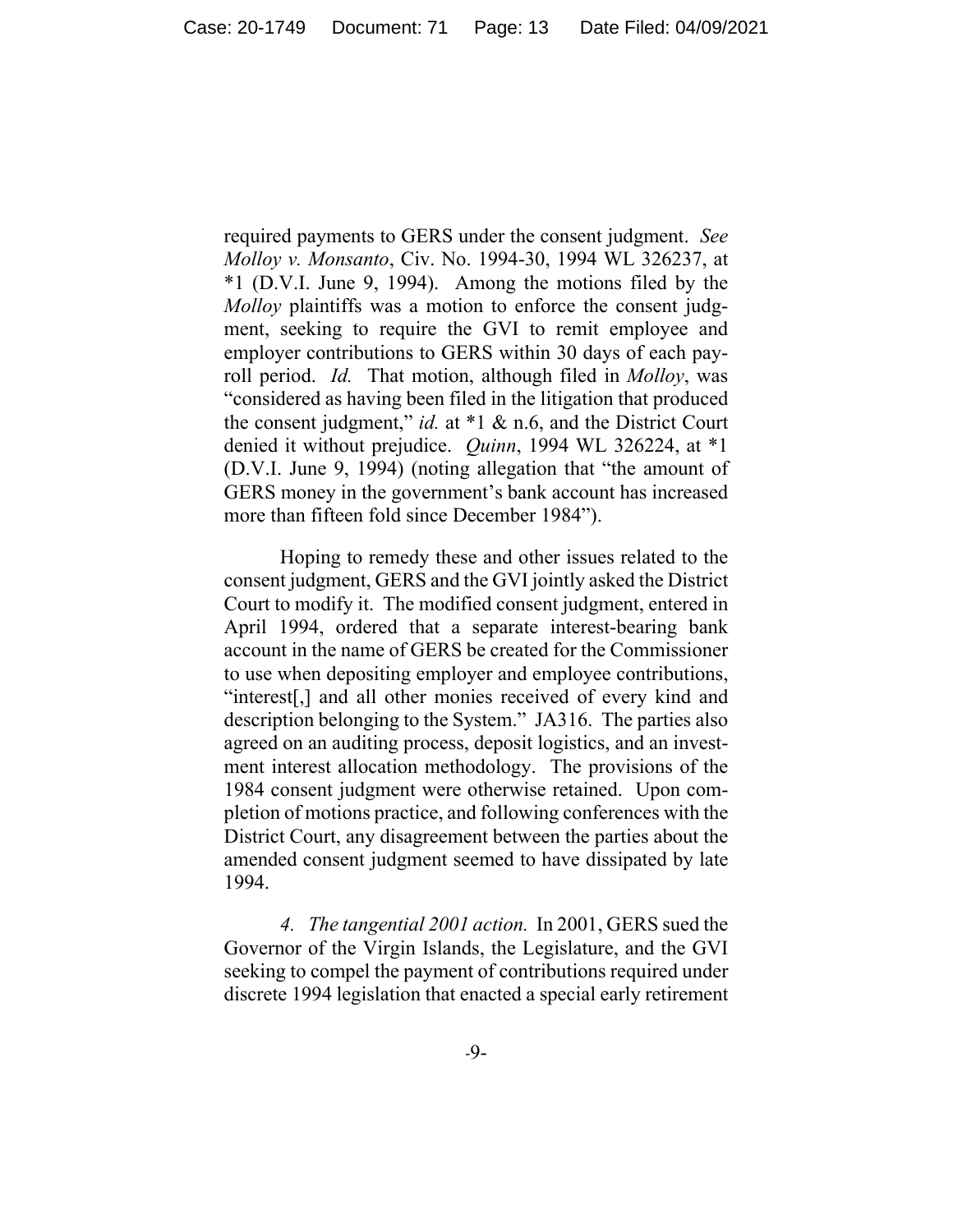required payments to GERS under the consent judgment. *See Molloy v. Monsanto*, Civ. No. 1994-30, 1994 WL 326237, at *1 (D.V.I. June 9, 1994). Among the motions filed by the *Molloy* plaintiffs was a motion to enforce the consent judgment, seeking to require the GVI to remit employee and employer contributions to GERS within 30 days of each payroll period. *Id.* That motion, although filed in *Molloy*, was "considered as having been filed in the litigation that produced the consent judgment," *id.* at *1 & n.6, and the District Court denied it without prejudice. *Quinn*, 1994 WL 326224, at *1 (D.V.I. June 9, 1994) (noting allegation that "the amount of GERS money in the government's bank account has increased more than fifteen fold since December 1984").

Hoping to remedy these and other issues related to the consent judgment, GERS and the GVI jointly asked the District Court to modify it. The modified consent judgment, entered in April 1994, ordered that a separate interest-bearing bank account in the name of GERS be created for the Commissioner to use when depositing employer and employee contributions, "interest[,] and all other monies received of every kind and description belonging to the System." JA316. The parties also agreed on an auditing process, deposit logistics, and an investment interest allocation methodology. The provisions of the 1984 consent judgment were otherwise retained. Upon completion of motions practice, and following conferences with the District Court, any disagreement between the parties about the amended consent judgment seemed to have dissipated by late 1994.

*4. The tangential 2001 action.* In 2001, GERS sued the Governor of the Virgin Islands, the Legislature, and the GVI seeking to compel the payment of contributions required under discrete 1994 legislation that enacted a special early retirement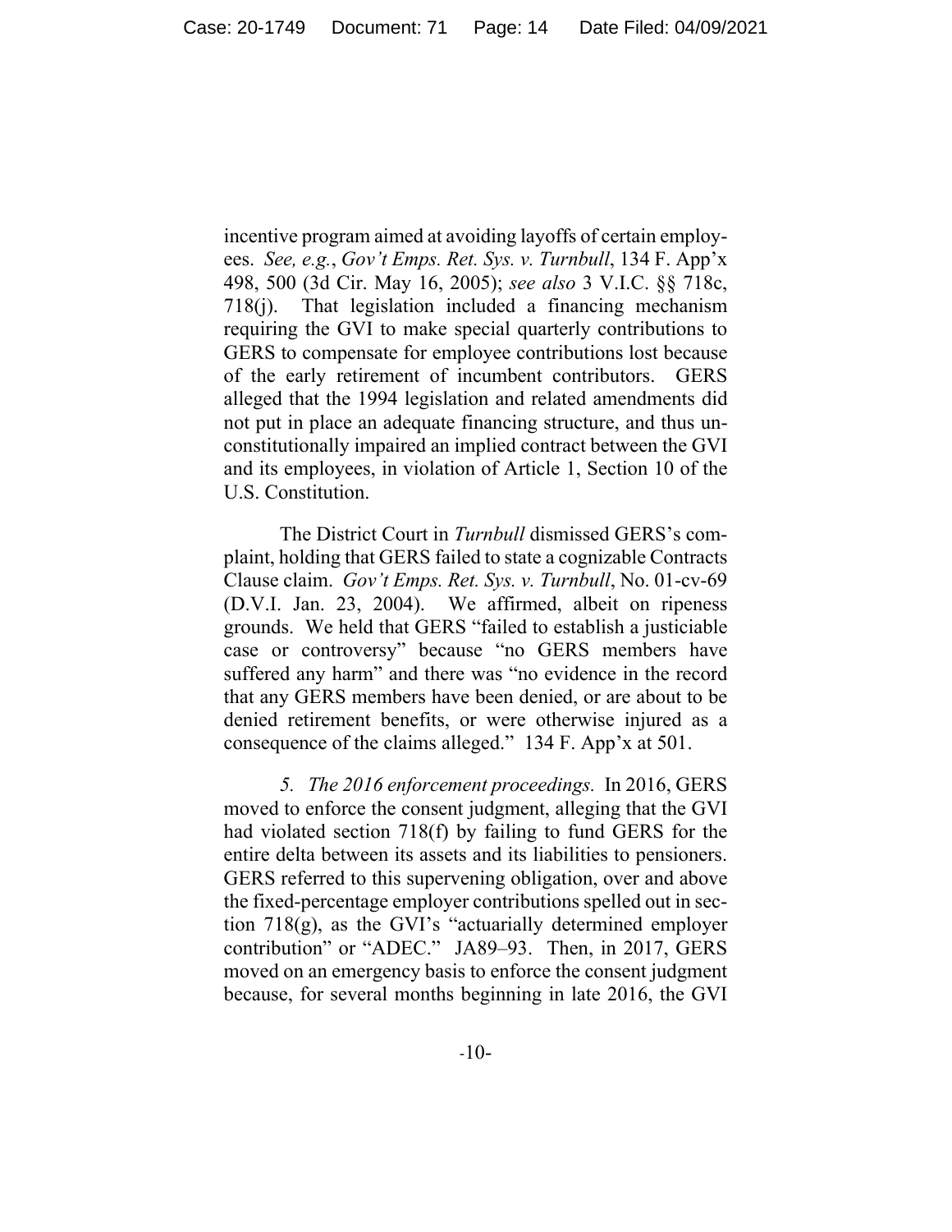incentive program aimed at avoiding layoffs of certain employees. *See, e.g.*, *Gov't Emps. Ret. Sys. v. Turnbull*, 134 F. App'x 498, 500 (3d Cir. May 16, 2005); *see also* 3 V.I.C. §§ 718c, 718(j). That legislation included a financing mechanism requiring the GVI to make special quarterly contributions to GERS to compensate for employee contributions lost because of the early retirement of incumbent contributors. GERS alleged that the 1994 legislation and related amendments did not put in place an adequate financing structure, and thus unconstitutionally impaired an implied contract between the GVI and its employees, in violation of Article 1, Section 10 of the U.S. Constitution.

The District Court in *Turnbull* dismissed GERS's complaint, holding that GERS failed to state a cognizable Contracts Clause claim. *Gov't Emps. Ret. Sys. v. Turnbull*, No. 01-cv-69 (D.V.I. Jan. 23, 2004). We affirmed, albeit on ripeness grounds. We held that GERS "failed to establish a justiciable case or controversy" because "no GERS members have suffered any harm" and there was "no evidence in the record that any GERS members have been denied, or are about to be denied retirement benefits, or were otherwise injured as a consequence of the claims alleged." 134 F. App'x at 501.

*5. The 2016 enforcement proceedings.* In 2016, GERS moved to enforce the consent judgment, alleging that the GVI had violated section 718(f) by failing to fund GERS for the entire delta between its assets and its liabilities to pensioners. GERS referred to this supervening obligation, over and above the fixed-percentage employer contributions spelled out in section 718(g), as the GVI's "actuarially determined employer contribution" or "ADEC." JA89–93. Then, in 2017, GERS moved on an emergency basis to enforce the consent judgment because, for several months beginning in late 2016, the GVI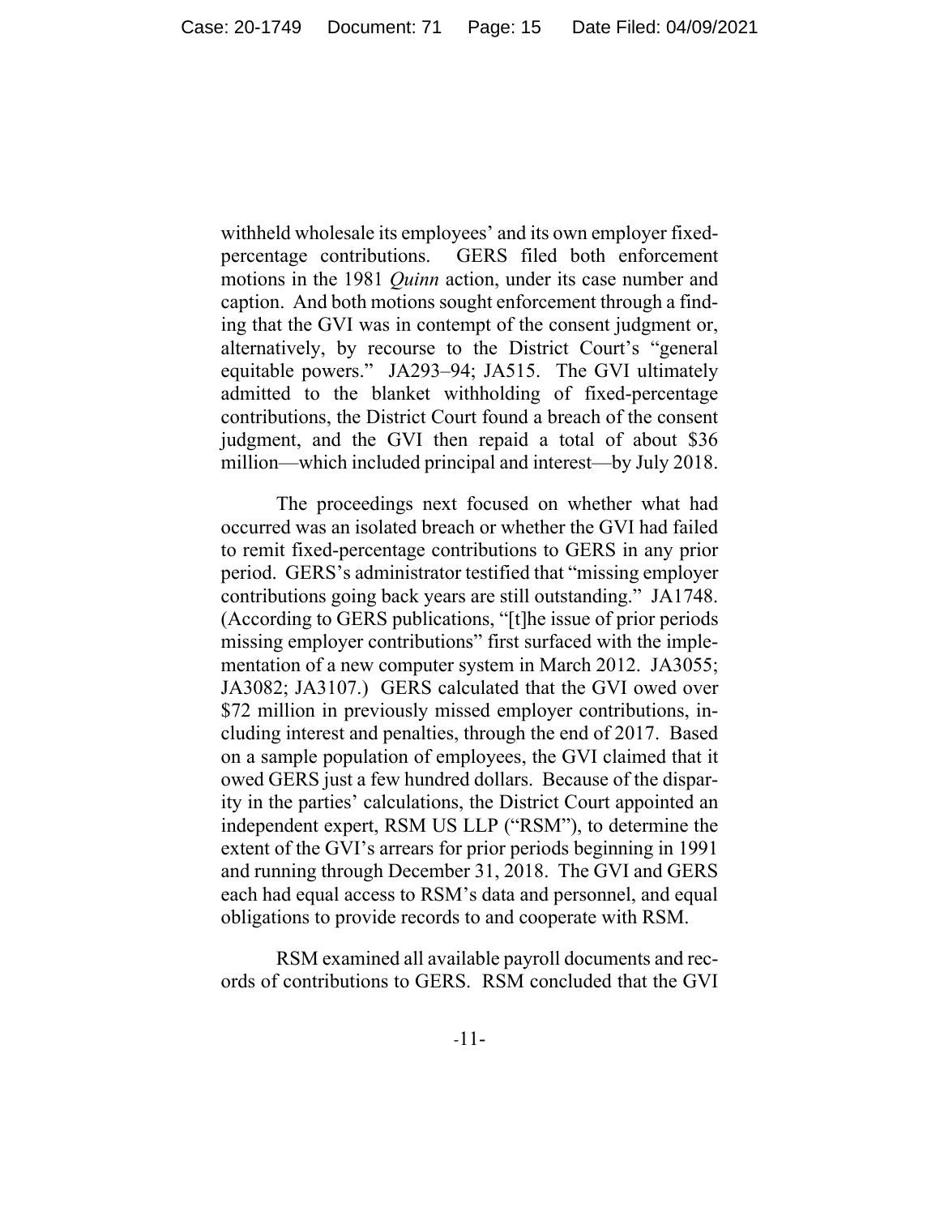withheld wholesale its employees' and its own employer fixed-percentage contributions. GERS filed both enforcement motions in the 1981 *Quinn* action, under its case number and caption. And both motions sought enforcement through a finding that the GVI was in contempt of the consent judgment or, alternatively, by recourse to the District Court's "general equitable powers." JA293–94; JA515. The GVI ultimately admitted to the blanket withholding of fixed-percentage contributions, the District Court found a breach of the consent judgment, and the GVI then repaid a total of about $36 million—which included principal and interest—by July 2018.

The proceedings next focused on whether what had occurred was an isolated breach or whether the GVI had failed to remit fixed-percentage contributions to GERS in any prior period. GERS's administrator testified that "missing employer contributions going back years are still outstanding." JA1748. (According to GERS publications, "[t]he issue of prior periods missing employer contributions" first surfaced with the implementation of a new computer system in March 2012. JA3055; JA3082; JA3107.) GERS calculated that the GVI owed over $72 million in previously missed employer contributions, including interest and penalties, through the end of 2017. Based on a sample population of employees, the GVI claimed that it owed GERS just a few hundred dollars. Because of the disparity in the parties' calculations, the District Court appointed an independent expert, RSM US LLP ("RSM"), to determine the extent of the GVI's arrears for prior periods beginning in 1991 and running through December 31, 2018. The GVI and GERS each had equal access to RSM's data and personnel, and equal obligations to provide records to and cooperate with RSM.

RSM examined all available payroll documents and records of contributions to GERS. RSM concluded that the GVI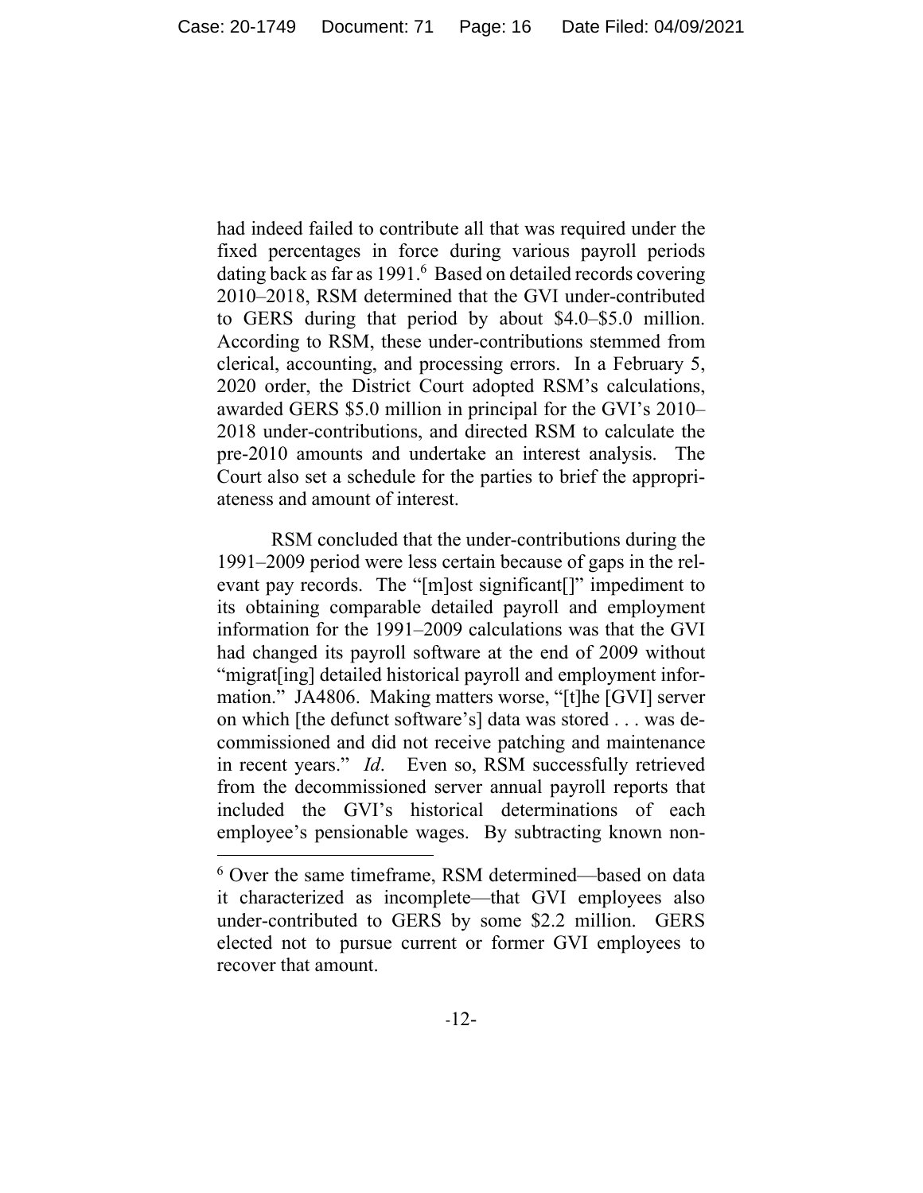had indeed failed to contribute all that was required under the fixed percentages in force during various payroll periods dating back as far as 1991.[6] Based on detailed records covering 2010–2018, RSM determined that the GVI under-contributed to GERS during that period by about $4.0–$5.0 million. According to RSM, these under-contributions stemmed from clerical, accounting, and processing errors. In a February 5, 2020 order, the District Court adopted RSM's calculations, awarded GERS $5.0 million in principal for the GVI's 2010–2018 under-contributions, and directed RSM to calculate the pre-2010 amounts and undertake an interest analysis. The Court also set a schedule for the parties to brief the appropriateness and amount of interest.

RSM concluded that the under-contributions during the 1991–2009 period were less certain because of gaps in the relevant pay records. The "[m]ost significant[]" impediment to its obtaining comparable detailed payroll and employment information for the 1991–2009 calculations was that the GVI had changed its payroll software at the end of 2009 without "migrat[ing] detailed historical payroll and employment information." JA4806. Making matters worse, "[t]he [GVI] server on which [the defunct software's] data was stored . . . was decommissioned and did not receive patching and maintenance in recent years." *Id*. Even so, RSM successfully retrieved from the decommissioned server annual payroll reports that included the GVI's historical determinations of each employee's pensionable wages. By subtracting known non-

[6] Over the same timeframe, RSM determined—based on data it characterized as incomplete—that GVI employees also under-contributed to GERS by some $2.2 million. GERS elected not to pursue current or former GVI employees to recover that amount.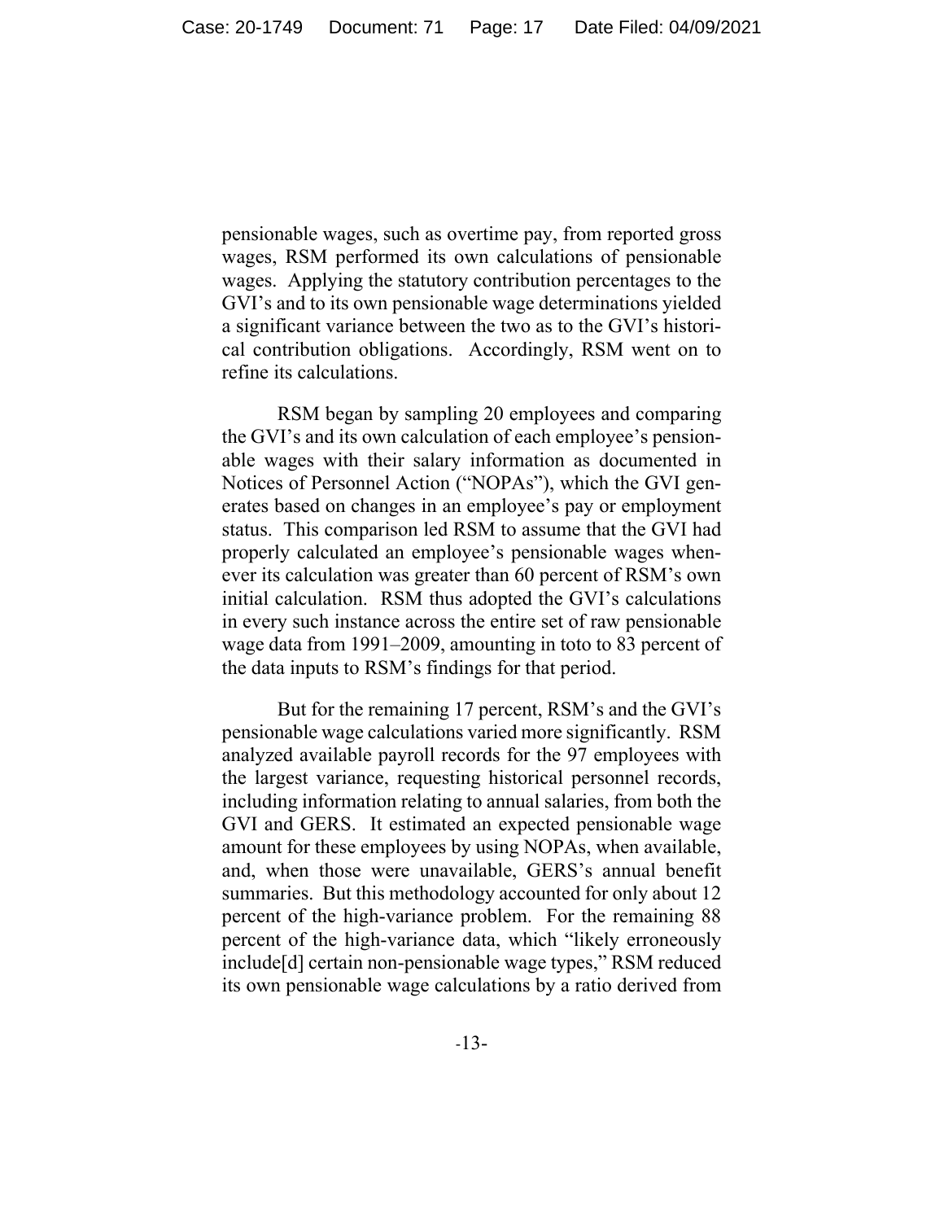pensionable wages, such as overtime pay, from reported gross wages, RSM performed its own calculations of pensionable wages. Applying the statutory contribution percentages to the GVI's and to its own pensionable wage determinations yielded a significant variance between the two as to the GVI's historical contribution obligations. Accordingly, RSM went on to refine its calculations.

RSM began by sampling 20 employees and comparing the GVI's and its own calculation of each employee's pensionable wages with their salary information as documented in Notices of Personnel Action ("NOPAs"), which the GVI generates based on changes in an employee's pay or employment status. This comparison led RSM to assume that the GVI had properly calculated an employee's pensionable wages whenever its calculation was greater than 60 percent of RSM's own initial calculation. RSM thus adopted the GVI's calculations in every such instance across the entire set of raw pensionable wage data from 1991–2009, amounting in toto to 83 percent of the data inputs to RSM's findings for that period.

But for the remaining 17 percent, RSM's and the GVI's pensionable wage calculations varied more significantly. RSM analyzed available payroll records for the 97 employees with the largest variance, requesting historical personnel records, including information relating to annual salaries, from both the GVI and GERS. It estimated an expected pensionable wage amount for these employees by using NOPAs, when available, and, when those were unavailable, GERS's annual benefit summaries. But this methodology accounted for only about 12 percent of the high-variance problem. For the remaining 88 percent of the high-variance data, which "likely erroneously include[d] certain non-pensionable wage types," RSM reduced its own pensionable wage calculations by a ratio derived from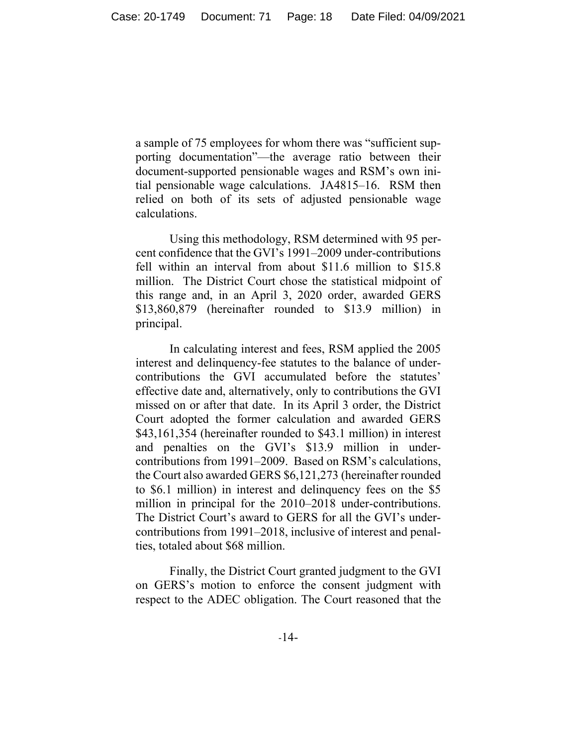a sample of 75 employees for whom there was "sufficient supporting documentation"—the average ratio between their document-supported pensionable wages and RSM's own initial pensionable wage calculations. JA4815–16. RSM then relied on both of its sets of adjusted pensionable wage calculations.

Using this methodology, RSM determined with 95 percent confidence that the GVI's 1991–2009 under-contributions fell within an interval from about \$11.6 million to \$15.8 million. The District Court chose the statistical midpoint of this range and, in an April 3, 2020 order, awarded GERS \$13,860,879 (hereinafter rounded to \$13.9 million) in principal.

In calculating interest and fees, RSM applied the 2005 interest and delinquency-fee statutes to the balance of under-contributions the GVI accumulated before the statutes' effective date and, alternatively, only to contributions the GVI missed on or after that date. In its April 3 order, the District Court adopted the former calculation and awarded GERS \$43,161,354 (hereinafter rounded to \$43.1 million) in interest and penalties on the GVI's \$13.9 million in under-contributions from 1991–2009. Based on RSM's calculations, the Court also awarded GERS \$6,121,273 (hereinafter rounded to \$6.1 million) in interest and delinquency fees on the \$5 million in principal for the 2010–2018 under-contributions. The District Court's award to GERS for all the GVI's under-contributions from 1991–2018, inclusive of interest and penalties, totaled about \$68 million.

Finally, the District Court granted judgment to the GVI on GERS's motion to enforce the consent judgment with respect to the ADEC obligation. The Court reasoned that the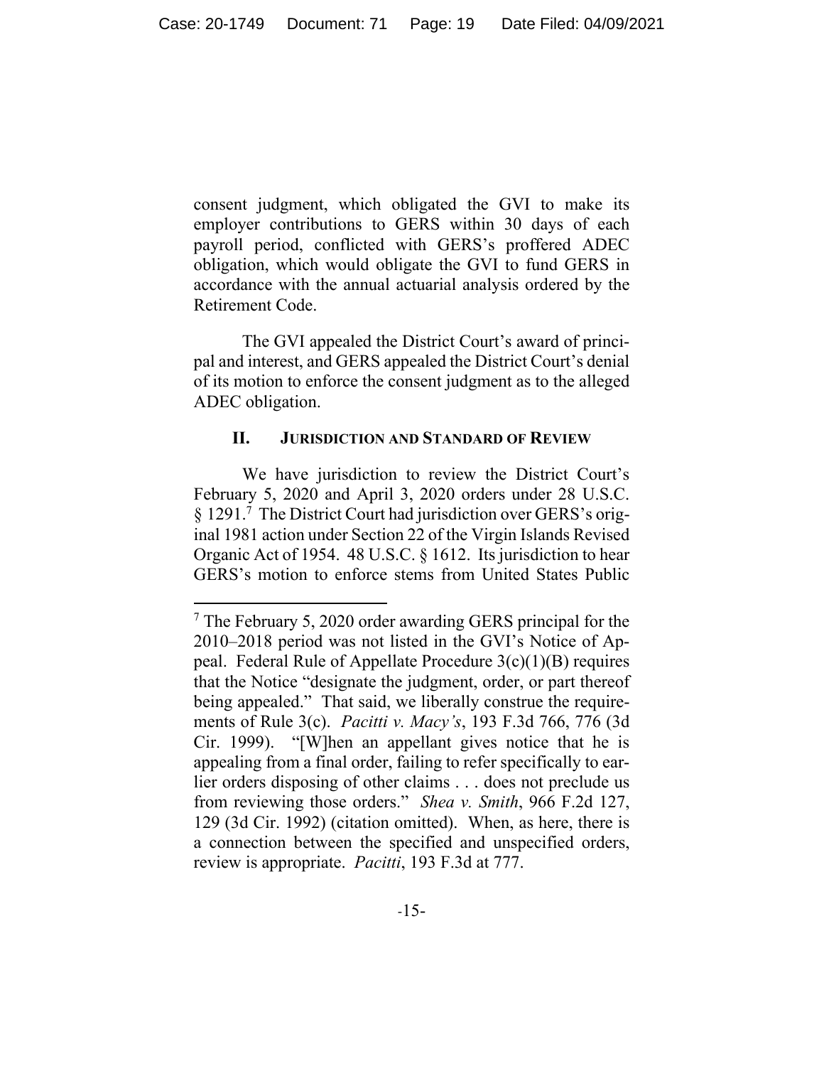consent judgment, which obligated the GVI to make its employer contributions to GERS within 30 days of each payroll period, conflicted with GERS's proffered ADEC obligation, which would obligate the GVI to fund GERS in accordance with the annual actuarial analysis ordered by the Retirement Code.

The GVI appealed the District Court's award of principal and interest, and GERS appealed the District Court's denial of its motion to enforce the consent judgment as to the alleged ADEC obligation.

## II. JURISDICTION AND STANDARD OF REVIEW

We have jurisdiction to review the District Court's February 5, 2020 and April 3, 2020 orders under 28 U.S.C. § 1291.[7] The District Court had jurisdiction over GERS's original 1981 action under Section 22 of the Virgin Islands Revised Organic Act of 1954. 48 U.S.C. § 1612. Its jurisdiction to hear GERS's motion to enforce stems from United States Public

---

[7] The February 5, 2020 order awarding GERS principal for the 2010–2018 period was not listed in the GVI's Notice of Appeal. Federal Rule of Appellate Procedure 3(c)(1)(B) requires that the Notice "designate the judgment, order, or part thereof being appealed." That said, we liberally construe the requirements of Rule 3(c). *Pacitti v. Macy's*, 193 F.3d 766, 776 (3d Cir. 1999). "[W]hen an appellant gives notice that he is appealing from a final order, failing to refer specifically to earlier orders disposing of other claims . . . does not preclude us from reviewing those orders." *Shea v. Smith*, 966 F.2d 127, 129 (3d Cir. 1992) (citation omitted). When, as here, there is a connection between the specified and unspecified orders, review is appropriate. *Pacitti*, 193 F.3d at 777.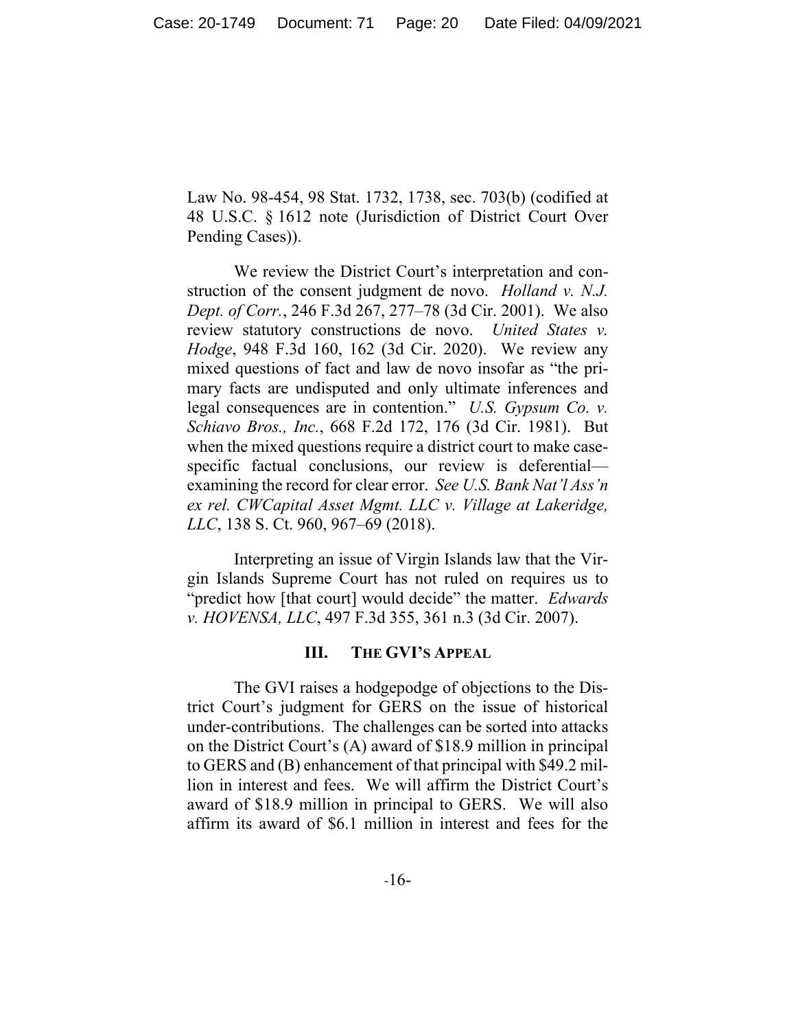Law No. 98-454, 98 Stat. 1732, 1738, sec. 703(b) (codified at 48 U.S.C. § 1612 note (Jurisdiction of District Court Over Pending Cases)).

We review the District Court's interpretation and construction of the consent judgment de novo. *Holland v. N.J. Dept. of Corr.*, 246 F.3d 267, 277–78 (3d Cir. 2001). We also review statutory constructions de novo. *United States v. Hodge*, 948 F.3d 160, 162 (3d Cir. 2020). We review any mixed questions of fact and law de novo insofar as "the primary facts are undisputed and only ultimate inferences and legal consequences are in contention." *U.S. Gypsum Co. v. Schiavo Bros., Inc.*, 668 F.2d 172, 176 (3d Cir. 1981). But when the mixed questions require a district court to make case-specific factual conclusions, our review is deferential—examining the record for clear error. *See U.S. Bank Nat'l Ass'n ex rel. CWCapital Asset Mgmt. LLC v. Village at Lakeridge, LLC*, 138 S. Ct. 960, 967–69 (2018).

Interpreting an issue of Virgin Islands law that the Virgin Islands Supreme Court has not ruled on requires us to "predict how [that court] would decide" the matter. *Edwards v. HOVENSA, LLC*, 497 F.3d 355, 361 n.3 (3d Cir. 2007).

## III. THE GVI'S APPEAL

The GVI raises a hodgepodge of objections to the District Court's judgment for GERS on the issue of historical under-contributions. The challenges can be sorted into attacks on the District Court's (A) award of $18.9 million in principal to GERS and (B) enhancement of that principal with $49.2 million in interest and fees. We will affirm the District Court's award of $18.9 million in principal to GERS. We will also affirm its award of $6.1 million in interest and fees for the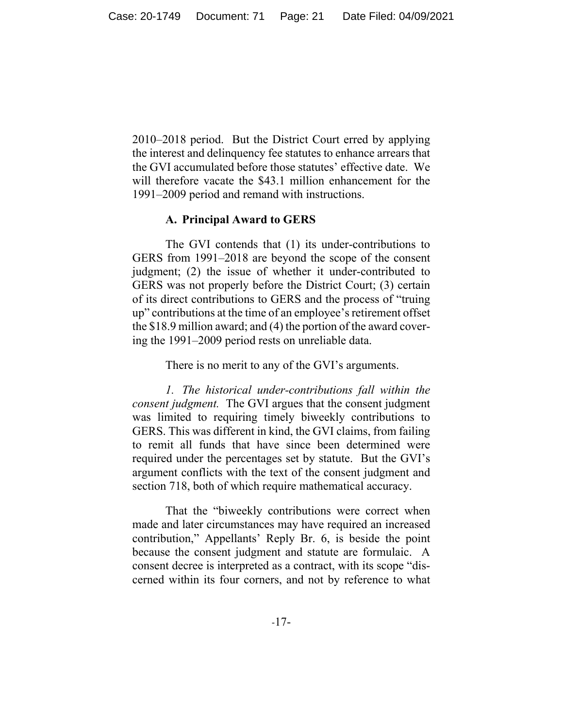2010–2018 period. But the District Court erred by applying the interest and delinquency fee statutes to enhance arrears that the GVI accumulated before those statutes' effective date. We will therefore vacate the \$43.1 million enhancement for the 1991–2009 period and remand with instructions.

### A. Principal Award to GERS

The GVI contends that (1) its under-contributions to GERS from 1991–2018 are beyond the scope of the consent judgment; (2) the issue of whether it under-contributed to GERS was not properly before the District Court; (3) certain of its direct contributions to GERS and the process of "truing up" contributions at the time of an employee's retirement offset the \$18.9 million award; and (4) the portion of the award covering the 1991–2009 period rests on unreliable data.

There is no merit to any of the GVI's arguments.

*1. The historical under-contributions fall within the consent judgment.* The GVI argues that the consent judgment was limited to requiring timely biweekly contributions to GERS. This was different in kind, the GVI claims, from failing to remit all funds that have since been determined were required under the percentages set by statute. But the GVI's argument conflicts with the text of the consent judgment and section 718, both of which require mathematical accuracy.

That the "biweekly contributions were correct when made and later circumstances may have required an increased contribution," Appellants' Reply Br. 6, is beside the point because the consent judgment and statute are formulaic. A consent decree is interpreted as a contract, with its scope "discerned within its four corners, and not by reference to what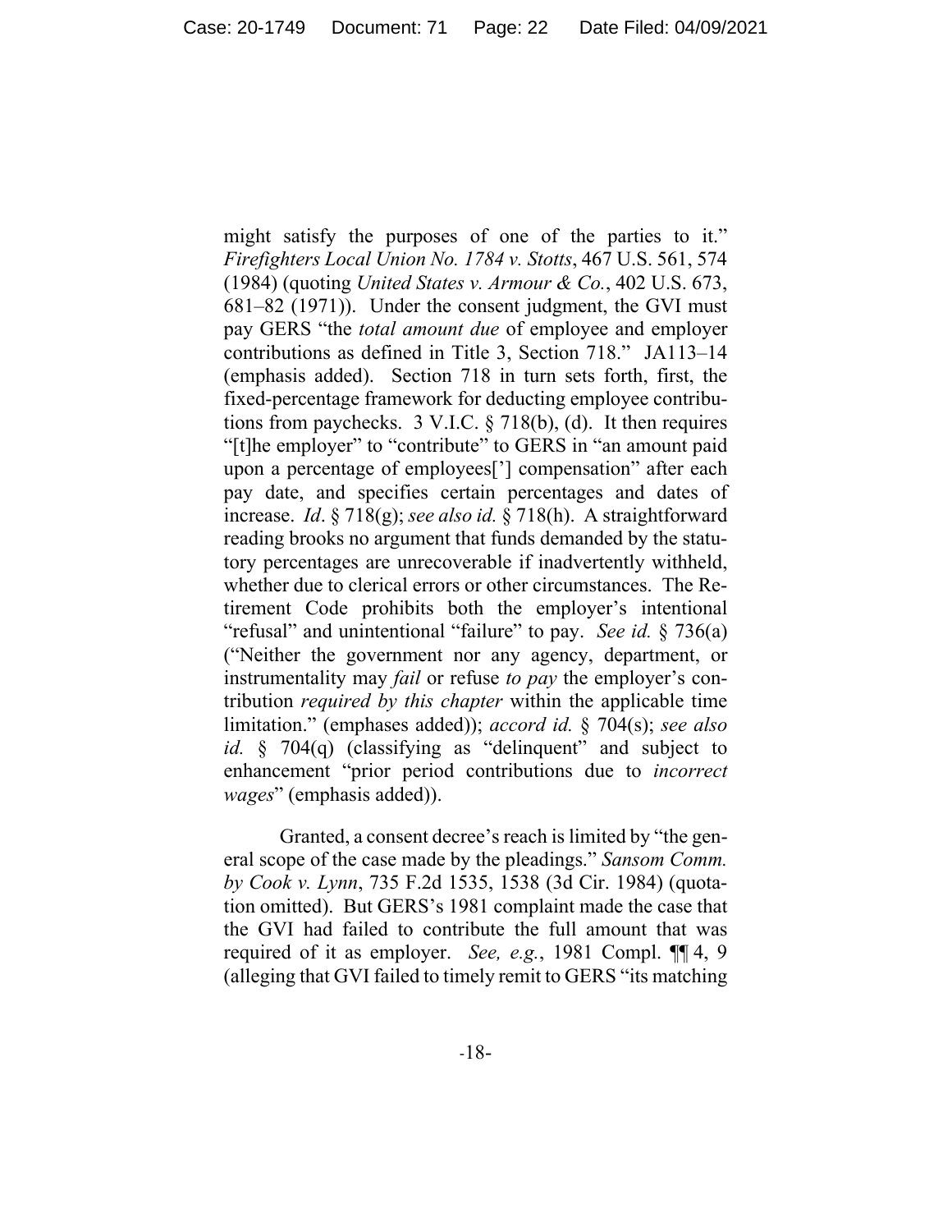might satisfy the purposes of one of the parties to it." *Firefighters Local Union No. 1784 v. Stotts*, 467 U.S. 561, 574 (1984) (quoting *United States v. Armour & Co.*, 402 U.S. 673, 681–82 (1971)). Under the consent judgment, the GVI must pay GERS "the *total amount due* of employee and employer contributions as defined in Title 3, Section 718." JA113–14 (emphasis added). Section 718 in turn sets forth, first, the fixed-percentage framework for deducting employee contributions from paychecks. 3 V.I.C. § 718(b), (d). It then requires "[t]he employer" to "contribute" to GERS in "an amount paid upon a percentage of employees['] compensation" after each pay date, and specifies certain percentages and dates of increase. *Id*. § 718(g); *see also id.* § 718(h). A straightforward reading brooks no argument that funds demanded by the statutory percentages are unrecoverable if inadvertently withheld, whether due to clerical errors or other circumstances. The Retirement Code prohibits both the employer's intentional "refusal" and unintentional "failure" to pay. *See id.* § 736(a) ("Neither the government nor any agency, department, or instrumentality may *fail* or refuse *to pay* the employer's contribution *required by this chapter* within the applicable time limitation." (emphases added)); *accord id.* § 704(s); *see also id.* § 704(q) (classifying as "delinquent" and subject to enhancement "prior period contributions due to *incorrect wages*" (emphasis added)).

Granted, a consent decree's reach is limited by "the general scope of the case made by the pleadings." *Sansom Comm. by Cook v. Lynn*, 735 F.2d 1535, 1538 (3d Cir. 1984) (quotation omitted). But GERS's 1981 complaint made the case that the GVI had failed to contribute the full amount that was required of it as employer. *See, e.g.*, 1981 Compl. ¶¶ 4, 9 (alleging that GVI failed to timely remit to GERS "its matching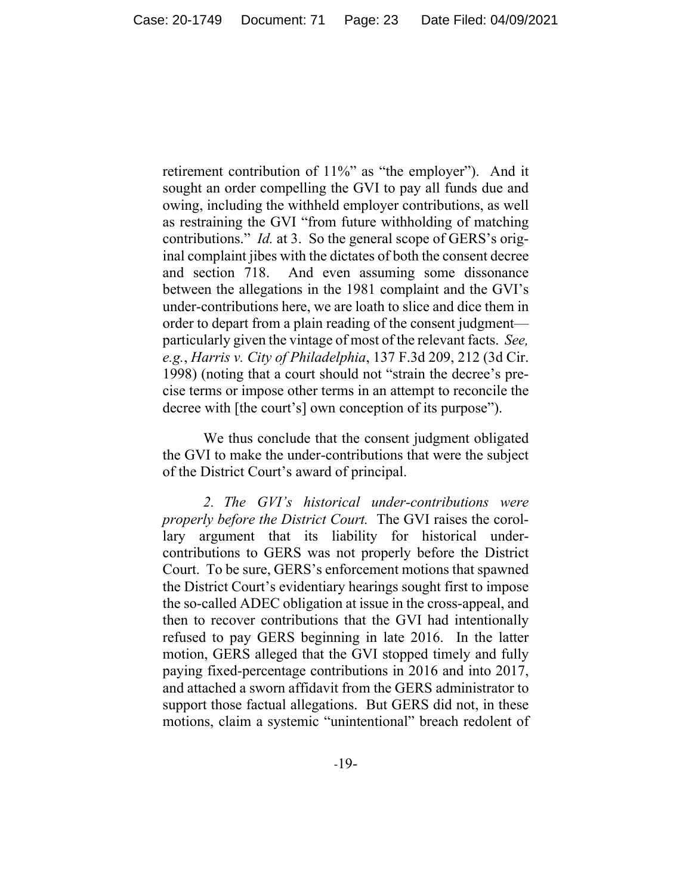retirement contribution of 11%" as "the employer"). And it sought an order compelling the GVI to pay all funds due and owing, including the withheld employer contributions, as well as restraining the GVI "from future withholding of matching contributions." *Id.* at 3. So the general scope of GERS's original complaint jibes with the dictates of both the consent decree and section 718. And even assuming some dissonance between the allegations in the 1981 complaint and the GVI's under-contributions here, we are loath to slice and dice them in order to depart from a plain reading of the consent judgment—particularly given the vintage of most of the relevant facts. *See, e.g.*, *Harris v. City of Philadelphia*, 137 F.3d 209, 212 (3d Cir. 1998) (noting that a court should not "strain the decree's precise terms or impose other terms in an attempt to reconcile the decree with [the court's] own conception of its purpose").

We thus conclude that the consent judgment obligated the GVI to make the under-contributions that were the subject of the District Court's award of principal.

*2. The GVI's historical under-contributions were properly before the District Court.* The GVI raises the corollary argument that its liability for historical under-contributions to GERS was not properly before the District Court. To be sure, GERS's enforcement motions that spawned the District Court's evidentiary hearings sought first to impose the so-called ADEC obligation at issue in the cross-appeal, and then to recover contributions that the GVI had intentionally refused to pay GERS beginning in late 2016. In the latter motion, GERS alleged that the GVI stopped timely and fully paying fixed-percentage contributions in 2016 and into 2017, and attached a sworn affidavit from the GERS administrator to support those factual allegations. But GERS did not, in these motions, claim a systemic "unintentional" breach redolent of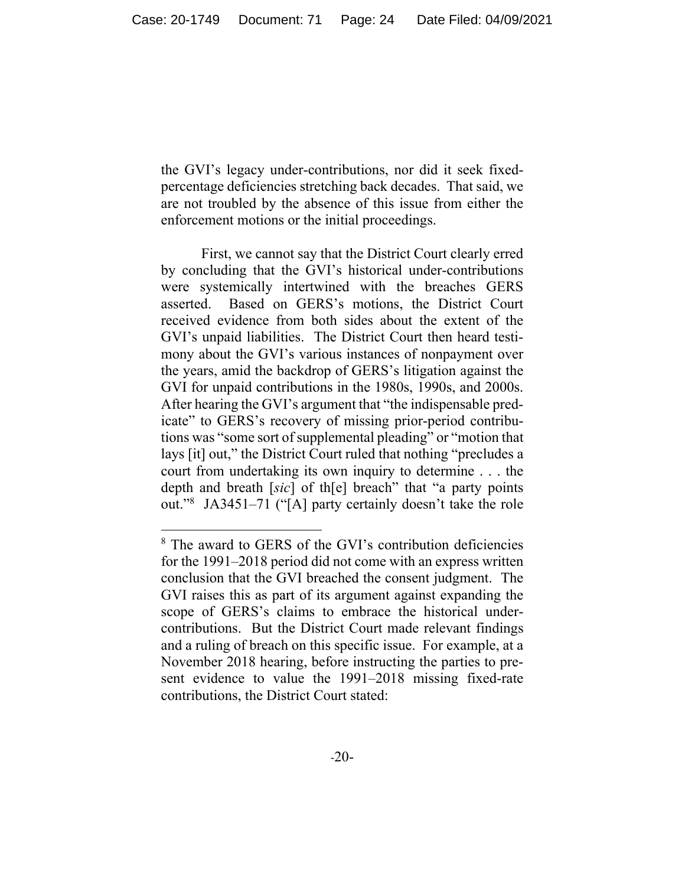the GVI's legacy under-contributions, nor did it seek fixed-percentage deficiencies stretching back decades. That said, we are not troubled by the absence of this issue from either the enforcement motions or the initial proceedings.

First, we cannot say that the District Court clearly erred by concluding that the GVI's historical under-contributions were systemically intertwined with the breaches GERS asserted. Based on GERS's motions, the District Court received evidence from both sides about the extent of the GVI's unpaid liabilities. The District Court then heard testimony about the GVI's various instances of nonpayment over the years, amid the backdrop of GERS's litigation against the GVI for unpaid contributions in the 1980s, 1990s, and 2000s. After hearing the GVI's argument that "the indispensable predicate" to GERS's recovery of missing prior-period contributions was "some sort of supplemental pleading" or "motion that lays [it] out," the District Court ruled that nothing "precludes a court from undertaking its own inquiry to determine . . . the depth and breath [*sic*] of th[e] breach" that "a party points out."[8] JA3451–71 ("[A] party certainly doesn't take the role

[8] The award to GERS of the GVI's contribution deficiencies for the 1991–2018 period did not come with an express written conclusion that the GVI breached the consent judgment. The GVI raises this as part of its argument against expanding the scope of GERS's claims to embrace the historical under-contributions. But the District Court made relevant findings and a ruling of breach on this specific issue. For example, at a November 2018 hearing, before instructing the parties to present evidence to value the 1991–2018 missing fixed-rate contributions, the District Court stated: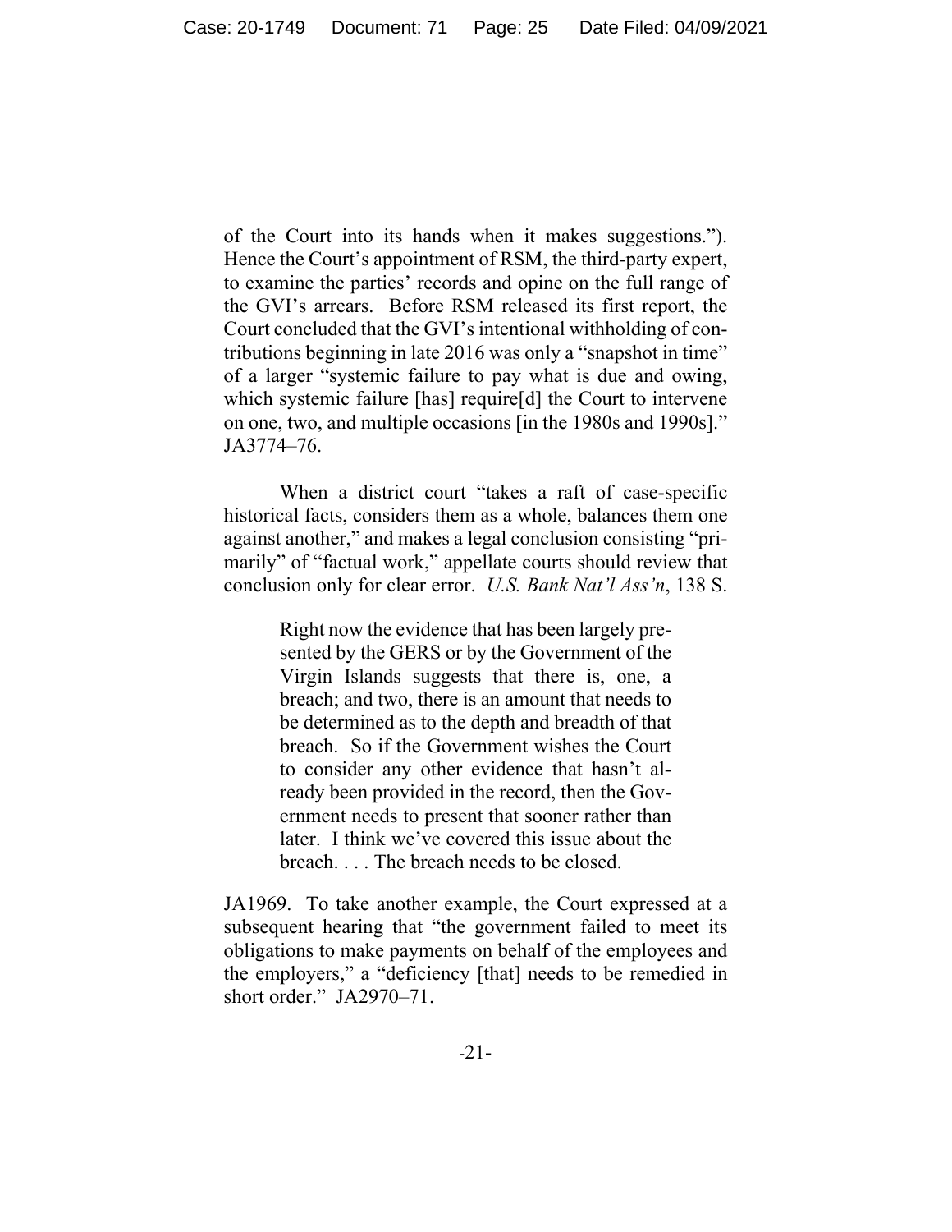of the Court into its hands when it makes suggestions."). Hence the Court's appointment of RSM, the third-party expert, to examine the parties' records and opine on the full range of the GVI's arrears. Before RSM released its first report, the Court concluded that the GVI's intentional withholding of contributions beginning in late 2016 was only a "snapshot in time" of a larger "systemic failure to pay what is due and owing, which systemic failure [has] require[d] the Court to intervene on one, two, and multiple occasions [in the 1980s and 1990s]." JA3774–76.

When a district court "takes a raft of case-specific historical facts, considers them as a whole, balances them one against another," and makes a legal conclusion consisting "primarily" of "factual work," appellate courts should review that conclusion only for clear error. *U.S. Bank Nat'l Ass'n*, 138 S.

---

> Right now the evidence that has been largely presented by the GERS or by the Government of the Virgin Islands suggests that there is, one, a breach; and two, there is an amount that needs to be determined as to the depth and breadth of that breach. So if the Government wishes the Court to consider any other evidence that hasn't already been provided in the record, then the Government needs to present that sooner rather than later. I think we've covered this issue about the breach. . . . The breach needs to be closed.

JA1969. To take another example, the Court expressed at a subsequent hearing that "the government failed to meet its obligations to make payments on behalf of the employees and the employers," a "deficiency [that] needs to be remedied in short order." JA2970–71.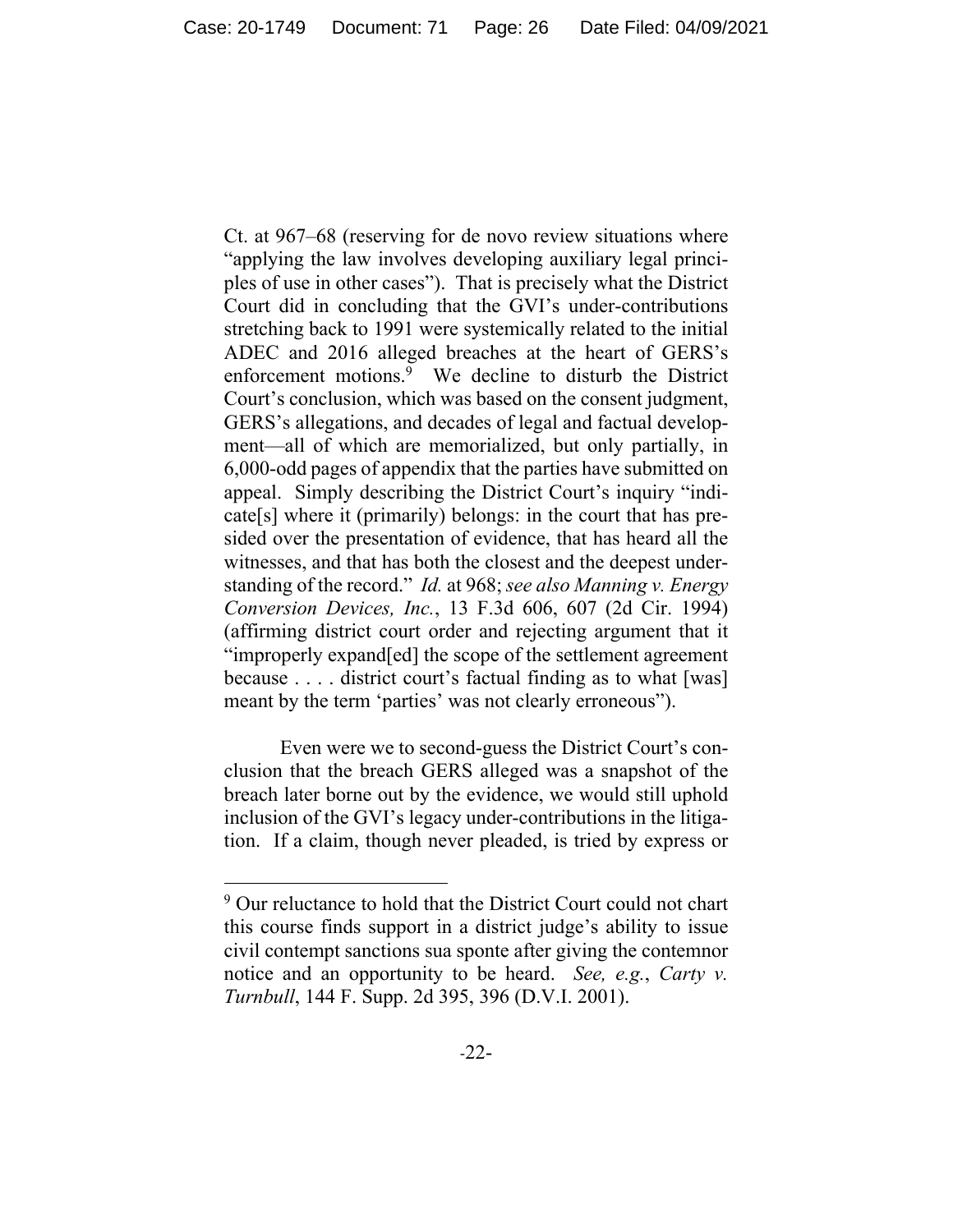Ct. at 967–68 (reserving for de novo review situations where "applying the law involves developing auxiliary legal principles of use in other cases"). That is precisely what the District Court did in concluding that the GVI's under-contributions stretching back to 1991 were systemically related to the initial ADEC and 2016 alleged breaches at the heart of GERS's enforcement motions.[9] We decline to disturb the District Court's conclusion, which was based on the consent judgment, GERS's allegations, and decades of legal and factual development—all of which are memorialized, but only partially, in 6,000-odd pages of appendix that the parties have submitted on appeal. Simply describing the District Court's inquiry "indicate[s] where it (primarily) belongs: in the court that has presided over the presentation of evidence, that has heard all the witnesses, and that has both the closest and the deepest understanding of the record." *Id.* at 968; *see also Manning v. Energy Conversion Devices, Inc.*, 13 F.3d 606, 607 (2d Cir. 1994) (affirming district court order and rejecting argument that it "improperly expand[ed] the scope of the settlement agreement because . . . . district court's factual finding as to what [was] meant by the term 'parties' was not clearly erroneous").

Even were we to second-guess the District Court's conclusion that the breach GERS alleged was a snapshot of the breach later borne out by the evidence, we would still uphold inclusion of the GVI's legacy under-contributions in the litigation. If a claim, though never pleaded, is tried by express or

[9] Our reluctance to hold that the District Court could not chart this course finds support in a district judge's ability to issue civil contempt sanctions sua sponte after giving the contemnor notice and an opportunity to be heard. *See, e.g.*, *Carty v. Turnbull*, 144 F. Supp. 2d 395, 396 (D.V.I. 2001).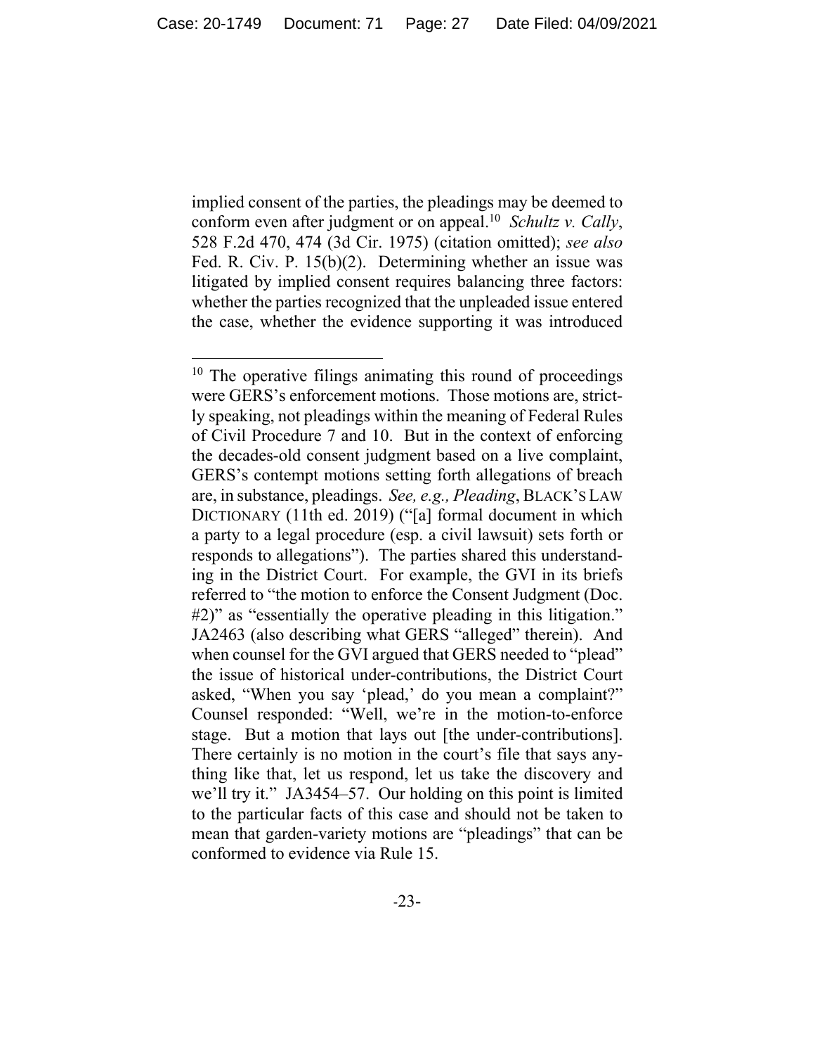implied consent of the parties, the pleadings may be deemed to conform even after judgment or on appeal.[10] *Schultz v. Cally*, 528 F.2d 470, 474 (3d Cir. 1975) (citation omitted); *see also* Fed. R. Civ. P. 15(b)(2). Determining whether an issue was litigated by implied consent requires balancing three factors: whether the parties recognized that the unpleaded issue entered the case, whether the evidence supporting it was introduced

---

[10] The operative filings animating this round of proceedings were GERS's enforcement motions. Those motions are, strictly speaking, not pleadings within the meaning of Federal Rules of Civil Procedure 7 and 10. But in the context of enforcing the decades-old consent judgment based on a live complaint, GERS's contempt motions setting forth allegations of breach are, in substance, pleadings. *See, e.g., Pleading*, BLACK'S LAW DICTIONARY (11th ed. 2019) ("[a] formal document in which a party to a legal procedure (esp. a civil lawsuit) sets forth or responds to allegations"). The parties shared this understanding in the District Court. For example, the GVI in its briefs referred to "the motion to enforce the Consent Judgment (Doc. #2)" as "essentially the operative pleading in this litigation." JA2463 (also describing what GERS "alleged" therein). And when counsel for the GVI argued that GERS needed to "plead" the issue of historical under-contributions, the District Court asked, "When you say 'plead,' do you mean a complaint?" Counsel responded: "Well, we're in the motion-to-enforce stage. But a motion that lays out [the under-contributions]. There certainly is no motion in the court's file that says anything like that, let us respond, let us take the discovery and we'll try it." JA3454–57. Our holding on this point is limited to the particular facts of this case and should not be taken to mean that garden-variety motions are "pleadings" that can be conformed to evidence via Rule 15.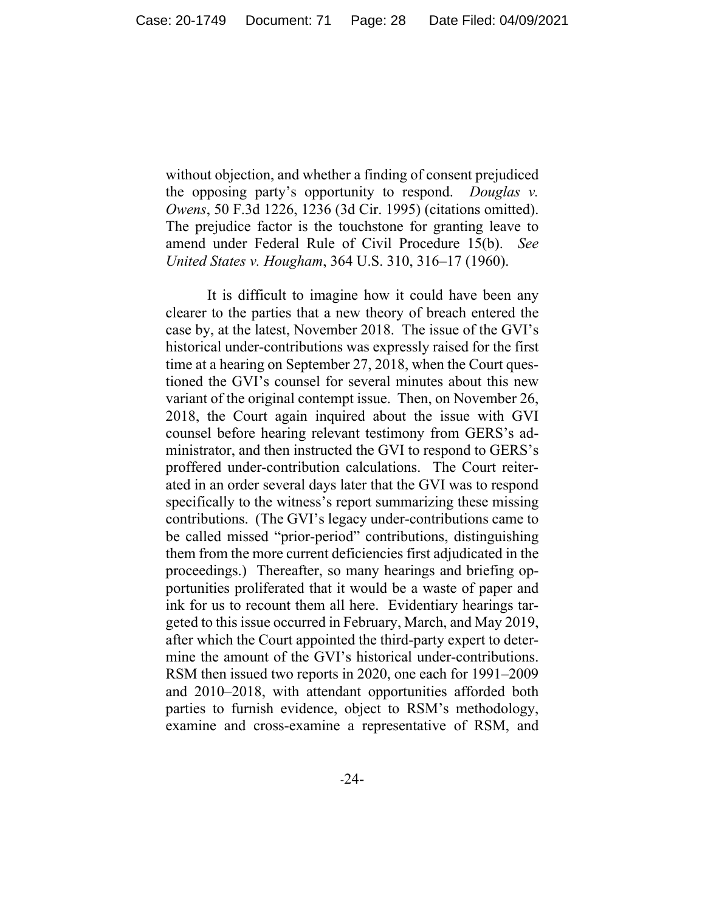without objection, and whether a finding of consent prejudiced the opposing party's opportunity to respond. *Douglas v. Owens*, 50 F.3d 1226, 1236 (3d Cir. 1995) (citations omitted). The prejudice factor is the touchstone for granting leave to amend under Federal Rule of Civil Procedure 15(b). *See United States v. Hougham*, 364 U.S. 310, 316–17 (1960).

It is difficult to imagine how it could have been any clearer to the parties that a new theory of breach entered the case by, at the latest, November 2018. The issue of the GVI's historical under-contributions was expressly raised for the first time at a hearing on September 27, 2018, when the Court questioned the GVI's counsel for several minutes about this new variant of the original contempt issue. Then, on November 26, 2018, the Court again inquired about the issue with GVI counsel before hearing relevant testimony from GERS's administrator, and then instructed the GVI to respond to GERS's proffered under-contribution calculations. The Court reiterated in an order several days later that the GVI was to respond specifically to the witness's report summarizing these missing contributions. (The GVI's legacy under-contributions came to be called missed "prior-period" contributions, distinguishing them from the more current deficiencies first adjudicated in the proceedings.) Thereafter, so many hearings and briefing opportunities proliferated that it would be a waste of paper and ink for us to recount them all here. Evidentiary hearings targeted to this issue occurred in February, March, and May 2019, after which the Court appointed the third-party expert to determine the amount of the GVI's historical under-contributions. RSM then issued two reports in 2020, one each for 1991–2009 and 2010–2018, with attendant opportunities afforded both parties to furnish evidence, object to RSM's methodology, examine and cross-examine a representative of RSM, and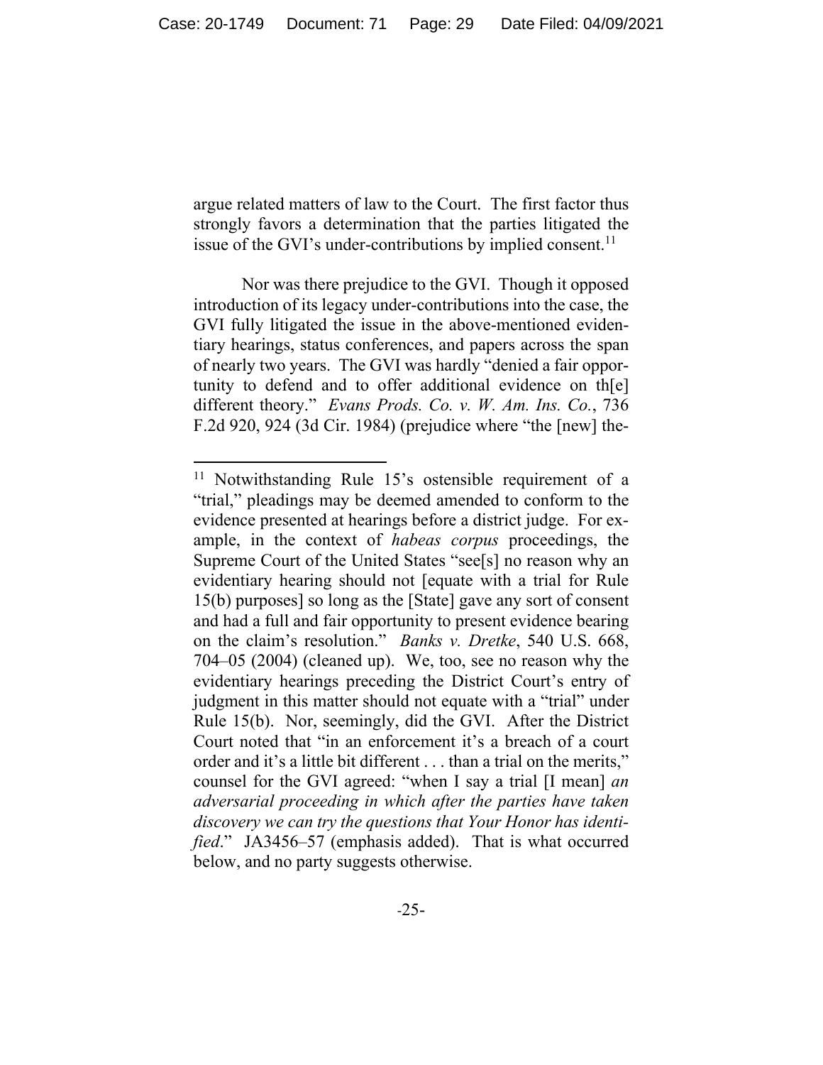argue related matters of law to the Court. The first factor thus strongly favors a determination that the parties litigated the issue of the GVI's under-contributions by implied consent.[11]

Nor was there prejudice to the GVI. Though it opposed introduction of its legacy under-contributions into the case, the GVI fully litigated the issue in the above-mentioned evidentiary hearings, status conferences, and papers across the span of nearly two years. The GVI was hardly "denied a fair opportunity to defend and to offer additional evidence on th[e] different theory." *Evans Prods. Co. v. W. Am. Ins. Co.*, 736 F.2d 920, 924 (3d Cir. 1984) (prejudice where "the [new] the-

---

[11] Notwithstanding Rule 15's ostensible requirement of a "trial," pleadings may be deemed amended to conform to the evidence presented at hearings before a district judge. For example, in the context of *habeas corpus* proceedings, the Supreme Court of the United States "see[s] no reason why an evidentiary hearing should not [equate with a trial for Rule 15(b) purposes] so long as the [State] gave any sort of consent and had a full and fair opportunity to present evidence bearing on the claim's resolution." *Banks v. Dretke*, 540 U.S. 668, 704–05 (2004) (cleaned up). We, too, see no reason why the evidentiary hearings preceding the District Court's entry of judgment in this matter should not equate with a "trial" under Rule 15(b). Nor, seemingly, did the GVI. After the District Court noted that "in an enforcement it's a breach of a court order and it's a little bit different . . . than a trial on the merits," counsel for the GVI agreed: "when I say a trial [I mean] *an adversarial proceeding in which after the parties have taken discovery we can try the questions that Your Honor has identified*." JA3456–57 (emphasis added). That is what occurred below, and no party suggests otherwise.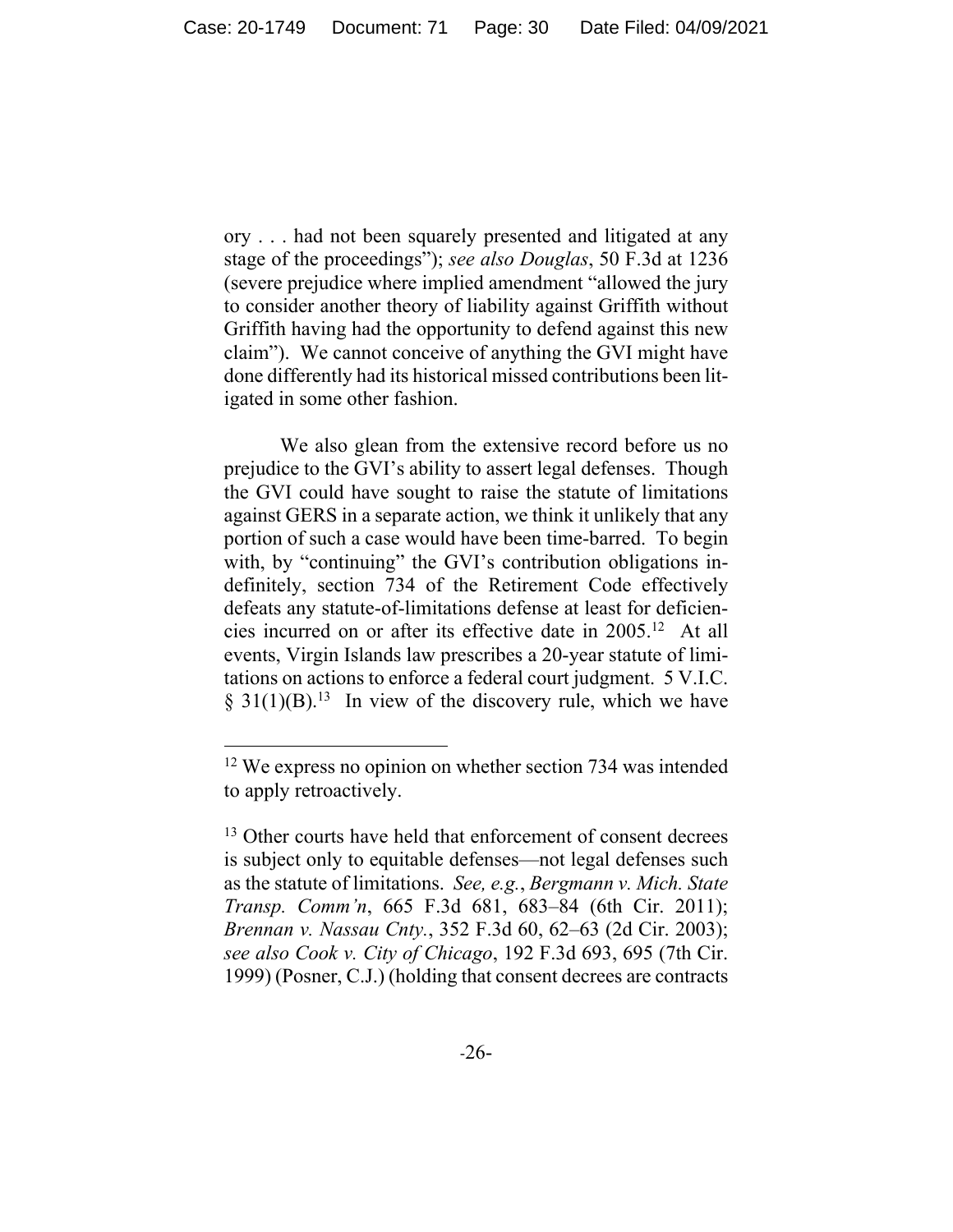ory . . . had not been squarely presented and litigated at any stage of the proceedings"); *see also Douglas*, 50 F.3d at 1236 (severe prejudice where implied amendment "allowed the jury to consider another theory of liability against Griffith without Griffith having had the opportunity to defend against this new claim"). We cannot conceive of anything the GVI might have done differently had its historical missed contributions been litigated in some other fashion.

We also glean from the extensive record before us no prejudice to the GVI's ability to assert legal defenses. Though the GVI could have sought to raise the statute of limitations against GERS in a separate action, we think it unlikely that any portion of such a case would have been time-barred. To begin with, by "continuing" the GVI's contribution obligations indefinitely, section 734 of the Retirement Code effectively defeats any statute-of-limitations defense at least for deficiencies incurred on or after its effective date in 2005.[12] At all events, Virgin Islands law prescribes a 20-year statute of limitations on actions to enforce a federal court judgment. 5 V.I.C. § 31(1)(B).[13] In view of the discovery rule, which we have

---

[12] We express no opinion on whether section 734 was intended to apply retroactively.

[13] Other courts have held that enforcement of consent decrees is subject only to equitable defenses—not legal defenses such as the statute of limitations. *See, e.g.*, *Bergmann v. Mich. State Transp. Comm'n*, 665 F.3d 681, 683–84 (6th Cir. 2011); *Brennan v. Nassau Cnty.*, 352 F.3d 60, 62–63 (2d Cir. 2003); *see also Cook v. City of Chicago*, 192 F.3d 693, 695 (7th Cir. 1999) (Posner, C.J.) (holding that consent decrees are contracts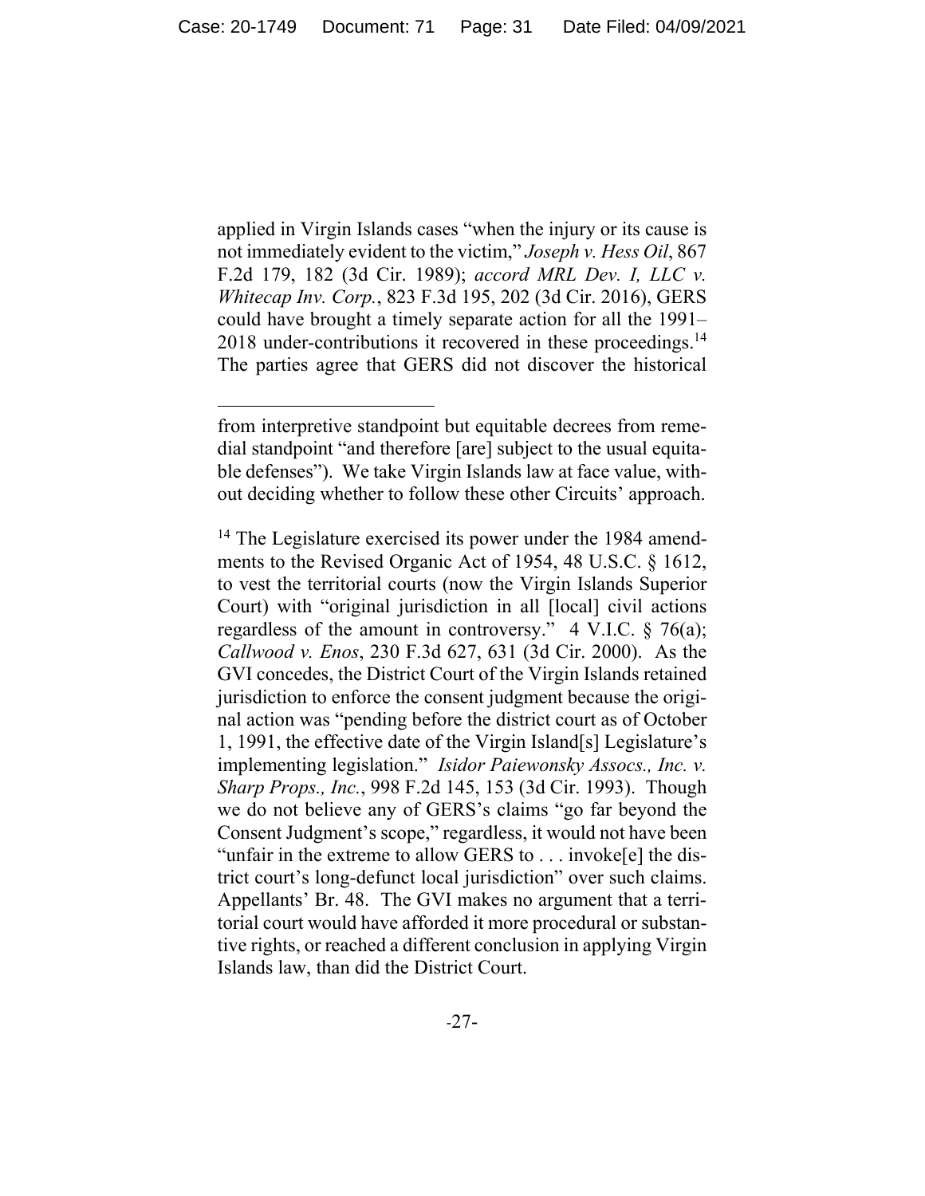applied in Virgin Islands cases "when the injury or its cause is not immediately evident to the victim," *Joseph v. Hess Oil*, 867 F.2d 179, 182 (3d Cir. 1989); *accord MRL Dev. I, LLC v. Whitecap Inv. Corp.*, 823 F.3d 195, 202 (3d Cir. 2016), GERS could have brought a timely separate action for all the 1991–2018 under-contributions it recovered in these proceedings.[14] The parties agree that GERS did not discover the historical

---

from interpretive standpoint but equitable decrees from remedial standpoint "and therefore [are] subject to the usual equitable defenses"). We take Virgin Islands law at face value, without deciding whether to follow these other Circuits' approach.

[14] The Legislature exercised its power under the 1984 amendments to the Revised Organic Act of 1954, 48 U.S.C. § 1612, to vest the territorial courts (now the Virgin Islands Superior Court) with "original jurisdiction in all [local] civil actions regardless of the amount in controversy." 4 V.I.C. § 76(a); *Callwood v. Enos*, 230 F.3d 627, 631 (3d Cir. 2000). As the GVI concedes, the District Court of the Virgin Islands retained jurisdiction to enforce the consent judgment because the original action was "pending before the district court as of October 1, 1991, the effective date of the Virgin Island[s] Legislature's implementing legislation." *Isidor Paiewonsky Assocs., Inc. v. Sharp Props., Inc.*, 998 F.2d 145, 153 (3d Cir. 1993). Though we do not believe any of GERS's claims "go far beyond the Consent Judgment's scope," regardless, it would not have been "unfair in the extreme to allow GERS to . . . invoke[e] the district court's long-defunct local jurisdiction" over such claims. Appellants' Br. 48. The GVI makes no argument that a territorial court would have afforded it more procedural or substantive rights, or reached a different conclusion in applying Virgin Islands law, than did the District Court.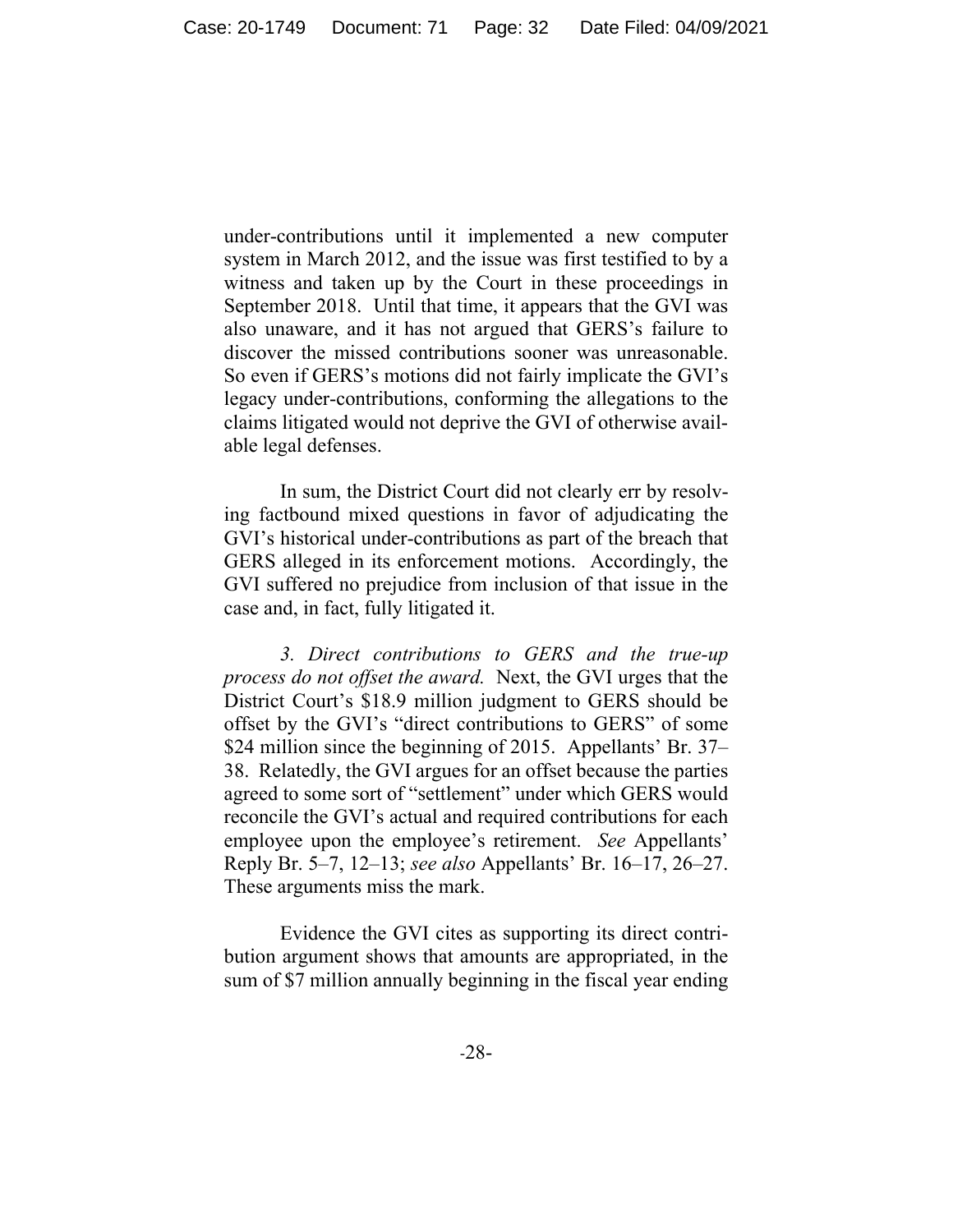under-contributions until it implemented a new computer system in March 2012, and the issue was first testified to by a witness and taken up by the Court in these proceedings in September 2018. Until that time, it appears that the GVI was also unaware, and it has not argued that GERS's failure to discover the missed contributions sooner was unreasonable. So even if GERS's motions did not fairly implicate the GVI's legacy under-contributions, conforming the allegations to the claims litigated would not deprive the GVI of otherwise available legal defenses.

In sum, the District Court did not clearly err by resolving factbound mixed questions in favor of adjudicating the GVI's historical under-contributions as part of the breach that GERS alleged in its enforcement motions. Accordingly, the GVI suffered no prejudice from inclusion of that issue in the case and, in fact, fully litigated it.

*3. Direct contributions to GERS and the true-up process do not offset the award.* Next, the GVI urges that the District Court's \$18.9 million judgment to GERS should be offset by the GVI's "direct contributions to GERS" of some \$24 million since the beginning of 2015. Appellants' Br. 37–38. Relatedly, the GVI argues for an offset because the parties agreed to some sort of "settlement" under which GERS would reconcile the GVI's actual and required contributions for each employee upon the employee's retirement. *See* Appellants' Reply Br. 5–7, 12–13; *see also* Appellants' Br. 16–17, 26–27. These arguments miss the mark.

Evidence the GVI cites as supporting its direct contribution argument shows that amounts are appropriated, in the sum of \$7 million annually beginning in the fiscal year ending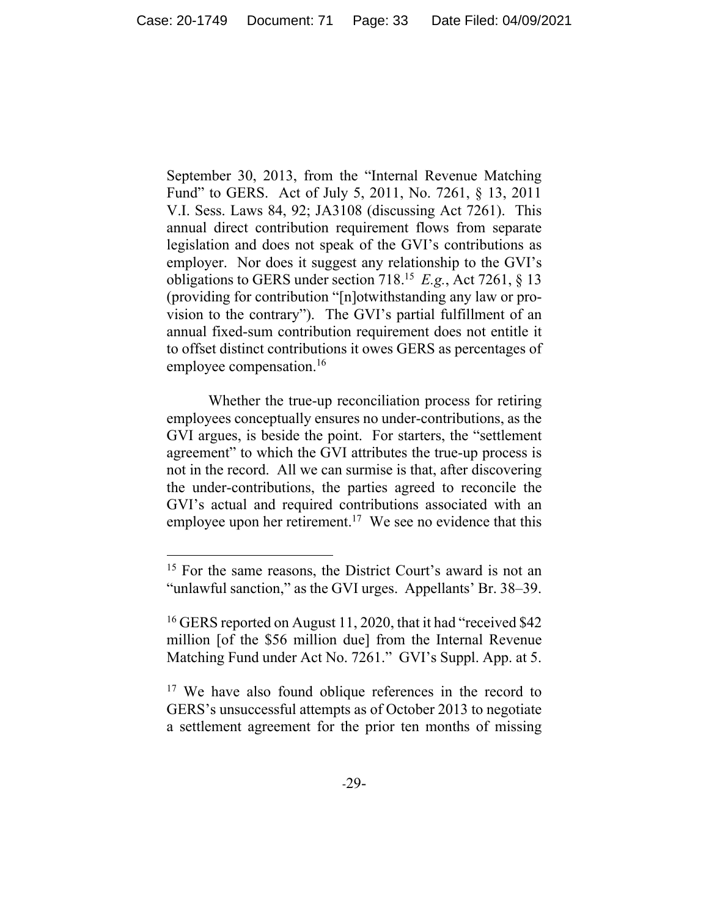September 30, 2013, from the "Internal Revenue Matching Fund" to GERS. Act of July 5, 2011, No. 7261, § 13, 2011 V.I. Sess. Laws 84, 92; JA3108 (discussing Act 7261). This annual direct contribution requirement flows from separate legislation and does not speak of the GVI's contributions as employer. Nor does it suggest any relationship to the GVI's obligations to GERS under section 718.[15] *E.g.*, Act 7261, § 13 (providing for contribution "[n]otwithstanding any law or provision to the contrary"). The GVI's partial fulfillment of an annual fixed-sum contribution requirement does not entitle it to offset distinct contributions it owes GERS as percentages of employee compensation.[16]

Whether the true-up reconciliation process for retiring employees conceptually ensures no under-contributions, as the GVI argues, is beside the point. For starters, the "settlement agreement" to which the GVI attributes the true-up process is not in the record. All we can surmise is that, after discovering the under-contributions, the parties agreed to reconcile the GVI's actual and required contributions associated with an employee upon her retirement.[17] We see no evidence that this

---

[15] For the same reasons, the District Court's award is not an "unlawful sanction," as the GVI urges. Appellants' Br. 38–39.

[16] GERS reported on August 11, 2020, that it had "received $42 million [of the $56 million due] from the Internal Revenue Matching Fund under Act No. 7261." GVI's Suppl. App. at 5.

[17] We have also found oblique references in the record to GERS's unsuccessful attempts as of October 2013 to negotiate a settlement agreement for the prior ten months of missing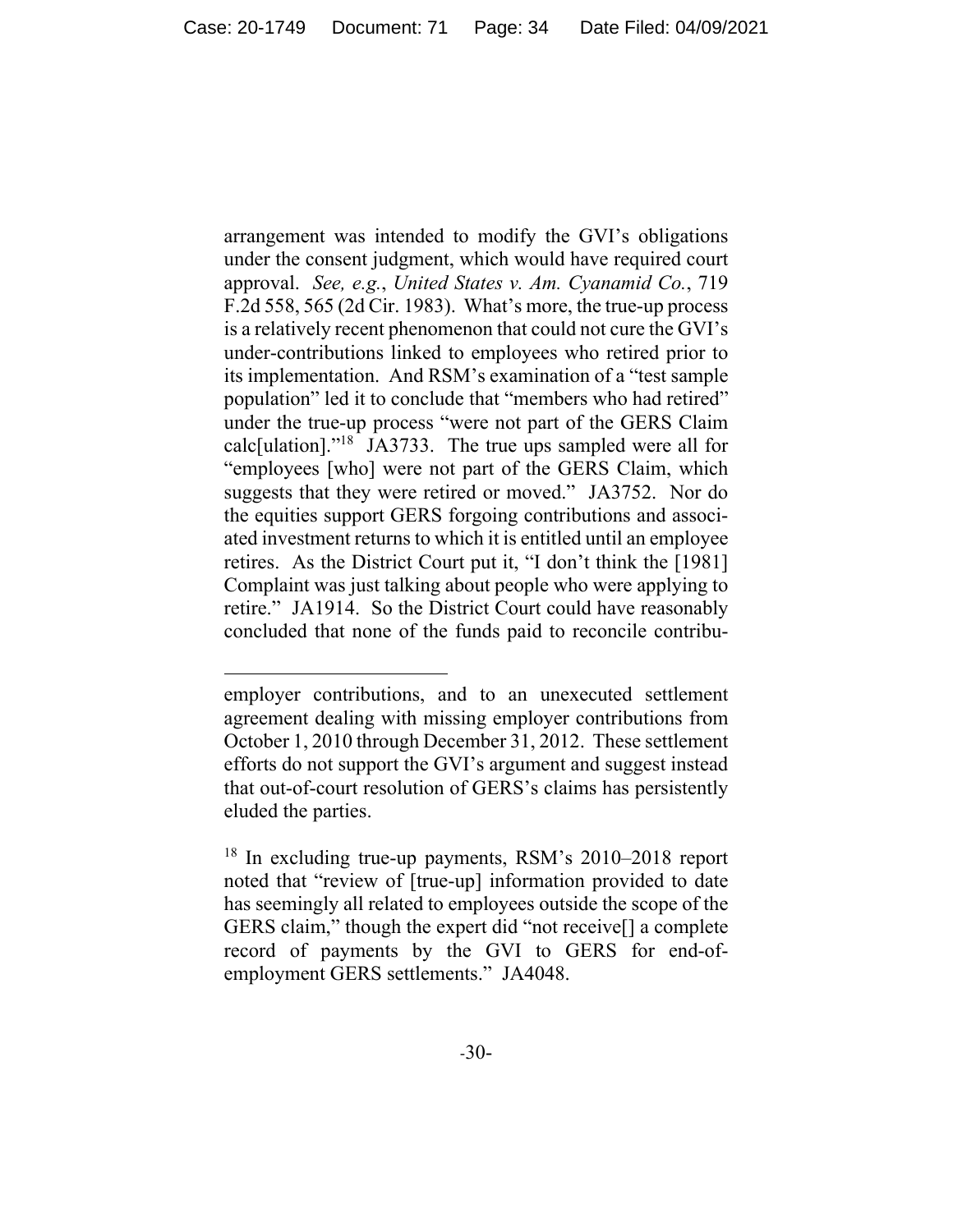arrangement was intended to modify the GVI's obligations under the consent judgment, which would have required court approval. *See, e.g.*, *United States v. Am. Cyanamid Co.*, 719 F.2d 558, 565 (2d Cir. 1983). What's more, the true-up process is a relatively recent phenomenon that could not cure the GVI's under-contributions linked to employees who retired prior to its implementation. And RSM's examination of a "test sample population" led it to conclude that "members who had retired" under the true-up process "were not part of the GERS Claim calc[ulation]."[18] JA3733. The true ups sampled were all for "employees [who] were not part of the GERS Claim, which suggests that they were retired or moved." JA3752. Nor do the equities support GERS forgoing contributions and associated investment returns to which it is entitled until an employee retires. As the District Court put it, "I don't think the [1981] Complaint was just talking about people who were applying to retire." JA1914. So the District Court could have reasonably concluded that none of the funds paid to reconcile contribu-

employer contributions, and to an unexecuted settlement agreement dealing with missing employer contributions from October 1, 2010 through December 31, 2012. These settlement efforts do not support the GVI's argument and suggest instead that out-of-court resolution of GERS's claims has persistently eluded the parties.

[18] In excluding true-up payments, RSM's 2010–2018 report noted that "review of [true-up] information provided to date has seemingly all related to employees outside the scope of the GERS claim," though the expert did "not receive[] a complete record of payments by the GVI to GERS for end-of-employment GERS settlements." JA4048.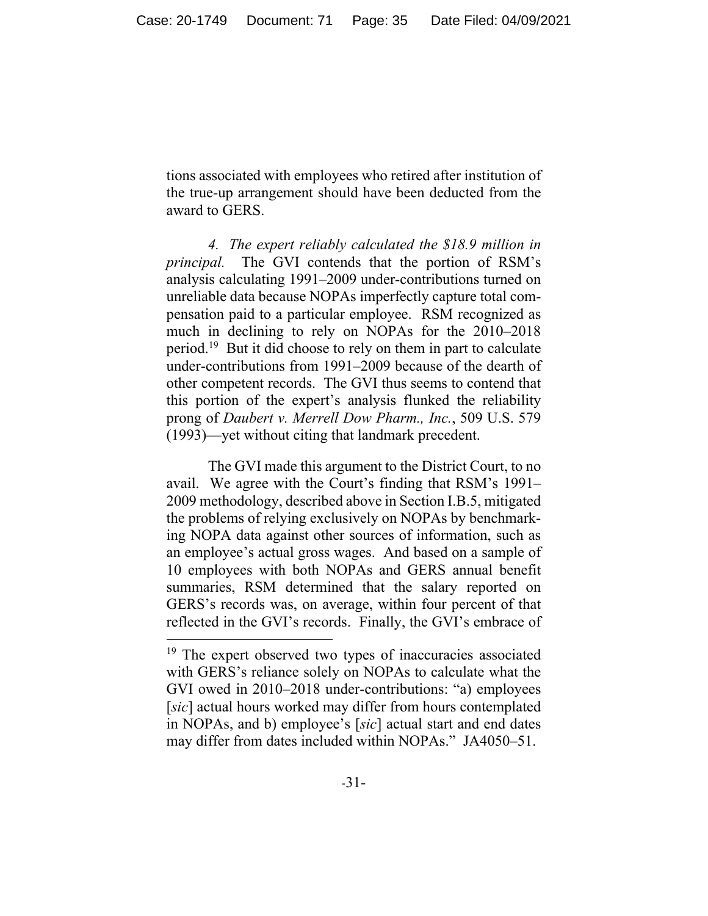tions associated with employees who retired after institution of the true-up arrangement should have been deducted from the award to GERS.

*4. The expert reliably calculated the $18.9 million in principal.* The GVI contends that the portion of RSM's analysis calculating 1991–2009 under-contributions turned on unreliable data because NOPAs imperfectly capture total compensation paid to a particular employee. RSM recognized as much in declining to rely on NOPAs for the 2010–2018 period.[19] But it did choose to rely on them in part to calculate under-contributions from 1991–2009 because of the dearth of other competent records. The GVI thus seems to contend that this portion of the expert's analysis flunked the reliability prong of *Daubert v. Merrell Dow Pharm., Inc.*, 509 U.S. 579 (1993)—yet without citing that landmark precedent.

The GVI made this argument to the District Court, to no avail. We agree with the Court's finding that RSM's 1991–2009 methodology, described above in Section I.B.5, mitigated the problems of relying exclusively on NOPAs by benchmarking NOPA data against other sources of information, such as an employee's actual gross wages. And based on a sample of 10 employees with both NOPAs and GERS annual benefit summaries, RSM determined that the salary reported on GERS's records was, on average, within four percent of that reflected in the GVI's records. Finally, the GVI's embrace of

---

[19] The expert observed two types of inaccuracies associated with GERS's reliance solely on NOPAs to calculate what the GVI owed in 2010–2018 under-contributions: "a) employees [*sic*] actual hours worked may differ from hours contemplated in NOPAs, and b) employee's [*sic*] actual start and end dates may differ from dates included within NOPAs." JA4050–51.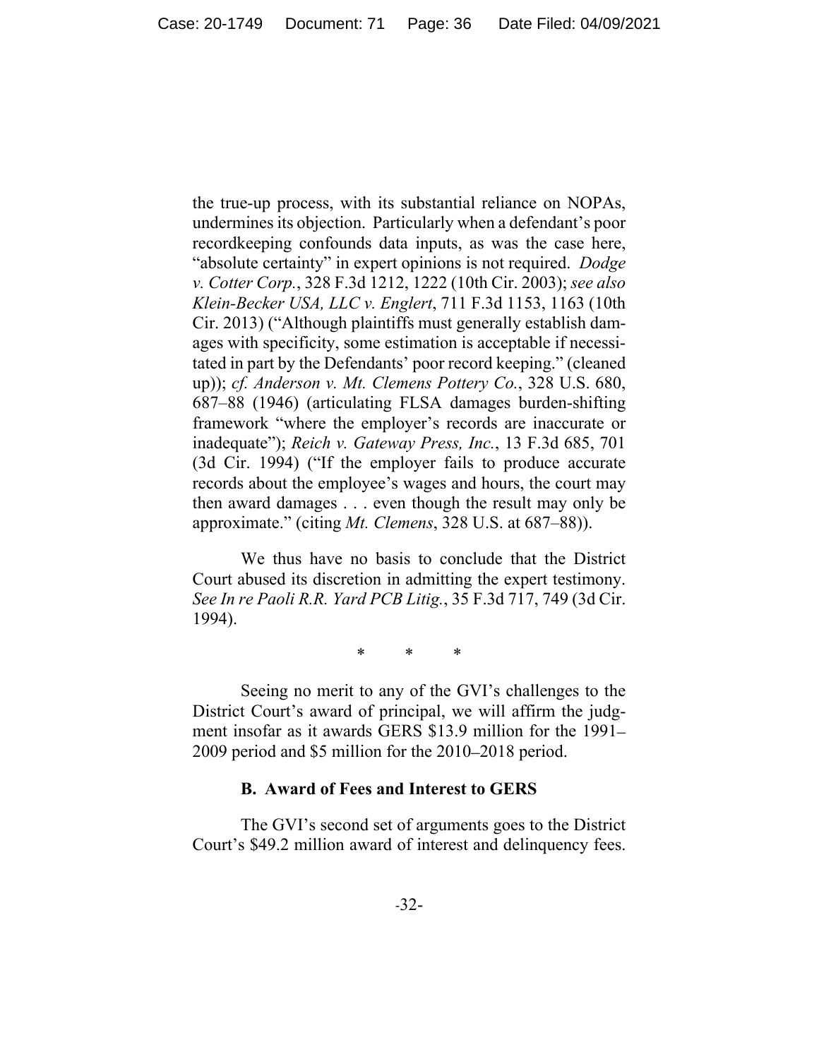the true-up process, with its substantial reliance on NOPAs, undermines its objection. Particularly when a defendant's poor recordkeeping confounds data inputs, as was the case here, "absolute certainty" in expert opinions is not required. *Dodge v. Cotter Corp.*, 328 F.3d 1212, 1222 (10th Cir. 2003); *see also Klein-Becker USA, LLC v. Englert*, 711 F.3d 1153, 1163 (10th Cir. 2013) ("Although plaintiffs must generally establish damages with specificity, some estimation is acceptable if necessitated in part by the Defendants' poor record keeping." (cleaned up)); *cf. Anderson v. Mt. Clemens Pottery Co.*, 328 U.S. 680, 687–88 (1946) (articulating FLSA damages burden-shifting framework "where the employer's records are inaccurate or inadequate"); *Reich v. Gateway Press, Inc.*, 13 F.3d 685, 701 (3d Cir. 1994) ("If the employer fails to produce accurate records about the employee's wages and hours, the court may then award damages . . . even though the result may only be approximate." (citing *Mt. Clemens*, 328 U.S. at 687–88)).

We thus have no basis to conclude that the District Court abused its discretion in admitting the expert testimony. *See In re Paoli R.R. Yard PCB Litig.*, 35 F.3d 717, 749 (3d Cir. 1994).

\* \* \*

Seeing no merit to any of the GVI's challenges to the District Court's award of principal, we will affirm the judgment insofar as it awards GERS $13.9 million for the 1991–2009 period and $5 million for the 2010–2018 period.

### B. Award of Fees and Interest to GERS

The GVI's second set of arguments goes to the District Court's $49.2 million award of interest and delinquency fees.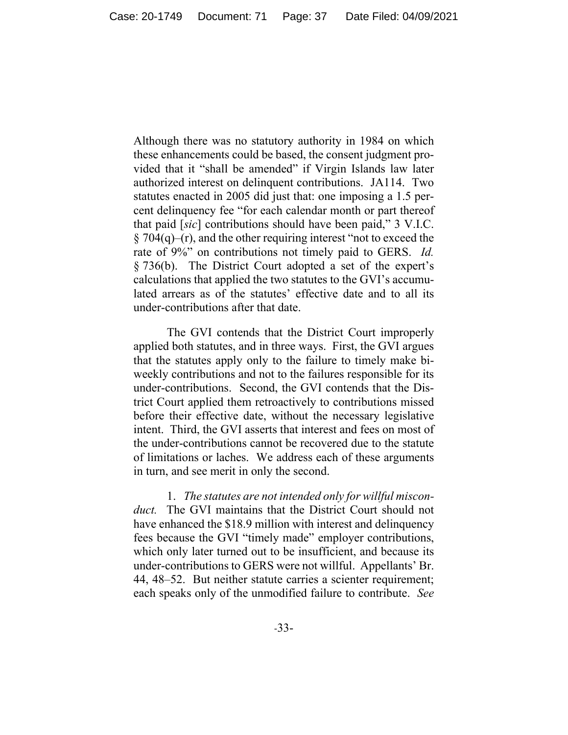Although there was no statutory authority in 1984 on which these enhancements could be based, the consent judgment provided that it "shall be amended" if Virgin Islands law later authorized interest on delinquent contributions. JA114. Two statutes enacted in 2005 did just that: one imposing a 1.5 percent delinquency fee "for each calendar month or part thereof that paid [*sic*] contributions should have been paid," 3 V.I.C. § 704(q)–(r), and the other requiring interest "not to exceed the rate of 9%" on contributions not timely paid to GERS. *Id.* § 736(b). The District Court adopted a set of the expert's calculations that applied the two statutes to the GVI's accumulated arrears as of the statutes' effective date and to all its under-contributions after that date.

The GVI contends that the District Court improperly applied both statutes, and in three ways. First, the GVI argues that the statutes apply only to the failure to timely make biweekly contributions and not to the failures responsible for its under-contributions. Second, the GVI contends that the District Court applied them retroactively to contributions missed before their effective date, without the necessary legislative intent. Third, the GVI asserts that interest and fees on most of the under-contributions cannot be recovered due to the statute of limitations or laches. We address each of these arguments in turn, and see merit in only the second.

1. *The statutes are not intended only for willful misconduct.* The GVI maintains that the District Court should not have enhanced the $18.9 million with interest and delinquency fees because the GVI "timely made" employer contributions, which only later turned out to be insufficient, and because its under-contributions to GERS were not willful. Appellants' Br. 44, 48–52. But neither statute carries a scienter requirement; each speaks only of the unmodified failure to contribute. *See*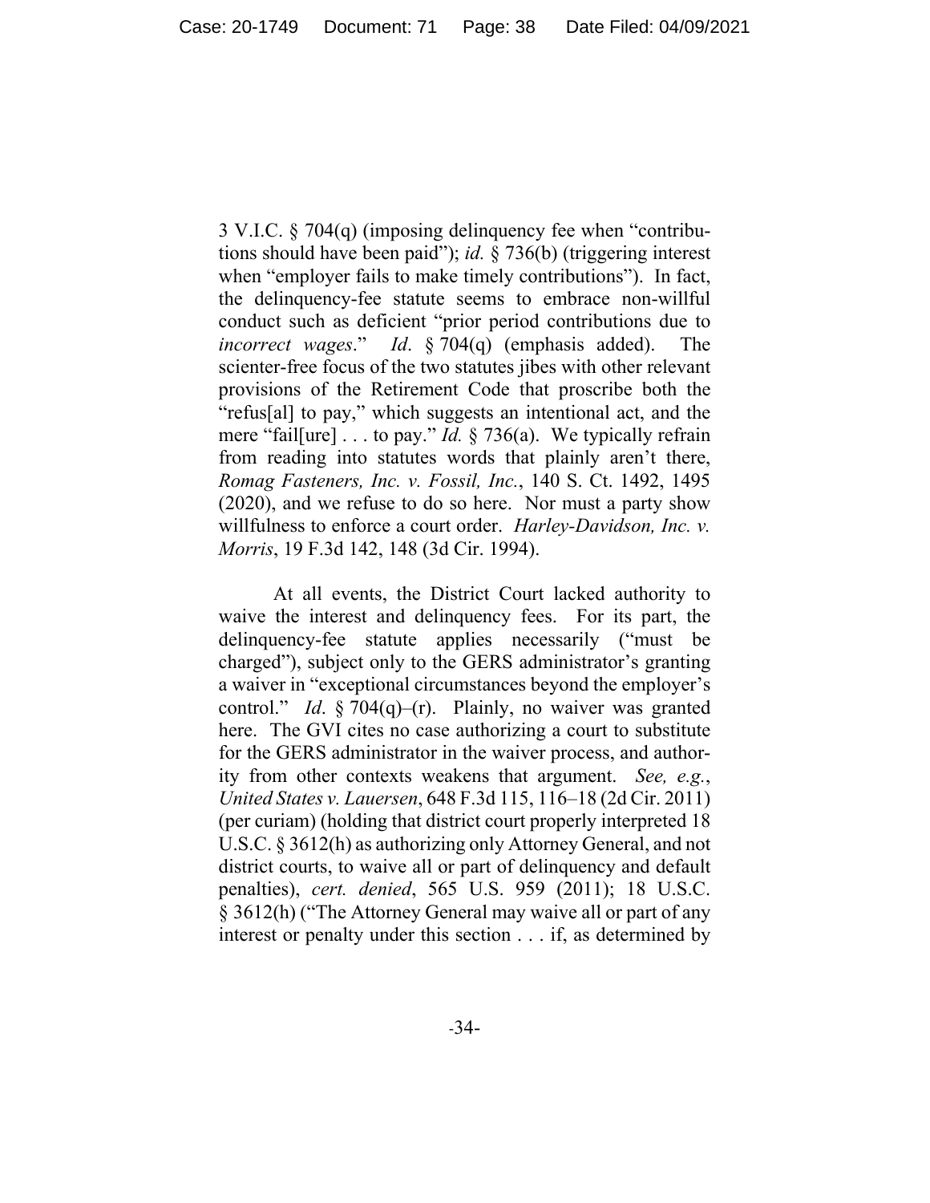3 V.I.C. § 704(q) (imposing delinquency fee when "contributions should have been paid"); *id.* § 736(b) (triggering interest when "employer fails to make timely contributions"). In fact, the delinquency-fee statute seems to embrace non-willful conduct such as deficient "prior period contributions due to *incorrect wages*." *Id*. § 704(q) (emphasis added). The scienter-free focus of the two statutes jibes with other relevant provisions of the Retirement Code that proscribe both the "refus[al] to pay," which suggests an intentional act, and the mere "fail[ure] . . . to pay." *Id.* § 736(a). We typically refrain from reading into statutes words that plainly aren't there, *Romag Fasteners, Inc. v. Fossil, Inc.*, 140 S. Ct. 1492, 1495 (2020), and we refuse to do so here. Nor must a party show willfulness to enforce a court order. *Harley-Davidson, Inc. v. Morris*, 19 F.3d 142, 148 (3d Cir. 1994).

At all events, the District Court lacked authority to waive the interest and delinquency fees. For its part, the delinquency-fee statute applies necessarily ("must be charged"), subject only to the GERS administrator's granting a waiver in "exceptional circumstances beyond the employer's control." *Id*. § 704(q)–(r). Plainly, no waiver was granted here. The GVI cites no case authorizing a court to substitute for the GERS administrator in the waiver process, and authority from other contexts weakens that argument. *See, e.g.*, *United States v. Lauersen*, 648 F.3d 115, 116–18 (2d Cir. 2011) (per curiam) (holding that district court properly interpreted 18 U.S.C. § 3612(h) as authorizing only Attorney General, and not district courts, to waive all or part of delinquency and default penalties), *cert. denied*, 565 U.S. 959 (2011); 18 U.S.C. § 3612(h) ("The Attorney General may waive all or part of any interest or penalty under this section . . . if, as determined by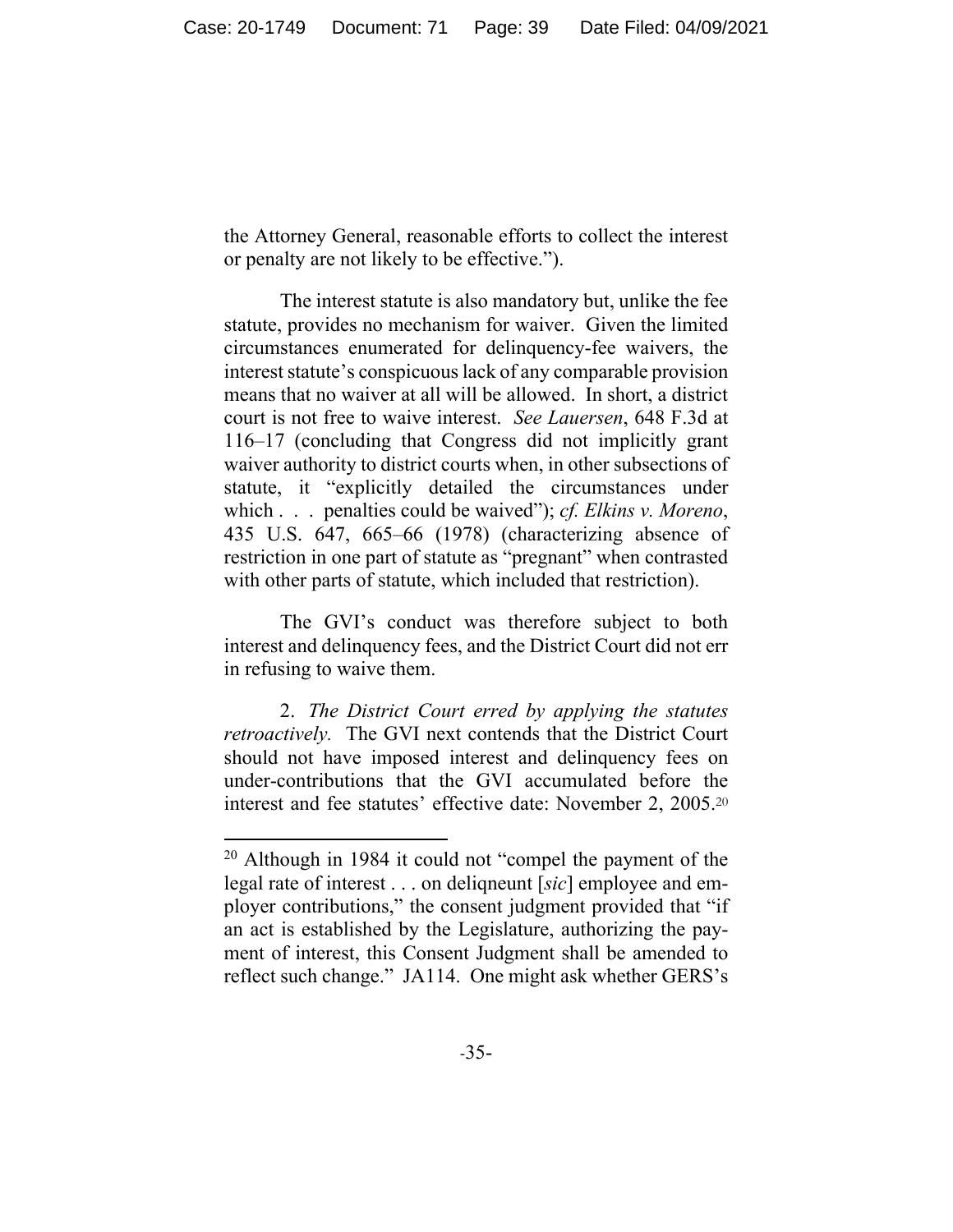the Attorney General, reasonable efforts to collect the interest or penalty are not likely to be effective.").

The interest statute is also mandatory but, unlike the fee statute, provides no mechanism for waiver. Given the limited circumstances enumerated for delinquency-fee waivers, the interest statute's conspicuous lack of any comparable provision means that no waiver at all will be allowed. In short, a district court is not free to waive interest. *See Lauersen*, 648 F.3d at 116–17 (concluding that Congress did not implicitly grant waiver authority to district courts when, in other subsections of statute, it "explicitly detailed the circumstances under which . . . penalties could be waived"); *cf. Elkins v. Moreno*, 435 U.S. 647, 665–66 (1978) (characterizing absence of restriction in one part of statute as "pregnant" when contrasted with other parts of statute, which included that restriction).

The GVI's conduct was therefore subject to both interest and delinquency fees, and the District Court did not err in refusing to waive them.

2. *The District Court erred by applying the statutes retroactively.* The GVI next contends that the District Court should not have imposed interest and delinquency fees on under-contributions that the GVI accumulated before the interest and fee statutes' effective date: November 2, 2005.[20]

[20] Although in 1984 it could not "compel the payment of the legal rate of interest . . . on deliqneunt [*sic*] employee and employer contributions," the consent judgment provided that "if an act is established by the Legislature, authorizing the payment of interest, this Consent Judgment shall be amended to reflect such change." JA114. One might ask whether GERS's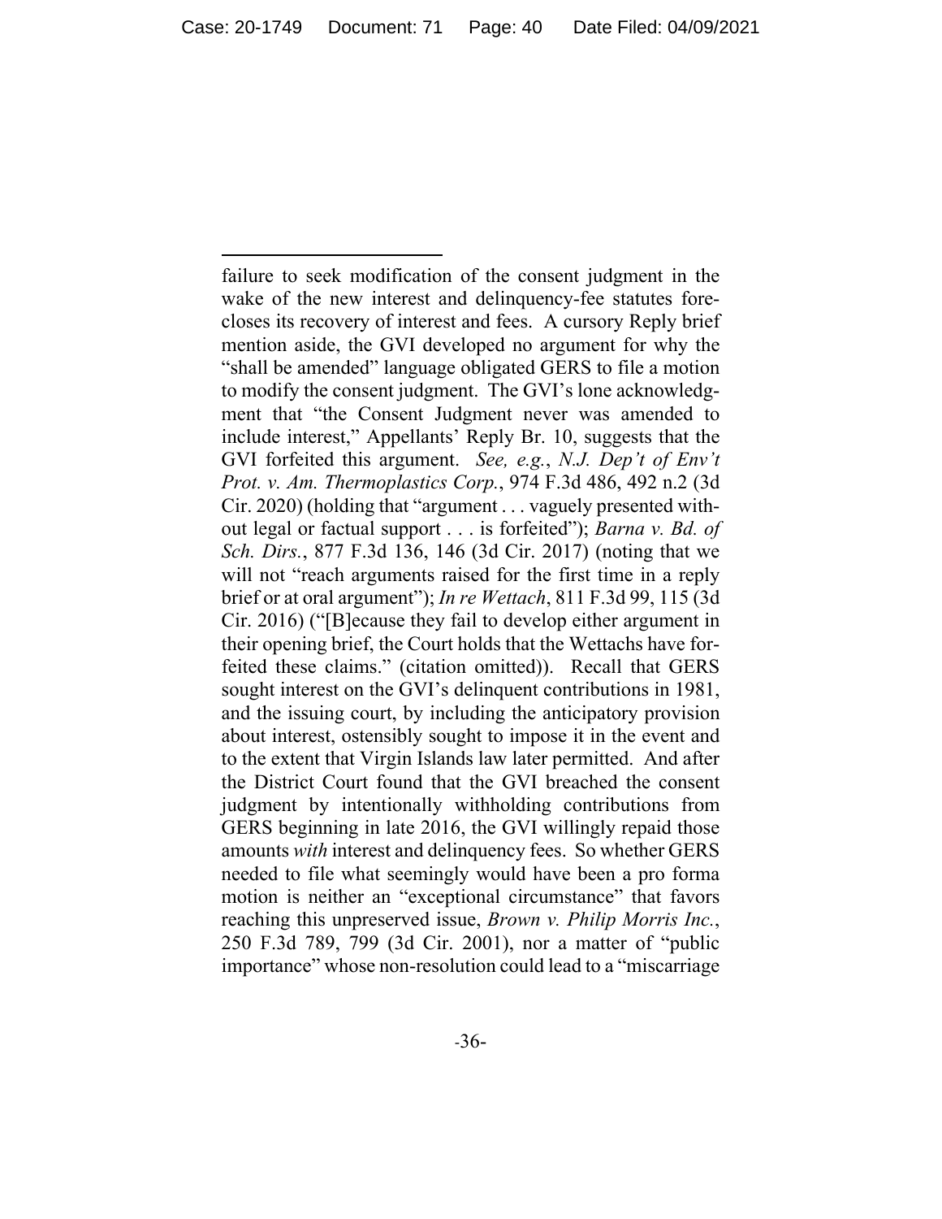failure to seek modification of the consent judgment in the wake of the new interest and delinquency-fee statutes forecloses its recovery of interest and fees. A cursory Reply brief mention aside, the GVI developed no argument for why the "shall be amended" language obligated GERS to file a motion to modify the consent judgment. The GVI's lone acknowledgment that "the Consent Judgment never was amended to include interest," Appellants' Reply Br. 10, suggests that the GVI forfeited this argument. *See, e.g.*, *N.J. Dep't of Env't Prot. v. Am. Thermoplastics Corp.*, 974 F.3d 486, 492 n.2 (3d Cir. 2020) (holding that "argument . . . vaguely presented without legal or factual support . . . is forfeited"); *Barna v. Bd. of Sch. Dirs.*, 877 F.3d 136, 146 (3d Cir. 2017) (noting that we will not "reach arguments raised for the first time in a reply brief or at oral argument"); *In re Wettach*, 811 F.3d 99, 115 (3d Cir. 2016) ("[B]ecause they fail to develop either argument in their opening brief, the Court holds that the Wettachs have forfeited these claims." (citation omitted)). Recall that GERS sought interest on the GVI's delinquent contributions in 1981, and the issuing court, by including the anticipatory provision about interest, ostensibly sought to impose it in the event and to the extent that Virgin Islands law later permitted. And after the District Court found that the GVI breached the consent judgment by intentionally withholding contributions from GERS beginning in late 2016, the GVI willingly repaid those amounts *with* interest and delinquency fees. So whether GERS needed to file what seemingly would have been a pro forma motion is neither an "exceptional circumstance" that favors reaching this unpreserved issue, *Brown v. Philip Morris Inc.*, 250 F.3d 789, 799 (3d Cir. 2001), nor a matter of "public importance" whose non-resolution could lead to a "miscarriage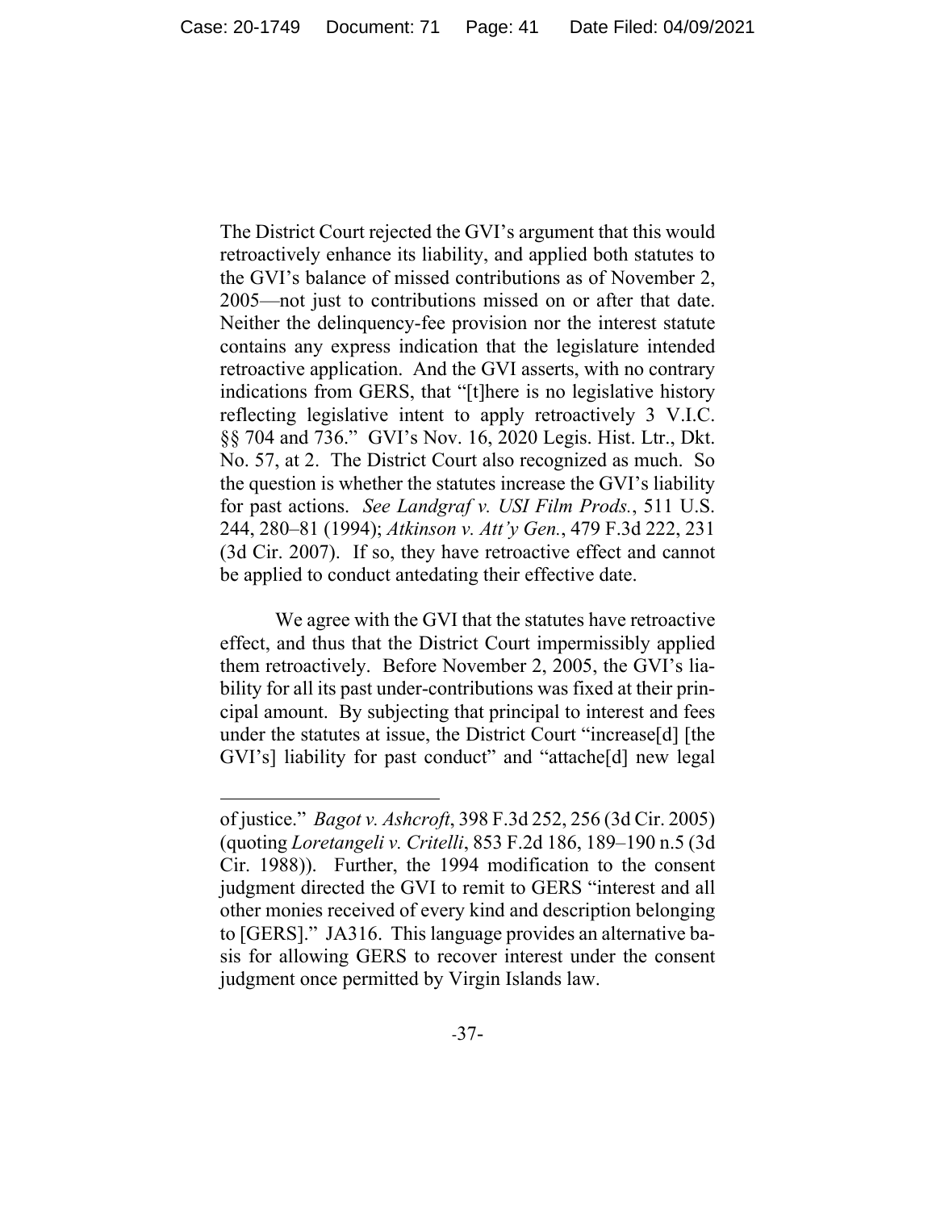The District Court rejected the GVI's argument that this would retroactively enhance its liability, and applied both statutes to the GVI's balance of missed contributions as of November 2, 2005—not just to contributions missed on or after that date. Neither the delinquency-fee provision nor the interest statute contains any express indication that the legislature intended retroactive application. And the GVI asserts, with no contrary indications from GERS, that "[t]here is no legislative history reflecting legislative intent to apply retroactively 3 V.I.C. §§ 704 and 736." GVI's Nov. 16, 2020 Legis. Hist. Ltr., Dkt. No. 57, at 2. The District Court also recognized as much. So the question is whether the statutes increase the GVI's liability for past actions. *See Landgraf v. USI Film Prods.*, 511 U.S. 244, 280–81 (1994); *Atkinson v. Att'y Gen.*, 479 F.3d 222, 231 (3d Cir. 2007). If so, they have retroactive effect and cannot be applied to conduct antedating their effective date.

We agree with the GVI that the statutes have retroactive effect, and thus that the District Court impermissibly applied them retroactively. Before November 2, 2005, the GVI's liability for all its past under-contributions was fixed at their principal amount. By subjecting that principal to interest and fees under the statutes at issue, the District Court "increase[d] [the GVI's] liability for past conduct" and "attache[d] new legal

---

of justice." *Bagot v. Ashcroft*, 398 F.3d 252, 256 (3d Cir. 2005) (quoting *Loretangeli v. Critelli*, 853 F.2d 186, 189–190 n.5 (3d Cir. 1988)). Further, the 1994 modification to the consent judgment directed the GVI to remit to GERS "interest and all other monies received of every kind and description belonging to [GERS]." JA316. This language provides an alternative basis for allowing GERS to recover interest under the consent judgment once permitted by Virgin Islands law.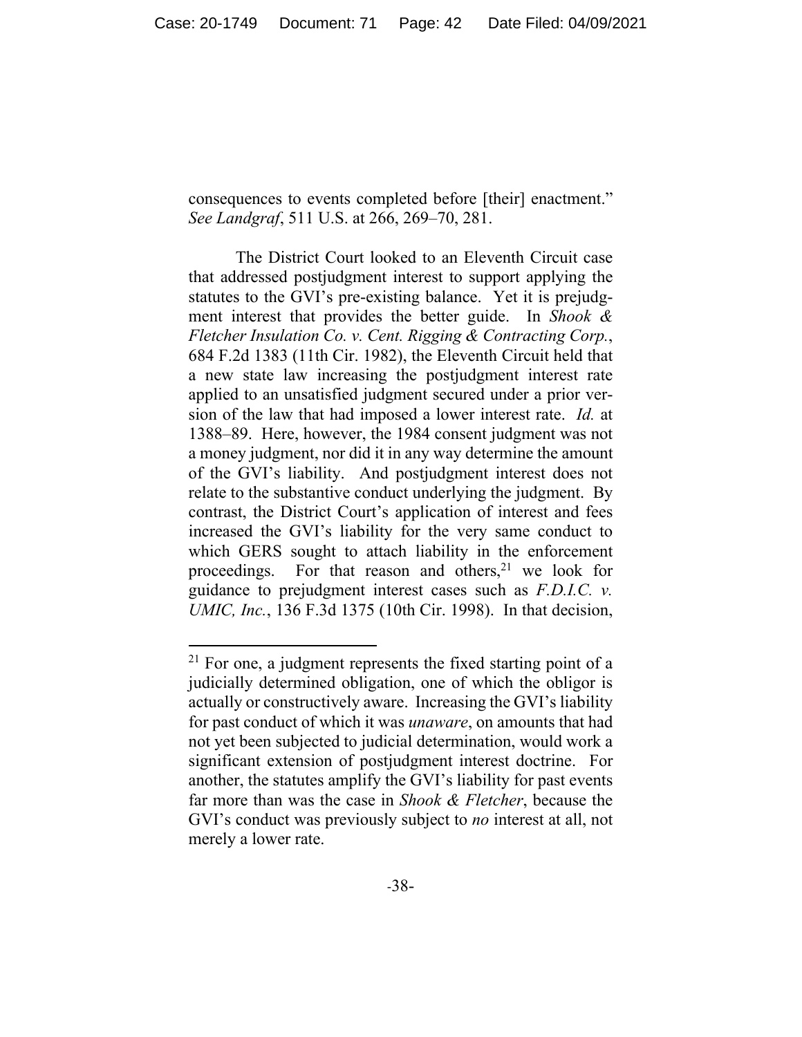consequences to events completed before [their] enactment." *See Landgraf*, 511 U.S. at 266, 269–70, 281.

The District Court looked to an Eleventh Circuit case that addressed postjudgment interest to support applying the statutes to the GVI's pre-existing balance. Yet it is prejudgment interest that provides the better guide. In *Shook & Fletcher Insulation Co. v. Cent. Rigging & Contracting Corp.*, 684 F.2d 1383 (11th Cir. 1982), the Eleventh Circuit held that a new state law increasing the postjudgment interest rate applied to an unsatisfied judgment secured under a prior version of the law that had imposed a lower interest rate. *Id.* at 1388–89. Here, however, the 1984 consent judgment was not a money judgment, nor did it in any way determine the amount of the GVI's liability. And postjudgment interest does not relate to the substantive conduct underlying the judgment. By contrast, the District Court's application of interest and fees increased the GVI's liability for the very same conduct to which GERS sought to attach liability in the enforcement proceedings. For that reason and others,[21] we look for guidance to prejudgment interest cases such as *F.D.I.C. v. UMIC, Inc.*, 136 F.3d 1375 (10th Cir. 1998). In that decision,

---

[21] For one, a judgment represents the fixed starting point of a judicially determined obligation, one of which the obligor is actually or constructively aware. Increasing the GVI's liability for past conduct of which it was *unaware*, on amounts that had not yet been subjected to judicial determination, would work a significant extension of postjudgment interest doctrine. For another, the statutes amplify the GVI's liability for past events far more than was the case in *Shook & Fletcher*, because the GVI's conduct was previously subject to *no* interest at all, not merely a lower rate.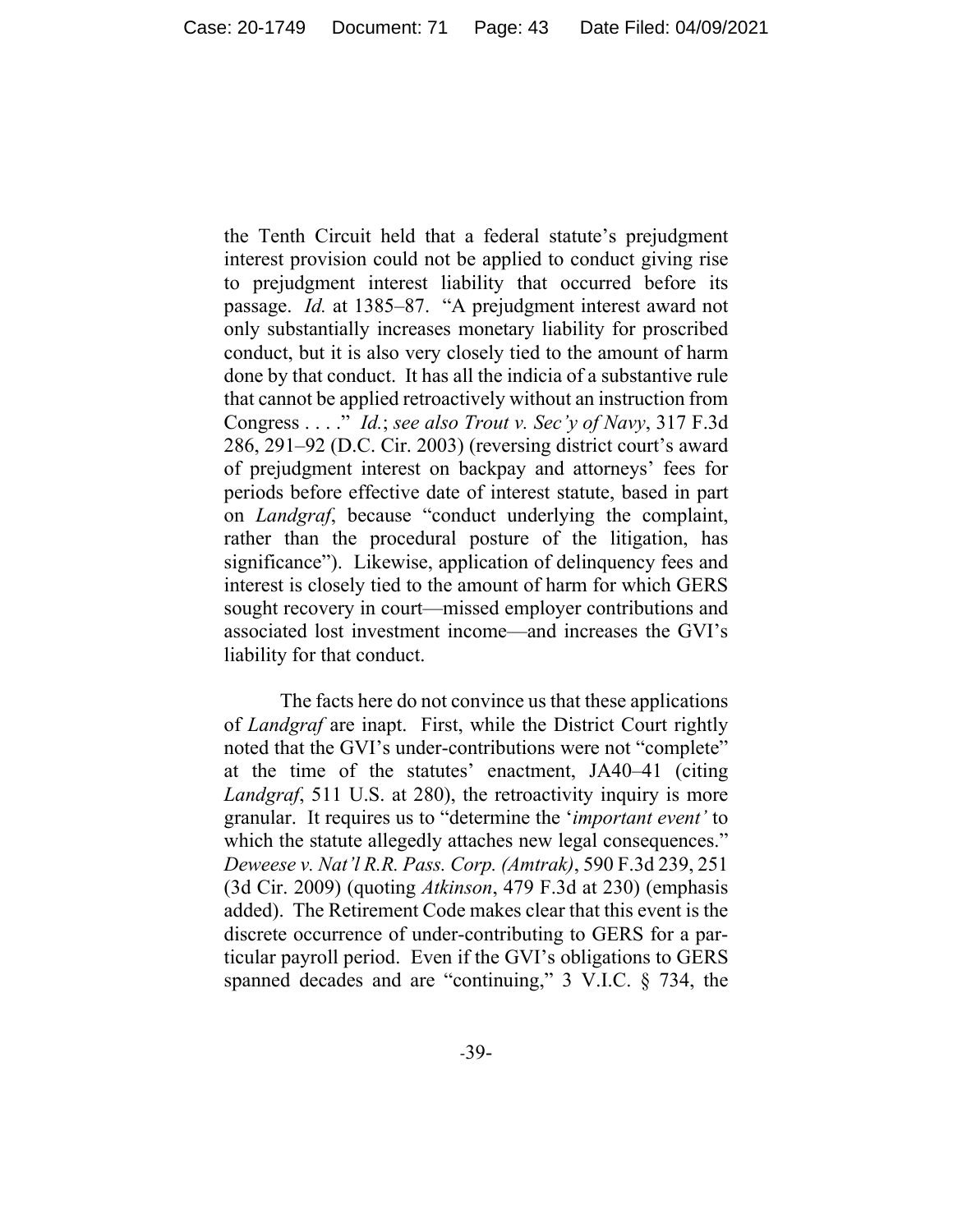the Tenth Circuit held that a federal statute's prejudgment interest provision could not be applied to conduct giving rise to prejudgment interest liability that occurred before its passage. *Id.* at 1385–87. "A prejudgment interest award not only substantially increases monetary liability for proscribed conduct, but it is also very closely tied to the amount of harm done by that conduct. It has all the indicia of a substantive rule that cannot be applied retroactively without an instruction from Congress . . . ." *Id.*; *see also Trout v. Sec'y of Navy*, 317 F.3d 286, 291–92 (D.C. Cir. 2003) (reversing district court's award of prejudgment interest on backpay and attorneys' fees for periods before effective date of interest statute, based in part on *Landgraf*, because "conduct underlying the complaint, rather than the procedural posture of the litigation, has significance"). Likewise, application of delinquency fees and interest is closely tied to the amount of harm for which GERS sought recovery in court—missed employer contributions and associated lost investment income—and increases the GVI's liability for that conduct.

The facts here do not convince us that these applications of *Landgraf* are inapt. First, while the District Court rightly noted that the GVI's under-contributions were not "complete" at the time of the statutes' enactment, JA40–41 (citing *Landgraf*, 511 U.S. at 280), the retroactivity inquiry is more granular. It requires us to "determine the '*important event'* to which the statute allegedly attaches new legal consequences." *Deweese v. Nat'l R.R. Pass. Corp. (Amtrak)*, 590 F.3d 239, 251 (3d Cir. 2009) (quoting *Atkinson*, 479 F.3d at 230) (emphasis added). The Retirement Code makes clear that this event is the discrete occurrence of under-contributing to GERS for a particular payroll period. Even if the GVI's obligations to GERS spanned decades and are "continuing," 3 V.I.C. § 734, the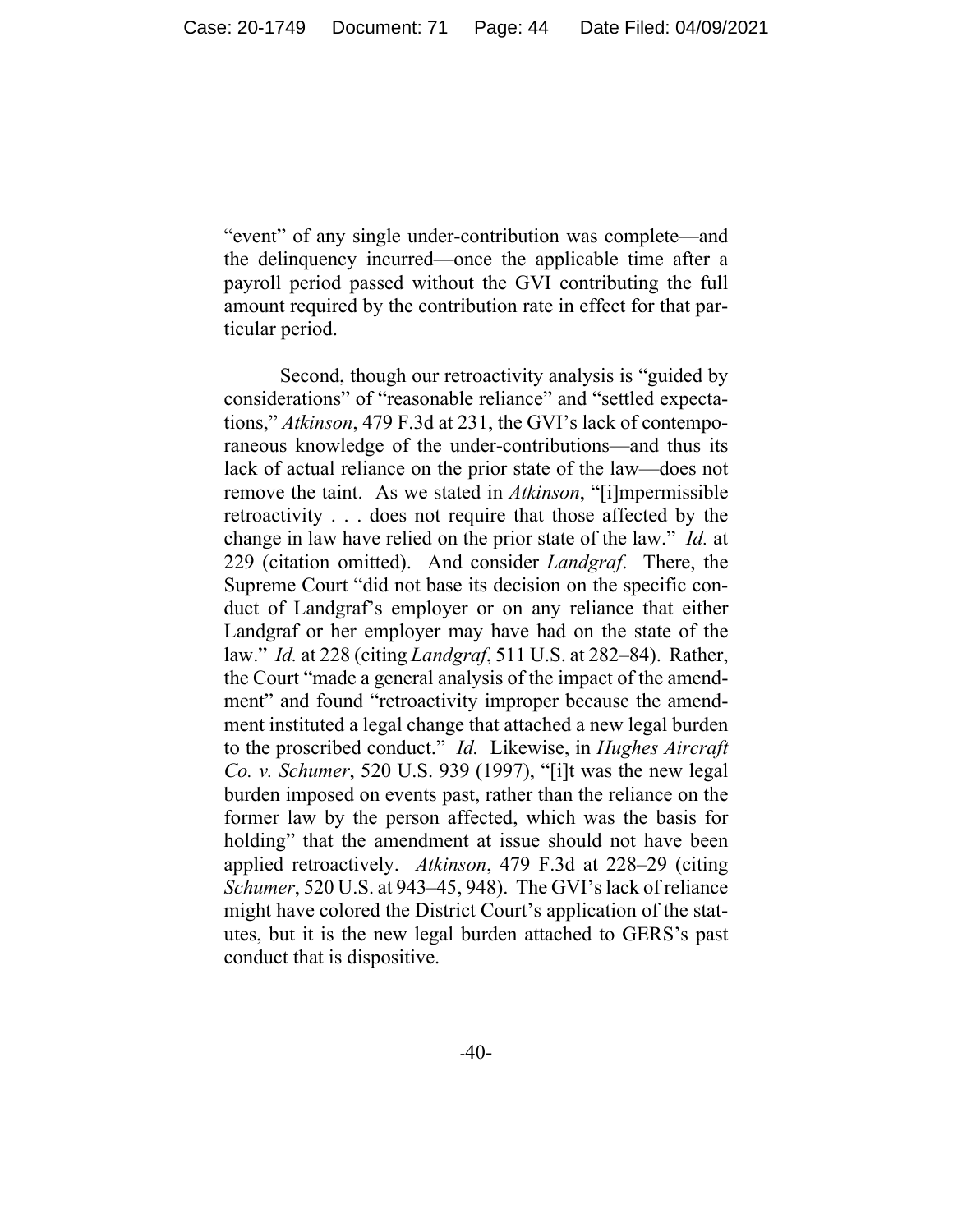"event" of any single under-contribution was complete—and the delinquency incurred—once the applicable time after a payroll period passed without the GVI contributing the full amount required by the contribution rate in effect for that particular period.

Second, though our retroactivity analysis is "guided by considerations" of "reasonable reliance" and "settled expectations," *Atkinson*, 479 F.3d at 231, the GVI's lack of contemporaneous knowledge of the under-contributions—and thus its lack of actual reliance on the prior state of the law—does not remove the taint. As we stated in *Atkinson*, "[i]mpermissible retroactivity . . . does not require that those affected by the change in law have relied on the prior state of the law." *Id.* at 229 (citation omitted). And consider *Landgraf*. There, the Supreme Court "did not base its decision on the specific conduct of Landgraf's employer or on any reliance that either Landgraf or her employer may have had on the state of the law." *Id.* at 228 (citing *Landgraf*, 511 U.S. at 282–84). Rather, the Court "made a general analysis of the impact of the amendment" and found "retroactivity improper because the amendment instituted a legal change that attached a new legal burden to the proscribed conduct." *Id.* Likewise, in *Hughes Aircraft Co. v. Schumer*, 520 U.S. 939 (1997), "[i]t was the new legal burden imposed on events past, rather than the reliance on the former law by the person affected, which was the basis for holding" that the amendment at issue should not have been applied retroactively. *Atkinson*, 479 F.3d at 228–29 (citing *Schumer*, 520 U.S. at 943–45, 948). The GVI's lack of reliance might have colored the District Court's application of the statutes, but it is the new legal burden attached to GERS's past conduct that is dispositive.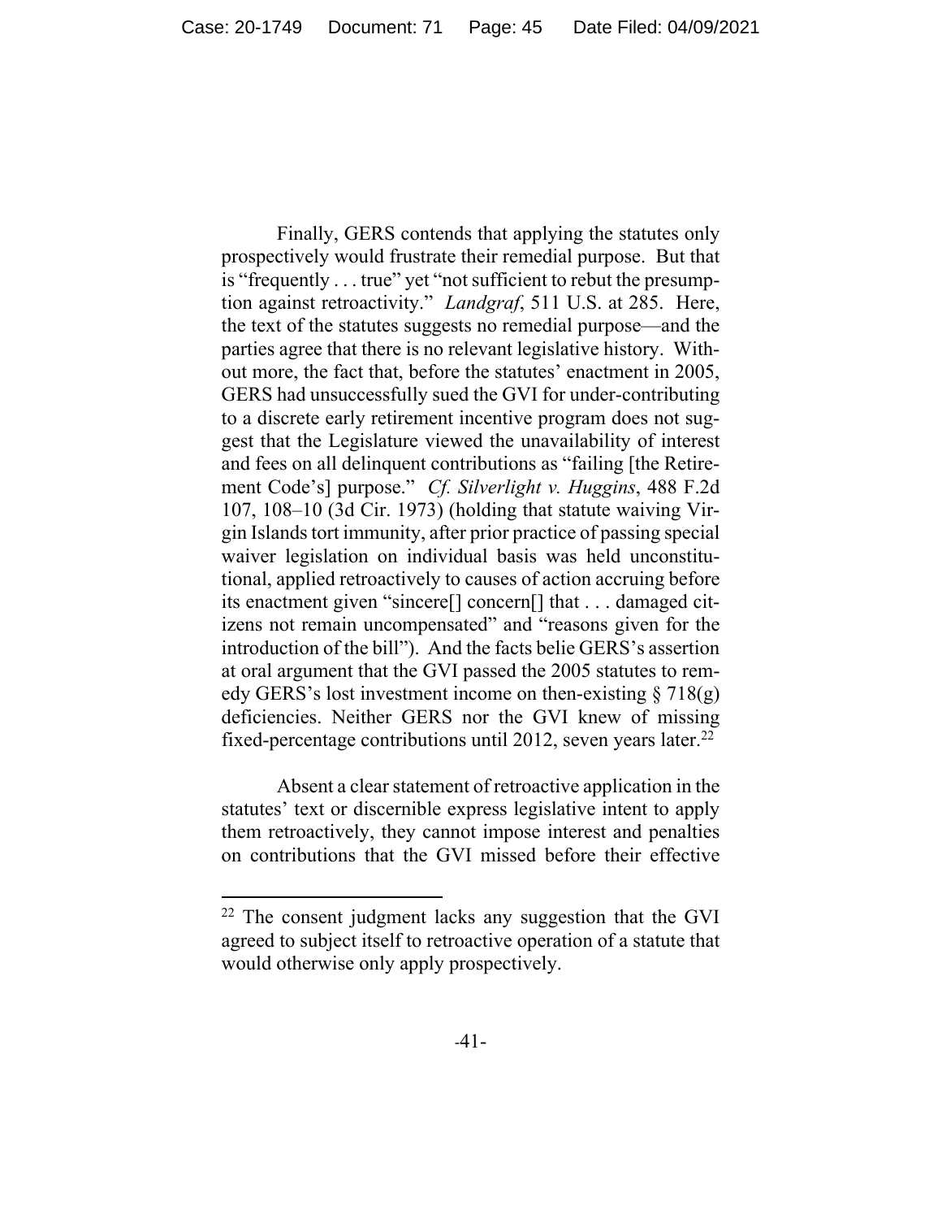Finally, GERS contends that applying the statutes only prospectively would frustrate their remedial purpose. But that is "frequently . . . true" yet "not sufficient to rebut the presumption against retroactivity." *Landgraf*, 511 U.S. at 285. Here, the text of the statutes suggests no remedial purpose—and the parties agree that there is no relevant legislative history. Without more, the fact that, before the statutes' enactment in 2005, GERS had unsuccessfully sued the GVI for under-contributing to a discrete early retirement incentive program does not suggest that the Legislature viewed the unavailability of interest and fees on all delinquent contributions as "failing [the Retirement Code's] purpose." *Cf. Silverlight v. Huggins*, 488 F.2d 107, 108–10 (3d Cir. 1973) (holding that statute waiving Virgin Islands tort immunity, after prior practice of passing special waiver legislation on individual basis was held unconstitutional, applied retroactively to causes of action accruing before its enactment given "sincere[] concern[] that . . . damaged citizens not remain uncompensated" and "reasons given for the introduction of the bill"). And the facts belie GERS's assertion at oral argument that the GVI passed the 2005 statutes to remedy GERS's lost investment income on then-existing § 718(g) deficiencies. Neither GERS nor the GVI knew of missing fixed-percentage contributions until 2012, seven years later.[22]

Absent a clear statement of retroactive application in the statutes' text or discernible express legislative intent to apply them retroactively, they cannot impose interest and penalties on contributions that the GVI missed before their effective

[22] The consent judgment lacks any suggestion that the GVI agreed to subject itself to retroactive operation of a statute that would otherwise only apply prospectively.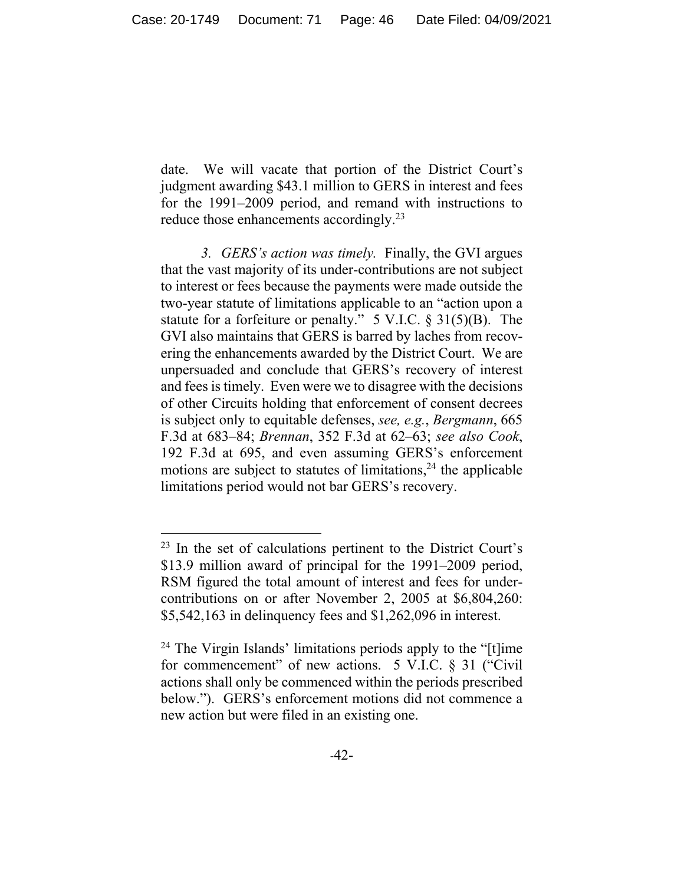date. We will vacate that portion of the District Court's judgment awarding $43.1 million to GERS in interest and fees for the 1991–2009 period, and remand with instructions to reduce those enhancements accordingly.[23]

*3. GERS's action was timely.* Finally, the GVI argues that the vast majority of its under-contributions are not subject to interest or fees because the payments were made outside the two-year statute of limitations applicable to an "action upon a statute for a forfeiture or penalty." 5 V.I.C. § 31(5)(B). The GVI also maintains that GERS is barred by laches from recovering the enhancements awarded by the District Court. We are unpersuaded and conclude that GERS's recovery of interest and fees is timely. Even were we to disagree with the decisions of other Circuits holding that enforcement of consent decrees is subject only to equitable defenses, *see, e.g.*, *Bergmann*, 665 F.3d at 683–84; *Brennan*, 352 F.3d at 62–63; *see also Cook*, 192 F.3d at 695, and even assuming GERS's enforcement motions are subject to statutes of limitations,[24] the applicable limitations period would not bar GERS's recovery.

---

[23] In the set of calculations pertinent to the District Court's $13.9 million award of principal for the 1991–2009 period, RSM figured the total amount of interest and fees for under-contributions on or after November 2, 2005 at $6,804,260: $5,542,163 in delinquency fees and $1,262,096 in interest.

[24] The Virgin Islands' limitations periods apply to the "[t]ime for commencement" of new actions. 5 V.I.C. § 31 ("Civil actions shall only be commenced within the periods prescribed below."). GERS's enforcement motions did not commence a new action but were filed in an existing one.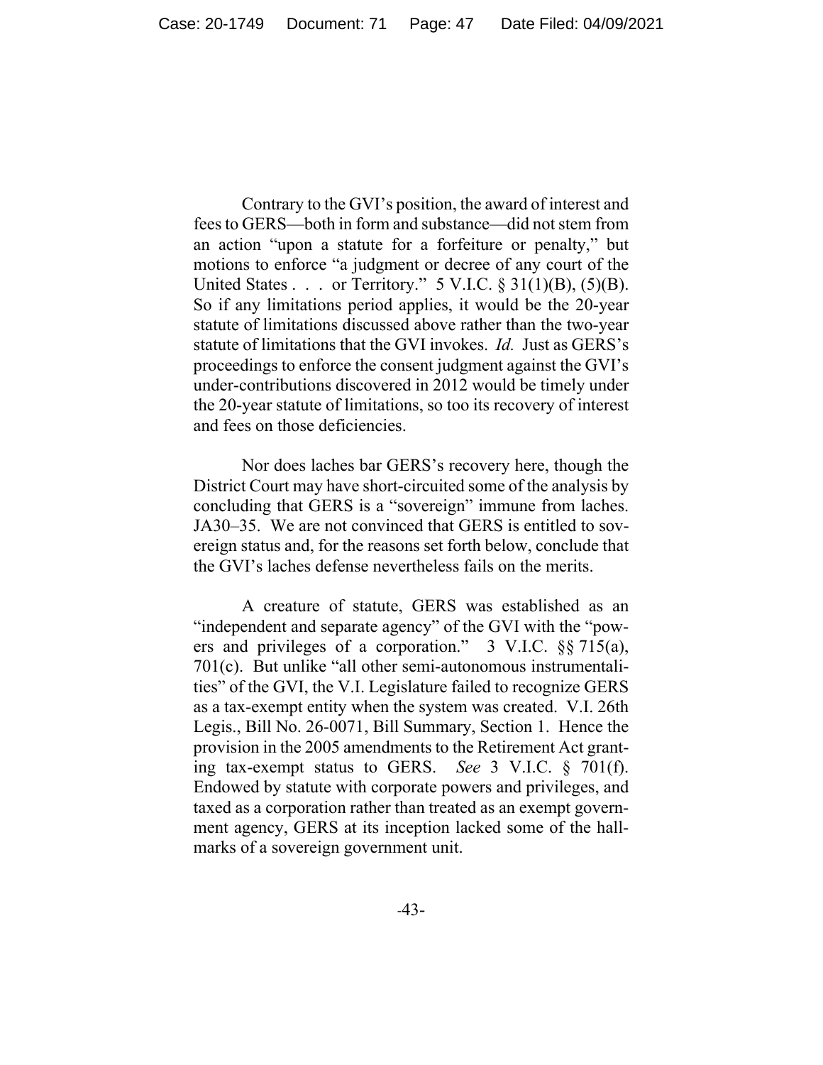Contrary to the GVI's position, the award of interest and fees to GERS—both in form and substance—did not stem from an action "upon a statute for a forfeiture or penalty," but motions to enforce "a judgment or decree of any court of the United States . . . or Territory." 5 V.I.C. § 31(1)(B), (5)(B). So if any limitations period applies, it would be the 20-year statute of limitations discussed above rather than the two-year statute of limitations that the GVI invokes. *Id.* Just as GERS's proceedings to enforce the consent judgment against the GVI's under-contributions discovered in 2012 would be timely under the 20-year statute of limitations, so too its recovery of interest and fees on those deficiencies.

Nor does laches bar GERS's recovery here, though the District Court may have short-circuited some of the analysis by concluding that GERS is a "sovereign" immune from laches. JA30–35. We are not convinced that GERS is entitled to sovereign status and, for the reasons set forth below, conclude that the GVI's laches defense nevertheless fails on the merits.

A creature of statute, GERS was established as an "independent and separate agency" of the GVI with the "powers and privileges of a corporation." 3 V.I.C. §§ 715(a), 701(c). But unlike "all other semi-autonomous instrumentalities" of the GVI, the V.I. Legislature failed to recognize GERS as a tax-exempt entity when the system was created. V.I. 26th Legis., Bill No. 26-0071, Bill Summary, Section 1. Hence the provision in the 2005 amendments to the Retirement Act granting tax-exempt status to GERS. *See* 3 V.I.C. § 701(f). Endowed by statute with corporate powers and privileges, and taxed as a corporation rather than treated as an exempt government agency, GERS at its inception lacked some of the hallmarks of a sovereign government unit.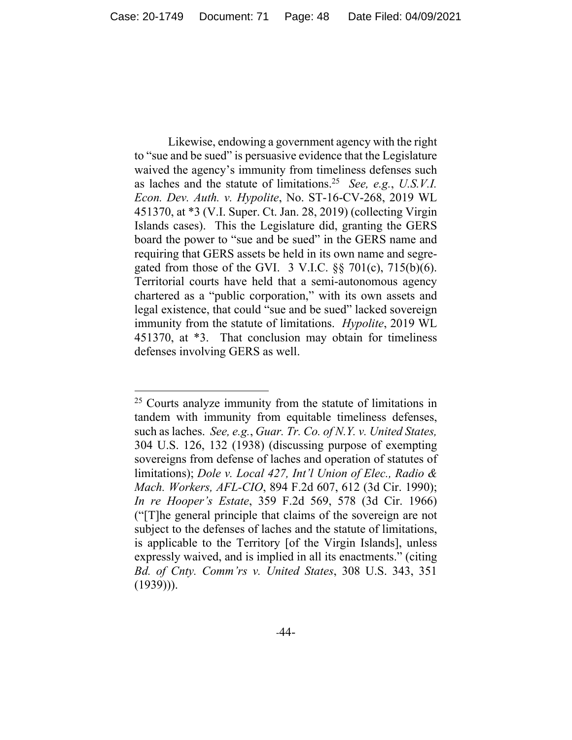Likewise, endowing a government agency with the right to "sue and be sued" is persuasive evidence that the Legislature waived the agency's immunity from timeliness defenses such as laches and the statute of limitations.[25] *See, e.g.*, *U.S.V.I. Econ. Dev. Auth. v. Hypolite*, No. ST-16-CV-268, 2019 WL 451370, at *3 (V.I. Super. Ct. Jan. 28, 2019) (collecting Virgin Islands cases). This the Legislature did, granting the GERS board the power to "sue and be sued" in the GERS name and requiring that GERS assets be held in its own name and segregated from those of the GVI. 3 V.I.C. §§ 701(c), 715(b)(6). Territorial courts have held that a semi-autonomous agency chartered as a "public corporation," with its own assets and legal existence, that could "sue and be sued" lacked sovereign immunity from the statute of limitations. *Hypolite*, 2019 WL 451370, at *3. That conclusion may obtain for timeliness defenses involving GERS as well.

---

[25] Courts analyze immunity from the statute of limitations in tandem with immunity from equitable timeliness defenses, such as laches. *See, e.g.*, *Guar. Tr. Co. of N.Y. v. United States,* 304 U.S. 126, 132 (1938) (discussing purpose of exempting sovereigns from defense of laches and operation of statutes of limitations); *Dole v. Local 427, Int'l Union of Elec., Radio & Mach. Workers, AFL-CIO*, 894 F.2d 607, 612 (3d Cir. 1990); *In re Hooper's Estate*, 359 F.2d 569, 578 (3d Cir. 1966) ("[T]he general principle that claims of the sovereign are not subject to the defenses of laches and the statute of limitations, is applicable to the Territory [of the Virgin Islands], unless expressly waived, and is implied in all its enactments." (citing *Bd. of Cnty. Comm'rs v. United States*, 308 U.S. 343, 351 (1939))).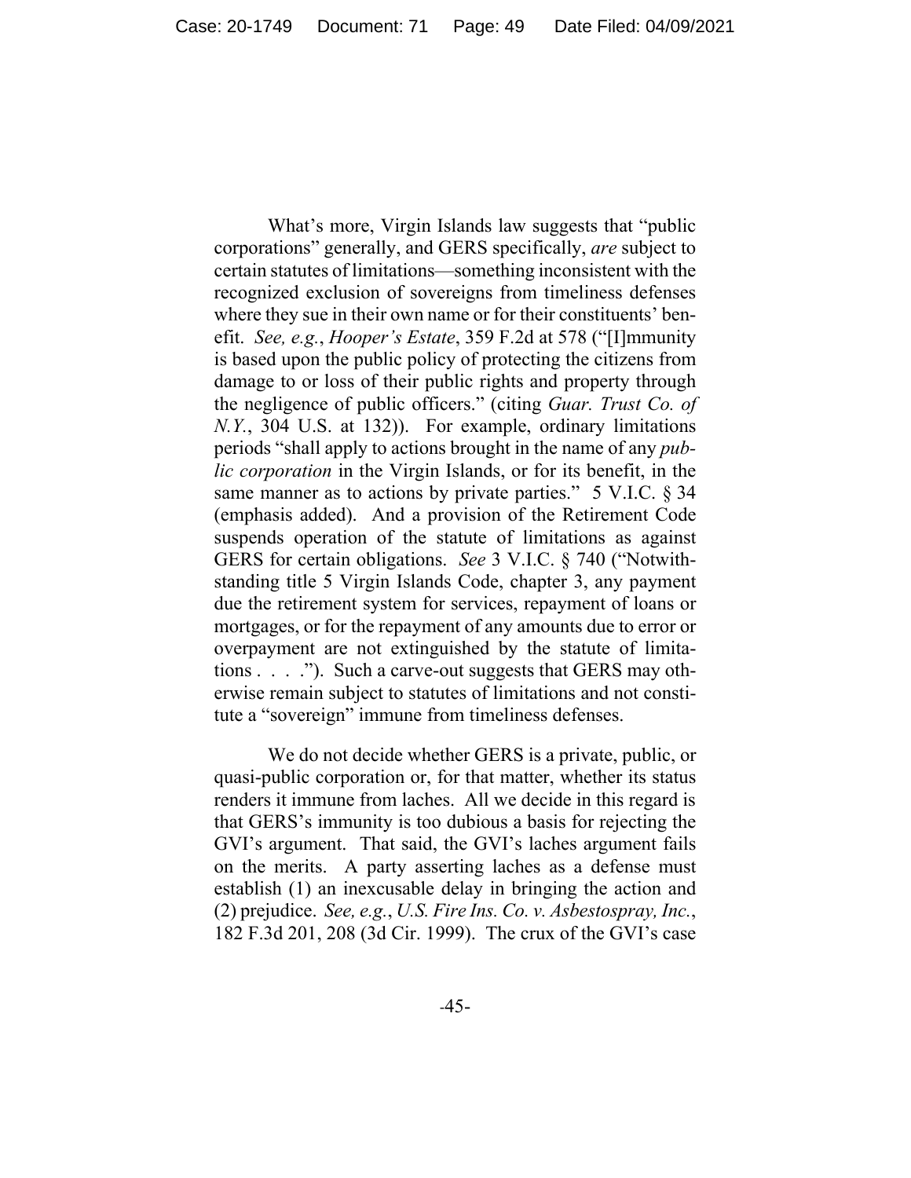What's more, Virgin Islands law suggests that "public corporations" generally, and GERS specifically, *are* subject to certain statutes of limitations—something inconsistent with the recognized exclusion of sovereigns from timeliness defenses where they sue in their own name or for their constituents' benefit. *See, e.g.*, *Hooper's Estate*, 359 F.2d at 578 ("[I]mmunity is based upon the public policy of protecting the citizens from damage to or loss of their public rights and property through the negligence of public officers." (citing *Guar. Trust Co. of N.Y.*, 304 U.S. at 132)). For example, ordinary limitations periods "shall apply to actions brought in the name of any *public corporation* in the Virgin Islands, or for its benefit, in the same manner as to actions by private parties." 5 V.I.C. § 34 (emphasis added). And a provision of the Retirement Code suspends operation of the statute of limitations as against GERS for certain obligations. *See* 3 V.I.C. § 740 ("Notwithstanding title 5 Virgin Islands Code, chapter 3, any payment due the retirement system for services, repayment of loans or mortgages, or for the repayment of any amounts due to error or overpayment are not extinguished by the statute of limitations . . . ."). Such a carve-out suggests that GERS may otherwise remain subject to statutes of limitations and not constitute a "sovereign" immune from timeliness defenses.

We do not decide whether GERS is a private, public, or quasi-public corporation or, for that matter, whether its status renders it immune from laches. All we decide in this regard is that GERS's immunity is too dubious a basis for rejecting the GVI's argument. That said, the GVI's laches argument fails on the merits. A party asserting laches as a defense must establish (1) an inexcusable delay in bringing the action and (2) prejudice. *See, e.g.*, *U.S. Fire Ins. Co. v. Asbestospray, Inc.*, 182 F.3d 201, 208 (3d Cir. 1999). The crux of the GVI's case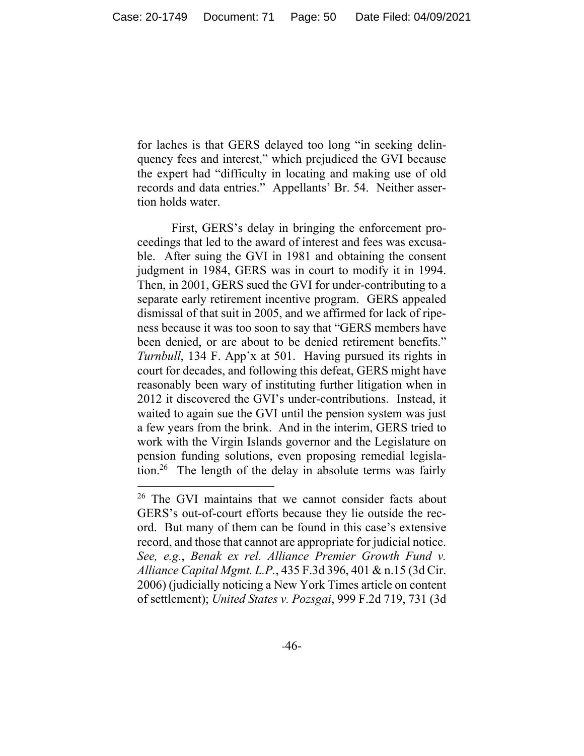for laches is that GERS delayed too long "in seeking delinquency fees and interest," which prejudiced the GVI because the expert had "difficulty in locating and making use of old records and data entries." Appellants' Br. 54. Neither assertion holds water.

First, GERS's delay in bringing the enforcement proceedings that led to the award of interest and fees was excusable. After suing the GVI in 1981 and obtaining the consent judgment in 1984, GERS was in court to modify it in 1994. Then, in 2001, GERS sued the GVI for under-contributing to a separate early retirement incentive program. GERS appealed dismissal of that suit in 2005, and we affirmed for lack of ripeness because it was too soon to say that "GERS members have been denied, or are about to be denied retirement benefits." *Turnbull*, 134 F. App'x at 501. Having pursued its rights in court for decades, and following this defeat, GERS might have reasonably been wary of instituting further litigation when in 2012 it discovered the GVI's under-contributions. Instead, it waited to again sue the GVI until the pension system was just a few years from the brink. And in the interim, GERS tried to work with the Virgin Islands governor and the Legislature on pension funding solutions, even proposing remedial legislation.[26] The length of the delay in absolute terms was fairly

[26] The GVI maintains that we cannot consider facts about GERS's out-of-court efforts because they lie outside the record. But many of them can be found in this case's extensive record, and those that cannot are appropriate for judicial notice. *See, e.g.*, *Benak ex rel. Alliance Premier Growth Fund v. Alliance Capital Mgmt. L.P.*, 435 F.3d 396, 401 & n.15 (3d Cir. 2006) (judicially noticing a New York Times article on content of settlement); *United States v. Pozsgai*, 999 F.2d 719, 731 (3d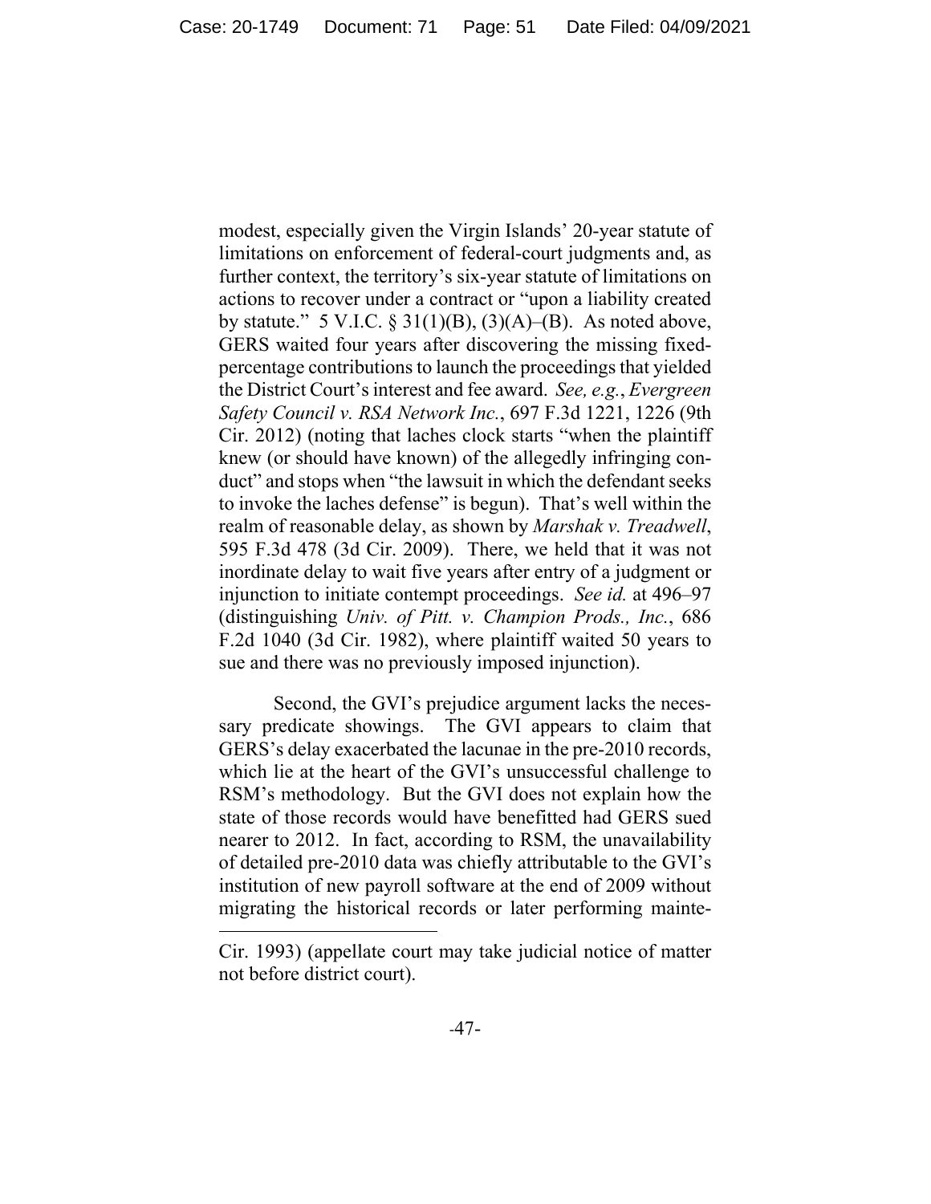modest, especially given the Virgin Islands' 20-year statute of limitations on enforcement of federal-court judgments and, as further context, the territory's six-year statute of limitations on actions to recover under a contract or "upon a liability created by statute." 5 V.I.C. § 31(1)(B), (3)(A)–(B). As noted above, GERS waited four years after discovering the missing fixed-percentage contributions to launch the proceedings that yielded the District Court's interest and fee award. *See, e.g.*, *Evergreen Safety Council v. RSA Network Inc.*, 697 F.3d 1221, 1226 (9th Cir. 2012) (noting that laches clock starts "when the plaintiff knew (or should have known) of the allegedly infringing conduct" and stops when "the lawsuit in which the defendant seeks to invoke the laches defense" is begun). That's well within the realm of reasonable delay, as shown by *Marshak v. Treadwell*, 595 F.3d 478 (3d Cir. 2009). There, we held that it was not inordinate delay to wait five years after entry of a judgment or injunction to initiate contempt proceedings. *See id.* at 496–97 (distinguishing *Univ. of Pitt. v. Champion Prods., Inc.*, 686 F.2d 1040 (3d Cir. 1982), where plaintiff waited 50 years to sue and there was no previously imposed injunction).

Second, the GVI's prejudice argument lacks the necessary predicate showings. The GVI appears to claim that GERS's delay exacerbated the lacunae in the pre-2010 records, which lie at the heart of the GVI's unsuccessful challenge to RSM's methodology. But the GVI does not explain how the state of those records would have benefitted had GERS sued nearer to 2012. In fact, according to RSM, the unavailability of detailed pre-2010 data was chiefly attributable to the GVI's institution of new payroll software at the end of 2009 without migrating the historical records or later performing mainte-

Cir. 1993) (appellate court may take judicial notice of matter not before district court).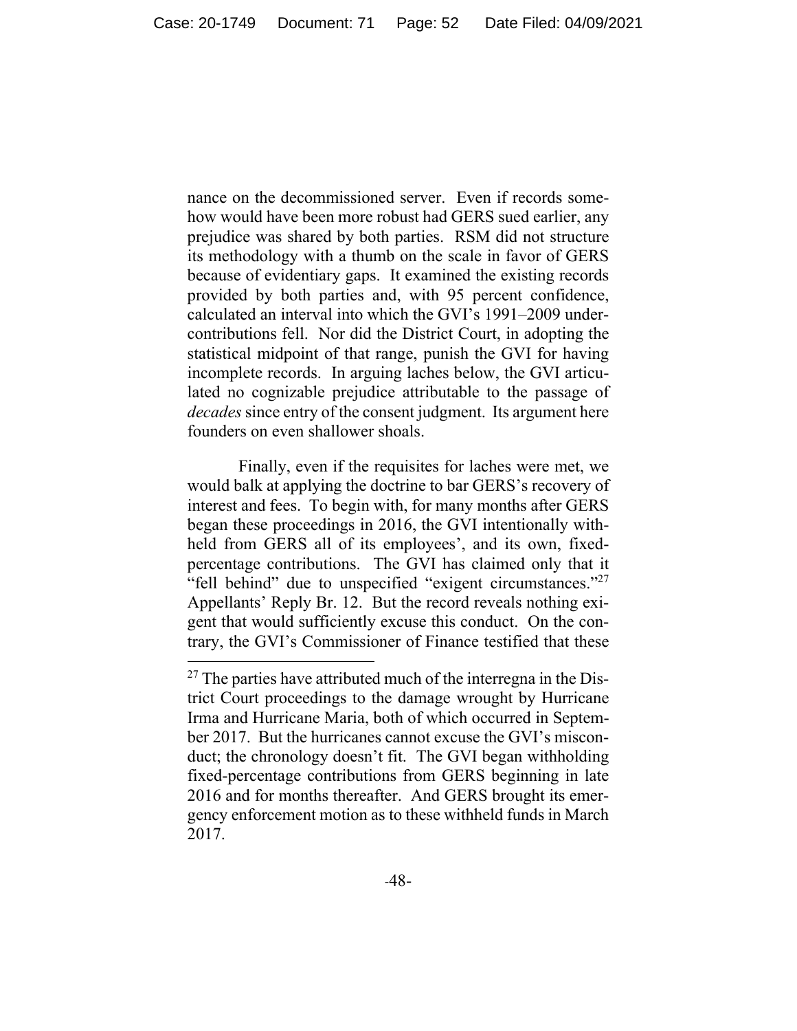nance on the decommissioned server. Even if records somehow would have been more robust had GERS sued earlier, any prejudice was shared by both parties. RSM did not structure its methodology with a thumb on the scale in favor of GERS because of evidentiary gaps. It examined the existing records provided by both parties and, with 95 percent confidence, calculated an interval into which the GVI's 1991–2009 under-contributions fell. Nor did the District Court, in adopting the statistical midpoint of that range, punish the GVI for having incomplete records. In arguing laches below, the GVI articulated no cognizable prejudice attributable to the passage of *decades* since entry of the consent judgment. Its argument here founders on even shallower shoals.

Finally, even if the requisites for laches were met, we would balk at applying the doctrine to bar GERS's recovery of interest and fees. To begin with, for many months after GERS began these proceedings in 2016, the GVI intentionally withheld from GERS all of its employees', and its own, fixed-percentage contributions. The GVI has claimed only that it "fell behind" due to unspecified "exigent circumstances."[27] Appellants' Reply Br. 12. But the record reveals nothing exigent that would sufficiently excuse this conduct. On the contrary, the GVI's Commissioner of Finance testified that these

[27] The parties have attributed much of the interregna in the District Court proceedings to the damage wrought by Hurricane Irma and Hurricane Maria, both of which occurred in September 2017. But the hurricanes cannot excuse the GVI's misconduct; the chronology doesn't fit. The GVI began withholding fixed-percentage contributions from GERS beginning in late 2016 and for months thereafter. And GERS brought its emergency enforcement motion as to these withheld funds in March 2017.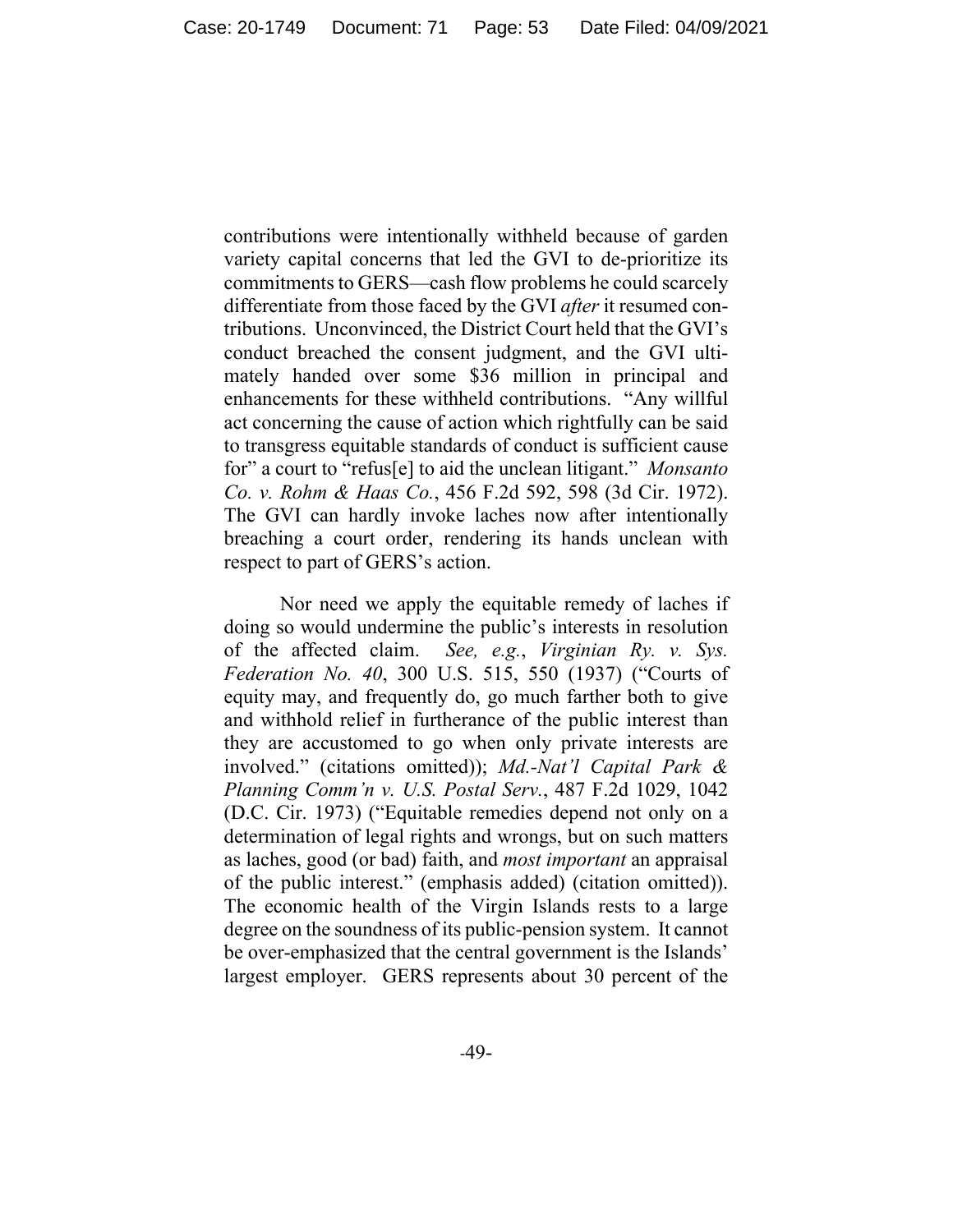contributions were intentionally withheld because of garden variety capital concerns that led the GVI to de-prioritize its commitments to GERS—cash flow problems he could scarcely differentiate from those faced by the GVI *after* it resumed contributions. Unconvinced, the District Court held that the GVI's conduct breached the consent judgment, and the GVI ultimately handed over some $36 million in principal and enhancements for these withheld contributions. "Any willful act concerning the cause of action which rightfully can be said to transgress equitable standards of conduct is sufficient cause for" a court to "refus[e] to aid the unclean litigant." *Monsanto Co. v. Rohm & Haas Co.*, 456 F.2d 592, 598 (3d Cir. 1972). The GVI can hardly invoke laches now after intentionally breaching a court order, rendering its hands unclean with respect to part of GERS's action.

Nor need we apply the equitable remedy of laches if doing so would undermine the public's interests in resolution of the affected claim. *See, e.g.*, *Virginian Ry. v. Sys. Federation No. 40*, 300 U.S. 515, 550 (1937) ("Courts of equity may, and frequently do, go much farther both to give and withhold relief in furtherance of the public interest than they are accustomed to go when only private interests are involved." (citations omitted)); *Md.-Nat'l Capital Park & Planning Comm'n v. U.S. Postal Serv.*, 487 F.2d 1029, 1042 (D.C. Cir. 1973) ("Equitable remedies depend not only on a determination of legal rights and wrongs, but on such matters as laches, good (or bad) faith, and *most important* an appraisal of the public interest." (emphasis added) (citation omitted)). The economic health of the Virgin Islands rests to a large degree on the soundness of its public-pension system. It cannot be over-emphasized that the central government is the Islands' largest employer. GERS represents about 30 percent of the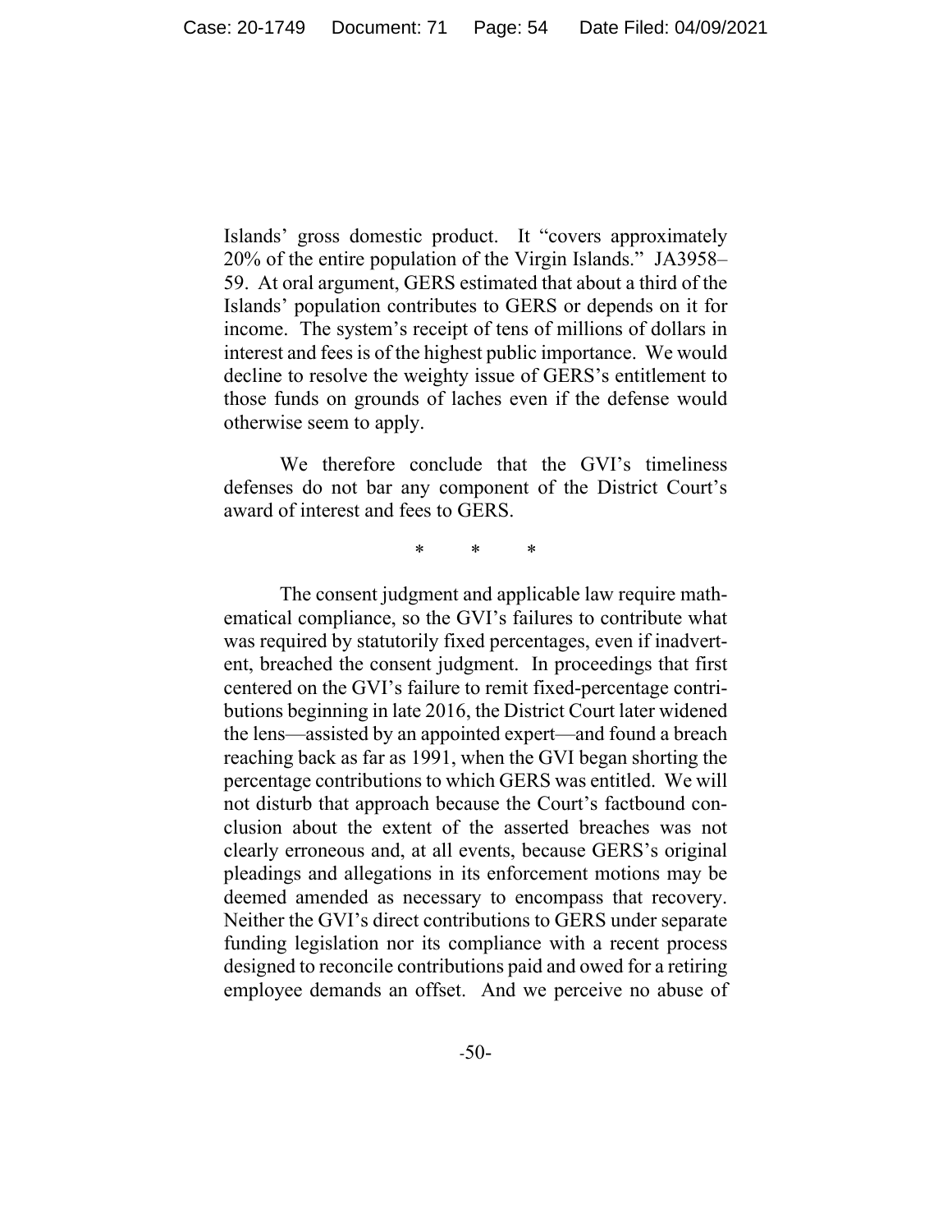Islands' gross domestic product. It "covers approximately 20% of the entire population of the Virgin Islands." JA3958–59. At oral argument, GERS estimated that about a third of the Islands' population contributes to GERS or depends on it for income. The system's receipt of tens of millions of dollars in interest and fees is of the highest public importance. We would decline to resolve the weighty issue of GERS's entitlement to those funds on grounds of laches even if the defense would otherwise seem to apply.

We therefore conclude that the GVI's timeliness defenses do not bar any component of the District Court's award of interest and fees to GERS.

\* \* \*

The consent judgment and applicable law require mathematical compliance, so the GVI's failures to contribute what was required by statutorily fixed percentages, even if inadvertent, breached the consent judgment. In proceedings that first centered on the GVI's failure to remit fixed-percentage contributions beginning in late 2016, the District Court later widened the lens—assisted by an appointed expert—and found a breach reaching back as far as 1991, when the GVI began shorting the percentage contributions to which GERS was entitled. We will not disturb that approach because the Court's factbound conclusion about the extent of the asserted breaches was not clearly erroneous and, at all events, because GERS's original pleadings and allegations in its enforcement motions may be deemed amended as necessary to encompass that recovery. Neither the GVI's direct contributions to GERS under separate funding legislation nor its compliance with a recent process designed to reconcile contributions paid and owed for a retiring employee demands an offset. And we perceive no abuse of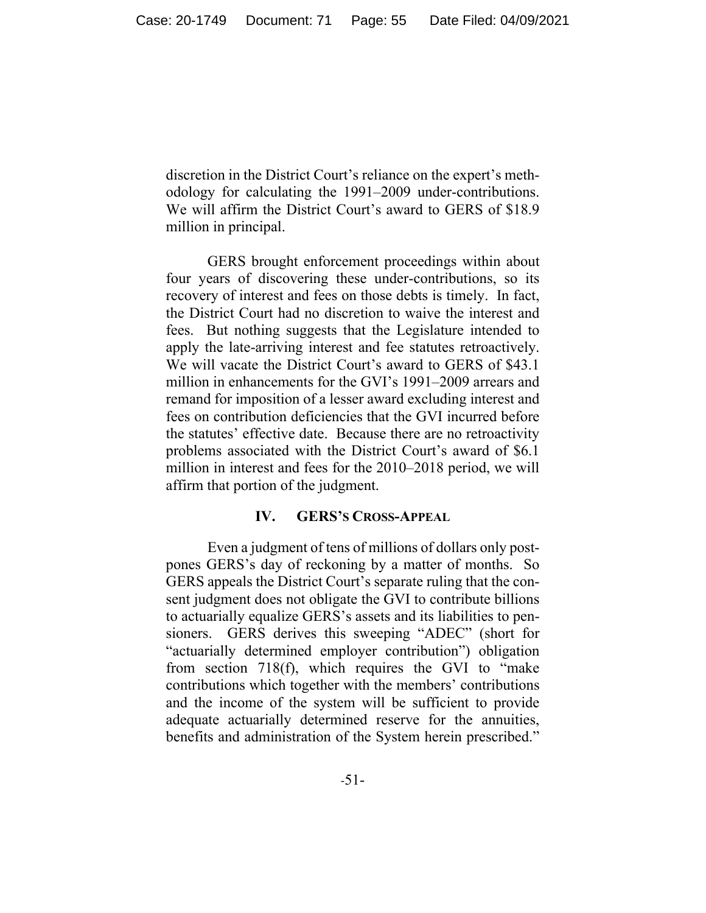discretion in the District Court's reliance on the expert's methodology for calculating the 1991–2009 under-contributions. We will affirm the District Court's award to GERS of $18.9 million in principal.

GERS brought enforcement proceedings within about four years of discovering these under-contributions, so its recovery of interest and fees on those debts is timely. In fact, the District Court had no discretion to waive the interest and fees. But nothing suggests that the Legislature intended to apply the late-arriving interest and fee statutes retroactively. We will vacate the District Court's award to GERS of $43.1 million in enhancements for the GVI's 1991–2009 arrears and remand for imposition of a lesser award excluding interest and fees on contribution deficiencies that the GVI incurred before the statutes' effective date. Because there are no retroactivity problems associated with the District Court's award of $6.1 million in interest and fees for the 2010–2018 period, we will affirm that portion of the judgment.

## IV. GERS's Cross-Appeal

Even a judgment of tens of millions of dollars only postpones GERS's day of reckoning by a matter of months. So GERS appeals the District Court's separate ruling that the consent judgment does not obligate the GVI to contribute billions to actuarially equalize GERS's assets and its liabilities to pensioners. GERS derives this sweeping "ADEC" (short for "actuarially determined employer contribution") obligation from section 718(f), which requires the GVI to "make contributions which together with the members' contributions and the income of the system will be sufficient to provide adequate actuarially determined reserve for the annuities, benefits and administration of the System herein prescribed."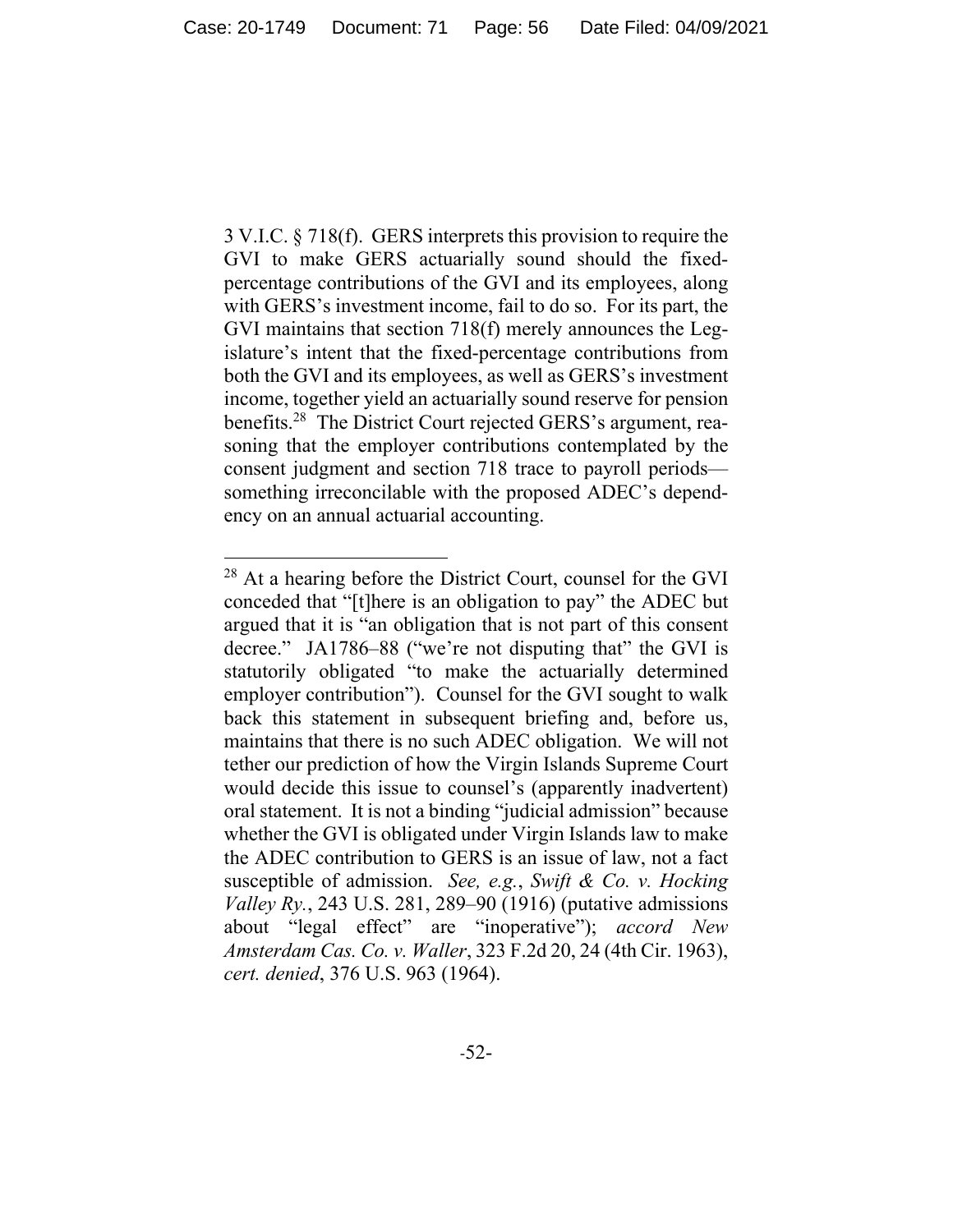3 V.I.C. § 718(f). GERS interprets this provision to require the GVI to make GERS actuarially sound should the fixed-percentage contributions of the GVI and its employees, along with GERS's investment income, fail to do so. For its part, the GVI maintains that section 718(f) merely announces the Legislature's intent that the fixed-percentage contributions from both the GVI and its employees, as well as GERS's investment income, together yield an actuarially sound reserve for pension benefits.[28] The District Court rejected GERS's argument, reasoning that the employer contributions contemplated by the consent judgment and section 718 trace to payroll periods—something irreconcilable with the proposed ADEC's dependency on an annual actuarial accounting.

[28] At a hearing before the District Court, counsel for the GVI conceded that "[t]here is an obligation to pay" the ADEC but argued that it is "an obligation that is not part of this consent decree." JA1786–88 ("we're not disputing that" the GVI is statutorily obligated "to make the actuarially determined employer contribution"). Counsel for the GVI sought to walk back this statement in subsequent briefing and, before us, maintains that there is no such ADEC obligation. We will not tether our prediction of how the Virgin Islands Supreme Court would decide this issue to counsel's (apparently inadvertent) oral statement. It is not a binding "judicial admission" because whether the GVI is obligated under Virgin Islands law to make the ADEC contribution to GERS is an issue of law, not a fact susceptible of admission. *See, e.g.*, *Swift & Co. v. Hocking Valley Ry.*, 243 U.S. 281, 289–90 (1916) (putative admissions about "legal effect" are "inoperative"); *accord New Amsterdam Cas. Co. v. Waller*, 323 F.2d 20, 24 (4th Cir. 1963), *cert. denied*, 376 U.S. 963 (1964).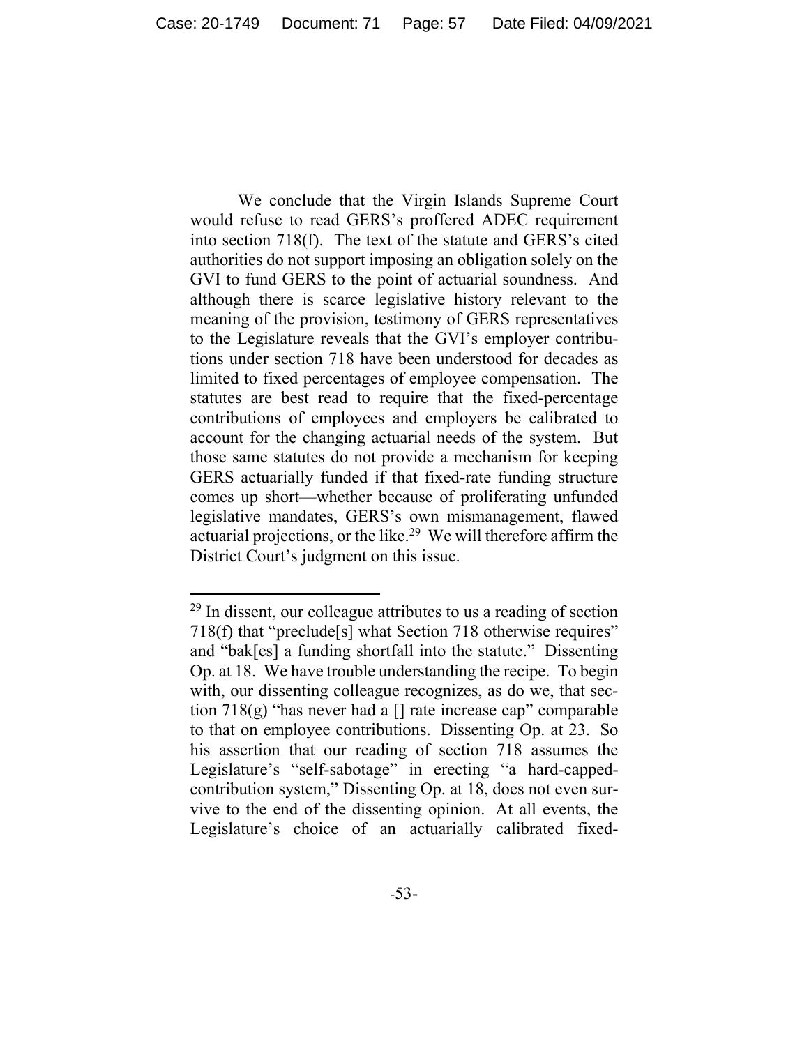We conclude that the Virgin Islands Supreme Court would refuse to read GERS's proffered ADEC requirement into section 718(f). The text of the statute and GERS's cited authorities do not support imposing an obligation solely on the GVI to fund GERS to the point of actuarial soundness. And although there is scarce legislative history relevant to the meaning of the provision, testimony of GERS representatives to the Legislature reveals that the GVI's employer contributions under section 718 have been understood for decades as limited to fixed percentages of employee compensation. The statutes are best read to require that the fixed-percentage contributions of employees and employers be calibrated to account for the changing actuarial needs of the system. But those same statutes do not provide a mechanism for keeping GERS actuarially funded if that fixed-rate funding structure comes up short—whether because of proliferating unfunded legislative mandates, GERS's own mismanagement, flawed actuarial projections, or the like.[29] We will therefore affirm the District Court's judgment on this issue.

---

[29] In dissent, our colleague attributes to us a reading of section 718(f) that "preclude[s] what Section 718 otherwise requires" and "bak[es] a funding shortfall into the statute." Dissenting Op. at 18. We have trouble understanding the recipe. To begin with, our dissenting colleague recognizes, as do we, that section 718(g) "has never had a [] rate increase cap" comparable to that on employee contributions. Dissenting Op. at 23. So his assertion that our reading of section 718 assumes the Legislature's "self-sabotage" in erecting "a hard-capped-contribution system," Dissenting Op. at 18, does not even survive to the end of the dissenting opinion. At all events, the Legislature's choice of an actuarially calibrated fixed-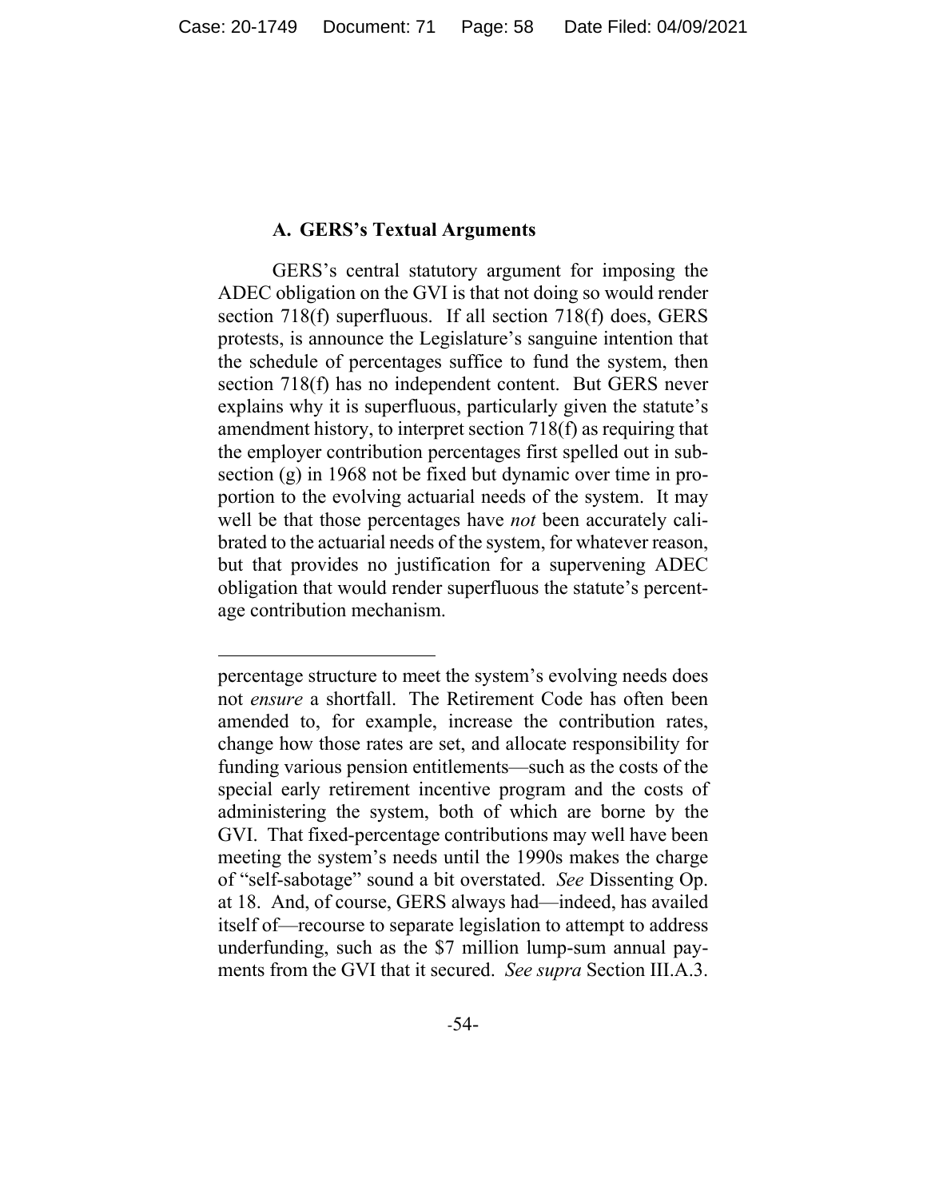### A. GERS's Textual Arguments

GERS's central statutory argument for imposing the ADEC obligation on the GVI is that not doing so would render section 718(f) superfluous. If all section 718(f) does, GERS protests, is announce the Legislature's sanguine intention that the schedule of percentages suffice to fund the system, then section 718(f) has no independent content. But GERS never explains why it is superfluous, particularly given the statute's amendment history, to interpret section 718(f) as requiring that the employer contribution percentages first spelled out in subsection (g) in 1968 not be fixed but dynamic over time in proportion to the evolving actuarial needs of the system. It may well be that those percentages have *not* been accurately calibrated to the actuarial needs of the system, for whatever reason, but that provides no justification for a supervening ADEC obligation that would render superfluous the statute's percentage contribution mechanism.

---

percentage structure to meet the system's evolving needs does not *ensure* a shortfall. The Retirement Code has often been amended to, for example, increase the contribution rates, change how those rates are set, and allocate responsibility for funding various pension entitlements—such as the costs of the special early retirement incentive program and the costs of administering the system, both of which are borne by the GVI. That fixed-percentage contributions may well have been meeting the system's needs until the 1990s makes the charge of "self-sabotage" sound a bit overstated. *See* Dissenting Op. at 18. And, of course, GERS always had—indeed, has availed itself of—recourse to separate legislation to attempt to address underfunding, such as the $7 million lump-sum annual payments from the GVI that it secured. *See supra* Section III.A.3.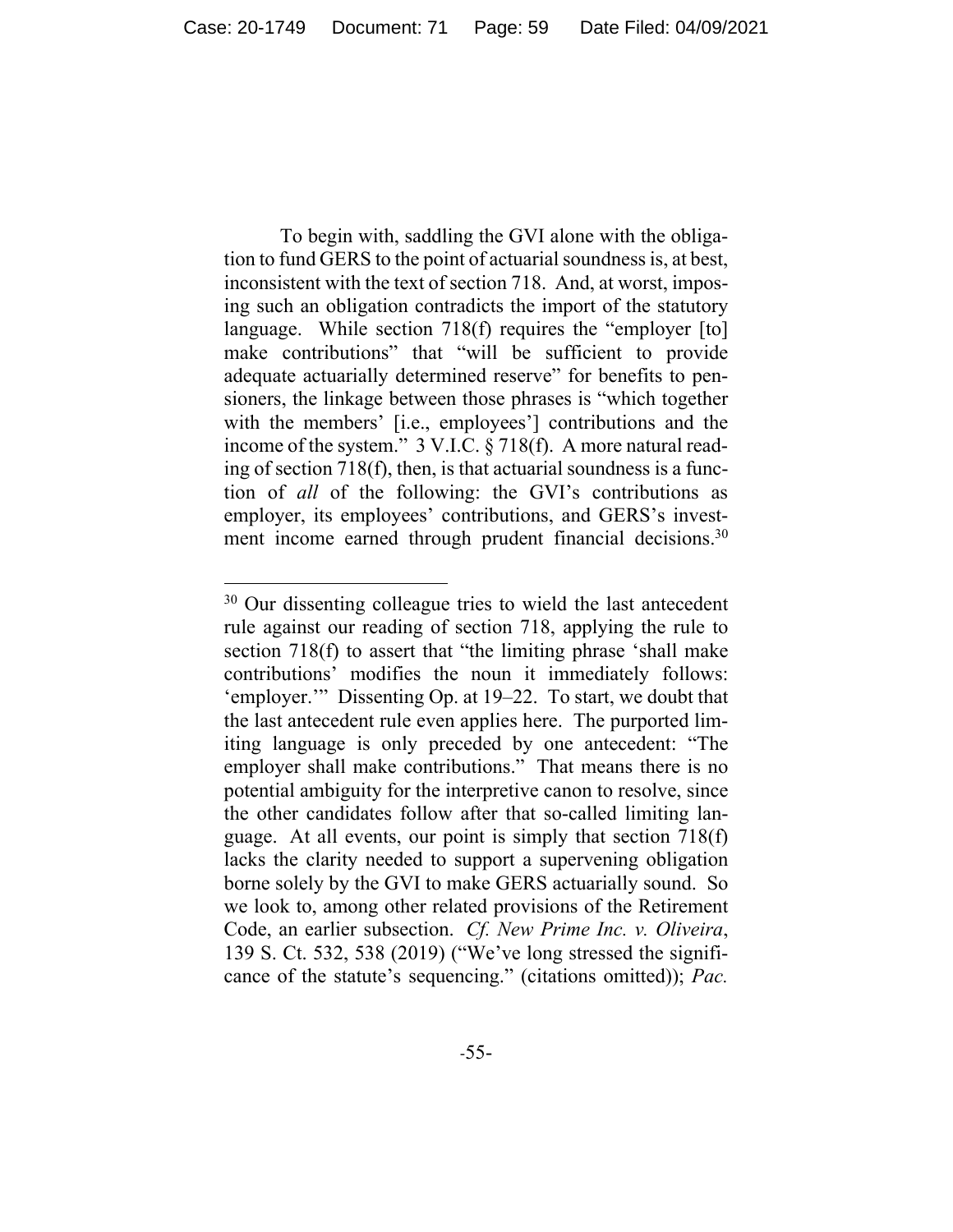To begin with, saddling the GVI alone with the obligation to fund GERS to the point of actuarial soundness is, at best, inconsistent with the text of section 718. And, at worst, imposing such an obligation contradicts the import of the statutory language. While section 718(f) requires the "employer [to] make contributions" that "will be sufficient to provide adequate actuarially determined reserve" for benefits to pensioners, the linkage between those phrases is "which together with the members' [i.e., employees'] contributions and the income of the system." 3 V.I.C. § 718(f). A more natural reading of section 718(f), then, is that actuarial soundness is a function of *all* of the following: the GVI's contributions as employer, its employees' contributions, and GERS's investment income earned through prudent financial decisions.[30]

---

[30] Our dissenting colleague tries to wield the last antecedent rule against our reading of section 718, applying the rule to section 718(f) to assert that "the limiting phrase 'shall make contributions' modifies the noun it immediately follows: 'employer.'" Dissenting Op. at 19–22. To start, we doubt that the last antecedent rule even applies here. The purported limiting language is only preceded by one antecedent: "The employer shall make contributions." That means there is no potential ambiguity for the interpretive canon to resolve, since the other candidates follow after that so-called limiting language. At all events, our point is simply that section 718(f) lacks the clarity needed to support a supervening obligation borne solely by the GVI to make GERS actuarially sound. So we look to, among other related provisions of the Retirement Code, an earlier subsection. *Cf. New Prime Inc. v. Oliveira*, 139 S. Ct. 532, 538 (2019) ("We've long stressed the significance of the statute's sequencing." (citations omitted)); *Pac.*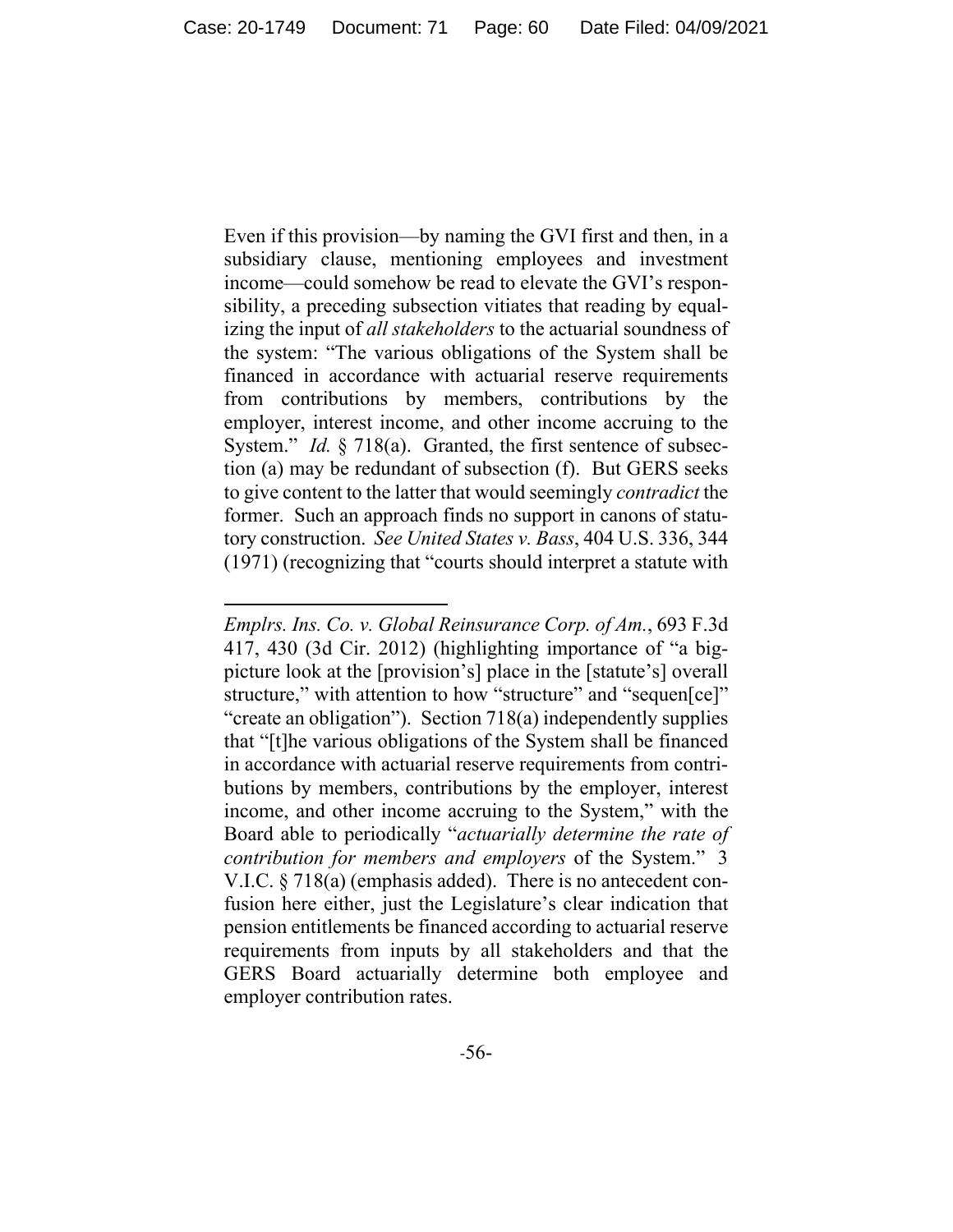Even if this provision—by naming the GVI first and then, in a subsidiary clause, mentioning employees and investment income—could somehow be read to elevate the GVI's responsibility, a preceding subsection vitiates that reading by equalizing the input of *all stakeholders* to the actuarial soundness of the system: "The various obligations of the System shall be financed in accordance with actuarial reserve requirements from contributions by members, contributions by the employer, interest income, and other income accruing to the System." *Id.* § 718(a). Granted, the first sentence of subsection (a) may be redundant of subsection (f). But GERS seeks to give content to the latter that would seemingly *contradict* the former. Such an approach finds no support in canons of statutory construction. *See United States v. Bass*, 404 U.S. 336, 344 (1971) (recognizing that "courts should interpret a statute with

---

*Emplrs. Ins. Co. v. Global Reinsurance Corp. of Am.*, 693 F.3d 417, 430 (3d Cir. 2012) (highlighting importance of "a big-picture look at the [provision's] place in the [statute's] overall structure," with attention to how "structure" and "sequen[ce]" "create an obligation"). Section 718(a) independently supplies that "[t]he various obligations of the System shall be financed in accordance with actuarial reserve requirements from contributions by members, contributions by the employer, interest income, and other income accruing to the System," with the Board able to periodically "*actuarially determine the rate of contribution for members and employers* of the System." 3 V.I.C. § 718(a) (emphasis added). There is no antecedent confusion here either, just the Legislature's clear indication that pension entitlements be financed according to actuarial reserve requirements from inputs by all stakeholders and that the GERS Board actuarially determine both employee and employer contribution rates.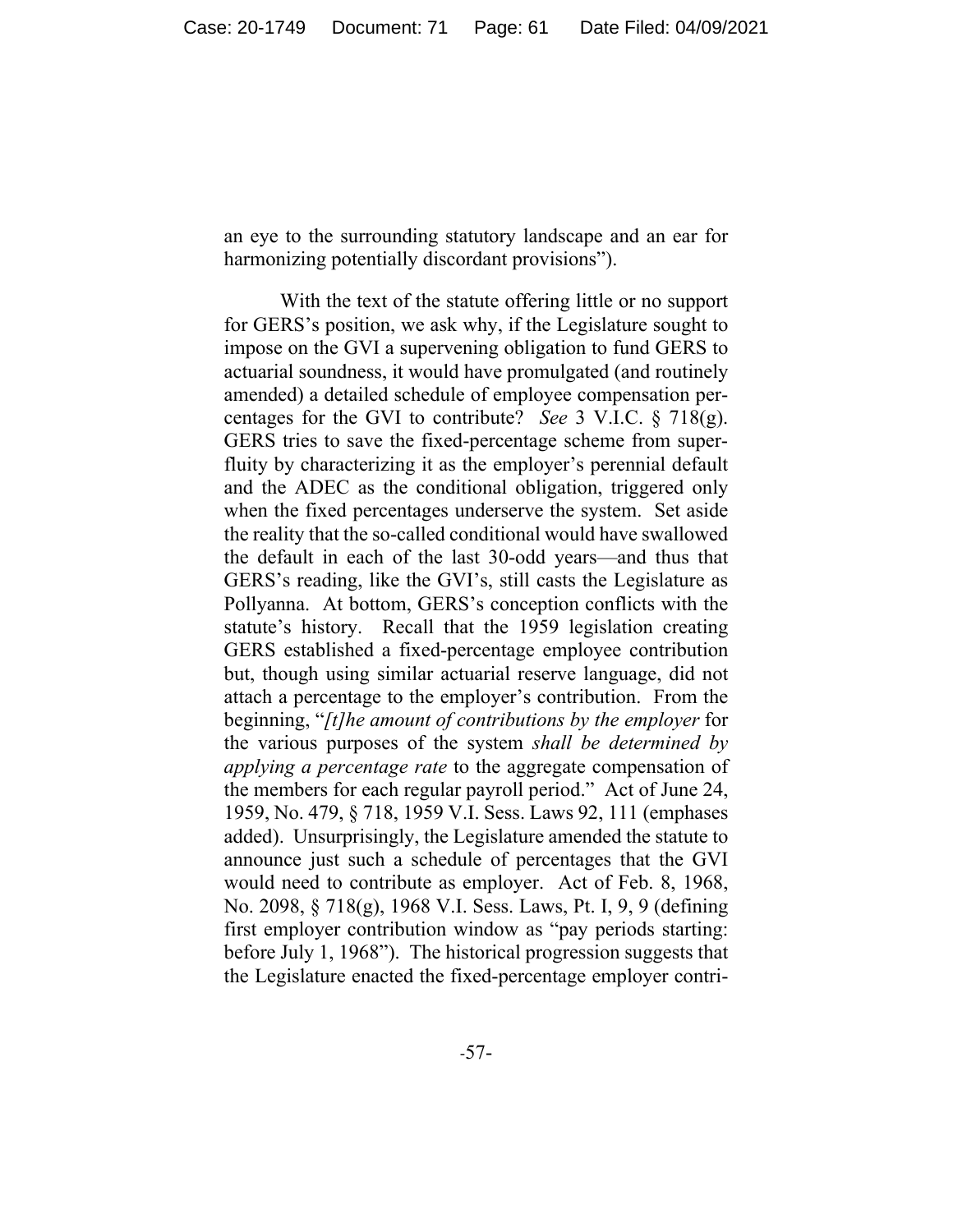an eye to the surrounding statutory landscape and an ear for harmonizing potentially discordant provisions").

With the text of the statute offering little or no support for GERS's position, we ask why, if the Legislature sought to impose on the GVI a supervening obligation to fund GERS to actuarial soundness, it would have promulgated (and routinely amended) a detailed schedule of employee compensation percentages for the GVI to contribute? *See* 3 V.I.C. § 718(g). GERS tries to save the fixed-percentage scheme from superfluity by characterizing it as the employer's perennial default and the ADEC as the conditional obligation, triggered only when the fixed percentages underserve the system. Set aside the reality that the so-called conditional would have swallowed the default in each of the last 30-odd years—and thus that GERS's reading, like the GVI's, still casts the Legislature as Pollyanna. At bottom, GERS's conception conflicts with the statute's history. Recall that the 1959 legislation creating GERS established a fixed-percentage employee contribution but, though using similar actuarial reserve language, did not attach a percentage to the employer's contribution. From the beginning, "*[t]he amount of contributions by the employer* for the various purposes of the system *shall be determined by applying a percentage rate* to the aggregate compensation of the members for each regular payroll period." Act of June 24, 1959, No. 479, § 718, 1959 V.I. Sess. Laws 92, 111 (emphases added). Unsurprisingly, the Legislature amended the statute to announce just such a schedule of percentages that the GVI would need to contribute as employer. Act of Feb. 8, 1968, No. 2098, § 718(g), 1968 V.I. Sess. Laws, Pt. I, 9, 9 (defining first employer contribution window as "pay periods starting: before July 1, 1968"). The historical progression suggests that the Legislature enacted the fixed-percentage employer contri-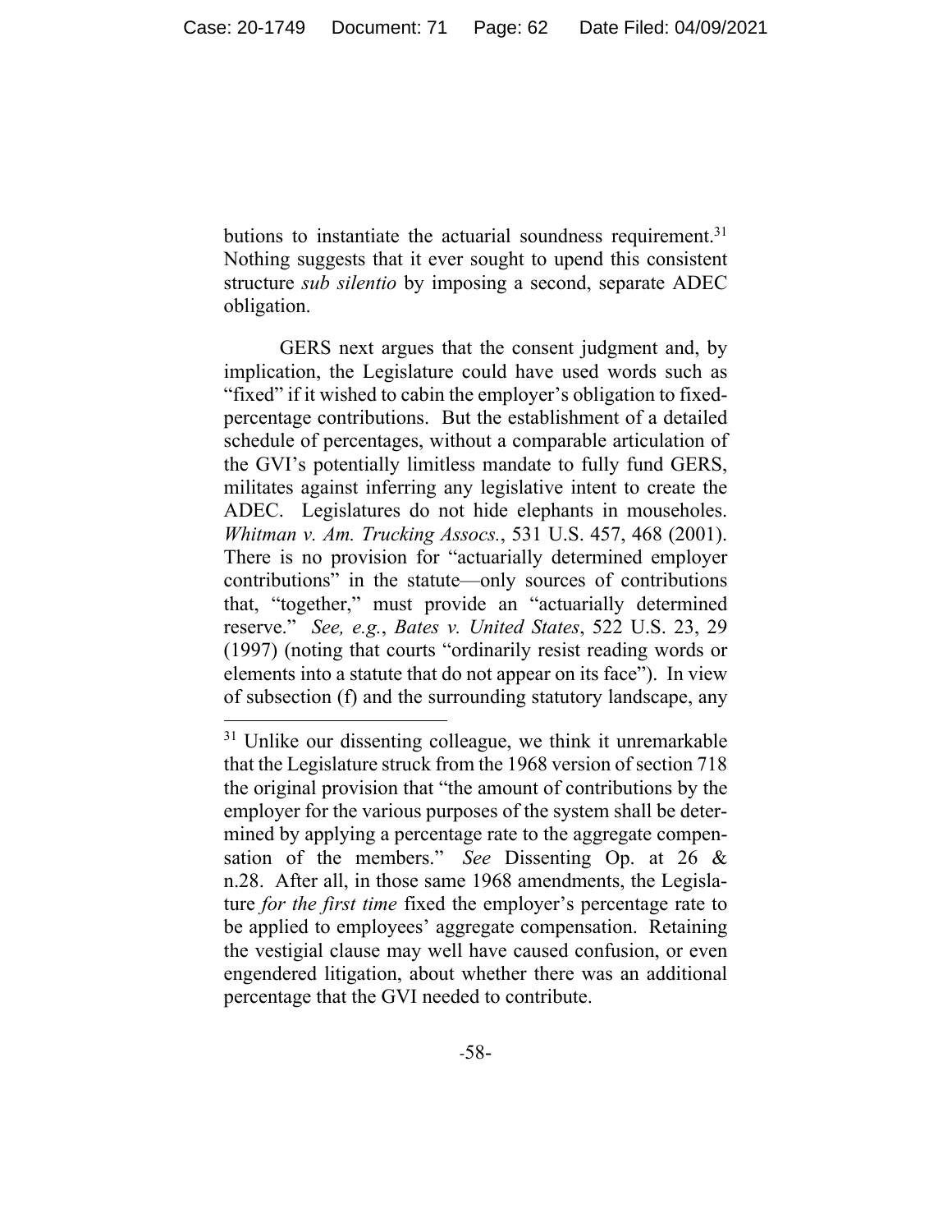butions to instantiate the actuarial soundness requirement.[31] Nothing suggests that it ever sought to upend this consistent structure *sub silentio* by imposing a second, separate ADEC obligation.

GERS next argues that the consent judgment and, by implication, the Legislature could have used words such as "fixed" if it wished to cabin the employer's obligation to fixed-percentage contributions. But the establishment of a detailed schedule of percentages, without a comparable articulation of the GVI's potentially limitless mandate to fully fund GERS, militates against inferring any legislative intent to create the ADEC. Legislatures do not hide elephants in mouseholes. *Whitman v. Am. Trucking Assocs.*, 531 U.S. 457, 468 (2001). There is no provision for "actuarially determined employer contributions" in the statute—only sources of contributions that, "together," must provide an "actuarially determined reserve." *See, e.g.*, *Bates v. United States*, 522 U.S. 23, 29 (1997) (noting that courts "ordinarily resist reading words or elements into a statute that do not appear on its face"). In view of subsection (f) and the surrounding statutory landscape, any

---

[31] Unlike our dissenting colleague, we think it unremarkable that the Legislature struck from the 1968 version of section 718 the original provision that "the amount of contributions by the employer for the various purposes of the system shall be determined by applying a percentage rate to the aggregate compensation of the members." *See* Dissenting Op. at 26 & n.28. After all, in those same 1968 amendments, the Legislature *for the first time* fixed the employer's percentage rate to be applied to employees' aggregate compensation. Retaining the vestigial clause may well have caused confusion, or even engendered litigation, about whether there was an additional percentage that the GVI needed to contribute.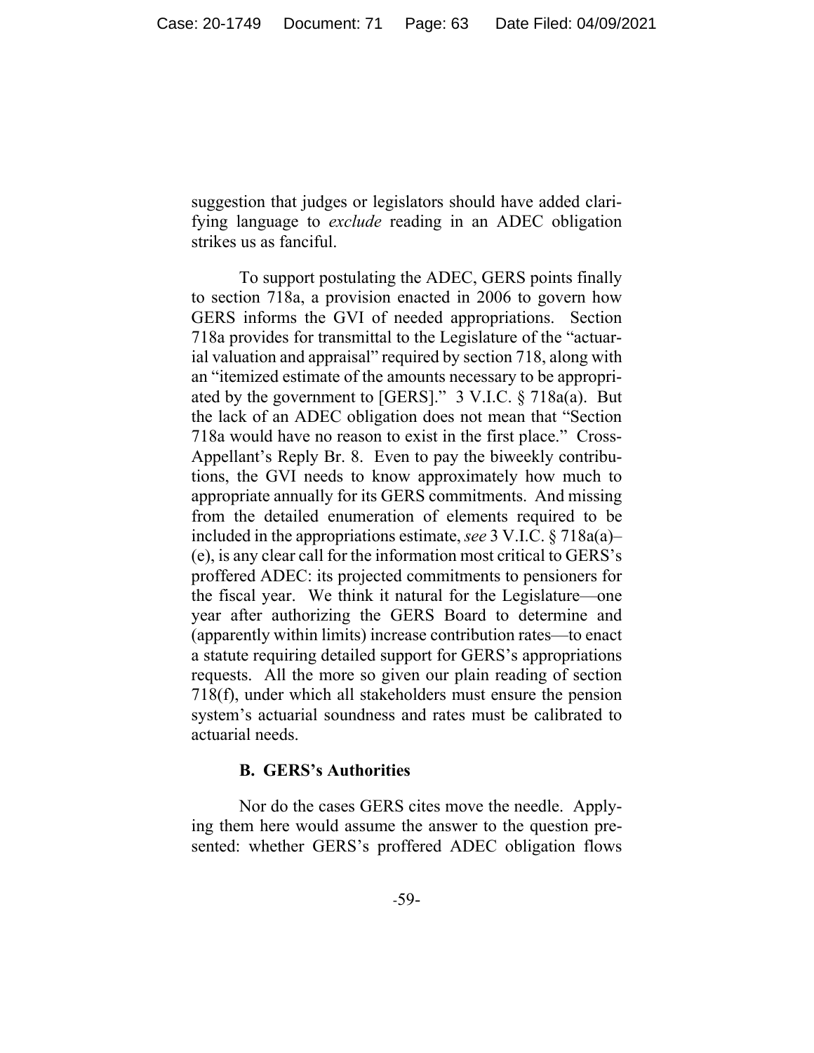suggestion that judges or legislators should have added clarifying language to *exclude* reading in an ADEC obligation strikes us as fanciful.

To support postulating the ADEC, GERS points finally to section 718a, a provision enacted in 2006 to govern how GERS informs the GVI of needed appropriations. Section 718a provides for transmittal to the Legislature of the "actuarial valuation and appraisal" required by section 718, along with an "itemized estimate of the amounts necessary to be appropriated by the government to [GERS]." 3 V.I.C. § 718a(a). But the lack of an ADEC obligation does not mean that "Section 718a would have no reason to exist in the first place." Cross-Appellant's Reply Br. 8. Even to pay the biweekly contributions, the GVI needs to know approximately how much to appropriate annually for its GERS commitments. And missing from the detailed enumeration of elements required to be included in the appropriations estimate, *see* 3 V.I.C. § 718a(a)–(e), is any clear call for the information most critical to GERS's proffered ADEC: its projected commitments to pensioners for the fiscal year. We think it natural for the Legislature—one year after authorizing the GERS Board to determine and (apparently within limits) increase contribution rates—to enact a statute requiring detailed support for GERS's appropriations requests. All the more so given our plain reading of section 718(f), under which all stakeholders must ensure the pension system's actuarial soundness and rates must be calibrated to actuarial needs.

### B. GERS's Authorities

Nor do the cases GERS cites move the needle. Applying them here would assume the answer to the question presented: whether GERS's proffered ADEC obligation flows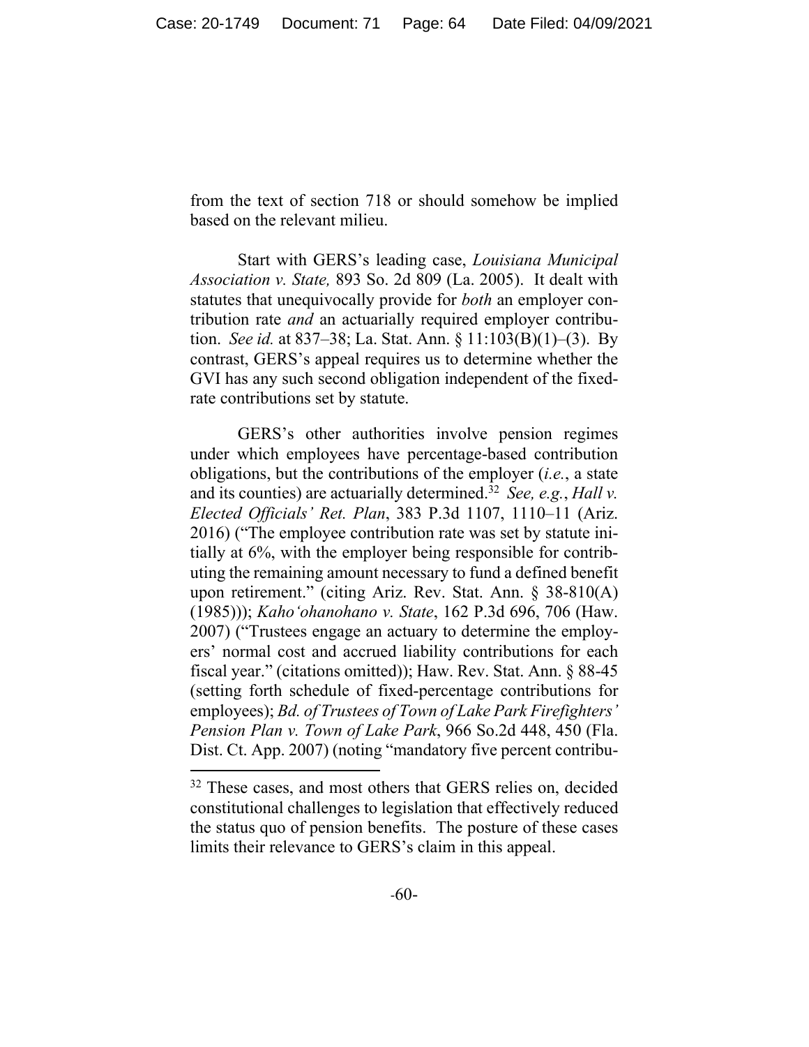from the text of section 718 or should somehow be implied based on the relevant milieu.

Start with GERS's leading case, *Louisiana Municipal Association v. State,* 893 So. 2d 809 (La. 2005). It dealt with statutes that unequivocally provide for *both* an employer contribution rate *and* an actuarially required employer contribution. *See id.* at 837–38; La. Stat. Ann. § 11:103(B)(1)–(3). By contrast, GERS's appeal requires us to determine whether the GVI has any such second obligation independent of the fixed-rate contributions set by statute.

GERS's other authorities involve pension regimes under which employees have percentage-based contribution obligations, but the contributions of the employer (*i.e.*, a state and its counties) are actuarially determined.[32] *See, e.g.*, *Hall v. Elected Officials' Ret. Plan*, 383 P.3d 1107, 1110–11 (Ariz. 2016) ("The employee contribution rate was set by statute initially at 6%, with the employer being responsible for contributing the remaining amount necessary to fund a defined benefit upon retirement." (citing Ariz. Rev. Stat. Ann. § 38-810(A) (1985))); *Kaho'ohanohano v. State*, 162 P.3d 696, 706 (Haw. 2007) ("Trustees engage an actuary to determine the employers' normal cost and accrued liability contributions for each fiscal year." (citations omitted)); Haw. Rev. Stat. Ann. § 88-45 (setting forth schedule of fixed-percentage contributions for employees); *Bd. of Trustees of Town of Lake Park Firefighters' Pension Plan v. Town of Lake Park*, 966 So.2d 448, 450 (Fla. Dist. Ct. App. 2007) (noting "mandatory five percent contribu-

---

[32] These cases, and most others that GERS relies on, decided constitutional challenges to legislation that effectively reduced the status quo of pension benefits. The posture of these cases limits their relevance to GERS's claim in this appeal.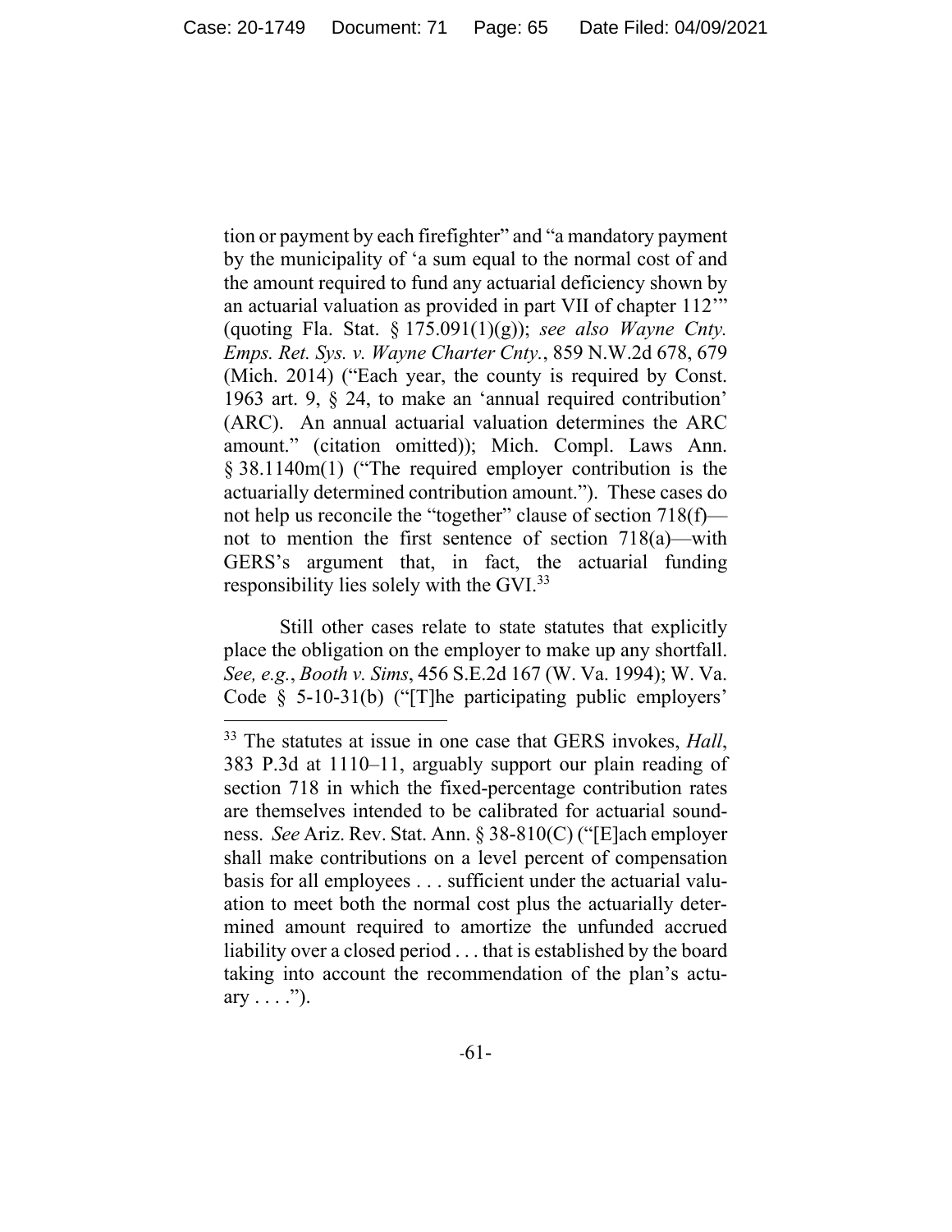tion or payment by each firefighter" and "a mandatory payment by the municipality of 'a sum equal to the normal cost of and the amount required to fund any actuarial deficiency shown by an actuarial valuation as provided in part VII of chapter 112'" (quoting Fla. Stat. § 175.091(1)(g)); *see also Wayne Cnty. Emps. Ret. Sys. v. Wayne Charter Cnty.*, 859 N.W.2d 678, 679 (Mich. 2014) ("Each year, the county is required by Const. 1963 art. 9, § 24, to make an 'annual required contribution' (ARC). An annual actuarial valuation determines the ARC amount." (citation omitted)); Mich. Compl. Laws Ann. § 38.1140m(1) ("The required employer contribution is the actuarially determined contribution amount."). These cases do not help us reconcile the "together" clause of section 718(f)—not to mention the first sentence of section 718(a)—with GERS's argument that, in fact, the actuarial funding responsibility lies solely with the GVI.[33]

Still other cases relate to state statutes that explicitly place the obligation on the employer to make up any shortfall. *See, e.g.*, *Booth v. Sims*, 456 S.E.2d 167 (W. Va. 1994); W. Va. Code § 5-10-31(b) ("[T]he participating public employers'

---

[33] The statutes at issue in one case that GERS invokes, *Hall*, 383 P.3d at 1110–11, arguably support our plain reading of section 718 in which the fixed-percentage contribution rates are themselves intended to be calibrated for actuarial soundness. *See* Ariz. Rev. Stat. Ann. § 38-810(C) ("[E]ach employer shall make contributions on a level percent of compensation basis for all employees . . . sufficient under the actuarial valuation to meet both the normal cost plus the actuarially determined amount required to amortize the unfunded accrued liability over a closed period . . . that is established by the board taking into account the recommendation of the plan's actuary . . . .").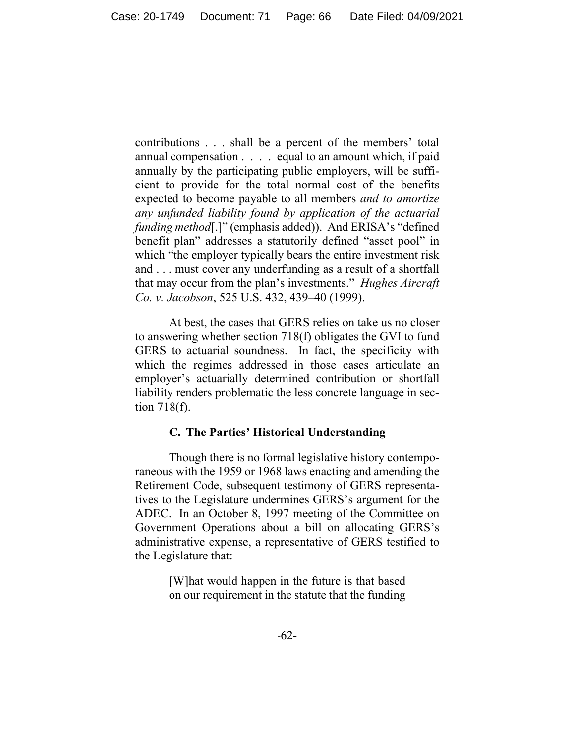contributions . . . shall be a percent of the members' total annual compensation . . . . equal to an amount which, if paid annually by the participating public employers, will be sufficient to provide for the total normal cost of the benefits expected to become payable to all members *and to amortize any unfunded liability found by application of the actuarial funding method*[.]" (emphasis added)). And ERISA's "defined benefit plan" addresses a statutorily defined "asset pool" in which "the employer typically bears the entire investment risk and . . . must cover any underfunding as a result of a shortfall that may occur from the plan's investments." *Hughes Aircraft Co. v. Jacobson*, 525 U.S. 432, 439–40 (1999).

At best, the cases that GERS relies on take us no closer to answering whether section 718(f) obligates the GVI to fund GERS to actuarial soundness. In fact, the specificity with which the regimes addressed in those cases articulate an employer's actuarially determined contribution or shortfall liability renders problematic the less concrete language in section 718(f).

### C. The Parties' Historical Understanding

Though there is no formal legislative history contemporaneous with the 1959 or 1968 laws enacting and amending the Retirement Code, subsequent testimony of GERS representatives to the Legislature undermines GERS's argument for the ADEC. In an October 8, 1997 meeting of the Committee on Government Operations about a bill on allocating GERS's administrative expense, a representative of GERS testified to the Legislature that:

> [W]hat would happen in the future is that based on our requirement in the statute that the funding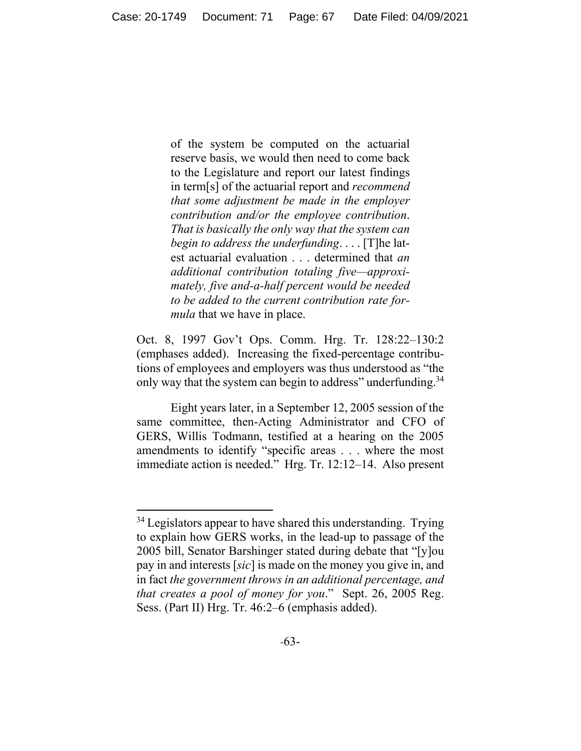> of the system be computed on the actuarial reserve basis, we would then need to come back to the Legislature and report our latest findings in term[s] of the actuarial report and *recommend that some adjustment be made in the employer contribution and/or the employee contribution*. *That is basically the only way that the system can begin to address the underfunding*. . . . [T]he latest actuarial evaluation . . . determined that *an additional contribution totaling five—approximately, five and-a-half percent would be needed to be added to the current contribution rate formula* that we have in place.

Oct. 8, 1997 Gov't Ops. Comm. Hrg. Tr. 128:22–130:2 (emphases added). Increasing the fixed-percentage contributions of employees and employers was thus understood as "the only way that the system can begin to address" underfunding.[34]

Eight years later, in a September 12, 2005 session of the same committee, then-Acting Administrator and CFO of GERS, Willis Todmann, testified at a hearing on the 2005 amendments to identify "specific areas . . . where the most immediate action is needed." Hrg. Tr. 12:12–14. Also present

---

[34] Legislators appear to have shared this understanding. Trying to explain how GERS works, in the lead-up to passage of the 2005 bill, Senator Barshinger stated during debate that "[y]ou pay in and interests [*sic*] is made on the money you give in, and in fact *the government throws in an additional percentage, and that creates a pool of money for you*." Sept. 26, 2005 Reg. Sess. (Part II) Hrg. Tr. 46:2–6 (emphasis added).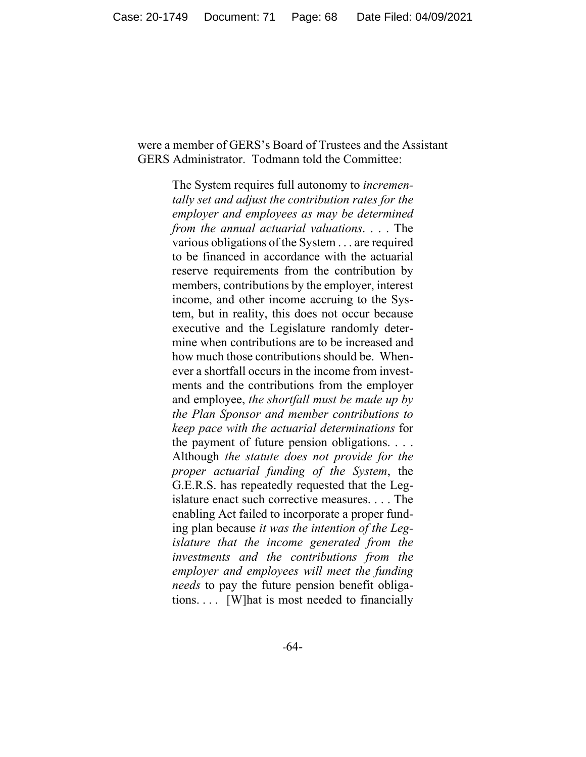were a member of GERS's Board of Trustees and the Assistant GERS Administrator. Todmann told the Committee:

> The System requires full autonomy to *incrementally set and adjust the contribution rates for the employer and employees as may be determined from the annual actuarial valuations*. . . . The various obligations of the System . . . are required to be financed in accordance with the actuarial reserve requirements from the contribution by members, contributions by the employer, interest income, and other income accruing to the System, but in reality, this does not occur because executive and the Legislature randomly determine when contributions are to be increased and how much those contributions should be. Whenever a shortfall occurs in the income from investments and the contributions from the employer and employee, *the shortfall must be made up by the Plan Sponsor and member contributions to keep pace with the actuarial determinations* for the payment of future pension obligations. . . . Although *the statute does not provide for the proper actuarial funding of the System*, the G.E.R.S. has repeatedly requested that the Legislature enact such corrective measures. . . . The enabling Act failed to incorporate a proper funding plan because *it was the intention of the Legislature that the income generated from the investments and the contributions from the employer and employees will meet the funding needs* to pay the future pension benefit obligations. . . . [W]hat is most needed to financially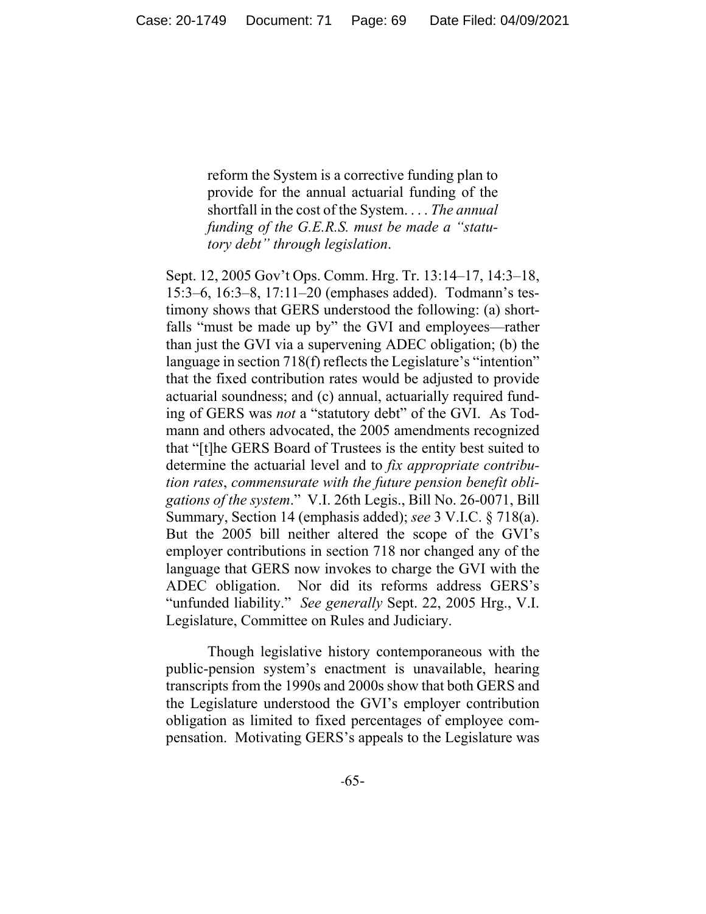> reform the System is a corrective funding plan to provide for the annual actuarial funding of the shortfall in the cost of the System. . . . *The annual funding of the G.E.R.S. must be made a "statutory debt" through legislation*.

Sept. 12, 2005 Gov't Ops. Comm. Hrg. Tr. 13:14–17, 14:3–18, 15:3–6, 16:3–8, 17:11–20 (emphases added). Todmann's testimony shows that GERS understood the following: (a) shortfalls "must be made up by" the GVI and employees—rather than just the GVI via a supervening ADEC obligation; (b) the language in section 718(f) reflects the Legislature's "intention" that the fixed contribution rates would be adjusted to provide actuarial soundness; and (c) annual, actuarially required funding of GERS was *not* a "statutory debt" of the GVI. As Todmann and others advocated, the 2005 amendments recognized that "[t]he GERS Board of Trustees is the entity best suited to determine the actuarial level and to *fix appropriate contribution rates*, *commensurate with the future pension benefit obligations of the system*." V.I. 26th Legis., Bill No. 26-0071, Bill Summary, Section 14 (emphasis added); *see* 3 V.I.C. § 718(a). But the 2005 bill neither altered the scope of the GVI's employer contributions in section 718 nor changed any of the language that GERS now invokes to charge the GVI with the ADEC obligation. Nor did its reforms address GERS's "unfunded liability." *See generally* Sept. 22, 2005 Hrg., V.I. Legislature, Committee on Rules and Judiciary.

Though legislative history contemporaneous with the public-pension system's enactment is unavailable, hearing transcripts from the 1990s and 2000s show that both GERS and the Legislature understood the GVI's employer contribution obligation as limited to fixed percentages of employee compensation. Motivating GERS's appeals to the Legislature was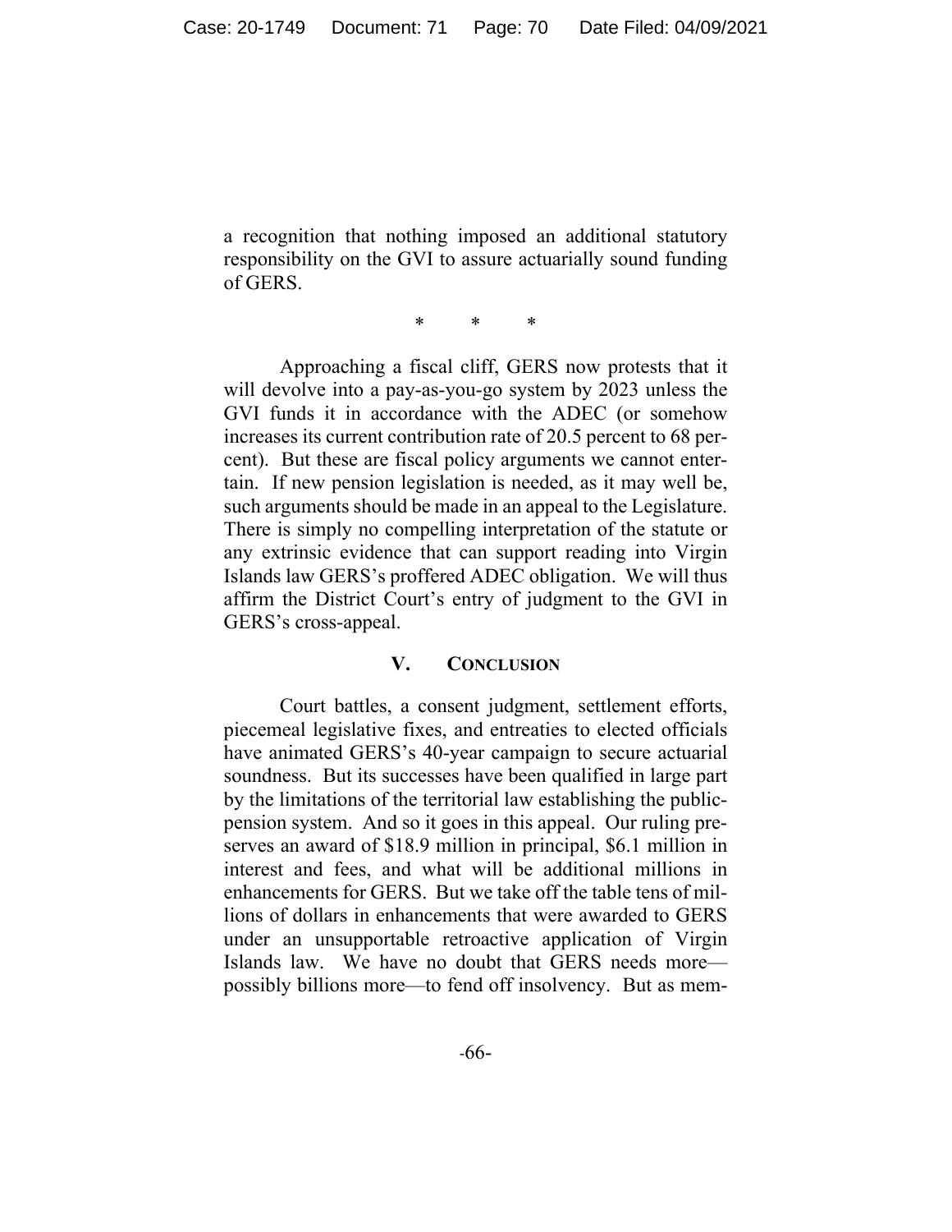a recognition that nothing imposed an additional statutory responsibility on the GVI to assure actuarially sound funding of GERS.

\*        \*        \*

Approaching a fiscal cliff, GERS now protests that it will devolve into a pay-as-you-go system by 2023 unless the GVI funds it in accordance with the ADEC (or somehow increases its current contribution rate of 20.5 percent to 68 percent). But these are fiscal policy arguments we cannot entertain. If new pension legislation is needed, as it may well be, such arguments should be made in an appeal to the Legislature. There is simply no compelling interpretation of the statute or any extrinsic evidence that can support reading into Virgin Islands law GERS's proffered ADEC obligation. We will thus affirm the District Court's entry of judgment to the GVI in GERS's cross-appeal.

## V. CONCLUSION

Court battles, a consent judgment, settlement efforts, piecemeal legislative fixes, and entreaties to elected officials have animated GERS's 40-year campaign to secure actuarial soundness. But its successes have been qualified in large part by the limitations of the territorial law establishing the public-pension system. And so it goes in this appeal. Our ruling preserves an award of \$18.9 million in principal, \$6.1 million in interest and fees, and what will be additional millions in enhancements for GERS. But we take off the table tens of millions of dollars in enhancements that were awarded to GERS under an unsupportable retroactive application of Virgin Islands law. We have no doubt that GERS needs more—possibly billions more—to fend off insolvency. But as mem-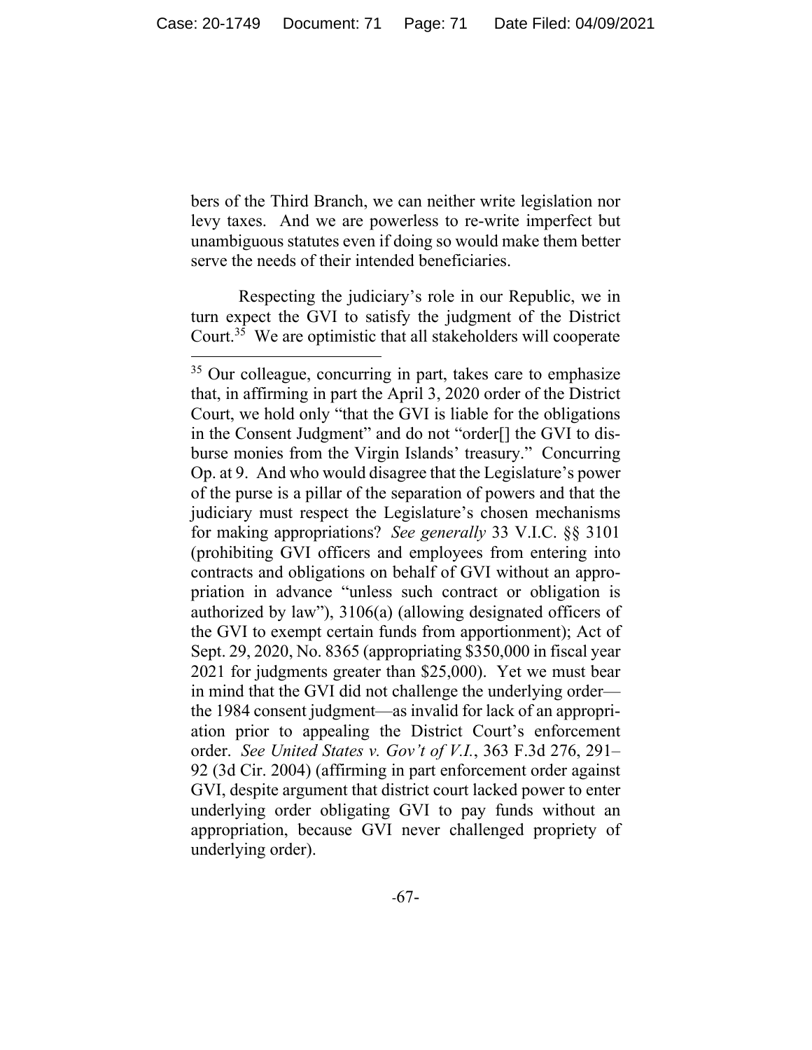bers of the Third Branch, we can neither write legislation nor levy taxes. And we are powerless to re-write imperfect but unambiguous statutes even if doing so would make them better serve the needs of their intended beneficiaries.

Respecting the judiciary's role in our Republic, we in turn expect the GVI to satisfy the judgment of the District Court.[35] We are optimistic that all stakeholders will cooperate

[35] Our colleague, concurring in part, takes care to emphasize that, in affirming in part the April 3, 2020 order of the District Court, we hold only "that the GVI is liable for the obligations in the Consent Judgment" and do not "order[] the GVI to disburse monies from the Virgin Islands' treasury." Concurring Op. at 9. And who would disagree that the Legislature's power of the purse is a pillar of the separation of powers and that the judiciary must respect the Legislature's chosen mechanisms for making appropriations? *See generally* 33 V.I.C. §§ 3101 (prohibiting GVI officers and employees from entering into contracts and obligations on behalf of GVI without an appropriation in advance "unless such contract or obligation is authorized by law"), 3106(a) (allowing designated officers of the GVI to exempt certain funds from apportionment); Act of Sept. 29, 2020, No. 8365 (appropriating $350,000 in fiscal year 2021 for judgments greater than $25,000). Yet we must bear in mind that the GVI did not challenge the underlying order—the 1984 consent judgment—as invalid for lack of an appropriation prior to appealing the District Court's enforcement order. *See United States v. Gov't of V.I.*, 363 F.3d 276, 291–92 (3d Cir. 2004) (affirming in part enforcement order against GVI, despite argument that district court lacked power to enter underlying order obligating GVI to pay funds without an appropriation, because GVI never challenged propriety of underlying order).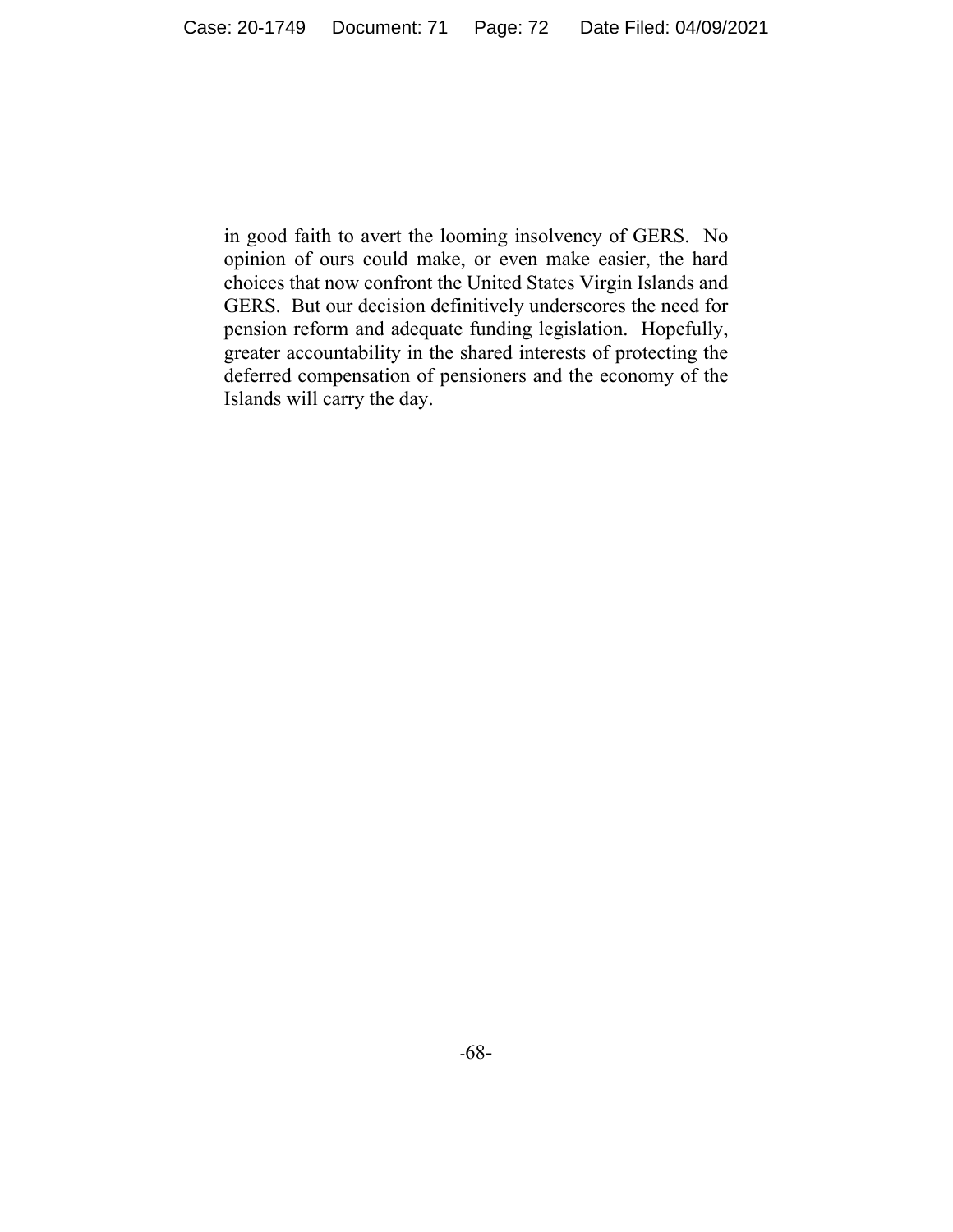in good faith to avert the looming insolvency of GERS. No opinion of ours could make, or even make easier, the hard choices that now confront the United States Virgin Islands and GERS. But our decision definitively underscores the need for pension reform and adequate funding legislation. Hopefully, greater accountability in the shared interests of protecting the deferred compensation of pensioners and the economy of the Islands will carry the day.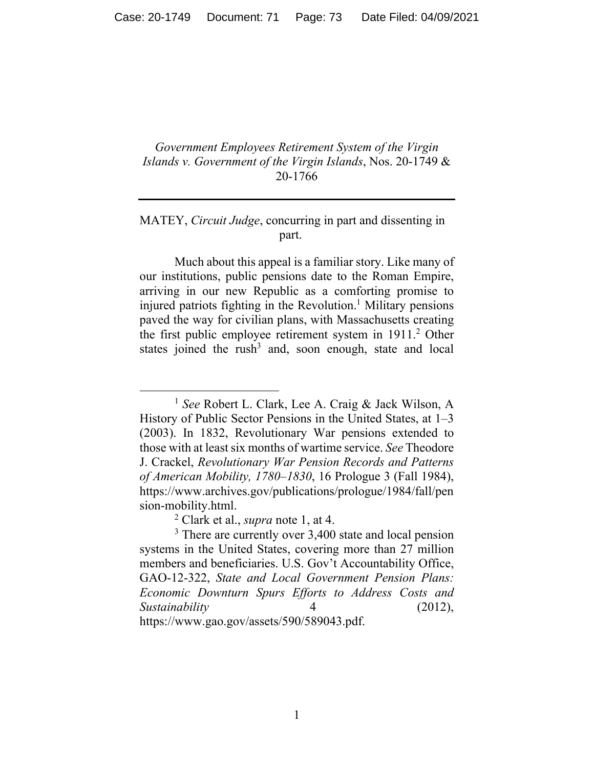*Government Employees Retirement System of the Virgin Islands v. Government of the Virgin Islands*, Nos. 20-1749 & 20-1766

---

MATEY, *Circuit Judge*, concurring in part and dissenting in part.

Much about this appeal is a familiar story. Like many of our institutions, public pensions date to the Roman Empire, arriving in our new Republic as a comforting promise to injured patriots fighting in the Revolution.[1] Military pensions paved the way for civilian plans, with Massachusetts creating the first public employee retirement system in 1911.[2] Other states joined the rush[3] and, soon enough, state and local

---

[1] *See* Robert L. Clark, Lee A. Craig & Jack Wilson, A History of Public Sector Pensions in the United States, at 1–3 (2003). In 1832, Revolutionary War pensions extended to those with at least six months of wartime service. *See* Theodore J. Crackel, *Revolutionary War Pension Records and Patterns of American Mobility, 1780–1830*, 16 Prologue 3 (Fall 1984), https://www.archives.gov/publications/prologue/1984/fall/pension-mobility.html.

[2] Clark et al., *supra* note 1, at 4.

[3] There are currently over 3,400 state and local pension systems in the United States, covering more than 27 million members and beneficiaries. U.S. Gov't Accountability Office, GAO-12-322, *State and Local Government Pension Plans: Economic Downturn Spurs Efforts to Address Costs and Sustainability* 4 (2012), https://www.gao.gov/assets/590/589043.pdf.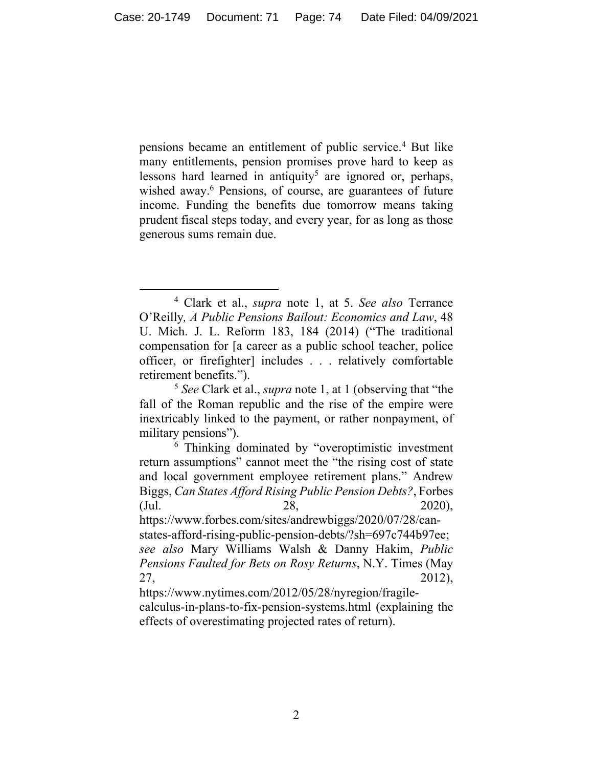pensions became an entitlement of public service.[4] But like many entitlements, pension promises prove hard to keep as lessons hard learned in antiquity[5] are ignored or, perhaps, wished away.[6] Pensions, of course, are guarantees of future income. Funding the benefits due tomorrow means taking prudent fiscal steps today, and every year, for as long as those generous sums remain due.

---

[4] Clark et al., *supra* note 1, at 5. *See also* Terrance O'Reilly*, A Public Pensions Bailout: Economics and Law*, 48 U. Mich. J. L. Reform 183, 184 (2014) ("The traditional compensation for [a career as a public school teacher, police officer, or firefighter] includes . . . relatively comfortable retirement benefits.").

[5] *See* Clark et al., *supra* note 1, at 1 (observing that "the fall of the Roman republic and the rise of the empire were inextricably linked to the payment, or rather nonpayment, of military pensions").

[6] Thinking dominated by "overoptimistic investment return assumptions" cannot meet the "the rising cost of state and local government employee retirement plans." Andrew Biggs, *Can States Afford Rising Public Pension Debts?*, Forbes (Jul. 28, 2020), https://www.forbes.com/sites/andrewbiggs/2020/07/28/can-states-afford-rising-public-pension-debts/?sh=697c744b97ee; *see also* Mary Williams Walsh & Danny Hakim, *Public Pensions Faulted for Bets on Rosy Returns*, N.Y. Times (May 27, 2012), https://www.nytimes.com/2012/05/28/nyregion/fragile-calculus-in-plans-to-fix-pension-systems.html (explaining the effects of overestimating projected rates of return).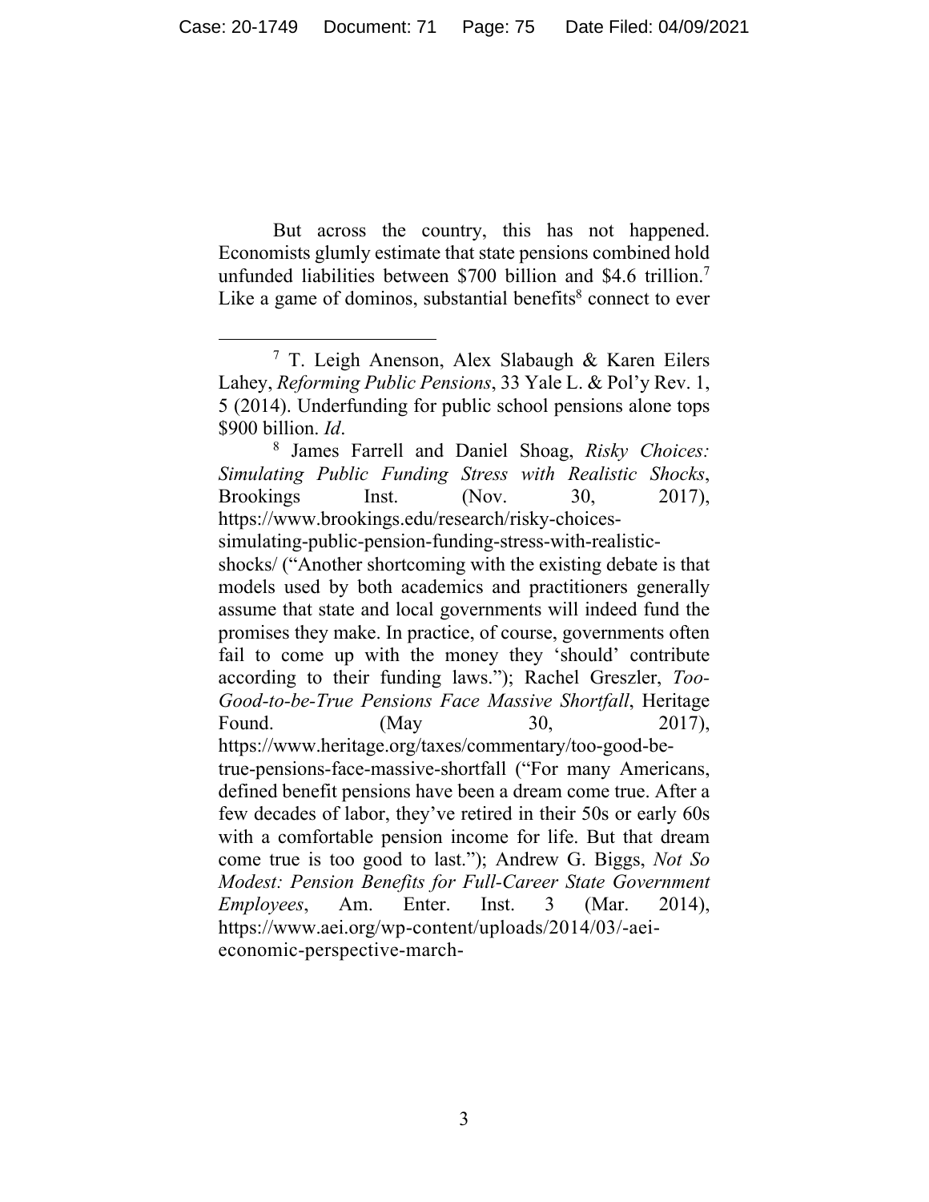But across the country, this has not happened. Economists glumly estimate that state pensions combined hold unfunded liabilities between $700 billion and $4.6 trillion.[7] Like a game of dominos, substantial benefits[8] connect to ever

---

[7] T. Leigh Anenson, Alex Slabaugh & Karen Eilers Lahey, *Reforming Public Pensions*, 33 Yale L. & Pol'y Rev. 1, 5 (2014). Underfunding for public school pensions alone tops $900 billion. *Id*.

[8] James Farrell and Daniel Shoag, *Risky Choices: Simulating Public Funding Stress with Realistic Shocks*, Brookings Inst. (Nov. 30, 2017), https://www.brookings.edu/research/risky-choices-simulating-public-pension-funding-stress-with-realistic-shocks/ ("Another shortcoming with the existing debate is that models used by both academics and practitioners generally assume that state and local governments will indeed fund the promises they make. In practice, of course, governments often fail to come up with the money they 'should' contribute according to their funding laws."); Rachel Greszler, *Too-Good-to-be-True Pensions Face Massive Shortfall*, Heritage Found. (May 30, 2017), https://www.heritage.org/taxes/commentary/too-good-be-true-pensions-face-massive-shortfall ("For many Americans, defined benefit pensions have been a dream come true. After a few decades of labor, they've retired in their 50s or early 60s with a comfortable pension income for life. But that dream come true is too good to last."); Andrew G. Biggs, *Not So Modest: Pension Benefits for Full-Career State Government Employees*, Am. Enter. Inst. 3 (Mar. 2014), https://www.aei.org/wp-content/uploads/2014/03/-aei-economic-perspective-march-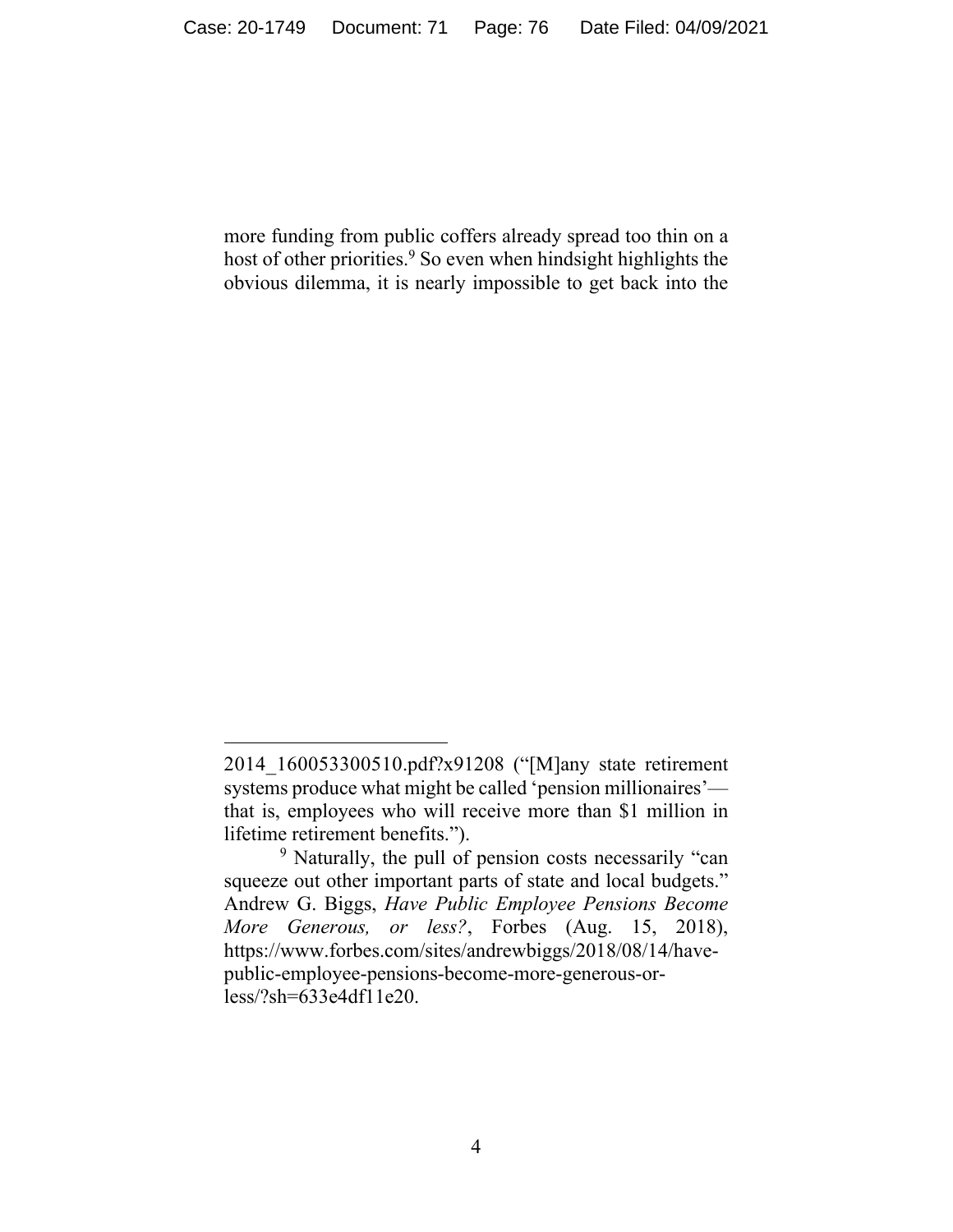more funding from public coffers already spread too thin on a host of other priorities.[9] So even when hindsight highlights the obvious dilemma, it is nearly impossible to get back into the

---

2014_160053300510.pdf?x91208 ("[M]any state retirement systems produce what might be called 'pension millionaires'—that is, employees who will receive more than $1 million in lifetime retirement benefits.").

[9] Naturally, the pull of pension costs necessarily "can squeeze out other important parts of state and local budgets." Andrew G. Biggs, *Have Public Employee Pensions Become More Generous, or less?*, Forbes (Aug. 15, 2018), https://www.forbes.com/sites/andrewbiggs/2018/08/14/have-public-employee-pensions-become-more-generous-or-less/?sh=633e4df11e20.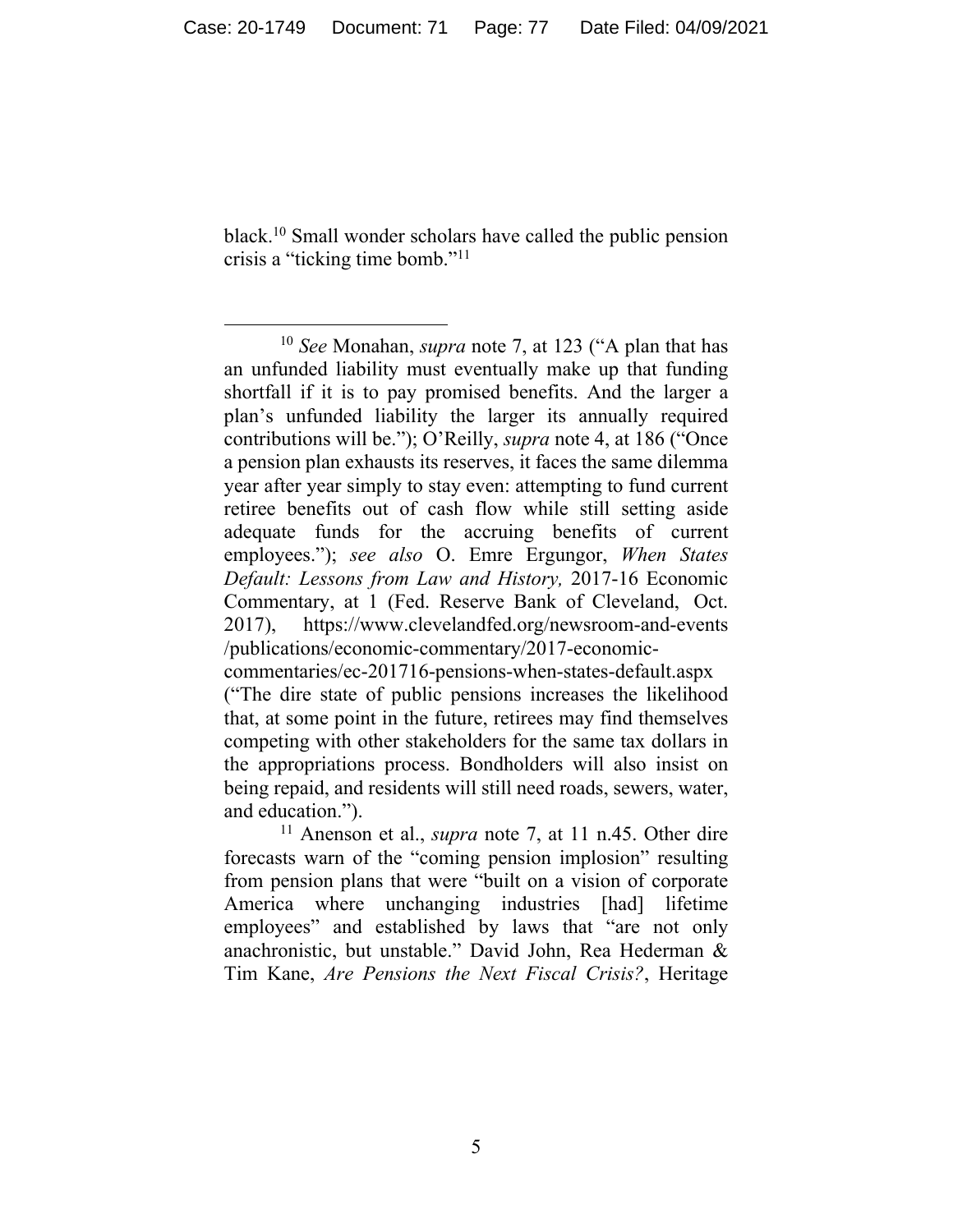black.[10] Small wonder scholars have called the public pension crisis a "ticking time bomb."[11]

---

[10] *See* Monahan, *supra* note 7, at 123 ("A plan that has an unfunded liability must eventually make up that funding shortfall if it is to pay promised benefits. And the larger a plan's unfunded liability the larger its annually required contributions will be."); O'Reilly, *supra* note 4, at 186 ("Once a pension plan exhausts its reserves, it faces the same dilemma year after year simply to stay even: attempting to fund current retiree benefits out of cash flow while still setting aside adequate funds for the accruing benefits of current employees."); *see also* O. Emre Ergungor, *When States Default: Lessons from Law and History,* 2017-16 Economic Commentary, at 1 (Fed. Reserve Bank of Cleveland, Oct. 2017), https://www.clevelandfed.org/newsroom-and-events/publications/economic-commentary/2017-economic-commentaries/ec-201716-pensions-when-states-default.aspx ("The dire state of public pensions increases the likelihood that, at some point in the future, retirees may find themselves competing with other stakeholders for the same tax dollars in the appropriations process. Bondholders will also insist on being repaid, and residents will still need roads, sewers, water, and education.").

[11] Anenson et al., *supra* note 7, at 11 n.45. Other dire forecasts warn of the "coming pension implosion" resulting from pension plans that were "built on a vision of corporate America where unchanging industries [had] lifetime employees" and established by laws that "are not only anachronistic, but unstable." David John, Rea Hederman & Tim Kane, *Are Pensions the Next Fiscal Crisis?*, Heritage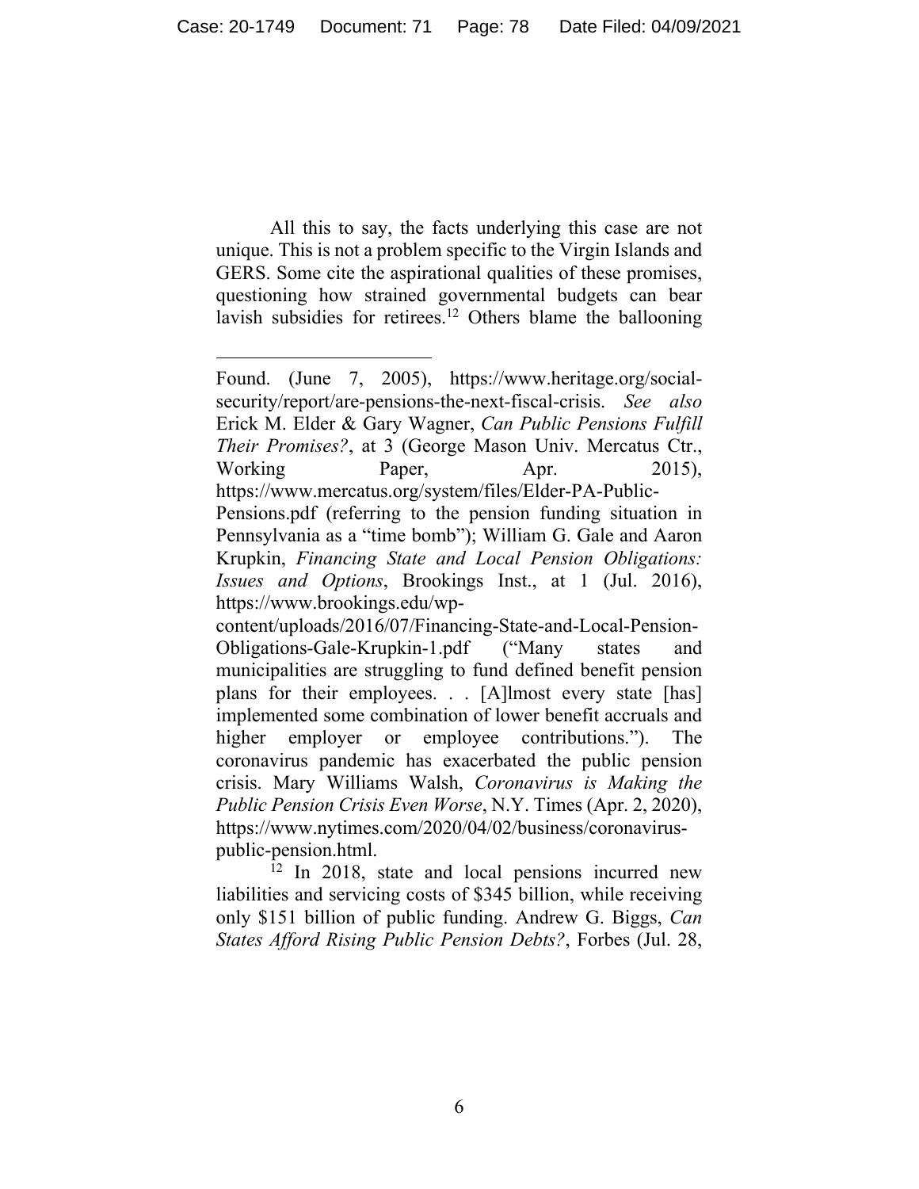All this to say, the facts underlying this case are not unique. This is not a problem specific to the Virgin Islands and GERS. Some cite the aspirational qualities of these promises, questioning how strained governmental budgets can bear lavish subsidies for retirees.[12] Others blame the ballooning

---

Found. (June 7, 2005), https://www.heritage.org/social-security/report/are-pensions-the-next-fiscal-crisis. *See also* Erick M. Elder & Gary Wagner, *Can Public Pensions Fulfill Their Promises?*, at 3 (George Mason Univ. Mercatus Ctr., Working Paper, Apr. 2015), https://www.mercatus.org/system/files/Elder-PA-Public-Pensions.pdf (referring to the pension funding situation in Pennsylvania as a "time bomb"); William G. Gale and Aaron Krupkin, *Financing State and Local Pension Obligations: Issues and Options*, Brookings Inst., at 1 (Jul. 2016), https://www.brookings.edu/wp-content/uploads/2016/07/Financing-State-and-Local-Pension-Obligations-Gale-Krupkin-1.pdf ("Many states and municipalities are struggling to fund defined benefit pension plans for their employees. . . [A]lmost every state [has] implemented some combination of lower benefit accruals and higher employer or employee contributions."). The coronavirus pandemic has exacerbated the public pension crisis. Mary Williams Walsh, *Coronavirus is Making the Public Pension Crisis Even Worse*, N.Y. Times (Apr. 2, 2020), https://www.nytimes.com/2020/04/02/business/coronavirus-public-pension.html.

[12] In 2018, state and local pensions incurred new liabilities and servicing costs of $345 billion, while receiving only $151 billion of public funding. Andrew G. Biggs, *Can States Afford Rising Public Pension Debts?*, Forbes (Jul. 28,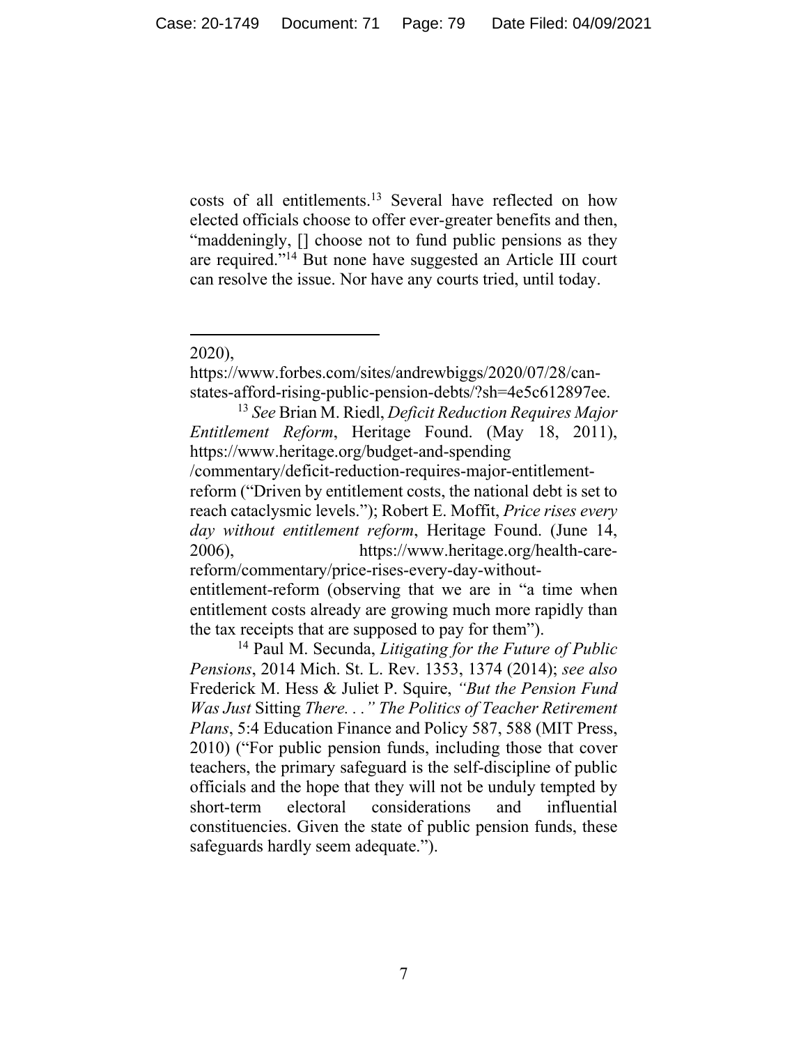costs of all entitlements.[13] Several have reflected on how elected officials choose to offer ever-greater benefits and then, "maddeningly, [] choose not to fund public pensions as they are required."[14] But none have suggested an Article III court can resolve the issue. Nor have any courts tried, until today.

---

2020), https://www.forbes.com/sites/andrewbiggs/2020/07/28/can-states-afford-rising-public-pension-debts/?sh=4e5c612897ee.

[13] *See* Brian M. Riedl, *Deficit Reduction Requires Major Entitlement Reform*, Heritage Found. (May 18, 2011), https://www.heritage.org/budget-and-spending/commentary/deficit-reduction-requires-major-entitlement-reform ("Driven by entitlement costs, the national debt is set to reach cataclysmic levels."); Robert E. Moffit, *Price rises every day without entitlement reform*, Heritage Found. (June 14, 2006), https://www.heritage.org/health-care-reform/commentary/price-rises-every-day-without-entitlement-reform (observing that we are in "a time when entitlement costs already are growing much more rapidly than the tax receipts that are supposed to pay for them").

[14] Paul M. Secunda, *Litigating for the Future of Public Pensions*, 2014 Mich. St. L. Rev. 1353, 1374 (2014); *see also* Frederick M. Hess & Juliet P. Squire, *"But the Pension Fund Was Just* Sitting *There. . ." The Politics of Teacher Retirement Plans*, 5:4 Education Finance and Policy 587, 588 (MIT Press, 2010) ("For public pension funds, including those that cover teachers, the primary safeguard is the self-discipline of public officials and the hope that they will not be unduly tempted by short-term electoral considerations and influential constituencies. Given the state of public pension funds, these safeguards hardly seem adequate.").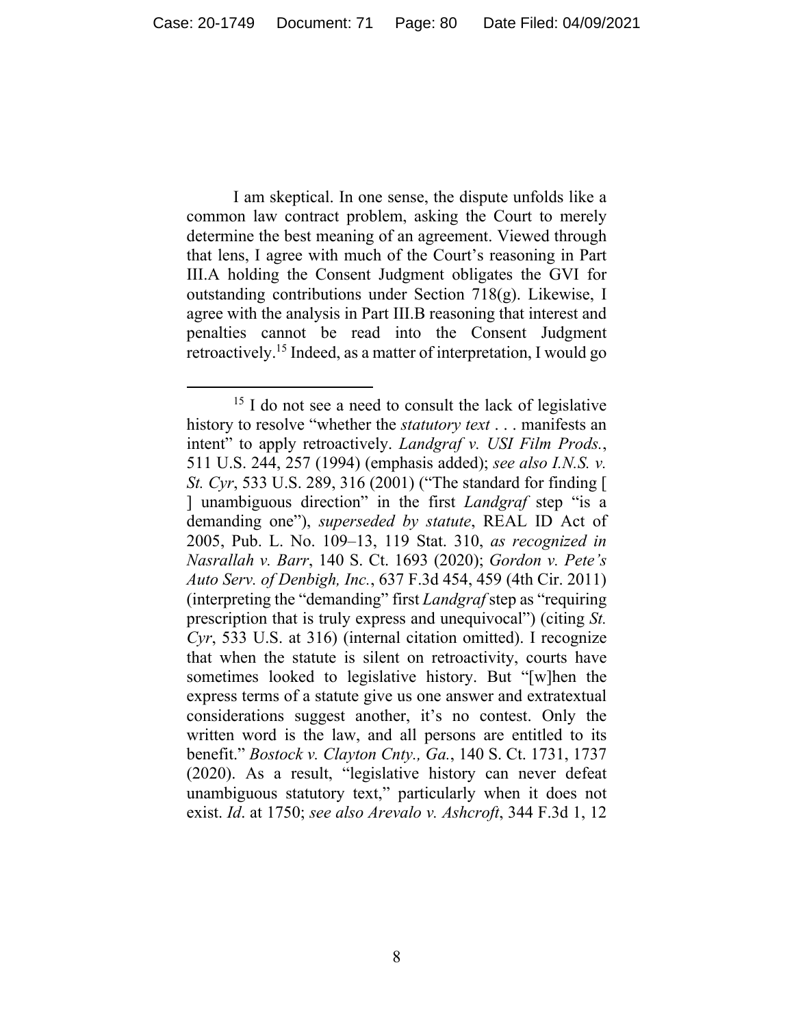I am skeptical. In one sense, the dispute unfolds like a common law contract problem, asking the Court to merely determine the best meaning of an agreement. Viewed through that lens, I agree with much of the Court's reasoning in Part III.A holding the Consent Judgment obligates the GVI for outstanding contributions under Section 718(g). Likewise, I agree with the analysis in Part III.B reasoning that interest and penalties cannot be read into the Consent Judgment retroactively.[15] Indeed, as a matter of interpretation, I would go

[15] I do not see a need to consult the lack of legislative history to resolve "whether the *statutory text* . . . manifests an intent" to apply retroactively. *Landgraf v. USI Film Prods.*, 511 U.S. 244, 257 (1994) (emphasis added); *see also I.N.S. v. St. Cyr*, 533 U.S. 289, 316 (2001) ("The standard for finding [ ] unambiguous direction" in the first *Landgraf* step "is a demanding one"), *superseded by statute*, REAL ID Act of 2005, Pub. L. No. 109–13, 119 Stat. 310, *as recognized in Nasrallah v. Barr*, 140 S. Ct. 1693 (2020); *Gordon v. Pete's Auto Serv. of Denbigh, Inc.*, 637 F.3d 454, 459 (4th Cir. 2011) (interpreting the "demanding" first *Landgraf* step as "requiring prescription that is truly express and unequivocal") (citing *St. Cyr*, 533 U.S. at 316) (internal citation omitted). I recognize that when the statute is silent on retroactivity, courts have sometimes looked to legislative history. But "[w]hen the express terms of a statute give us one answer and extratextual considerations suggest another, it's no contest. Only the written word is the law, and all persons are entitled to its benefit." *Bostock v. Clayton Cnty., Ga.*, 140 S. Ct. 1731, 1737 (2020). As a result, "legislative history can never defeat unambiguous statutory text," particularly when it does not exist. *Id*. at 1750; *see also Arevalo v. Ashcroft*, 344 F.3d 1, 12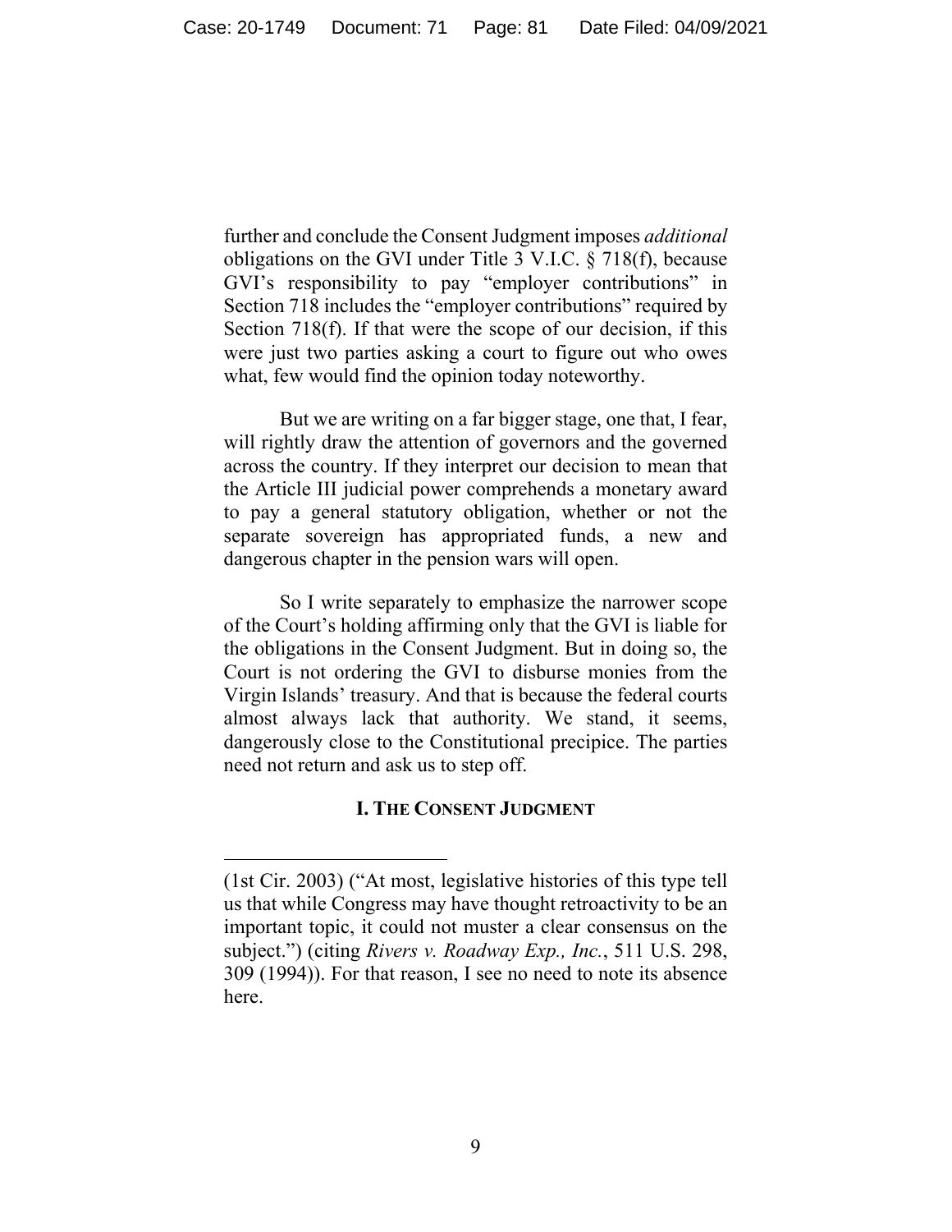further and conclude the Consent Judgment imposes *additional* obligations on the GVI under Title 3 V.I.C. § 718(f), because GVI's responsibility to pay "employer contributions" in Section 718 includes the "employer contributions" required by Section 718(f). If that were the scope of our decision, if this were just two parties asking a court to figure out who owes what, few would find the opinion today noteworthy.

But we are writing on a far bigger stage, one that, I fear, will rightly draw the attention of governors and the governed across the country. If they interpret our decision to mean that the Article III judicial power comprehends a monetary award to pay a general statutory obligation, whether or not the separate sovereign has appropriated funds, a new and dangerous chapter in the pension wars will open.

So I write separately to emphasize the narrower scope of the Court's holding affirming only that the GVI is liable for the obligations in the Consent Judgment. But in doing so, the Court is not ordering the GVI to disburse monies from the Virgin Islands' treasury. And that is because the federal courts almost always lack that authority. We stand, it seems, dangerously close to the Constitutional precipice. The parties need not return and ask us to step off.

## I. The Consent Judgment

---

(1st Cir. 2003) ("At most, legislative histories of this type tell us that while Congress may have thought retroactivity to be an important topic, it could not muster a clear consensus on the subject.") (citing *Rivers v. Roadway Exp., Inc.*, 511 U.S. 298, 309 (1994)). For that reason, I see no need to note its absence here.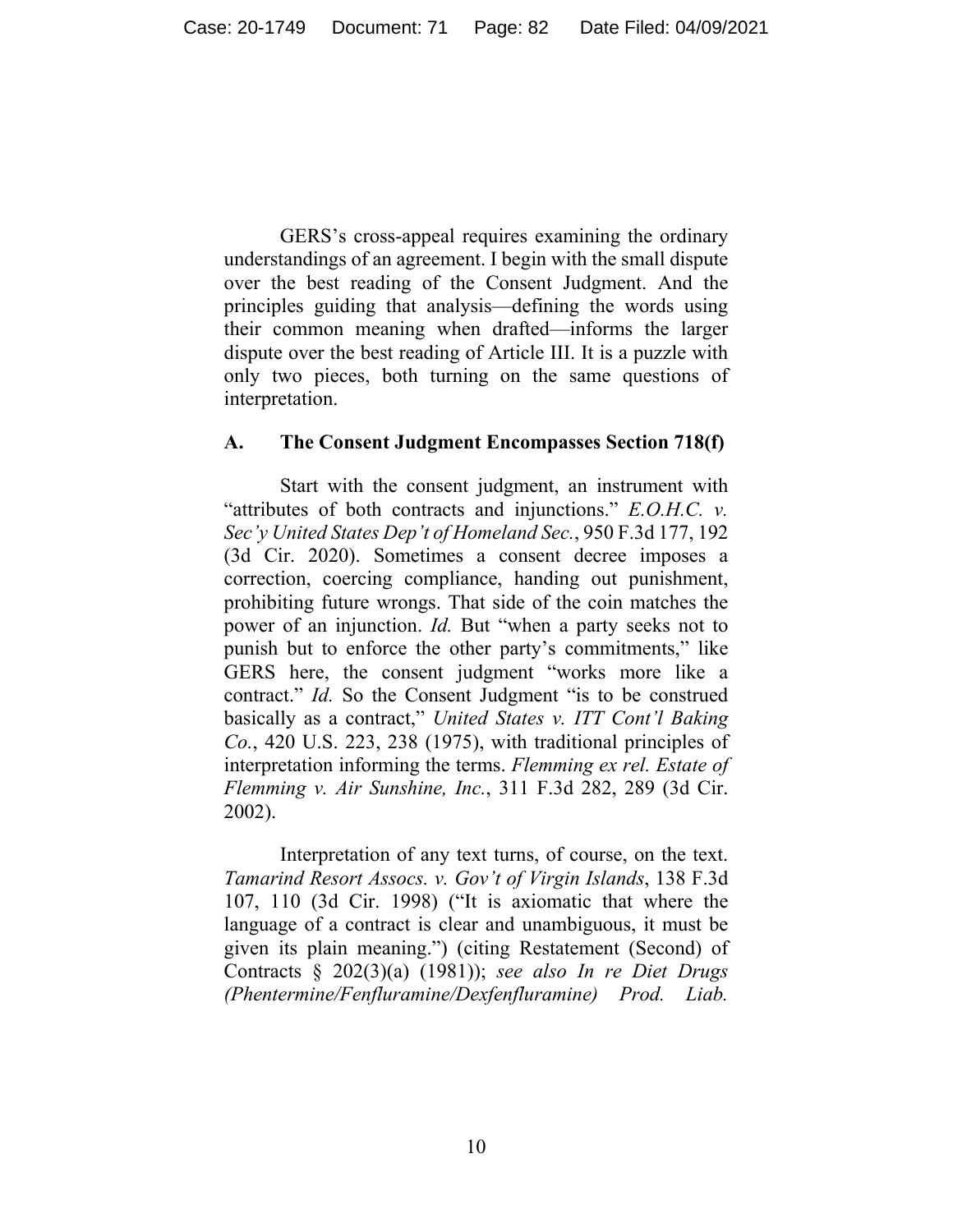GERS's cross-appeal requires examining the ordinary understandings of an agreement. I begin with the small dispute over the best reading of the Consent Judgment. And the principles guiding that analysis—defining the words using their common meaning when drafted—informs the larger dispute over the best reading of Article III. It is a puzzle with only two pieces, both turning on the same questions of interpretation.

### A. The Consent Judgment Encompasses Section 718(f)

Start with the consent judgment, an instrument with "attributes of both contracts and injunctions." *E.O.H.C. v. Sec'y United States Dep't of Homeland Sec.*, 950 F.3d 177, 192 (3d Cir. 2020). Sometimes a consent decree imposes a correction, coercing compliance, handing out punishment, prohibiting future wrongs. That side of the coin matches the power of an injunction. *Id.* But "when a party seeks not to punish but to enforce the other party's commitments," like GERS here, the consent judgment "works more like a contract." *Id.* So the Consent Judgment "is to be construed basically as a contract," *United States v. ITT Cont'l Baking Co.*, 420 U.S. 223, 238 (1975), with traditional principles of interpretation informing the terms. *Flemming ex rel. Estate of Flemming v. Air Sunshine, Inc.*, 311 F.3d 282, 289 (3d Cir. 2002).

Interpretation of any text turns, of course, on the text. *Tamarind Resort Assocs. v. Gov't of Virgin Islands*, 138 F.3d 107, 110 (3d Cir. 1998) ("It is axiomatic that where the language of a contract is clear and unambiguous, it must be given its plain meaning.") (citing Restatement (Second) of Contracts § 202(3)(a) (1981)); *see also In re Diet Drugs (Phentermine/Fenfluramine/Dexfenfluramine) Prod. Liab.*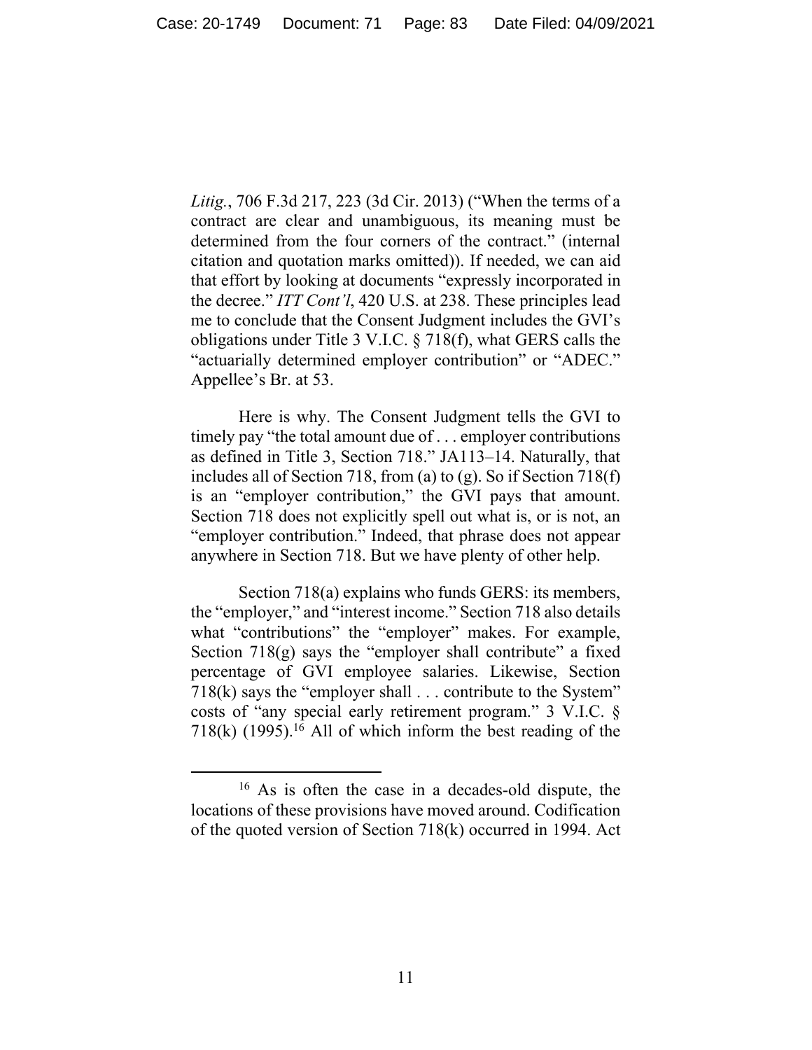*Litig.*, 706 F.3d 217, 223 (3d Cir. 2013) ("When the terms of a contract are clear and unambiguous, its meaning must be determined from the four corners of the contract." (internal citation and quotation marks omitted)). If needed, we can aid that effort by looking at documents "expressly incorporated in the decree." *ITT Cont'l*, 420 U.S. at 238. These principles lead me to conclude that the Consent Judgment includes the GVI's obligations under Title 3 V.I.C. § 718(f), what GERS calls the "actuarially determined employer contribution" or "ADEC." Appellee's Br. at 53.

Here is why. The Consent Judgment tells the GVI to timely pay "the total amount due of . . . employer contributions as defined in Title 3, Section 718." JA113–14. Naturally, that includes all of Section 718, from (a) to (g). So if Section 718(f) is an "employer contribution," the GVI pays that amount. Section 718 does not explicitly spell out what is, or is not, an "employer contribution." Indeed, that phrase does not appear anywhere in Section 718. But we have plenty of other help.

Section 718(a) explains who funds GERS: its members, the "employer," and "interest income." Section 718 also details what "contributions" the "employer" makes. For example, Section 718(g) says the "employer shall contribute" a fixed percentage of GVI employee salaries. Likewise, Section 718(k) says the "employer shall . . . contribute to the System" costs of "any special early retirement program." 3 V.I.C. § 718(k) (1995).[16] All of which inform the best reading of the

[16] As is often the case in a decades-old dispute, the locations of these provisions have moved around. Codification of the quoted version of Section 718(k) occurred in 1994. Act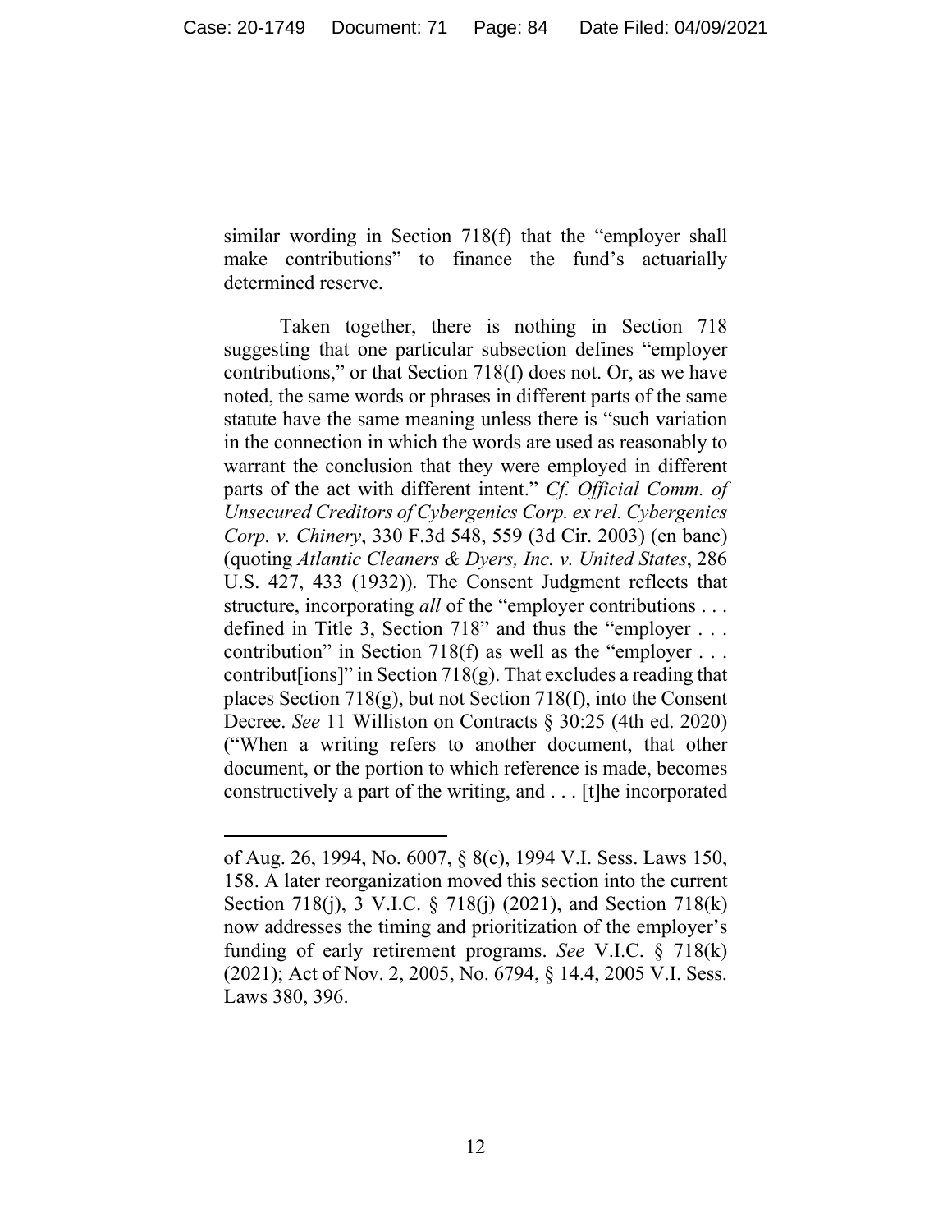similar wording in Section 718(f) that the "employer shall make contributions" to finance the fund's actuarially determined reserve.

Taken together, there is nothing in Section 718 suggesting that one particular subsection defines "employer contributions," or that Section 718(f) does not. Or, as we have noted, the same words or phrases in different parts of the same statute have the same meaning unless there is "such variation in the connection in which the words are used as reasonably to warrant the conclusion that they were employed in different parts of the act with different intent." *Cf. Official Comm. of Unsecured Creditors of Cybergenics Corp. ex rel. Cybergenics Corp. v. Chinery*, 330 F.3d 548, 559 (3d Cir. 2003) (en banc) (quoting *Atlantic Cleaners & Dyers, Inc. v. United States*, 286 U.S. 427, 433 (1932)). The Consent Judgment reflects that structure, incorporating *all* of the "employer contributions . . . defined in Title 3, Section 718" and thus the "employer . . . contribution" in Section 718(f) as well as the "employer . . . contribut[ions]" in Section 718(g). That excludes a reading that places Section 718(g), but not Section 718(f), into the Consent Decree. *See* 11 Williston on Contracts § 30:25 (4th ed. 2020) ("When a writing refers to another document, that other document, or the portion to which reference is made, becomes constructively a part of the writing, and . . . [t]he incorporated

---

of Aug. 26, 1994, No. 6007, § 8(c), 1994 V.I. Sess. Laws 150, 158. A later reorganization moved this section into the current Section 718(j), 3 V.I.C. § 718(j) (2021), and Section 718(k) now addresses the timing and prioritization of the employer's funding of early retirement programs. *See* V.I.C. § 718(k) (2021); Act of Nov. 2, 2005, No. 6794, § 14.4, 2005 V.I. Sess. Laws 380, 396.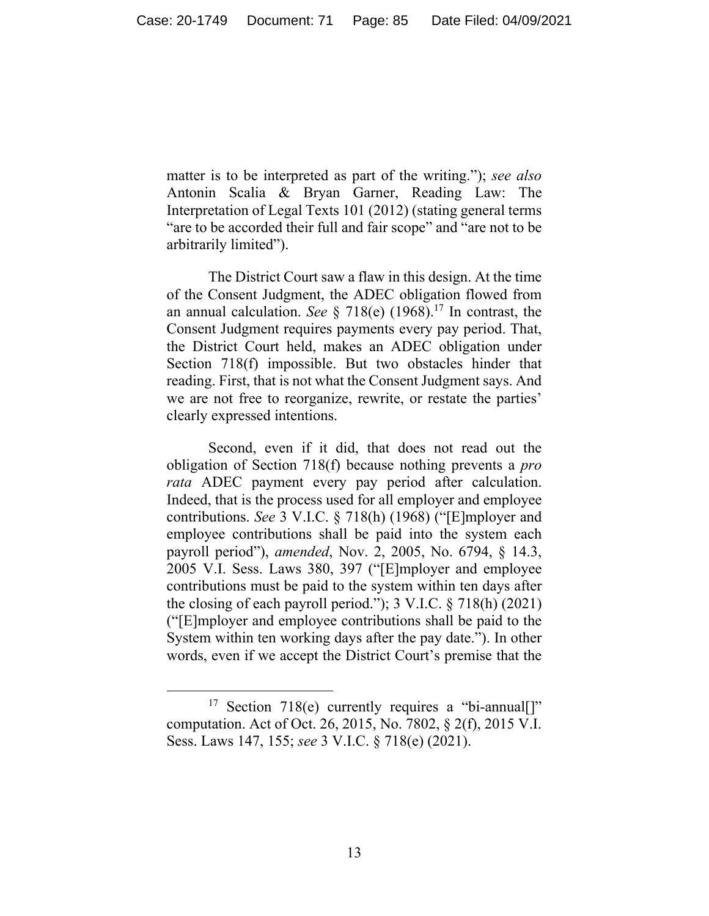matter is to be interpreted as part of the writing."); *see also* Antonin Scalia & Bryan Garner, Reading Law: The Interpretation of Legal Texts 101 (2012) (stating general terms "are to be accorded their full and fair scope" and "are not to be arbitrarily limited").

The District Court saw a flaw in this design. At the time of the Consent Judgment, the ADEC obligation flowed from an annual calculation. *See* § 718(e) (1968).[17] In contrast, the Consent Judgment requires payments every pay period. That, the District Court held, makes an ADEC obligation under Section 718(f) impossible. But two obstacles hinder that reading. First, that is not what the Consent Judgment says. And we are not free to reorganize, rewrite, or restate the parties' clearly expressed intentions.

Second, even if it did, that does not read out the obligation of Section 718(f) because nothing prevents a *pro rata* ADEC payment every pay period after calculation. Indeed, that is the process used for all employer and employee contributions. *See* 3 V.I.C. § 718(h) (1968) ("[E]mployer and employee contributions shall be paid into the system each payroll period"), *amended*, Nov. 2, 2005, No. 6794, § 14.3, 2005 V.I. Sess. Laws 380, 397 ("[E]mployer and employee contributions must be paid to the system within ten days after the closing of each payroll period."); 3 V.I.C. § 718(h) (2021) ("[E]mployer and employee contributions shall be paid to the System within ten working days after the pay date."). In other words, even if we accept the District Court's premise that the

---

[17] Section 718(e) currently requires a "bi-annual[]" computation. Act of Oct. 26, 2015, No. 7802, § 2(f), 2015 V.I. Sess. Laws 147, 155; *see* 3 V.I.C. § 718(e) (2021).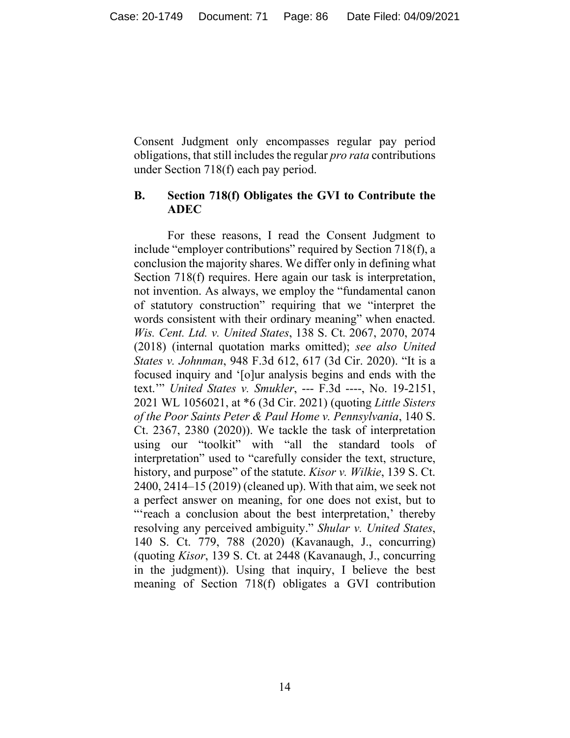Consent Judgment only encompasses regular pay period obligations, that still includes the regular *pro rata* contributions under Section 718(f) each pay period.

### B. Section 718(f) Obligates the GVI to Contribute the ADEC

For these reasons, I read the Consent Judgment to include "employer contributions" required by Section 718(f), a conclusion the majority shares. We differ only in defining what Section 718(f) requires. Here again our task is interpretation, not invention. As always, we employ the "fundamental canon of statutory construction" requiring that we "interpret the words consistent with their ordinary meaning" when enacted. *Wis. Cent. Ltd. v. United States*, 138 S. Ct. 2067, 2070, 2074 (2018) (internal quotation marks omitted); *see also United States v. Johnman*, 948 F.3d 612, 617 (3d Cir. 2020). "It is a focused inquiry and '[o]ur analysis begins and ends with the text.'" *United States v. Smukler*, --- F.3d ----, No. 19-2151, 2021 WL 1056021, at *6 (3d Cir. 2021) (quoting *Little Sisters of the Poor Saints Peter & Paul Home v. Pennsylvania*, 140 S. Ct. 2367, 2380 (2020)). We tackle the task of interpretation using our "toolkit" with "all the standard tools of interpretation" used to "carefully consider the text, structure, history, and purpose" of the statute. *Kisor v. Wilkie*, 139 S. Ct. 2400, 2414–15 (2019) (cleaned up). With that aim, we seek not a perfect answer on meaning, for one does not exist, but to "'reach a conclusion about the best interpretation,' thereby resolving any perceived ambiguity." *Shular v. United States*, 140 S. Ct. 779, 788 (2020) (Kavanaugh, J., concurring) (quoting *Kisor*, 139 S. Ct. at 2448 (Kavanaugh, J., concurring in the judgment)). Using that inquiry, I believe the best meaning of Section 718(f) obligates a GVI contribution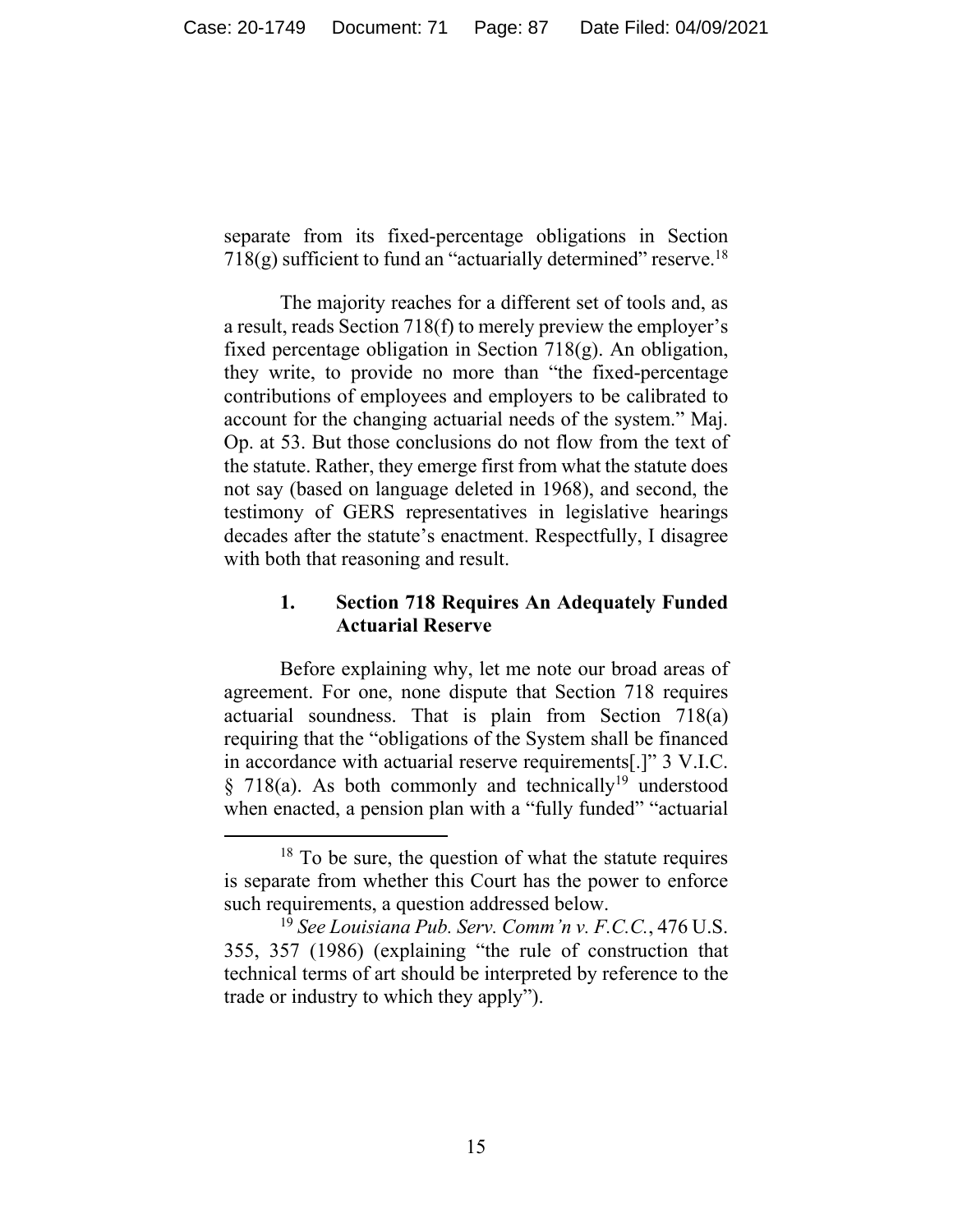separate from its fixed-percentage obligations in Section 718(g) sufficient to fund an "actuarially determined" reserve.[18]

The majority reaches for a different set of tools and, as a result, reads Section 718(f) to merely preview the employer's fixed percentage obligation in Section 718(g). An obligation, they write, to provide no more than "the fixed-percentage contributions of employees and employers to be calibrated to account for the changing actuarial needs of the system." Maj. Op. at 53. But those conclusions do not flow from the text of the statute. Rather, they emerge first from what the statute does not say (based on language deleted in 1968), and second, the testimony of GERS representatives in legislative hearings decades after the statute's enactment. Respectfully, I disagree with both that reasoning and result.

### 1. Section 718 Requires An Adequately Funded Actuarial Reserve

Before explaining why, let me note our broad areas of agreement. For one, none dispute that Section 718 requires actuarial soundness. That is plain from Section 718(a) requiring that the "obligations of the System shall be financed in accordance with actuarial reserve requirements[.]" 3 V.I.C. § 718(a). As both commonly and technically[19] understood when enacted, a pension plan with a "fully funded" "actuarial

---

[18] To be sure, the question of what the statute requires is separate from whether this Court has the power to enforce such requirements, a question addressed below.

[19] *See Louisiana Pub. Serv. Comm'n v. F.C.C.*, 476 U.S. 355, 357 (1986) (explaining "the rule of construction that technical terms of art should be interpreted by reference to the trade or industry to which they apply").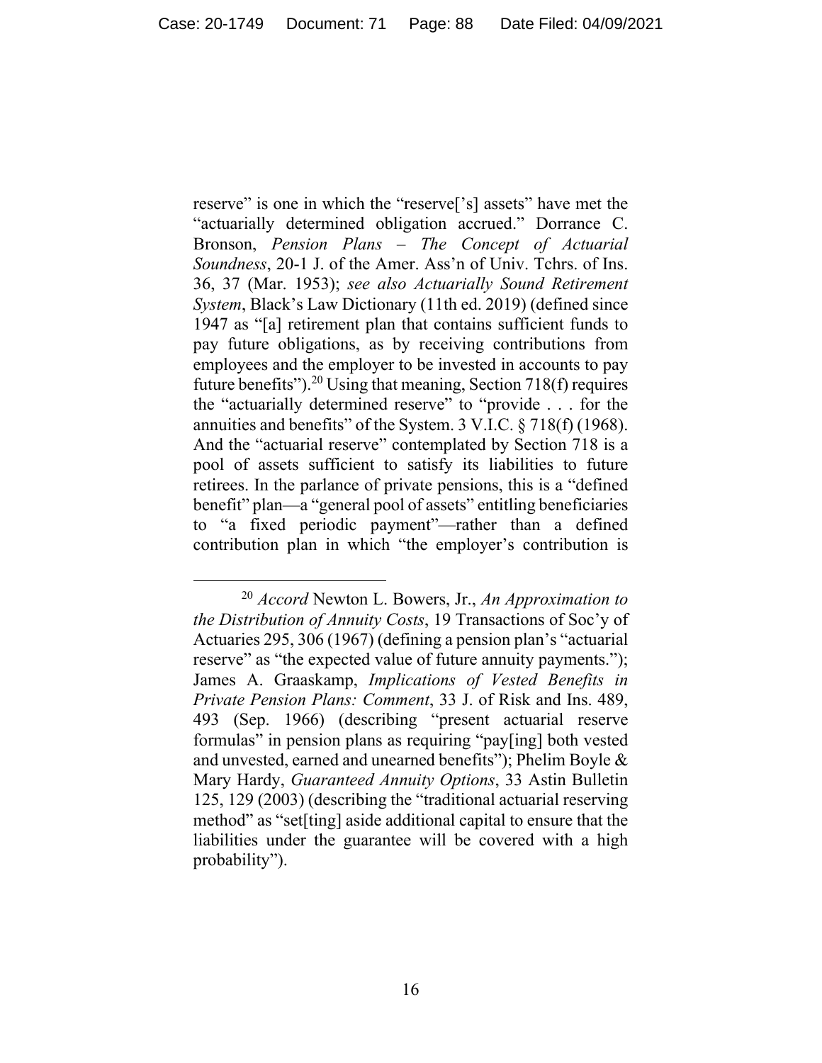reserve" is one in which the "reserve['s] assets" have met the "actuarially determined obligation accrued." Dorrance C. Bronson, *Pension Plans – The Concept of Actuarial Soundness*, 20-1 J. of the Amer. Ass'n of Univ. Tchrs. of Ins. 36, 37 (Mar. 1953); *see also Actuarially Sound Retirement System*, Black's Law Dictionary (11th ed. 2019) (defined since 1947 as "[a] retirement plan that contains sufficient funds to pay future obligations, as by receiving contributions from employees and the employer to be invested in accounts to pay future benefits").[20] Using that meaning, Section 718(f) requires the "actuarially determined reserve" to "provide . . . for the annuities and benefits" of the System. 3 V.I.C. § 718(f) (1968). And the "actuarial reserve" contemplated by Section 718 is a pool of assets sufficient to satisfy its liabilities to future retirees. In the parlance of private pensions, this is a "defined benefit" plan—a "general pool of assets" entitling beneficiaries to "a fixed periodic payment"—rather than a defined contribution plan in which "the employer's contribution is

---

[20] *Accord* Newton L. Bowers, Jr., *An Approximation to the Distribution of Annuity Costs*, 19 Transactions of Soc'y of Actuaries 295, 306 (1967) (defining a pension plan's "actuarial reserve" as "the expected value of future annuity payments."); James A. Graaskamp, *Implications of Vested Benefits in Private Pension Plans: Comment*, 33 J. of Risk and Ins. 489, 493 (Sep. 1966) (describing "present actuarial reserve formulas" in pension plans as requiring "pay[ing] both vested and unvested, earned and unearned benefits"); Phelim Boyle & Mary Hardy, *Guaranteed Annuity Options*, 33 Astin Bulletin 125, 129 (2003) (describing the "traditional actuarial reserving method" as "set[ting] aside additional capital to ensure that the liabilities under the guarantee will be covered with a high probability").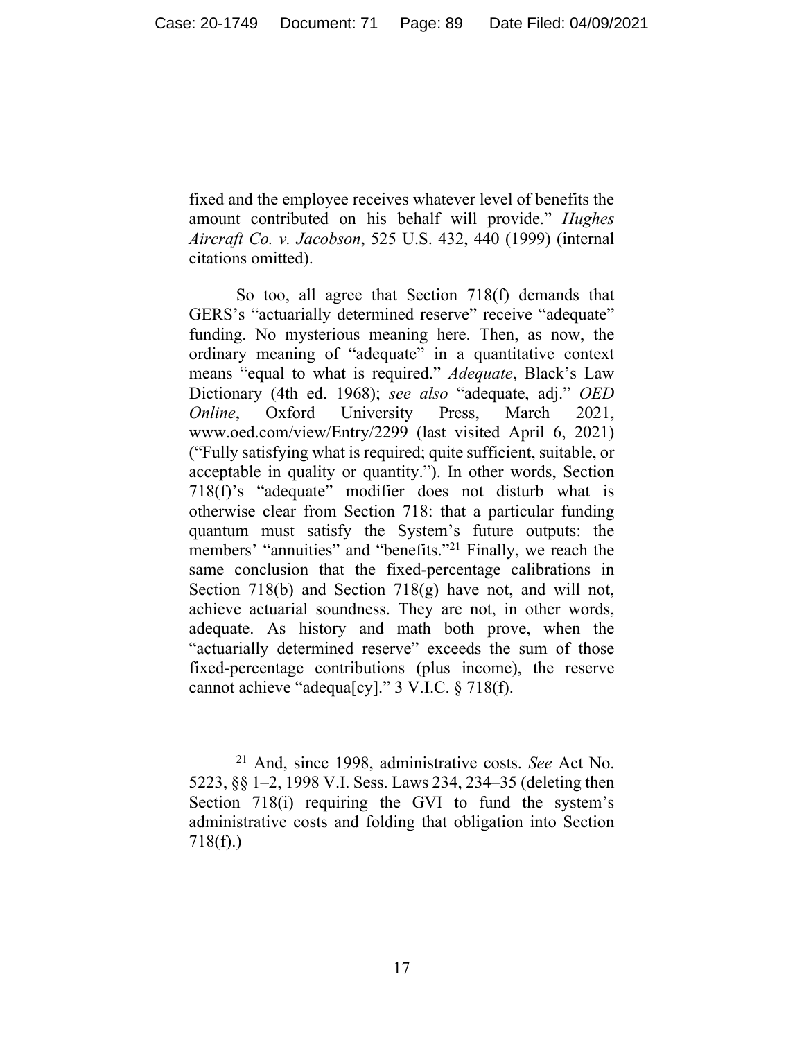fixed and the employee receives whatever level of benefits the amount contributed on his behalf will provide." *Hughes Aircraft Co. v. Jacobson*, 525 U.S. 432, 440 (1999) (internal citations omitted).

So too, all agree that Section 718(f) demands that GERS's "actuarially determined reserve" receive "adequate" funding. No mysterious meaning here. Then, as now, the ordinary meaning of "adequate" in a quantitative context means "equal to what is required." *Adequate*, Black's Law Dictionary (4th ed. 1968); *see also* "adequate, adj." *OED Online*, Oxford University Press, March 2021, www.oed.com/view/Entry/2299 (last visited April 6, 2021) ("Fully satisfying what is required; quite sufficient, suitable, or acceptable in quality or quantity."). In other words, Section 718(f)'s "adequate" modifier does not disturb what is otherwise clear from Section 718: that a particular funding quantum must satisfy the System's future outputs: the members' "annuities" and "benefits."[21] Finally, we reach the same conclusion that the fixed-percentage calibrations in Section 718(b) and Section 718(g) have not, and will not, achieve actuarial soundness. They are not, in other words, adequate. As history and math both prove, when the "actuarially determined reserve" exceeds the sum of those fixed-percentage contributions (plus income), the reserve cannot achieve "adequa[cy]." 3 V.I.C. § 718(f).

[21] And, since 1998, administrative costs. *See* Act No. 5223, §§ 1–2, 1998 V.I. Sess. Laws 234, 234–35 (deleting then Section 718(i) requiring the GVI to fund the system's administrative costs and folding that obligation into Section 718(f).)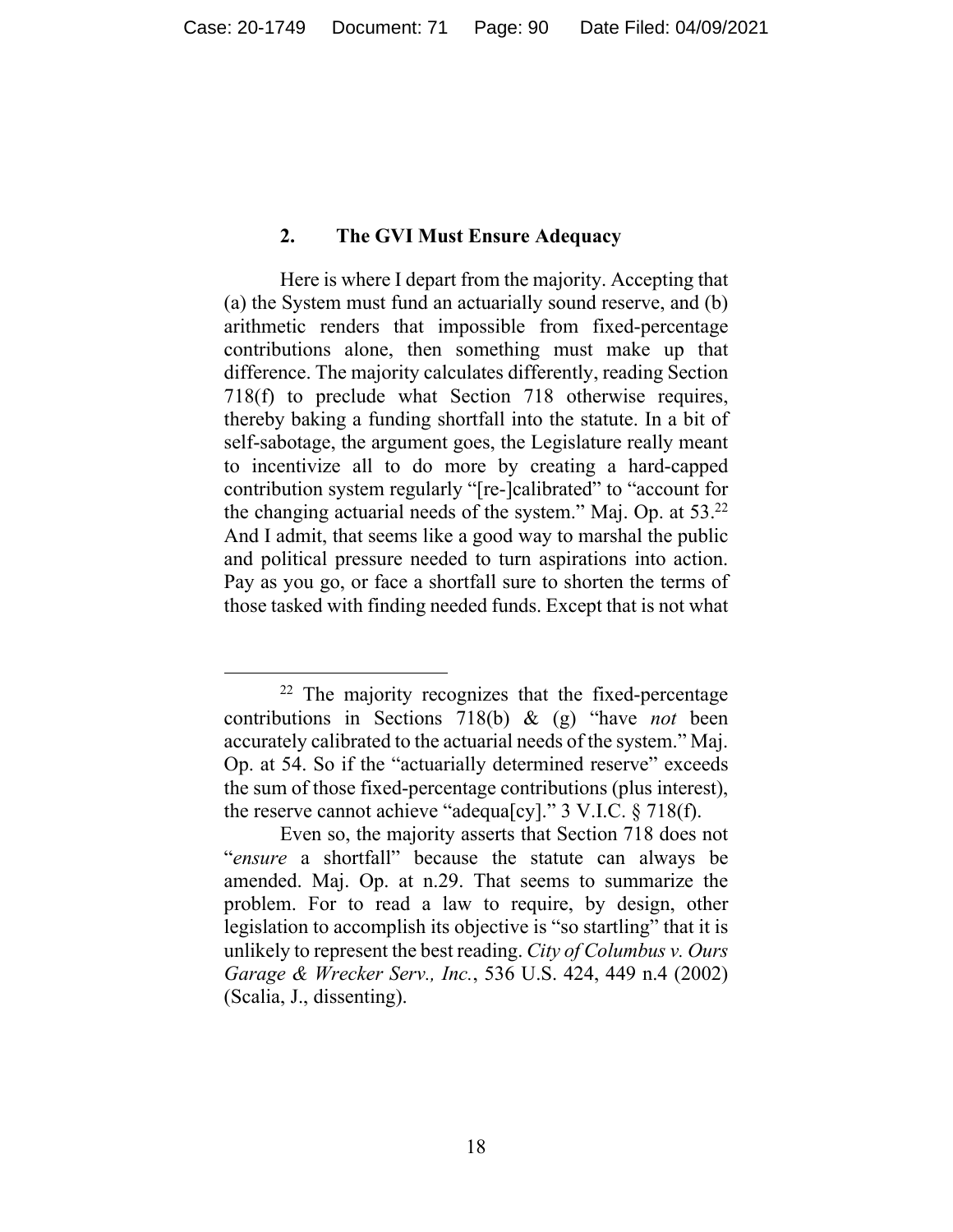### 2. The GVI Must Ensure Adequacy

Here is where I depart from the majority. Accepting that (a) the System must fund an actuarially sound reserve, and (b) arithmetic renders that impossible from fixed-percentage contributions alone, then something must make up that difference. The majority calculates differently, reading Section 718(f) to preclude what Section 718 otherwise requires, thereby baking a funding shortfall into the statute. In a bit of self-sabotage, the argument goes, the Legislature really meant to incentivize all to do more by creating a hard-capped contribution system regularly "[re-]calibrated" to "account for the changing actuarial needs of the system." Maj. Op. at 53.[22] And I admit, that seems like a good way to marshal the public and political pressure needed to turn aspirations into action. Pay as you go, or face a shortfall sure to shorten the terms of those tasked with finding needed funds. Except that is not what

---

[22] The majority recognizes that the fixed-percentage contributions in Sections 718(b) & (g) "have *not* been accurately calibrated to the actuarial needs of the system." Maj. Op. at 54. So if the "actuarially determined reserve" exceeds the sum of those fixed-percentage contributions (plus interest), the reserve cannot achieve "adequa[cy]." 3 V.I.C. § 718(f).

Even so, the majority asserts that Section 718 does not "*ensure* a shortfall" because the statute can always be amended. Maj. Op. at n.29. That seems to summarize the problem. For to read a law to require, by design, other legislation to accomplish its objective is "so startling" that it is unlikely to represent the best reading. *City of Columbus v. Ours Garage & Wrecker Serv., Inc.*, 536 U.S. 424, 449 n.4 (2002) (Scalia, J., dissenting).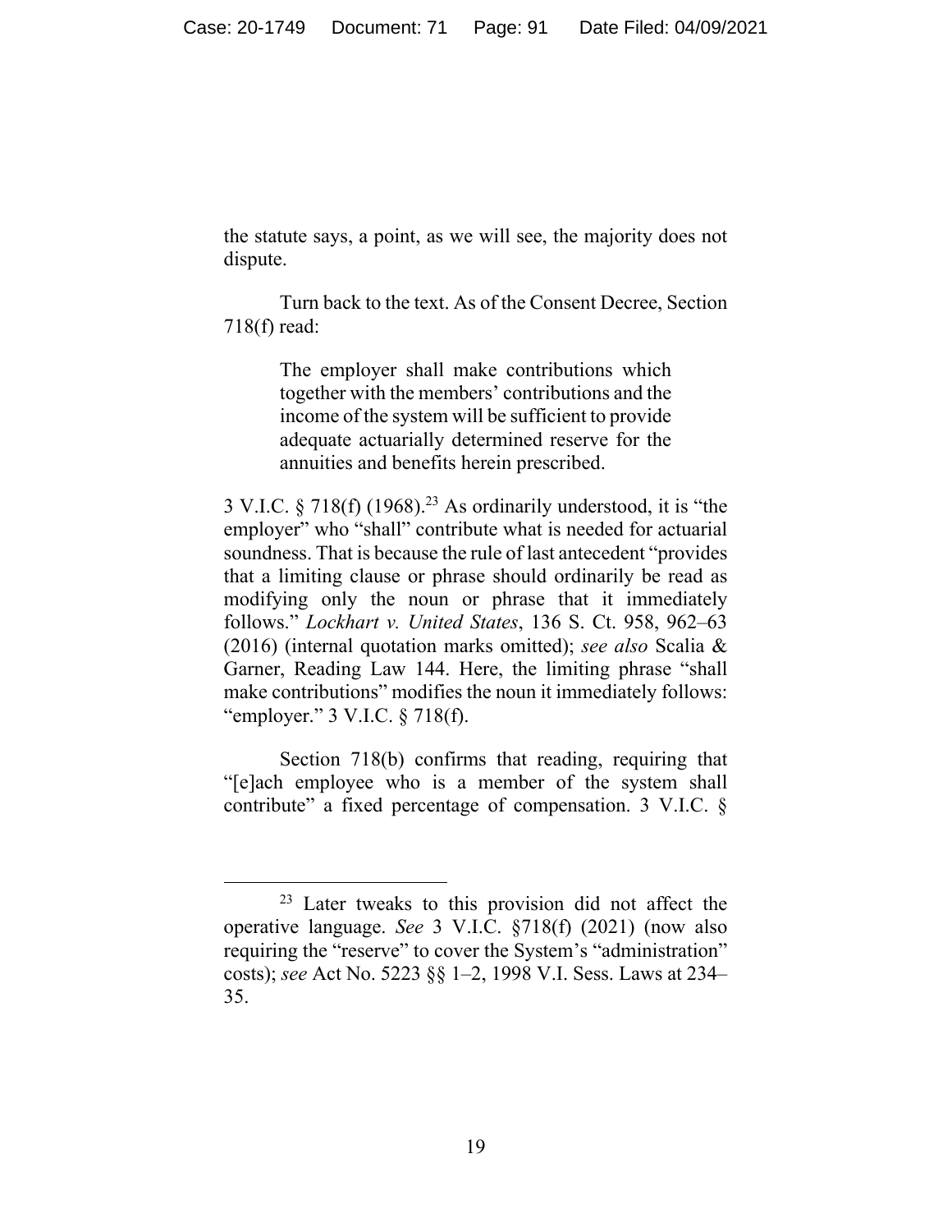the statute says, a point, as we will see, the majority does not dispute.

Turn back to the text. As of the Consent Decree, Section 718(f) read:

> The employer shall make contributions which together with the members' contributions and the income of the system will be sufficient to provide adequate actuarially determined reserve for the annuities and benefits herein prescribed.

3 V.I.C. § 718(f) (1968).[23] As ordinarily understood, it is "the employer" who "shall" contribute what is needed for actuarial soundness. That is because the rule of last antecedent "provides that a limiting clause or phrase should ordinarily be read as modifying only the noun or phrase that it immediately follows." *Lockhart v. United States*, 136 S. Ct. 958, 962–63 (2016) (internal quotation marks omitted); *see also* Scalia & Garner, Reading Law 144. Here, the limiting phrase "shall make contributions" modifies the noun it immediately follows: "employer." 3 V.I.C. § 718(f).

Section 718(b) confirms that reading, requiring that "[e]ach employee who is a member of the system shall contribute" a fixed percentage of compensation. 3 V.I.C. §

---

[23] Later tweaks to this provision did not affect the operative language. *See* 3 V.I.C. §718(f) (2021) (now also requiring the "reserve" to cover the System's "administration" costs); *see* Act No. 5223 §§ 1–2, 1998 V.I. Sess. Laws at 234–35.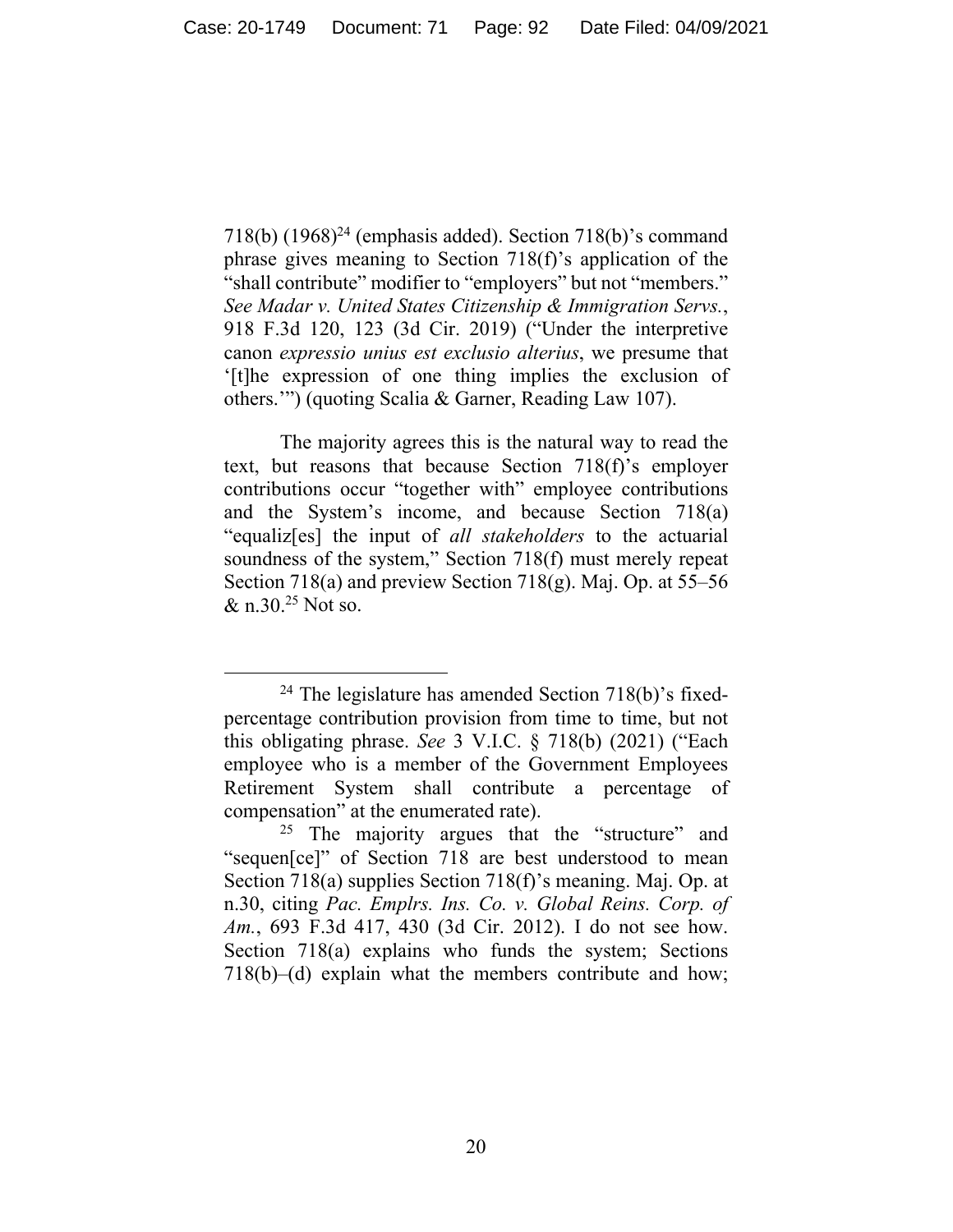718(b) (1968)[24] (emphasis added). Section 718(b)'s command phrase gives meaning to Section 718(f)'s application of the "shall contribute" modifier to "employers" but not "members." *See Madar v. United States Citizenship & Immigration Servs.*, 918 F.3d 120, 123 (3d Cir. 2019) ("Under the interpretive canon *expressio unius est exclusio alterius*, we presume that '[t]he expression of one thing implies the exclusion of others.'") (quoting Scalia & Garner, Reading Law 107).

The majority agrees this is the natural way to read the text, but reasons that because Section 718(f)'s employer contributions occur "together with" employee contributions and the System's income, and because Section 718(a) "equaliz[es] the input of *all stakeholders* to the actuarial soundness of the system," Section 718(f) must merely repeat Section 718(a) and preview Section 718(g). Maj. Op. at 55–56 & n.30.[25] Not so.

---

[24] The legislature has amended Section 718(b)'s fixed-percentage contribution provision from time to time, but not this obligating phrase. *See* 3 V.I.C. § 718(b) (2021) ("Each employee who is a member of the Government Employees Retirement System shall contribute a percentage of compensation" at the enumerated rate).

[25] The majority argues that the "structure" and "sequen[ce]" of Section 718 are best understood to mean Section 718(a) supplies Section 718(f)'s meaning. Maj. Op. at n.30, citing *Pac. Emplrs. Ins. Co. v. Global Reins. Corp. of Am.*, 693 F.3d 417, 430 (3d Cir. 2012). I do not see how. Section 718(a) explains who funds the system; Sections 718(b)–(d) explain what the members contribute and how;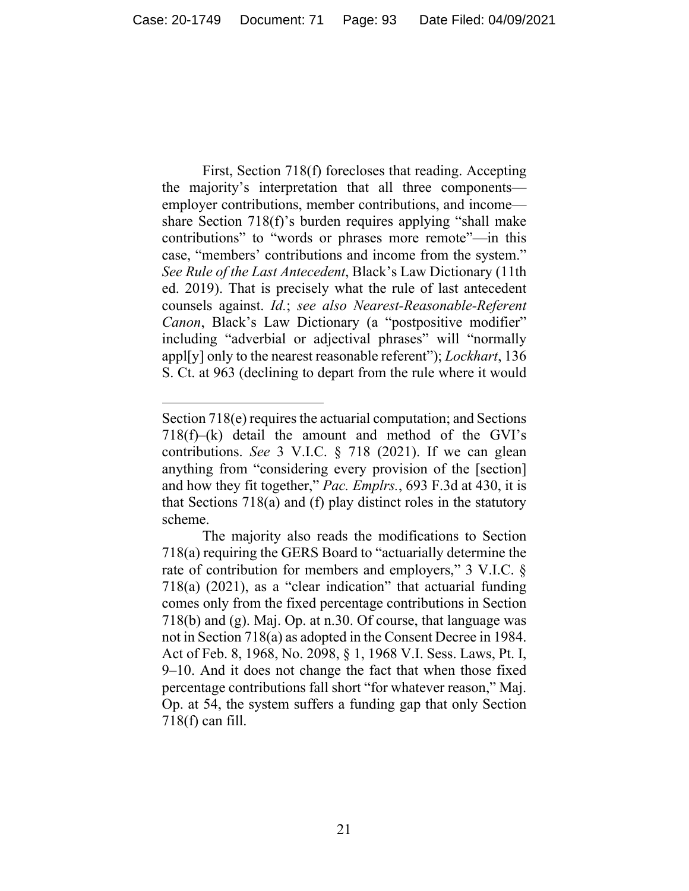First, Section 718(f) forecloses that reading. Accepting the majority's interpretation that all three components—employer contributions, member contributions, and income—share Section 718(f)'s burden requires applying "shall make contributions" to "words or phrases more remote"—in this case, "members' contributions and income from the system." *See Rule of the Last Antecedent*, Black's Law Dictionary (11th ed. 2019). That is precisely what the rule of last antecedent counsels against. *Id.*; *see also Nearest-Reasonable-Referent Canon*, Black's Law Dictionary (a "postpositive modifier" including "adverbial or adjectival phrases" will "normally appl[y] only to the nearest reasonable referent"); *Lockhart*, 136 S. Ct. at 963 (declining to depart from the rule where it would

---

Section 718(e) requires the actuarial computation; and Sections 718(f)–(k) detail the amount and method of the GVI's contributions. *See* 3 V.I.C. § 718 (2021). If we can glean anything from "considering every provision of the [section] and how they fit together," *Pac. Emplrs.*, 693 F.3d at 430, it is that Sections 718(a) and (f) play distinct roles in the statutory scheme.

The majority also reads the modifications to Section 718(a) requiring the GERS Board to "actuarially determine the rate of contribution for members and employers," 3 V.I.C. § 718(a) (2021), as a "clear indication" that actuarial funding comes only from the fixed percentage contributions in Section 718(b) and (g). Maj. Op. at n.30. Of course, that language was not in Section 718(a) as adopted in the Consent Decree in 1984. Act of Feb. 8, 1968, No. 2098, § 1, 1968 V.I. Sess. Laws, Pt. I, 9–10. And it does not change the fact that when those fixed percentage contributions fall short "for whatever reason," Maj. Op. at 54, the system suffers a funding gap that only Section 718(f) can fill.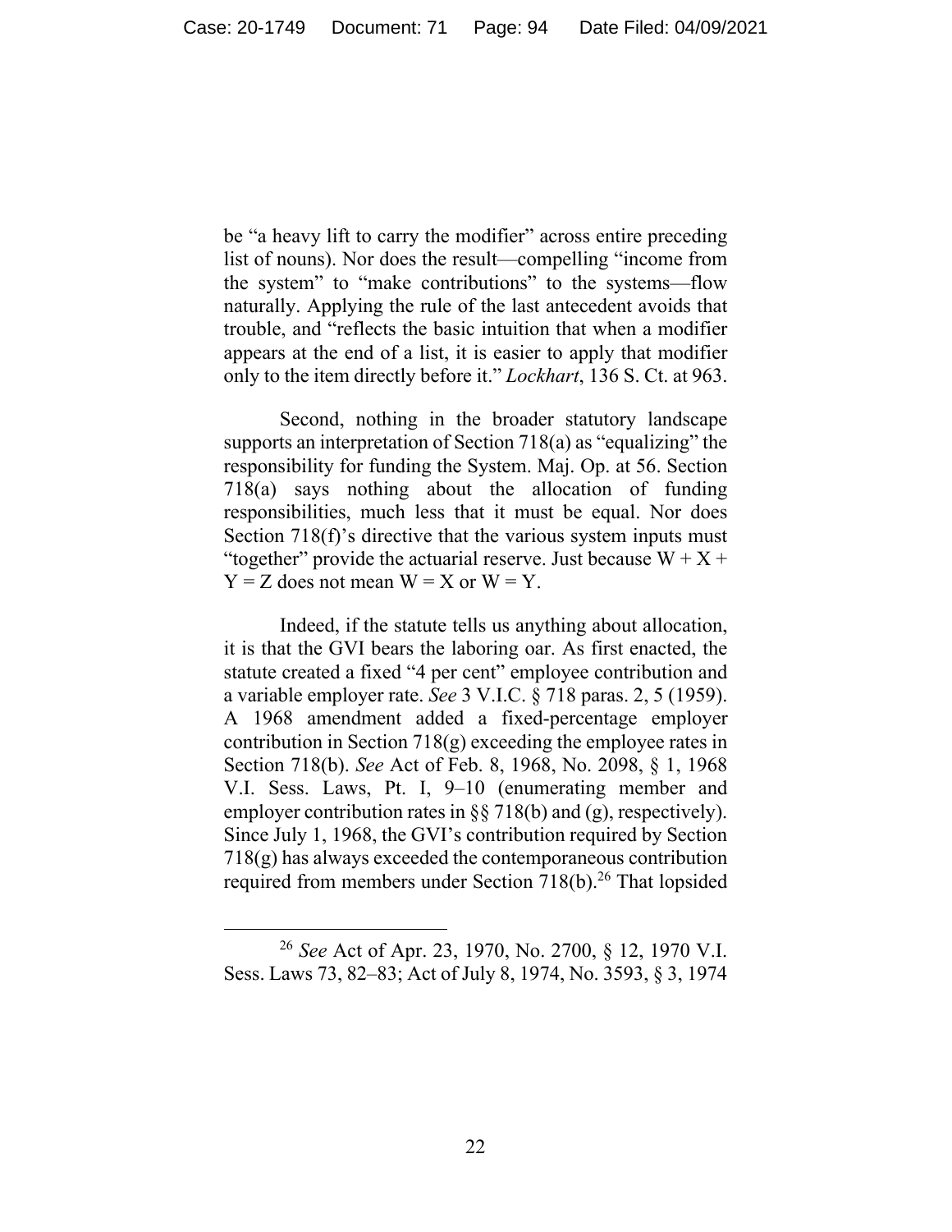be "a heavy lift to carry the modifier" across entire preceding list of nouns). Nor does the result—compelling "income from the system" to "make contributions" to the systems—flow naturally. Applying the rule of the last antecedent avoids that trouble, and "reflects the basic intuition that when a modifier appears at the end of a list, it is easier to apply that modifier only to the item directly before it." *Lockhart*, 136 S. Ct. at 963.

Second, nothing in the broader statutory landscape supports an interpretation of Section 718(a) as "equalizing" the responsibility for funding the System. Maj. Op. at 56. Section 718(a) says nothing about the allocation of funding responsibilities, much less that it must be equal. Nor does Section 718(f)'s directive that the various system inputs must "together" provide the actuarial reserve. Just because $W + X + Y = Z$ does not mean $W = X$ or $W = Y$.

Indeed, if the statute tells us anything about allocation, it is that the GVI bears the laboring oar. As first enacted, the statute created a fixed "4 per cent" employee contribution and a variable employer rate. *See* 3 V.I.C. § 718 paras. 2, 5 (1959). A 1968 amendment added a fixed-percentage employer contribution in Section 718(g) exceeding the employee rates in Section 718(b). *See* Act of Feb. 8, 1968, No. 2098, § 1, 1968 V.I. Sess. Laws, Pt. I, 9–10 (enumerating member and employer contribution rates in §§ 718(b) and (g), respectively). Since July 1, 1968, the GVI's contribution required by Section 718(g) has always exceeded the contemporaneous contribution required from members under Section 718(b).[26] That lopsided

[26] *See* Act of Apr. 23, 1970, No. 2700, § 12, 1970 V.I. Sess. Laws 73, 82–83; Act of July 8, 1974, No. 3593, § 3, 1974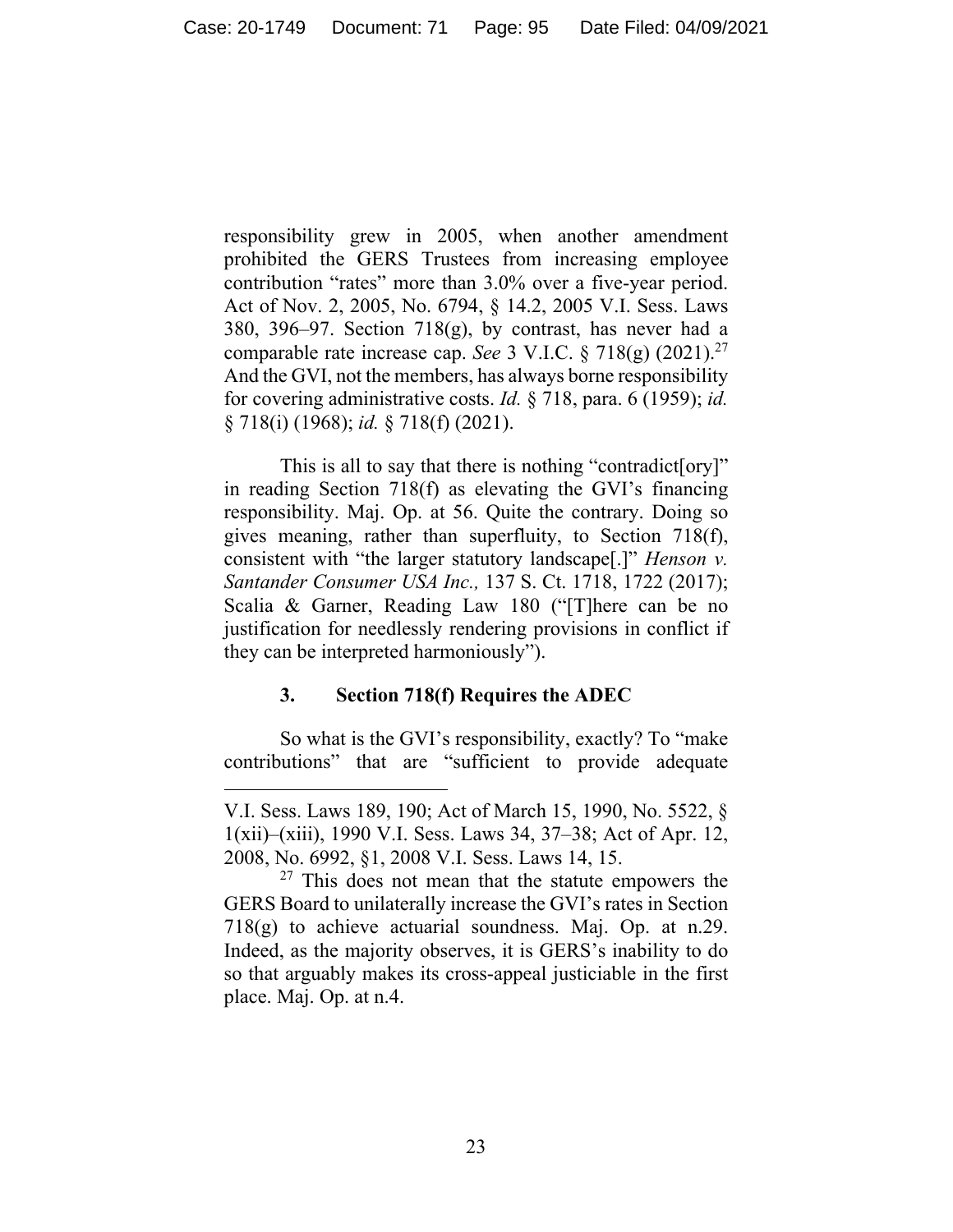responsibility grew in 2005, when another amendment prohibited the GERS Trustees from increasing employee contribution "rates" more than 3.0% over a five-year period. Act of Nov. 2, 2005, No. 6794, § 14.2, 2005 V.I. Sess. Laws 380, 396–97. Section 718(g), by contrast, has never had a comparable rate increase cap. *See* 3 V.I.C. § 718(g) (2021).[27] And the GVI, not the members, has always borne responsibility for covering administrative costs. *Id.* § 718, para. 6 (1959); *id.* § 718(i) (1968); *id.* § 718(f) (2021).

This is all to say that there is nothing "contradict[ory]" in reading Section 718(f) as elevating the GVI's financing responsibility. Maj. Op. at 56. Quite the contrary. Doing so gives meaning, rather than superfluity, to Section 718(f), consistent with "the larger statutory landscape[.]" *Henson v. Santander Consumer USA Inc.,* 137 S. Ct. 1718, 1722 (2017); Scalia & Garner, Reading Law 180 ("[T]here can be no justification for needlessly rendering provisions in conflict if they can be interpreted harmoniously").

### 3. Section 718(f) Requires the ADEC

So what is the GVI's responsibility, exactly? To "make contributions" that are "sufficient to provide adequate

---

V.I. Sess. Laws 189, 190; Act of March 15, 1990, No. 5522, § 1(xii)–(xiii), 1990 V.I. Sess. Laws 34, 37–38; Act of Apr. 12, 2008, No. 6992, §1, 2008 V.I. Sess. Laws 14, 15.

[27] This does not mean that the statute empowers the GERS Board to unilaterally increase the GVI's rates in Section 718(g) to achieve actuarial soundness. Maj. Op. at n.29. Indeed, as the majority observes, it is GERS's inability to do so that arguably makes its cross-appeal justiciable in the first place. Maj. Op. at n.4.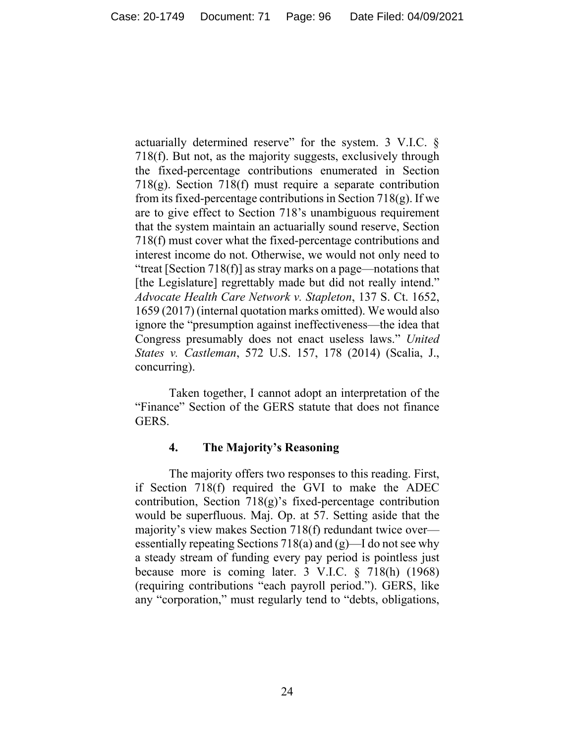actuarially determined reserve" for the system. 3 V.I.C. § 718(f). But not, as the majority suggests, exclusively through the fixed-percentage contributions enumerated in Section 718(g). Section 718(f) must require a separate contribution from its fixed-percentage contributions in Section 718(g). If we are to give effect to Section 718's unambiguous requirement that the system maintain an actuarially sound reserve, Section 718(f) must cover what the fixed-percentage contributions and interest income do not. Otherwise, we would not only need to "treat [Section 718(f)] as stray marks on a page—notations that [the Legislature] regrettably made but did not really intend." *Advocate Health Care Network v. Stapleton*, 137 S. Ct. 1652, 1659 (2017) (internal quotation marks omitted). We would also ignore the "presumption against ineffectiveness—the idea that Congress presumably does not enact useless laws." *United States v. Castleman*, 572 U.S. 157, 178 (2014) (Scalia, J., concurring).

Taken together, I cannot adopt an interpretation of the "Finance" Section of the GERS statute that does not finance GERS.

#### 4. The Majority's Reasoning

The majority offers two responses to this reading. First, if Section 718(f) required the GVI to make the ADEC contribution, Section 718(g)'s fixed-percentage contribution would be superfluous. Maj. Op. at 57. Setting aside that the majority's view makes Section 718(f) redundant twice over—essentially repeating Sections 718(a) and (g)—I do not see why a steady stream of funding every pay period is pointless just because more is coming later. 3 V.I.C. § 718(h) (1968) (requiring contributions "each payroll period."). GERS, like any "corporation," must regularly tend to "debts, obligations,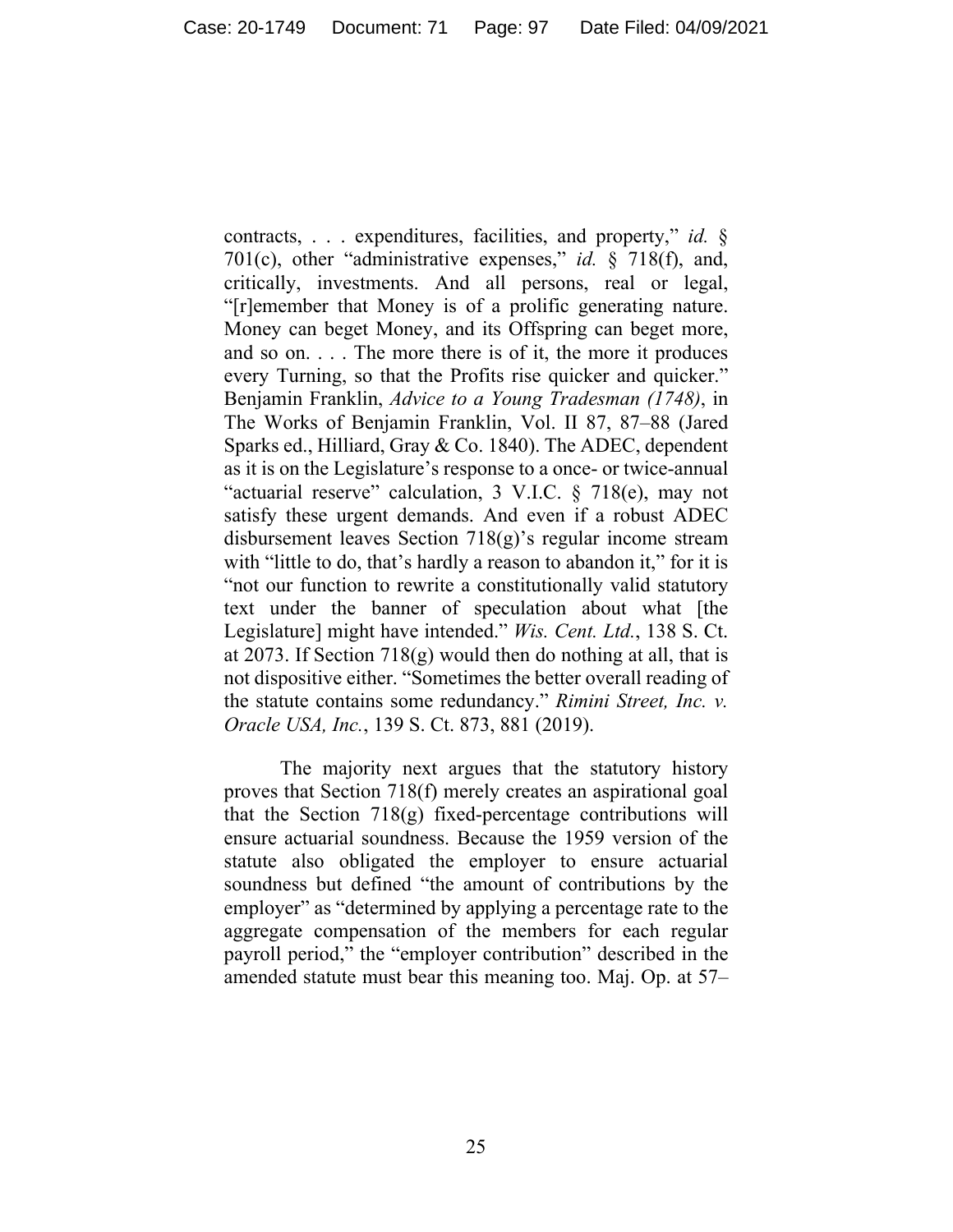contracts, . . . expenditures, facilities, and property," *id.* § 701(c), other "administrative expenses," *id.* § 718(f), and, critically, investments. And all persons, real or legal, "[r]emember that Money is of a prolific generating nature. Money can beget Money, and its Offspring can beget more, and so on. . . . The more there is of it, the more it produces every Turning, so that the Profits rise quicker and quicker." Benjamin Franklin, *Advice to a Young Tradesman (1748)*, in The Works of Benjamin Franklin, Vol. II 87, 87–88 (Jared Sparks ed., Hilliard, Gray & Co. 1840). The ADEC, dependent as it is on the Legislature's response to a once- or twice-annual "actuarial reserve" calculation, 3 V.I.C. § 718(e), may not satisfy these urgent demands. And even if a robust ADEC disbursement leaves Section 718(g)'s regular income stream with "little to do, that's hardly a reason to abandon it," for it is "not our function to rewrite a constitutionally valid statutory text under the banner of speculation about what [the Legislature] might have intended." *Wis. Cent. Ltd.*, 138 S. Ct. at 2073. If Section 718(g) would then do nothing at all, that is not dispositive either. "Sometimes the better overall reading of the statute contains some redundancy." *Rimini Street, Inc. v. Oracle USA, Inc.*, 139 S. Ct. 873, 881 (2019).

The majority next argues that the statutory history proves that Section 718(f) merely creates an aspirational goal that the Section 718(g) fixed-percentage contributions will ensure actuarial soundness. Because the 1959 version of the statute also obligated the employer to ensure actuarial soundness but defined "the amount of contributions by the employer" as "determined by applying a percentage rate to the aggregate compensation of the members for each regular payroll period," the "employer contribution" described in the amended statute must bear this meaning too. Maj. Op. at 57–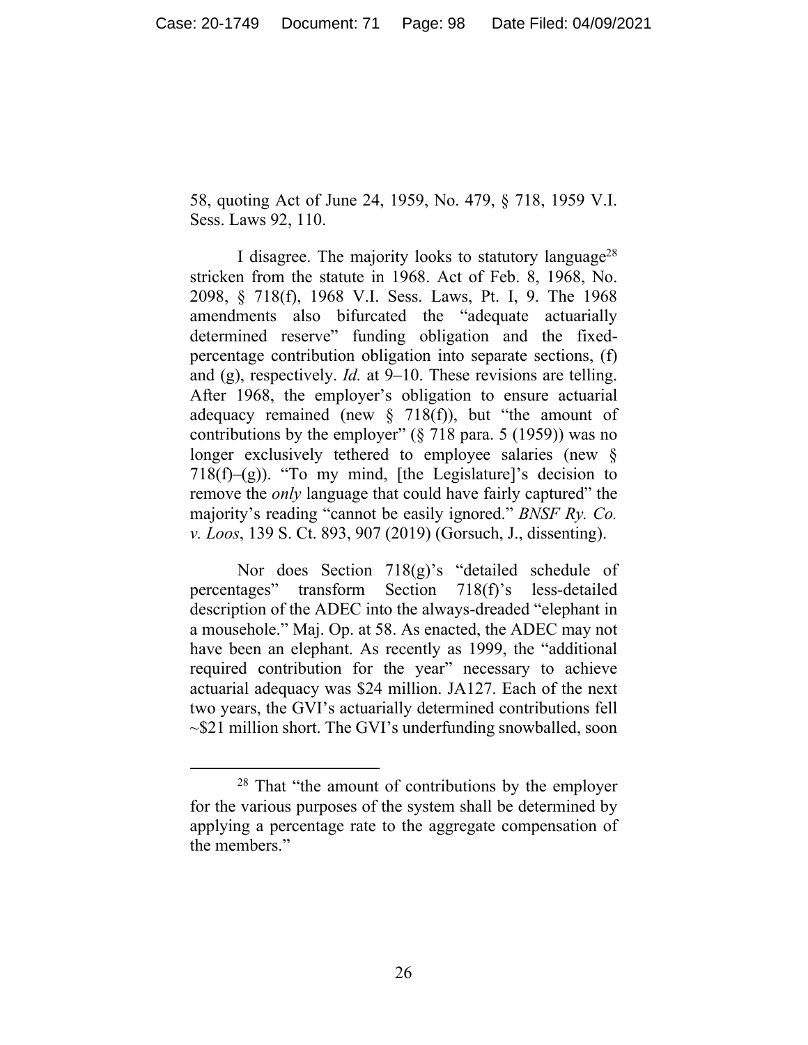58, quoting Act of June 24, 1959, No. 479, § 718, 1959 V.I. Sess. Laws 92, 110.

I disagree. The majority looks to statutory language[28] stricken from the statute in 1968. Act of Feb. 8, 1968, No. 2098, § 718(f), 1968 V.I. Sess. Laws, Pt. I, 9. The 1968 amendments also bifurcated the "adequate actuarially determined reserve" funding obligation and the fixed-percentage contribution obligation into separate sections, (f) and (g), respectively. *Id.* at 9–10. These revisions are telling. After 1968, the employer's obligation to ensure actuarial adequacy remained (new § 718(f)), but "the amount of contributions by the employer" (§ 718 para. 5 (1959)) was no longer exclusively tethered to employee salaries (new § 718(f)–(g)). "To my mind, [the Legislature]'s decision to remove the *only* language that could have fairly captured" the majority's reading "cannot be easily ignored." *BNSF Ry. Co. v. Loos*, 139 S. Ct. 893, 907 (2019) (Gorsuch, J., dissenting).

Nor does Section 718(g)'s "detailed schedule of percentages" transform Section 718(f)'s less-detailed description of the ADEC into the always-dreaded "elephant in a mousehole." Maj. Op. at 58. As enacted, the ADEC may not have been an elephant. As recently as 1999, the "additional required contribution for the year" necessary to achieve actuarial adequacy was $24 million. JA127. Each of the next two years, the GVI's actuarially determined contributions fell ~$21 million short. The GVI's underfunding snowballed, soon

[28] That "the amount of contributions by the employer for the various purposes of the system shall be determined by applying a percentage rate to the aggregate compensation of the members."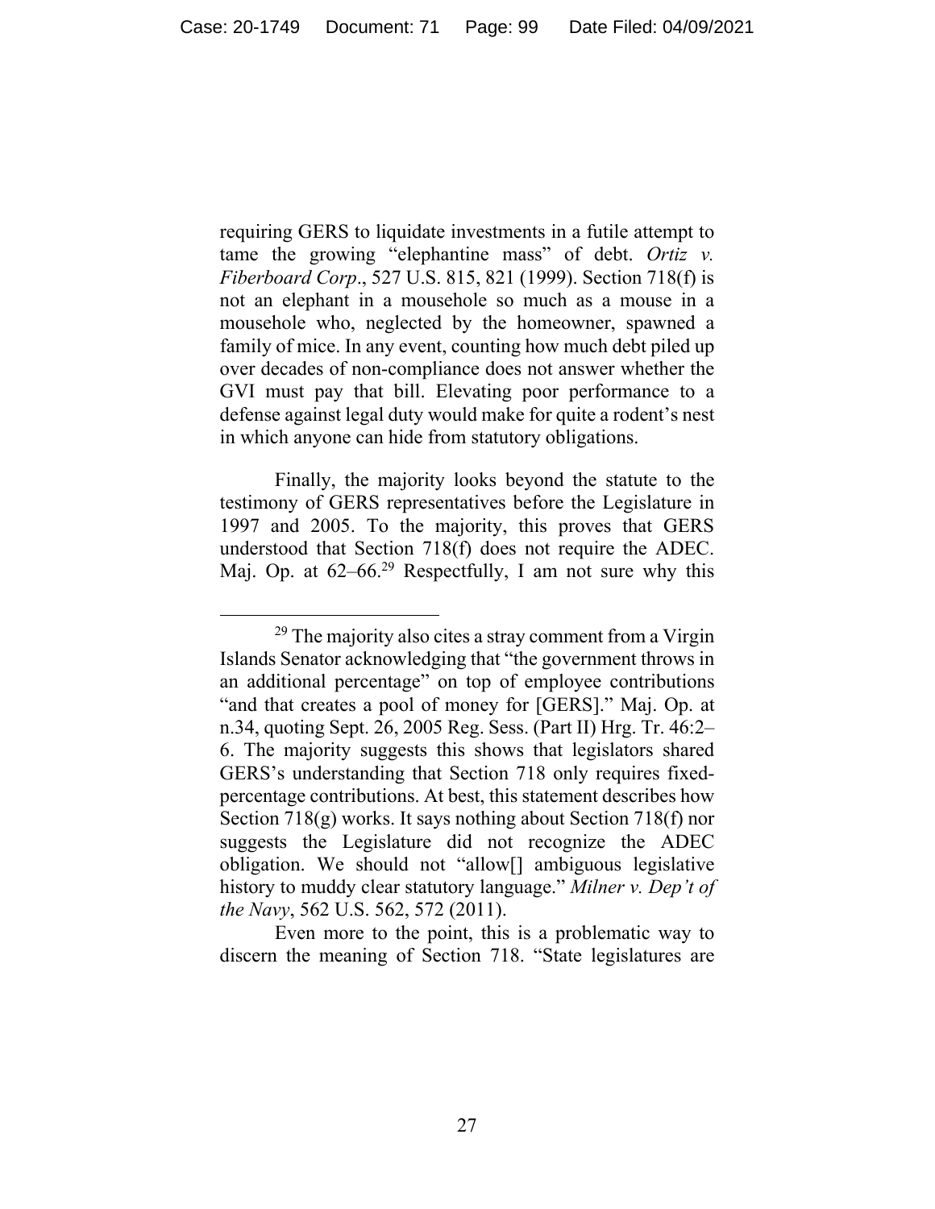requiring GERS to liquidate investments in a futile attempt to tame the growing "elephantine mass" of debt. *Ortiz v. Fiberboard Corp*., 527 U.S. 815, 821 (1999). Section 718(f) is not an elephant in a mousehole so much as a mouse in a mousehole who, neglected by the homeowner, spawned a family of mice. In any event, counting how much debt piled up over decades of non-compliance does not answer whether the GVI must pay that bill. Elevating poor performance to a defense against legal duty would make for quite a rodent's nest in which anyone can hide from statutory obligations.

Finally, the majority looks beyond the statute to the testimony of GERS representatives before the Legislature in 1997 and 2005. To the majority, this proves that GERS understood that Section 718(f) does not require the ADEC. Maj. Op. at 62–66.[29] Respectfully, I am not sure why this

---

[29] The majority also cites a stray comment from a Virgin Islands Senator acknowledging that "the government throws in an additional percentage" on top of employee contributions "and that creates a pool of money for [GERS]." Maj. Op. at n.34, quoting Sept. 26, 2005 Reg. Sess. (Part II) Hrg. Tr. 46:2–6. The majority suggests this shows that legislators shared GERS's understanding that Section 718 only requires fixed-percentage contributions. At best, this statement describes how Section 718(g) works. It says nothing about Section 718(f) nor suggests the Legislature did not recognize the ADEC obligation. We should not "allow[] ambiguous legislative history to muddy clear statutory language." *Milner v. Dep't of the Navy*, 562 U.S. 562, 572 (2011).

Even more to the point, this is a problematic way to discern the meaning of Section 718. "State legislatures are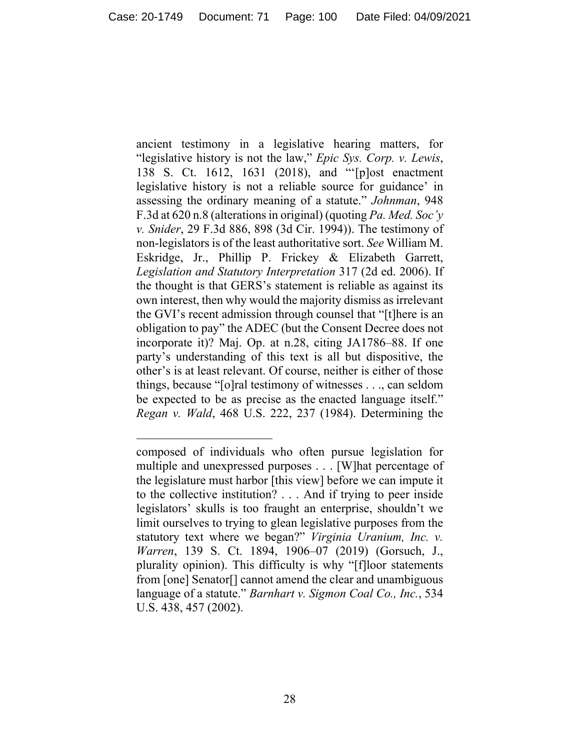ancient testimony in a legislative hearing matters, for "legislative history is not the law," *Epic Sys. Corp. v. Lewis*, 138 S. Ct. 1612, 1631 (2018), and "'[p]ost enactment legislative history is not a reliable source for guidance' in assessing the ordinary meaning of a statute." *Johnman*, 948 F.3d at 620 n.8 (alterations in original) (quoting *Pa. Med. Soc'y v. Snider*, 29 F.3d 886, 898 (3d Cir. 1994)). The testimony of non-legislators is of the least authoritative sort. *See* William M. Eskridge, Jr., Phillip P. Frickey & Elizabeth Garrett, *Legislation and Statutory Interpretation* 317 (2d ed. 2006). If the thought is that GERS's statement is reliable as against its own interest, then why would the majority dismiss as irrelevant the GVI's recent admission through counsel that "[t]here is an obligation to pay" the ADEC (but the Consent Decree does not incorporate it)? Maj. Op. at n.28, citing JA1786–88. If one party's understanding of this text is all but dispositive, the other's is at least relevant. Of course, neither is either of those things, because "[o]ral testimony of witnesses . . ., can seldom be expected to be as precise as the enacted language itself." *Regan v. Wald*, 468 U.S. 222, 237 (1984). Determining the

---

composed of individuals who often pursue legislation for multiple and unexpressed purposes . . . [W]hat percentage of the legislature must harbor [this view] before we can impute it to the collective institution? . . . And if trying to peer inside legislators' skulls is too fraught an enterprise, shouldn't we limit ourselves to trying to glean legislative purposes from the statutory text where we began?" *Virginia Uranium, Inc. v. Warren*, 139 S. Ct. 1894, 1906–07 (2019) (Gorsuch, J., plurality opinion). This difficulty is why "[f]loor statements from [one] Senator[] cannot amend the clear and unambiguous language of a statute." *Barnhart v. Sigmon Coal Co., Inc.*, 534 U.S. 438, 457 (2002).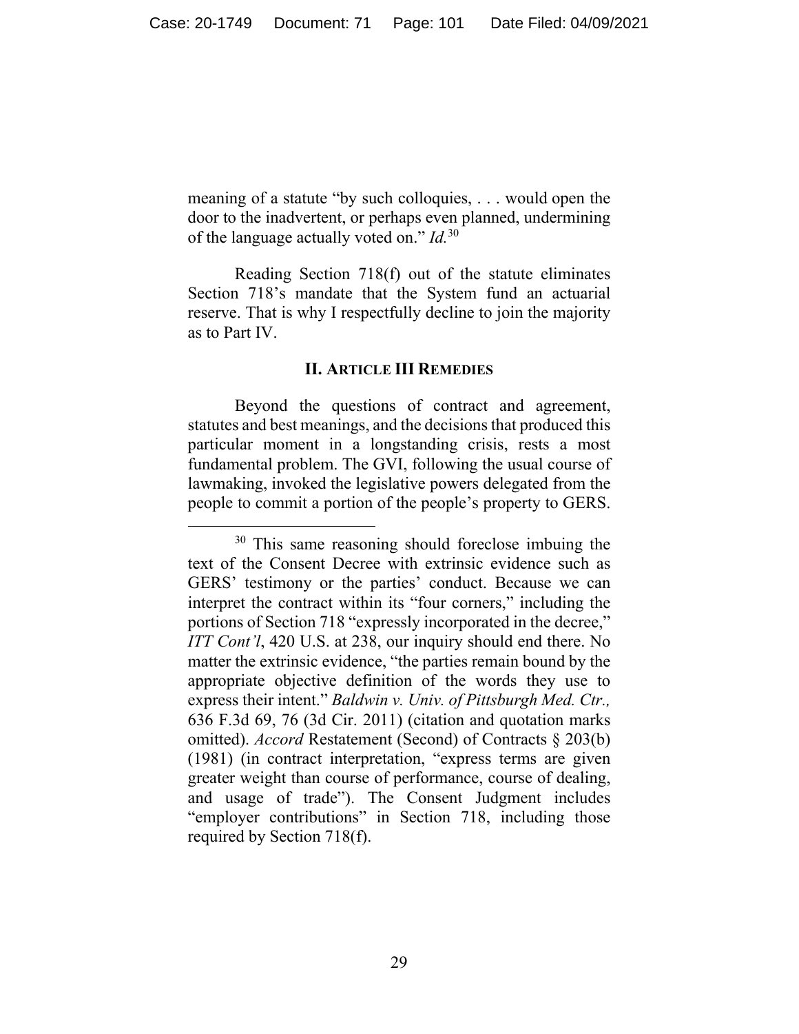meaning of a statute "by such colloquies, . . . would open the door to the inadvertent, or perhaps even planned, undermining of the language actually voted on." *Id.*[30]

Reading Section 718(f) out of the statute eliminates Section 718's mandate that the System fund an actuarial reserve. That is why I respectfully decline to join the majority as to Part IV.

## II. ARTICLE III REMEDIES

Beyond the questions of contract and agreement, statutes and best meanings, and the decisions that produced this particular moment in a longstanding crisis, rests a most fundamental problem. The GVI, following the usual course of lawmaking, invoked the legislative powers delegated from the people to commit a portion of the people's property to GERS.

---

[30] This same reasoning should foreclose imbuing the text of the Consent Decree with extrinsic evidence such as GERS' testimony or the parties' conduct. Because we can interpret the contract within its "four corners," including the portions of Section 718 "expressly incorporated in the decree," *ITT Cont'l*, 420 U.S. at 238, our inquiry should end there. No matter the extrinsic evidence, "the parties remain bound by the appropriate objective definition of the words they use to express their intent." *Baldwin v. Univ. of Pittsburgh Med. Ctr.,* 636 F.3d 69, 76 (3d Cir. 2011) (citation and quotation marks omitted). *Accord* Restatement (Second) of Contracts § 203(b) (1981) (in contract interpretation, "express terms are given greater weight than course of performance, course of dealing, and usage of trade"). The Consent Judgment includes "employer contributions" in Section 718, including those required by Section 718(f).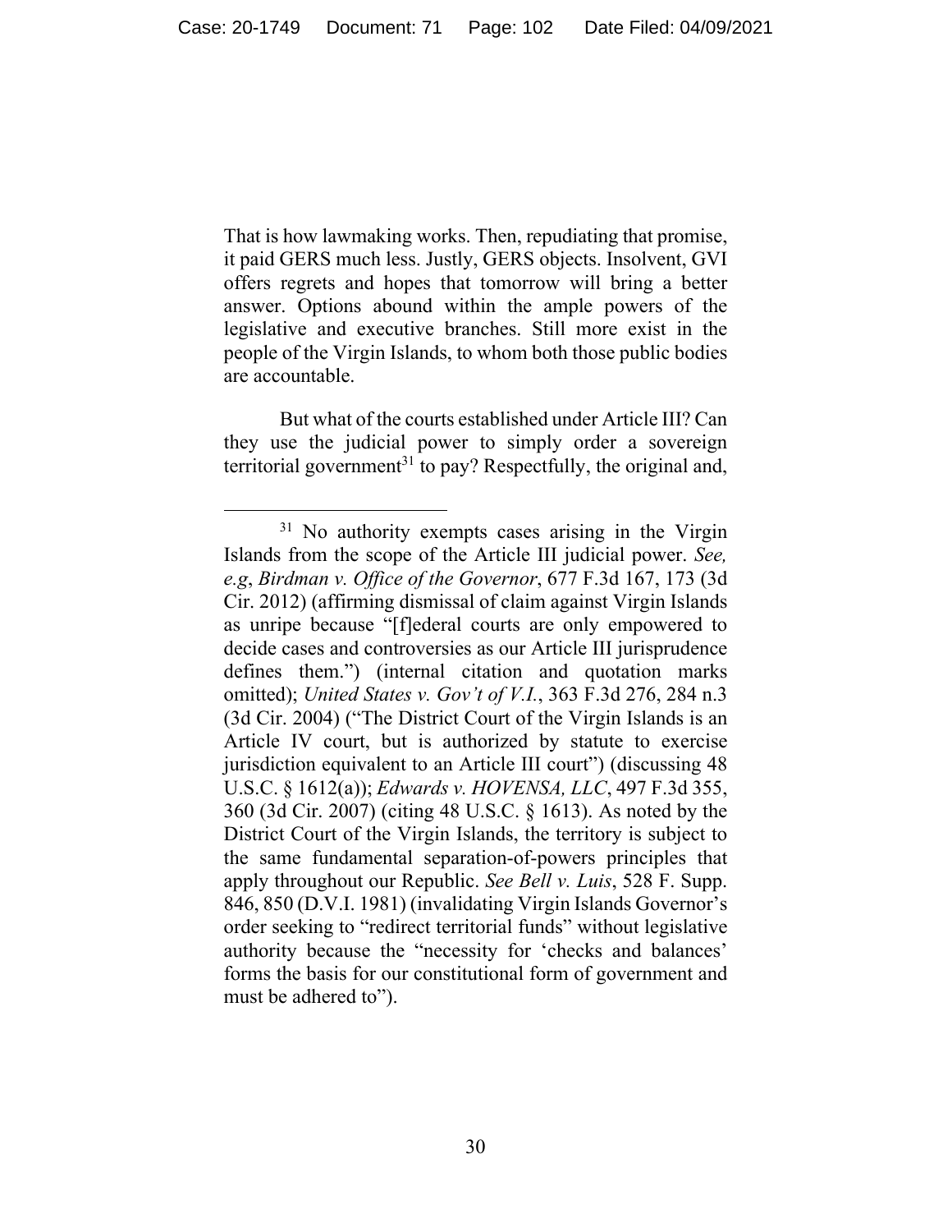That is how lawmaking works. Then, repudiating that promise, it paid GERS much less. Justly, GERS objects. Insolvent, GVI offers regrets and hopes that tomorrow will bring a better answer. Options abound within the ample powers of the legislative and executive branches. Still more exist in the people of the Virgin Islands, to whom both those public bodies are accountable.

But what of the courts established under Article III? Can they use the judicial power to simply order a sovereign territorial government[31] to pay? Respectfully, the original and,

---

[31] No authority exempts cases arising in the Virgin Islands from the scope of the Article III judicial power. *See, e.g*, *Birdman v. Office of the Governor*, 677 F.3d 167, 173 (3d Cir. 2012) (affirming dismissal of claim against Virgin Islands as unripe because "[f]ederal courts are only empowered to decide cases and controversies as our Article III jurisprudence defines them.") (internal citation and quotation marks omitted); *United States v. Gov't of V.I.*, 363 F.3d 276, 284 n.3 (3d Cir. 2004) ("The District Court of the Virgin Islands is an Article IV court, but is authorized by statute to exercise jurisdiction equivalent to an Article III court") (discussing 48 U.S.C. § 1612(a)); *Edwards v. HOVENSA, LLC*, 497 F.3d 355, 360 (3d Cir. 2007) (citing 48 U.S.C. § 1613). As noted by the District Court of the Virgin Islands, the territory is subject to the same fundamental separation-of-powers principles that apply throughout our Republic. *See Bell v. Luis*, 528 F. Supp. 846, 850 (D.V.I. 1981) (invalidating Virgin Islands Governor's order seeking to "redirect territorial funds" without legislative authority because the "necessity for 'checks and balances' forms the basis for our constitutional form of government and must be adhered to").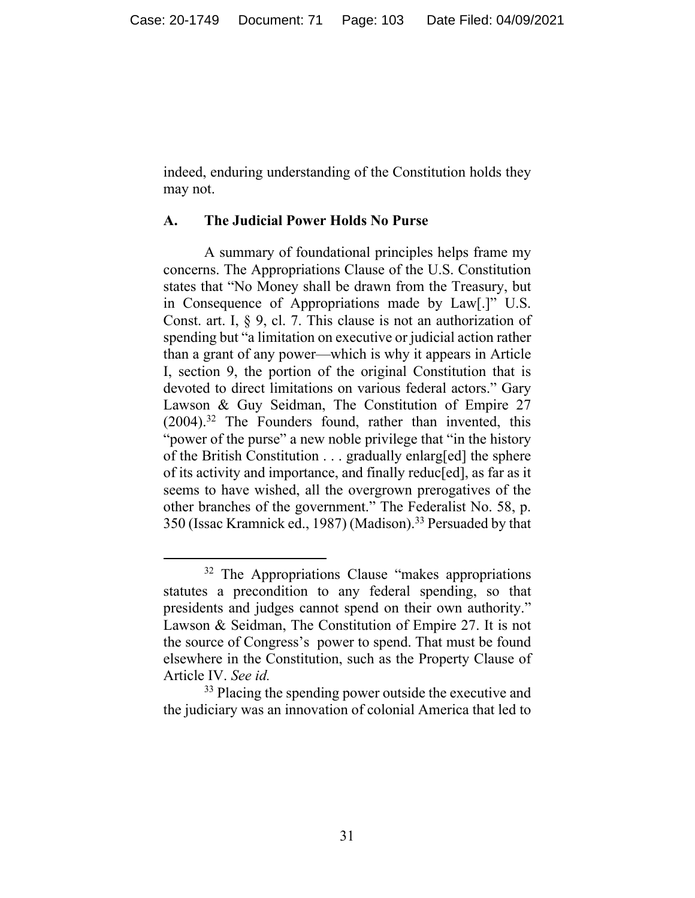indeed, enduring understanding of the Constitution holds they may not.

### A. The Judicial Power Holds No Purse

A summary of foundational principles helps frame my concerns. The Appropriations Clause of the U.S. Constitution states that "No Money shall be drawn from the Treasury, but in Consequence of Appropriations made by Law[.]" U.S. Const. art. I, § 9, cl. 7. This clause is not an authorization of spending but "a limitation on executive or judicial action rather than a grant of any power—which is why it appears in Article I, section 9, the portion of the original Constitution that is devoted to direct limitations on various federal actors." Gary Lawson & Guy Seidman, The Constitution of Empire 27 (2004).[32] The Founders found, rather than invented, this "power of the purse" a new noble privilege that "in the history of the British Constitution . . . gradually enlarg[ed] the sphere of its activity and importance, and finally reduc[ed], as far as it seems to have wished, all the overgrown prerogatives of the other branches of the government." The Federalist No. 58, p. 350 (Issac Kramnick ed., 1987) (Madison).[33] Persuaded by that

---

[32] The Appropriations Clause "makes appropriations statutes a precondition to any federal spending, so that presidents and judges cannot spend on their own authority." Lawson & Seidman, The Constitution of Empire 27. It is not the source of Congress's power to spend. That must be found elsewhere in the Constitution, such as the Property Clause of Article IV. *See id.*

[33] Placing the spending power outside the executive and the judiciary was an innovation of colonial America that led to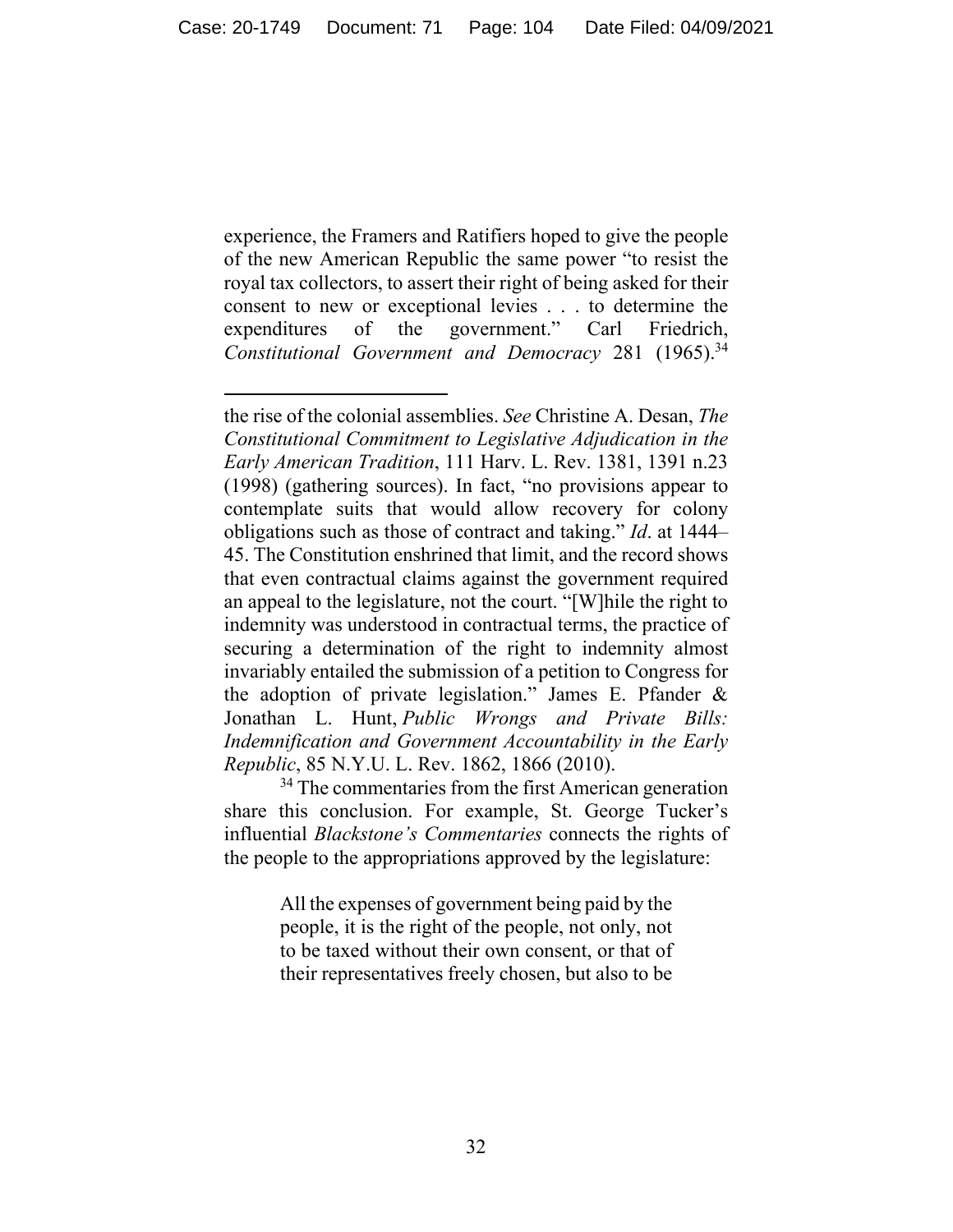experience, the Framers and Ratifiers hoped to give the people of the new American Republic the same power "to resist the royal tax collectors, to assert their right of being asked for their consent to new or exceptional levies . . . to determine the expenditures of the government." Carl Friedrich, *Constitutional Government and Democracy* 281 (1965).[34]

---

the rise of the colonial assemblies. *See* Christine A. Desan, *The Constitutional Commitment to Legislative Adjudication in the Early American Tradition*, 111 Harv. L. Rev. 1381, 1391 n.23 (1998) (gathering sources). In fact, "no provisions appear to contemplate suits that would allow recovery for colony obligations such as those of contract and taking." *Id*. at 1444–45. The Constitution enshrined that limit, and the record shows that even contractual claims against the government required an appeal to the legislature, not the court. "[W]hile the right to indemnity was understood in contractual terms, the practice of securing a determination of the right to indemnity almost invariably entailed the submission of a petition to Congress for the adoption of private legislation." James E. Pfander & Jonathan L. Hunt, *Public Wrongs and Private Bills: Indemnification and Government Accountability in the Early Republic*, 85 N.Y.U. L. Rev. 1862, 1866 (2010).

[34] The commentaries from the first American generation share this conclusion. For example, St. George Tucker's influential *Blackstone's Commentaries* connects the rights of the people to the appropriations approved by the legislature:

> All the expenses of government being paid by the people, it is the right of the people, not only, not to be taxed without their own consent, or that of their representatives freely chosen, but also to be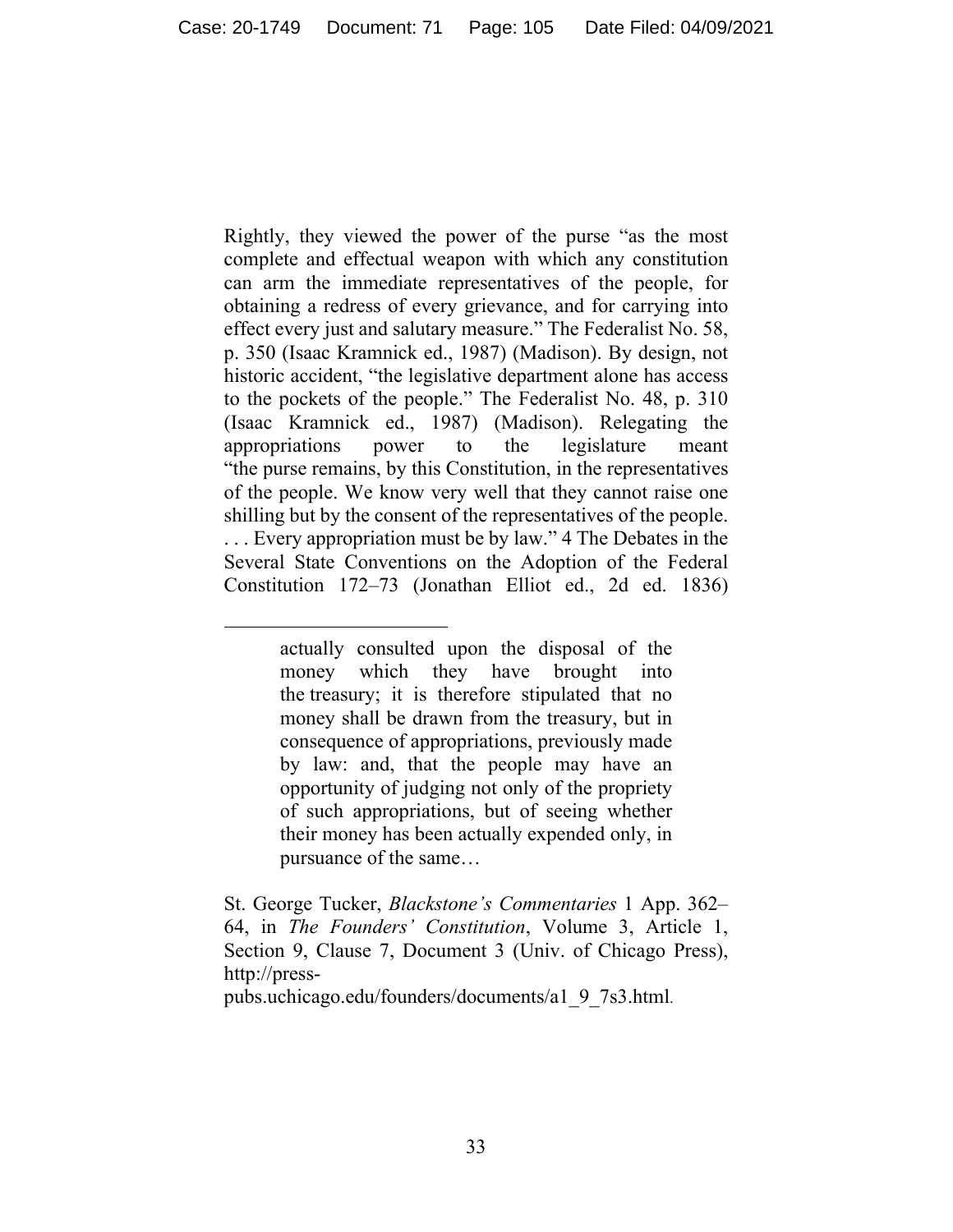Rightly, they viewed the power of the purse "as the most complete and effectual weapon with which any constitution can arm the immediate representatives of the people, for obtaining a redress of every grievance, and for carrying into effect every just and salutary measure." The Federalist No. 58, p. 350 (Isaac Kramnick ed., 1987) (Madison). By design, not historic accident, "the legislative department alone has access to the pockets of the people." The Federalist No. 48, p. 310 (Isaac Kramnick ed., 1987) (Madison). Relegating the appropriations power to the legislature meant "the purse remains, by this Constitution, in the representatives of the people. We know very well that they cannot raise one shilling but by the consent of the representatives of the people. . . . Every appropriation must be by law." 4 The Debates in the Several State Conventions on the Adoption of the Federal Constitution 172–73 (Jonathan Elliot ed., 2d ed. 1836)

---

> actually consulted upon the disposal of the money which they have brought into the treasury; it is therefore stipulated that no money shall be drawn from the treasury, but in consequence of appropriations, previously made by law: and, that the people may have an opportunity of judging not only of the propriety of such appropriations, but of seeing whether their money has been actually expended only, in pursuance of the same…

St. George Tucker, *Blackstone's Commentaries* 1 App. 362–64, in *The Founders' Constitution*, Volume 3, Article 1, Section 9, Clause 7, Document 3 (Univ. of Chicago Press), http://press-pubs.uchicago.edu/founders/documents/a1_9_7s3.html.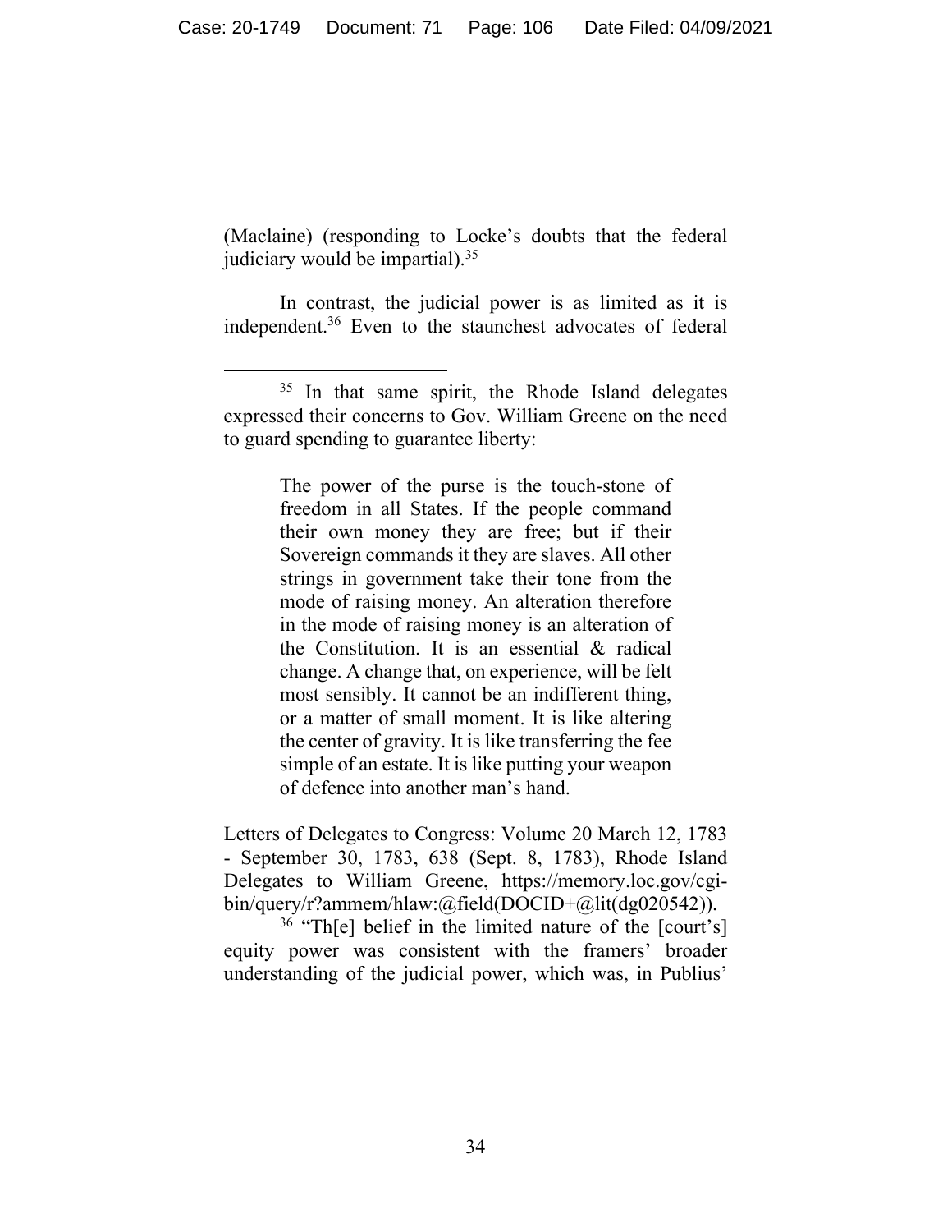(Maclaine) (responding to Locke's doubts that the federal judiciary would be impartial).[35]

In contrast, the judicial power is as limited as it is independent.[36] Even to the staunchest advocates of federal

---

[35] In that same spirit, the Rhode Island delegates expressed their concerns to Gov. William Greene on the need to guard spending to guarantee liberty:

> The power of the purse is the touch-stone of freedom in all States. If the people command their own money they are free; but if their Sovereign commands it they are slaves. All other strings in government take their tone from the mode of raising money. An alteration therefore in the mode of raising money is an alteration of the Constitution. It is an essential & radical change. A change that, on experience, will be felt most sensibly. It cannot be an indifferent thing, or a matter of small moment. It is like altering the center of gravity. It is like transferring the fee simple of an estate. It is like putting your weapon of defence into another man's hand.

Letters of Delegates to Congress: Volume 20 March 12, 1783 - September 30, 1783, 638 (Sept. 8, 1783), Rhode Island Delegates to William Greene, https://memory.loc.gov/cgi-bin/query/r?ammem/hlaw:@field(DOCID+@lit(dg020542)).

[36] "Th[e] belief in the limited nature of the [court's] equity power was consistent with the framers' broader understanding of the judicial power, which was, in Publius'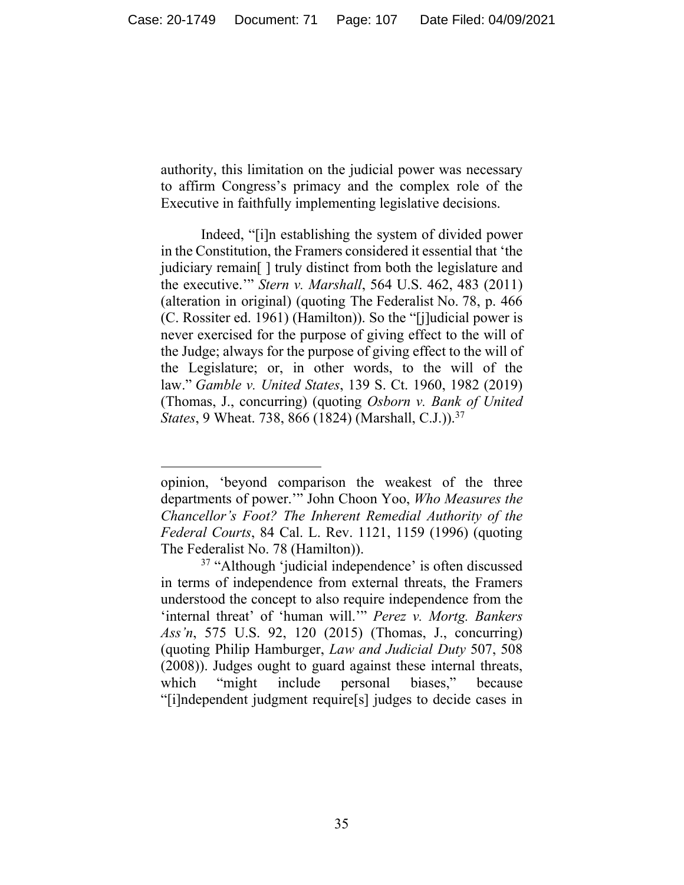authority, this limitation on the judicial power was necessary to affirm Congress's primacy and the complex role of the Executive in faithfully implementing legislative decisions.

Indeed, "[i]n establishing the system of divided power in the Constitution, the Framers considered it essential that 'the judiciary remain[ ] truly distinct from both the legislature and the executive.'" *Stern v. Marshall*, 564 U.S. 462, 483 (2011) (alteration in original) (quoting The Federalist No. 78, p. 466 (C. Rossiter ed. 1961) (Hamilton)). So the "[j]udicial power is never exercised for the purpose of giving effect to the will of the Judge; always for the purpose of giving effect to the will of the Legislature; or, in other words, to the will of the law." *Gamble v. United States*, 139 S. Ct. 1960, 1982 (2019) (Thomas, J., concurring) (quoting *Osborn v. Bank of United States*, 9 Wheat. 738, 866 (1824) (Marshall, C.J.)).[37]

---

opinion, 'beyond comparison the weakest of the three departments of power.'" John Choon Yoo, *Who Measures the Chancellor's Foot? The Inherent Remedial Authority of the Federal Courts*, 84 Cal. L. Rev. 1121, 1159 (1996) (quoting The Federalist No. 78 (Hamilton)).

[37] "Although 'judicial independence' is often discussed in terms of independence from external threats, the Framers understood the concept to also require independence from the 'internal threat' of 'human will.'" *Perez v. Mortg. Bankers Ass'n*, 575 U.S. 92, 120 (2015) (Thomas, J., concurring) (quoting Philip Hamburger, *Law and Judicial Duty* 507, 508 (2008)). Judges ought to guard against these internal threats, which "might include personal biases," because "[i]ndependent judgment require[s] judges to decide cases in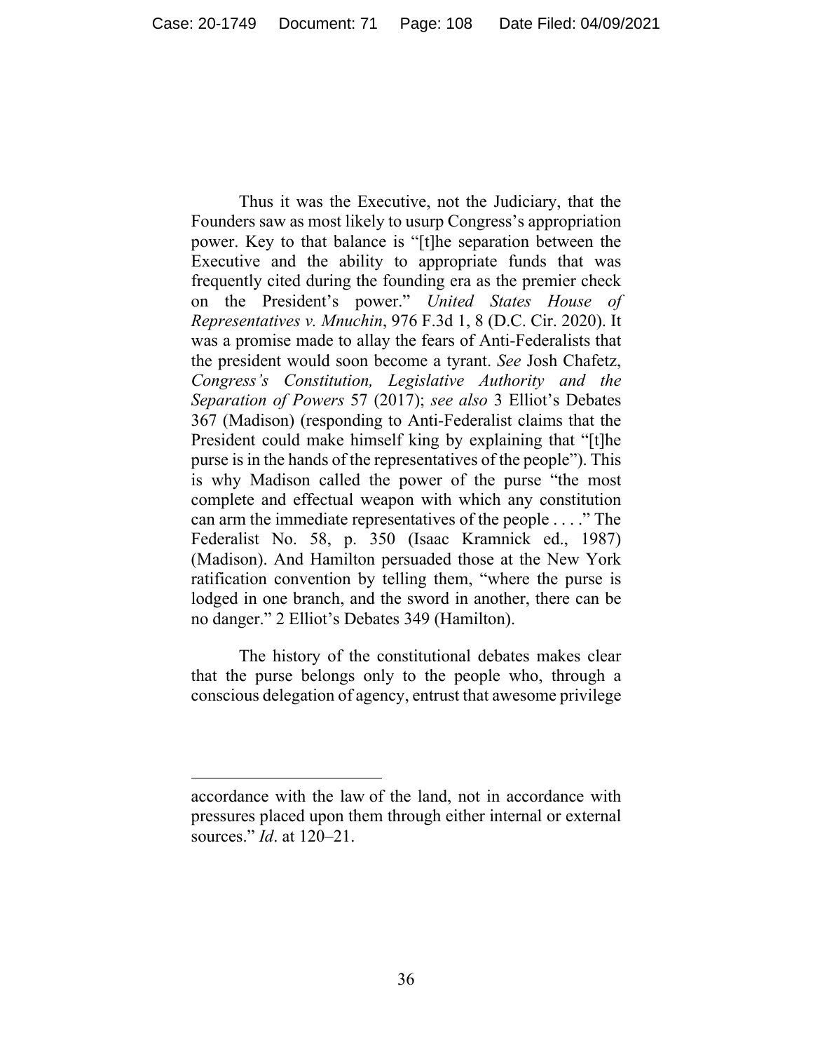Thus it was the Executive, not the Judiciary, that the Founders saw as most likely to usurp Congress's appropriation power. Key to that balance is "[t]he separation between the Executive and the ability to appropriate funds that was frequently cited during the founding era as the premier check on the President's power." *United States House of Representatives v. Mnuchin*, 976 F.3d 1, 8 (D.C. Cir. 2020). It was a promise made to allay the fears of Anti-Federalists that the president would soon become a tyrant. *See* Josh Chafetz, *Congress's Constitution, Legislative Authority and the Separation of Powers* 57 (2017); *see also* 3 Elliot's Debates 367 (Madison) (responding to Anti-Federalist claims that the President could make himself king by explaining that "[t]he purse is in the hands of the representatives of the people"). This is why Madison called the power of the purse "the most complete and effectual weapon with which any constitution can arm the immediate representatives of the people . . . ." The Federalist No. 58, p. 350 (Isaac Kramnick ed., 1987) (Madison). And Hamilton persuaded those at the New York ratification convention by telling them, "where the purse is lodged in one branch, and the sword in another, there can be no danger." 2 Elliot's Debates 349 (Hamilton).

The history of the constitutional debates makes clear that the purse belongs only to the people who, through a conscious delegation of agency, entrust that awesome privilege

---

accordance with the law of the land, not in accordance with pressures placed upon them through either internal or external sources." *Id*. at 120–21.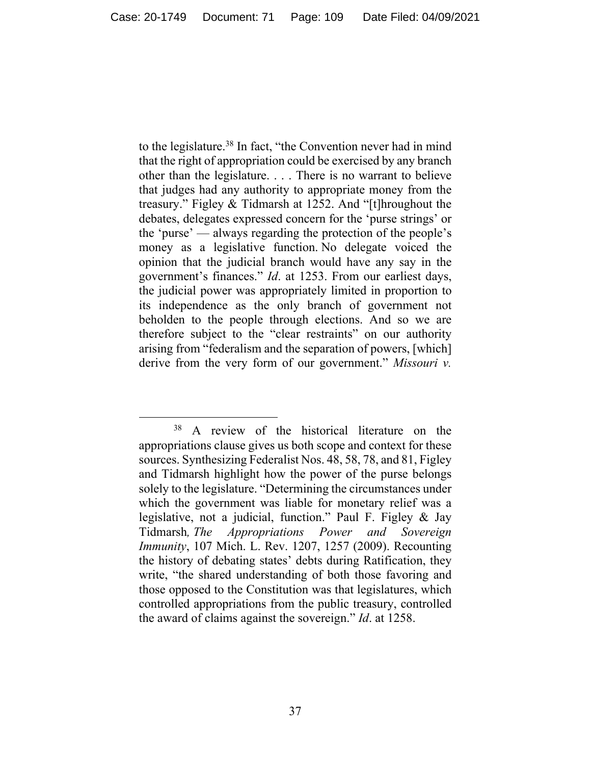to the legislature.[38] In fact, "the Convention never had in mind that the right of appropriation could be exercised by any branch other than the legislature. . . . There is no warrant to believe that judges had any authority to appropriate money from the treasury." Figley & Tidmarsh at 1252. And "[t]hroughout the debates, delegates expressed concern for the 'purse strings' or the 'purse' — always regarding the protection of the people's money as a legislative function. No delegate voiced the opinion that the judicial branch would have any say in the government's finances." *Id*. at 1253. From our earliest days, the judicial power was appropriately limited in proportion to its independence as the only branch of government not beholden to the people through elections. And so we are therefore subject to the "clear restraints" on our authority arising from "federalism and the separation of powers, [which] derive from the very form of our government." *Missouri v.*

---

[38] A review of the historical literature on the appropriations clause gives us both scope and context for these sources. Synthesizing Federalist Nos. 48, 58, 78, and 81, Figley and Tidmarsh highlight how the power of the purse belongs solely to the legislature. "Determining the circumstances under which the government was liable for monetary relief was a legislative, not a judicial, function." Paul F. Figley & Jay Tidmarsh*, The Appropriations Power and Sovereign Immunity*, 107 Mich. L. Rev. 1207, 1257 (2009). Recounting the history of debating states' debts during Ratification, they write, "the shared understanding of both those favoring and those opposed to the Constitution was that legislatures, which controlled appropriations from the public treasury, controlled the award of claims against the sovereign." *Id*. at 1258.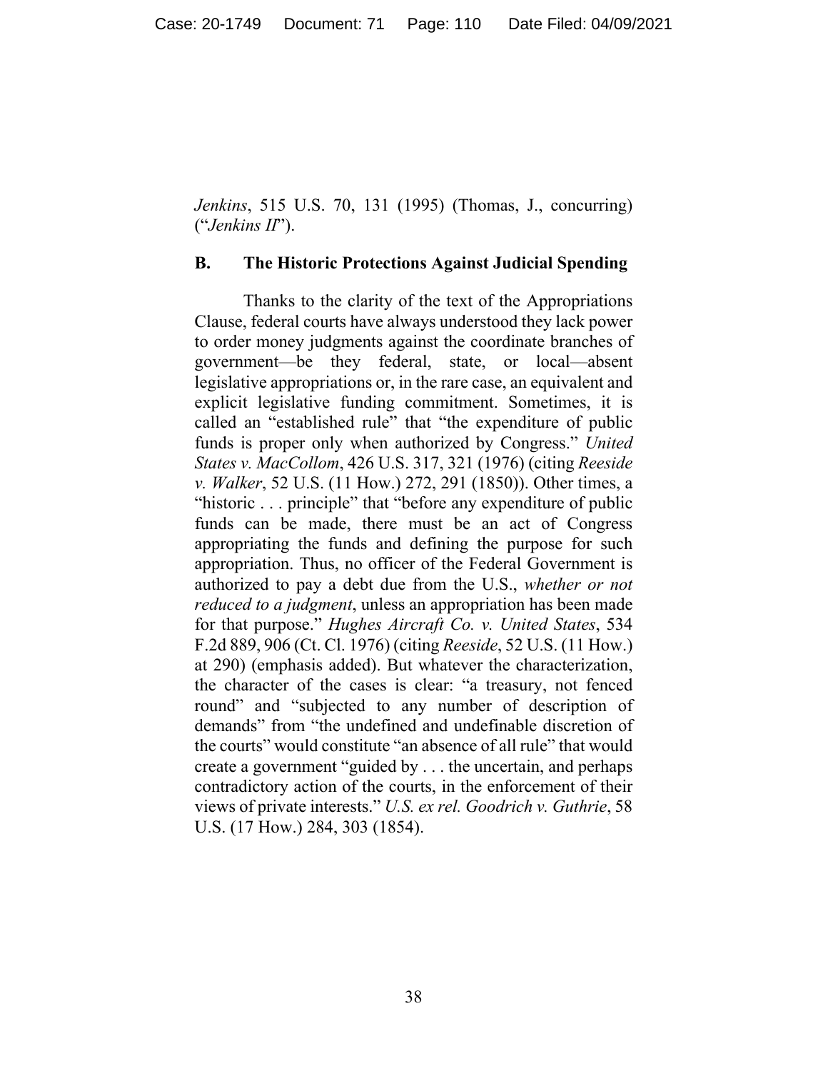*Jenkins*, 515 U.S. 70, 131 (1995) (Thomas, J., concurring) ("*Jenkins II*").

### B. The Historic Protections Against Judicial Spending

Thanks to the clarity of the text of the Appropriations Clause, federal courts have always understood they lack power to order money judgments against the coordinate branches of government—be they federal, state, or local—absent legislative appropriations or, in the rare case, an equivalent and explicit legislative funding commitment. Sometimes, it is called an "established rule" that "the expenditure of public funds is proper only when authorized by Congress." *United States v. MacCollom*, 426 U.S. 317, 321 (1976) (citing *Reeside v. Walker*, 52 U.S. (11 How.) 272, 291 (1850)). Other times, a "historic . . . principle" that "before any expenditure of public funds can be made, there must be an act of Congress appropriating the funds and defining the purpose for such appropriation. Thus, no officer of the Federal Government is authorized to pay a debt due from the U.S., *whether or not reduced to a judgment*, unless an appropriation has been made for that purpose." *Hughes Aircraft Co. v. United States*, 534 F.2d 889, 906 (Ct. Cl. 1976) (citing *Reeside*, 52 U.S. (11 How.) at 290) (emphasis added). But whatever the characterization, the character of the cases is clear: "a treasury, not fenced round" and "subjected to any number of description of demands" from "the undefined and undefinable discretion of the courts" would constitute "an absence of all rule" that would create a government "guided by . . . the uncertain, and perhaps contradictory action of the courts, in the enforcement of their views of private interests." *U.S. ex rel. Goodrich v. Guthrie*, 58 U.S. (17 How.) 284, 303 (1854).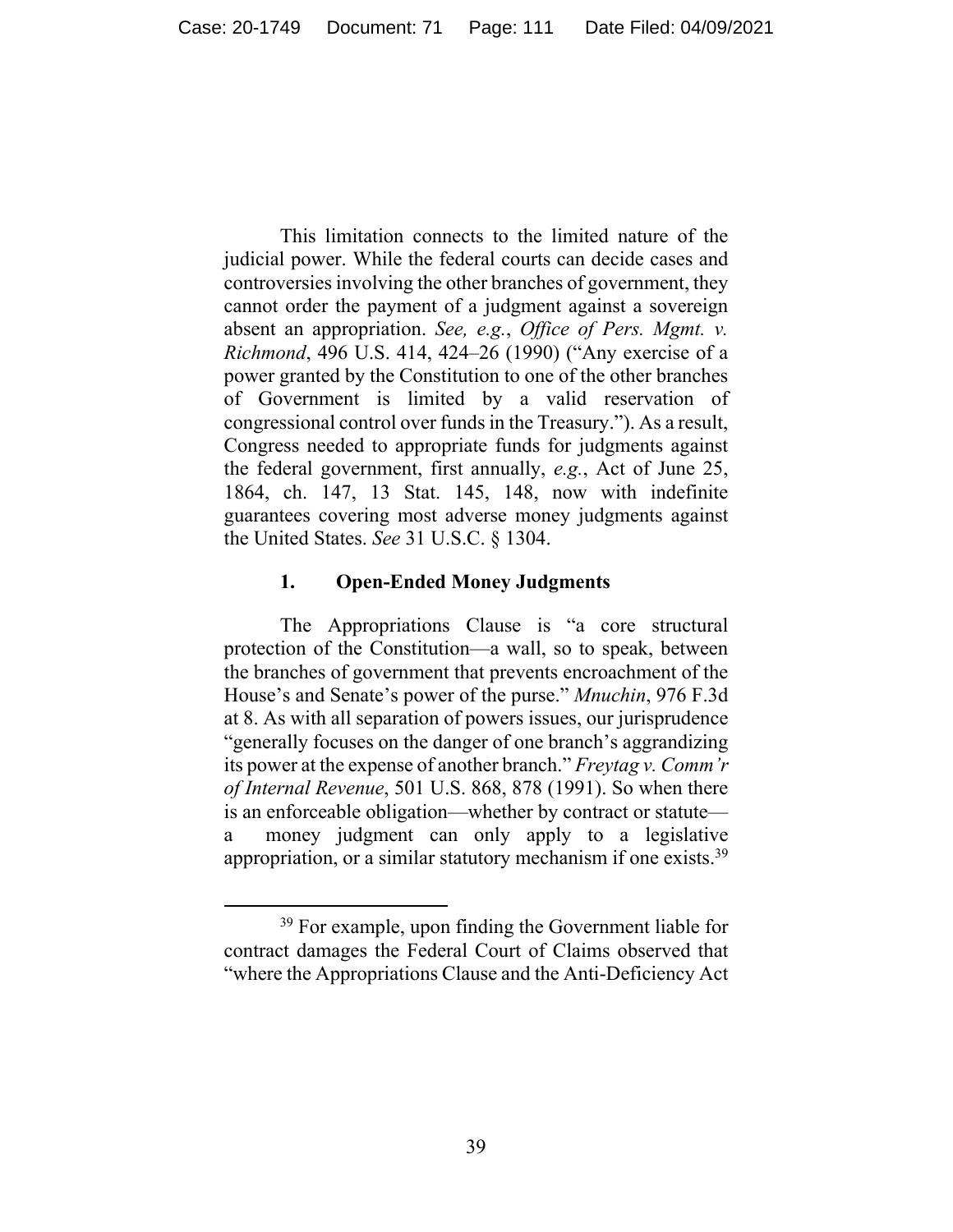This limitation connects to the limited nature of the judicial power. While the federal courts can decide cases and controversies involving the other branches of government, they cannot order the payment of a judgment against a sovereign absent an appropriation. *See, e.g.*, *Office of Pers. Mgmt. v. Richmond*, 496 U.S. 414, 424–26 (1990) ("Any exercise of a power granted by the Constitution to one of the other branches of Government is limited by a valid reservation of congressional control over funds in the Treasury."). As a result, Congress needed to appropriate funds for judgments against the federal government, first annually, *e.g.*, Act of June 25, 1864, ch. 147, 13 Stat. 145, 148, now with indefinite guarantees covering most adverse money judgments against the United States. *See* 31 U.S.C. § 1304.

### 1. Open-Ended Money Judgments

The Appropriations Clause is "a core structural protection of the Constitution—a wall, so to speak, between the branches of government that prevents encroachment of the House's and Senate's power of the purse." *Mnuchin*, 976 F.3d at 8. As with all separation of powers issues, our jurisprudence "generally focuses on the danger of one branch's aggrandizing its power at the expense of another branch." *Freytag v. Comm'r of Internal Revenue*, 501 U.S. 868, 878 (1991). So when there is an enforceable obligation—whether by contract or statute—a money judgment can only apply to a legislative appropriation, or a similar statutory mechanism if one exists.[39]

---

[39] For example, upon finding the Government liable for contract damages the Federal Court of Claims observed that "where the Appropriations Clause and the Anti-Deficiency Act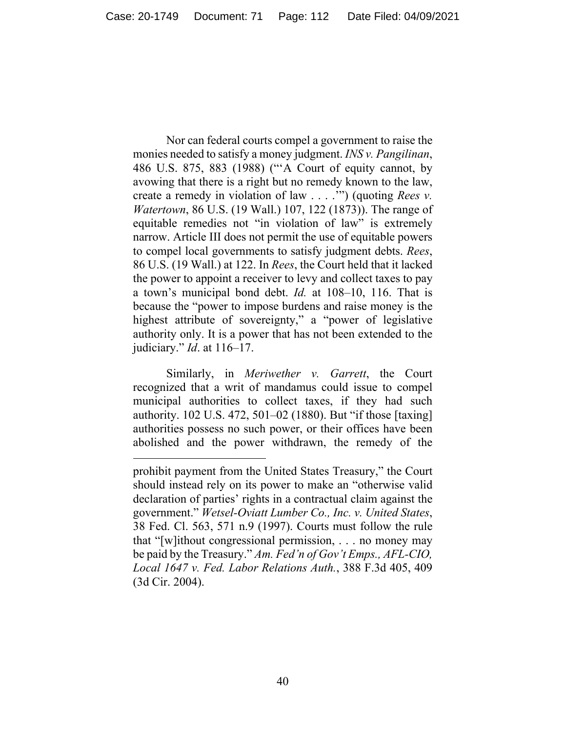Nor can federal courts compel a government to raise the monies needed to satisfy a money judgment. *INS v. Pangilinan*, 486 U.S. 875, 883 (1988) ("'A Court of equity cannot, by avowing that there is a right but no remedy known to the law, create a remedy in violation of law . . . .'") (quoting *Rees v. Watertown*, 86 U.S. (19 Wall.) 107, 122 (1873)). The range of equitable remedies not "in violation of law" is extremely narrow. Article III does not permit the use of equitable powers to compel local governments to satisfy judgment debts. *Rees*, 86 U.S. (19 Wall.) at 122. In *Rees*, the Court held that it lacked the power to appoint a receiver to levy and collect taxes to pay a town's municipal bond debt. *Id.* at 108–10, 116. That is because the "power to impose burdens and raise money is the highest attribute of sovereignty," a "power of legislative authority only. It is a power that has not been extended to the judiciary." *Id*. at 116–17.

Similarly, in *Meriwether v. Garrett*, the Court recognized that a writ of mandamus could issue to compel municipal authorities to collect taxes, if they had such authority. 102 U.S. 472, 501–02 (1880). But "if those [taxing] authorities possess no such power, or their offices have been abolished and the power withdrawn, the remedy of the

---

prohibit payment from the United States Treasury," the Court should instead rely on its power to make an "otherwise valid declaration of parties' rights in a contractual claim against the government." *Wetsel-Oviatt Lumber Co., Inc. v. United States*, 38 Fed. Cl. 563, 571 n.9 (1997). Courts must follow the rule that "[w]ithout congressional permission, . . . no money may be paid by the Treasury." *Am. Fed'n of Gov't Emps., AFL-CIO, Local 1647 v. Fed. Labor Relations Auth.*, 388 F.3d 405, 409 (3d Cir. 2004).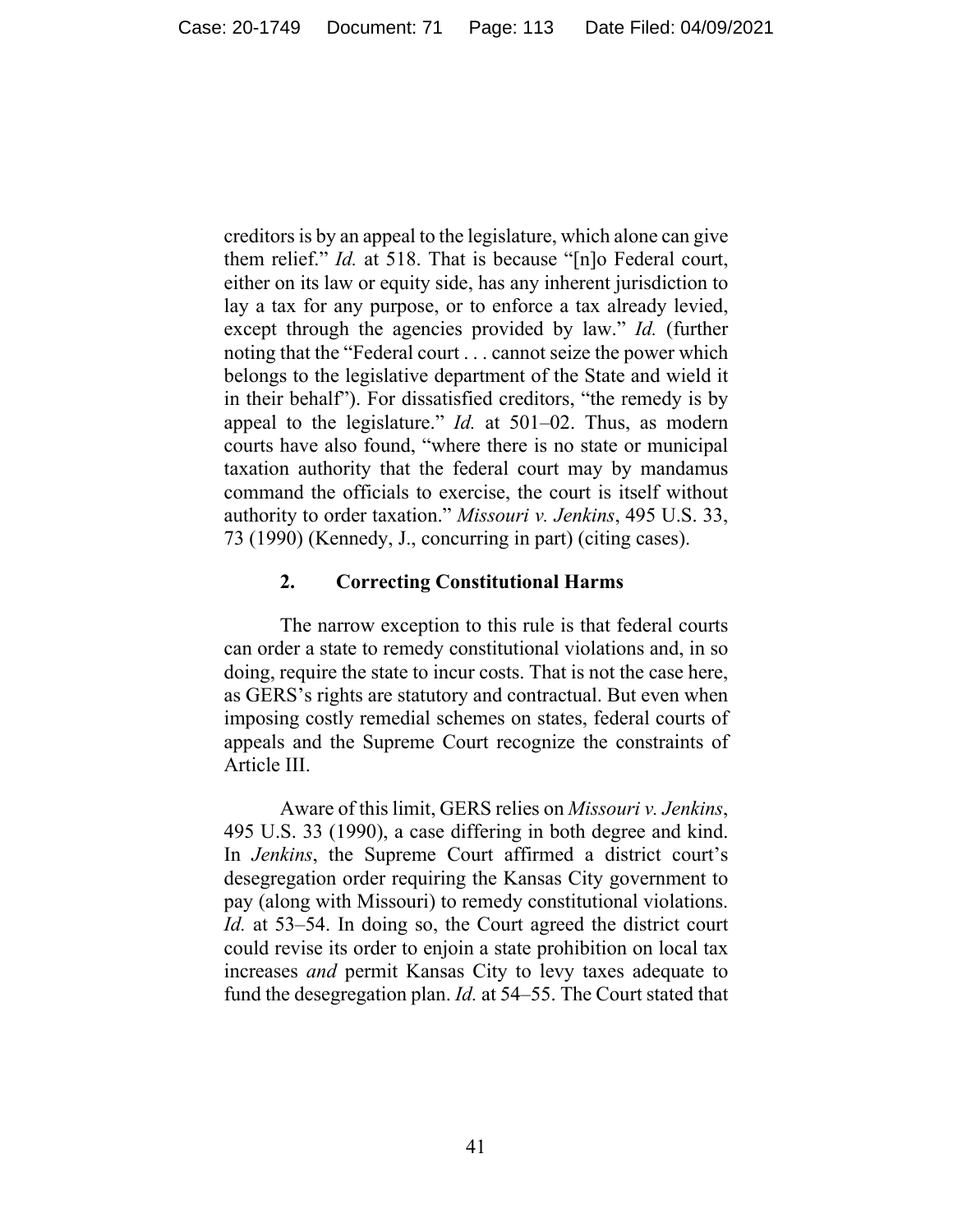creditors is by an appeal to the legislature, which alone can give them relief." *Id.* at 518. That is because "[n]o Federal court, either on its law or equity side, has any inherent jurisdiction to lay a tax for any purpose, or to enforce a tax already levied, except through the agencies provided by law." *Id.* (further noting that the "Federal court . . . cannot seize the power which belongs to the legislative department of the State and wield it in their behalf"). For dissatisfied creditors, "the remedy is by appeal to the legislature." *Id.* at 501–02. Thus, as modern courts have also found, "where there is no state or municipal taxation authority that the federal court may by mandamus command the officials to exercise, the court is itself without authority to order taxation." *Missouri v. Jenkins*, 495 U.S. 33, 73 (1990) (Kennedy, J., concurring in part) (citing cases).

### 2. Correcting Constitutional Harms

The narrow exception to this rule is that federal courts can order a state to remedy constitutional violations and, in so doing, require the state to incur costs. That is not the case here, as GERS's rights are statutory and contractual. But even when imposing costly remedial schemes on states, federal courts of appeals and the Supreme Court recognize the constraints of Article III.

Aware of this limit, GERS relies on *Missouri v. Jenkins*, 495 U.S. 33 (1990), a case differing in both degree and kind. In *Jenkins*, the Supreme Court affirmed a district court's desegregation order requiring the Kansas City government to pay (along with Missouri) to remedy constitutional violations. *Id.* at 53–54. In doing so, the Court agreed the district court could revise its order to enjoin a state prohibition on local tax increases *and* permit Kansas City to levy taxes adequate to fund the desegregation plan. *Id.* at 54–55. The Court stated that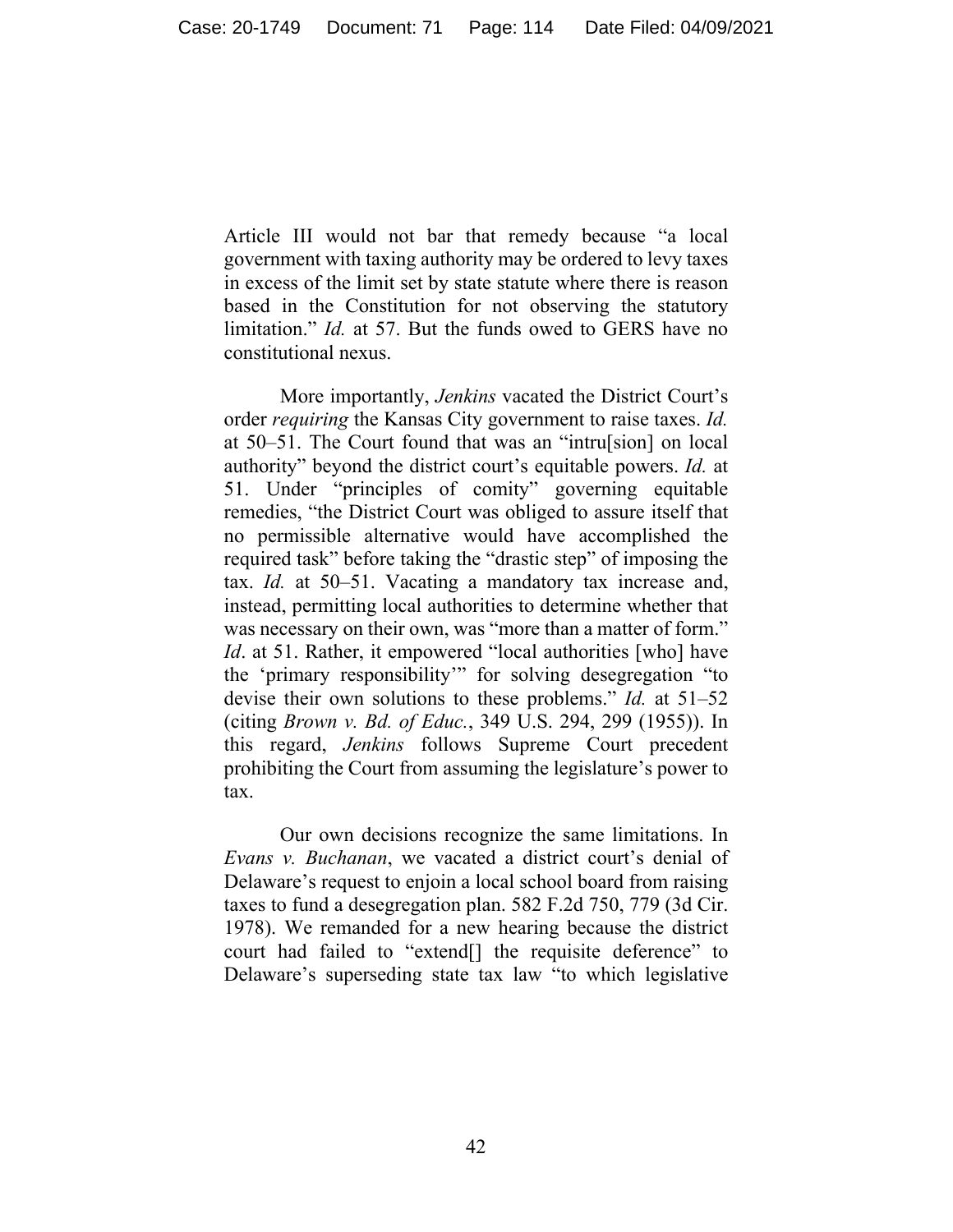Article III would not bar that remedy because "a local government with taxing authority may be ordered to levy taxes in excess of the limit set by state statute where there is reason based in the Constitution for not observing the statutory limitation." *Id.* at 57. But the funds owed to GERS have no constitutional nexus.

More importantly, *Jenkins* vacated the District Court's order *requiring* the Kansas City government to raise taxes. *Id.* at 50–51. The Court found that was an "intru[sion] on local authority" beyond the district court's equitable powers. *Id.* at 51. Under "principles of comity" governing equitable remedies, "the District Court was obliged to assure itself that no permissible alternative would have accomplished the required task" before taking the "drastic step" of imposing the tax. *Id.* at 50–51. Vacating a mandatory tax increase and, instead, permitting local authorities to determine whether that was necessary on their own, was "more than a matter of form." *Id*. at 51. Rather, it empowered "local authorities [who] have the 'primary responsibility'" for solving desegregation "to devise their own solutions to these problems." *Id.* at 51–52 (citing *Brown v. Bd. of Educ.*, 349 U.S. 294, 299 (1955)). In this regard, *Jenkins* follows Supreme Court precedent prohibiting the Court from assuming the legislature's power to tax.

Our own decisions recognize the same limitations. In *Evans v. Buchanan*, we vacated a district court's denial of Delaware's request to enjoin a local school board from raising taxes to fund a desegregation plan. 582 F.2d 750, 779 (3d Cir. 1978). We remanded for a new hearing because the district court had failed to "extend[] the requisite deference" to Delaware's superseding state tax law "to which legislative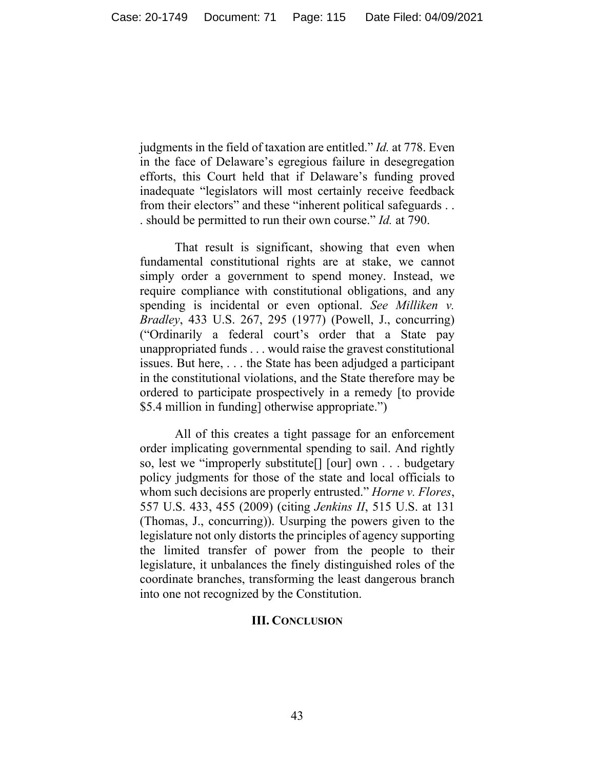judgments in the field of taxation are entitled." *Id.* at 778. Even in the face of Delaware's egregious failure in desegregation efforts, this Court held that if Delaware's funding proved inadequate "legislators will most certainly receive feedback from their electors" and these "inherent political safeguards . . . should be permitted to run their own course." *Id.* at 790.

That result is significant, showing that even when fundamental constitutional rights are at stake, we cannot simply order a government to spend money. Instead, we require compliance with constitutional obligations, and any spending is incidental or even optional. *See Milliken v. Bradley*, 433 U.S. 267, 295 (1977) (Powell, J., concurring) ("Ordinarily a federal court's order that a State pay unappropriated funds . . . would raise the gravest constitutional issues. But here, . . . the State has been adjudged a participant in the constitutional violations, and the State therefore may be ordered to participate prospectively in a remedy [to provide $5.4 million in funding] otherwise appropriate.")

All of this creates a tight passage for an enforcement order implicating governmental spending to sail. And rightly so, lest we "improperly substitute[] [our] own . . . budgetary policy judgments for those of the state and local officials to whom such decisions are properly entrusted." *Horne v. Flores*, 557 U.S. 433, 455 (2009) (citing *Jenkins II*, 515 U.S. at 131 (Thomas, J., concurring)). Usurping the powers given to the legislature not only distorts the principles of agency supporting the limited transfer of power from the people to their legislature, it unbalances the finely distinguished roles of the coordinate branches, transforming the least dangerous branch into one not recognized by the Constitution.

## III. CONCLUSION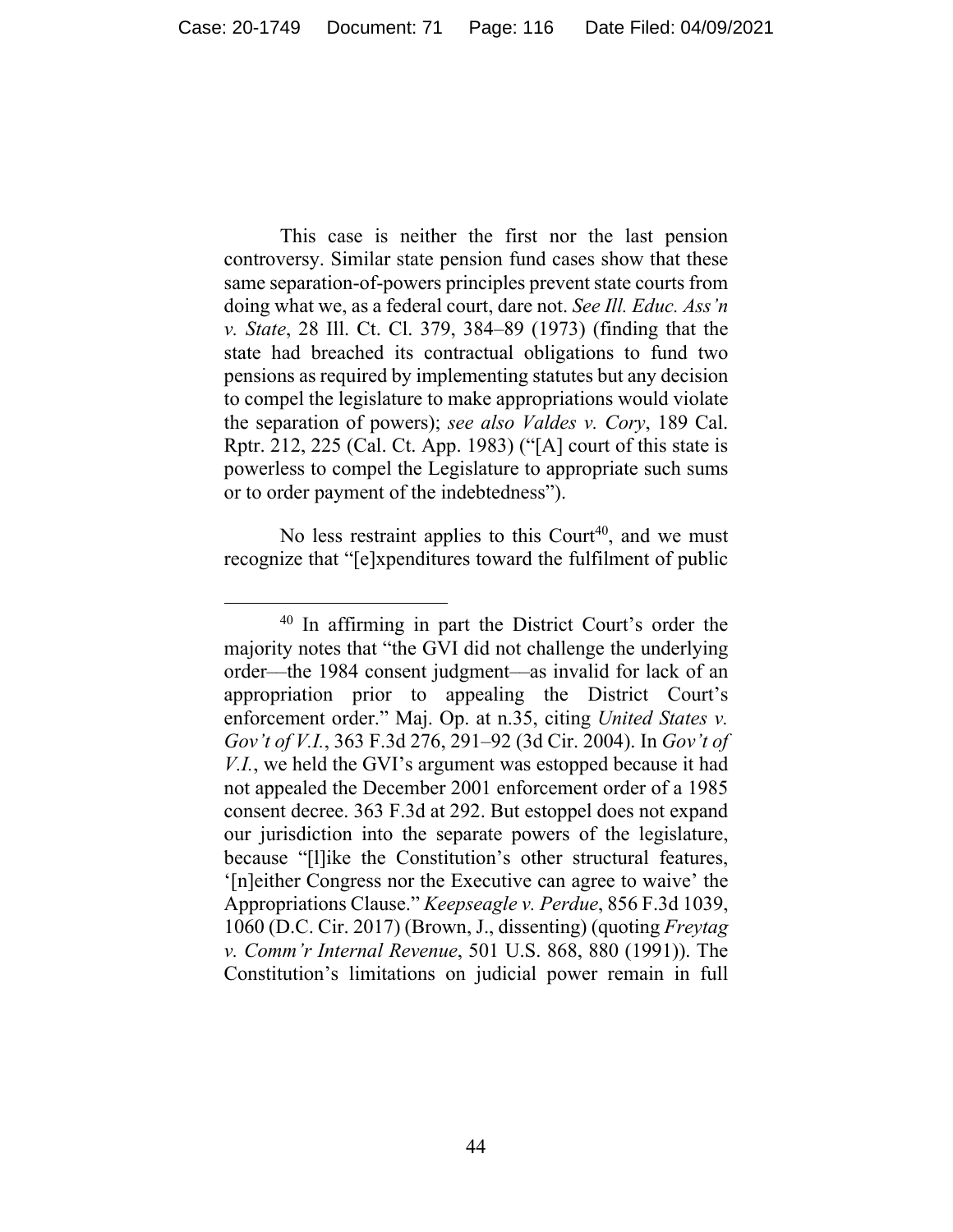This case is neither the first nor the last pension controversy. Similar state pension fund cases show that these same separation-of-powers principles prevent state courts from doing what we, as a federal court, dare not. *See Ill. Educ. Ass'n v. State*, 28 Ill. Ct. Cl. 379, 384–89 (1973) (finding that the state had breached its contractual obligations to fund two pensions as required by implementing statutes but any decision to compel the legislature to make appropriations would violate the separation of powers); *see also Valdes v. Cory*, 189 Cal. Rptr. 212, 225 (Cal. Ct. App. 1983) ("[A] court of this state is powerless to compel the Legislature to appropriate such sums or to order payment of the indebtedness").

No less restraint applies to this Court[40], and we must recognize that "[e]xpenditures toward the fulfilment of public

---

[40] In affirming in part the District Court's order the majority notes that "the GVI did not challenge the underlying order—the 1984 consent judgment—as invalid for lack of an appropriation prior to appealing the District Court's enforcement order." Maj. Op. at n.35, citing *United States v. Gov't of V.I.*, 363 F.3d 276, 291–92 (3d Cir. 2004). In *Gov't of V.I.*, we held the GVI's argument was estopped because it had not appealed the December 2001 enforcement order of a 1985 consent decree. 363 F.3d at 292. But estoppel does not expand our jurisdiction into the separate powers of the legislature, because "[l]ike the Constitution's other structural features, '[n]either Congress nor the Executive can agree to waive' the Appropriations Clause." *Keepseagle v. Perdue*, 856 F.3d 1039, 1060 (D.C. Cir. 2017) (Brown, J., dissenting) (quoting *Freytag v. Comm'r Internal Revenue*, 501 U.S. 868, 880 (1991)). The Constitution's limitations on judicial power remain in full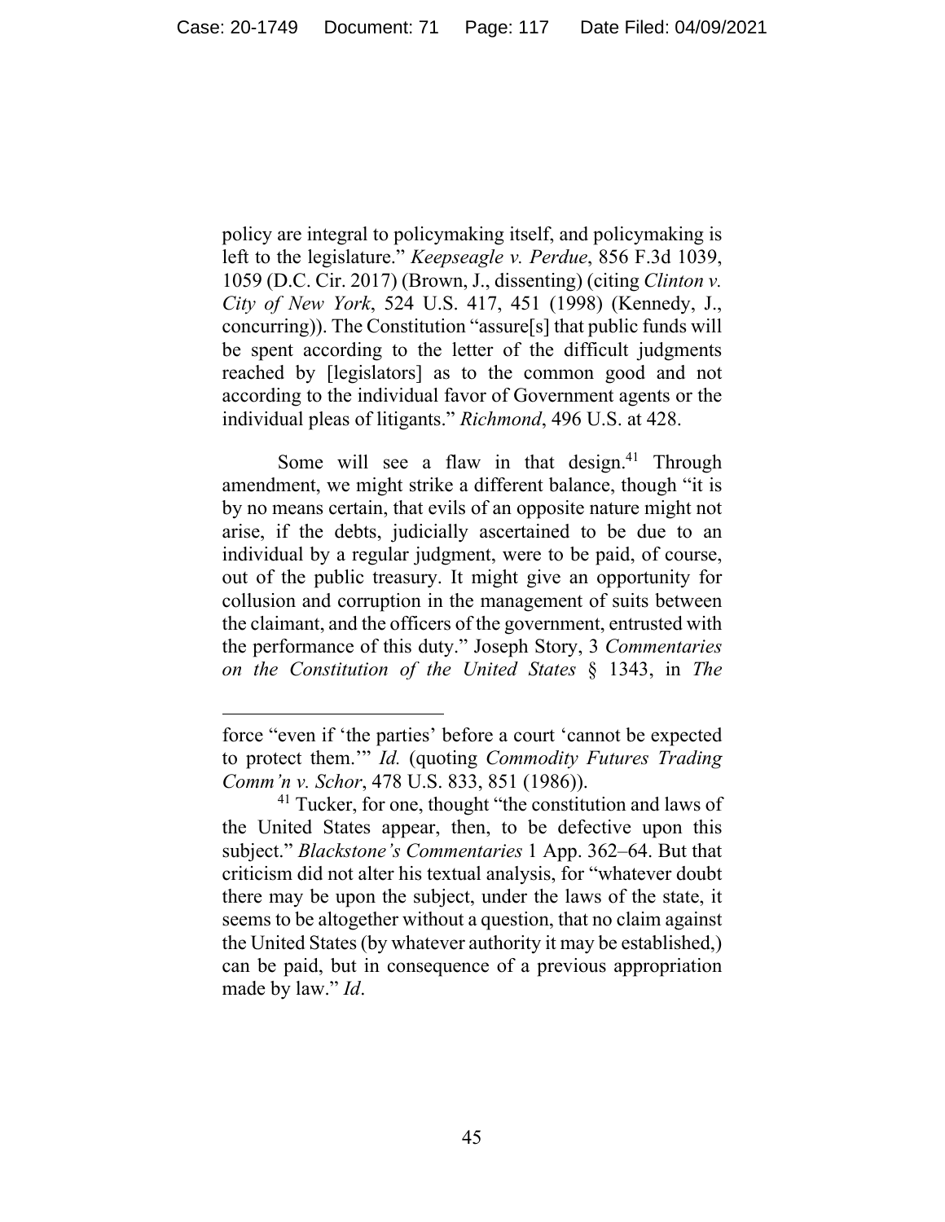policy are integral to policymaking itself, and policymaking is left to the legislature." *Keepseagle v. Perdue*, 856 F.3d 1039, 1059 (D.C. Cir. 2017) (Brown, J., dissenting) (citing *Clinton v. City of New York*, 524 U.S. 417, 451 (1998) (Kennedy, J., concurring)). The Constitution "assure[s] that public funds will be spent according to the letter of the difficult judgments reached by [legislators] as to the common good and not according to the individual favor of Government agents or the individual pleas of litigants." *Richmond*, 496 U.S. at 428.

Some will see a flaw in that design.[41] Through amendment, we might strike a different balance, though "it is by no means certain, that evils of an opposite nature might not arise, if the debts, judicially ascertained to be due to an individual by a regular judgment, were to be paid, of course, out of the public treasury. It might give an opportunity for collusion and corruption in the management of suits between the claimant, and the officers of the government, entrusted with the performance of this duty." Joseph Story, 3 *Commentaries on the Constitution of the United States* § 1343, in *The*

---

force "even if 'the parties' before a court 'cannot be expected to protect them.'" *Id.* (quoting *Commodity Futures Trading Comm'n v. Schor*, 478 U.S. 833, 851 (1986)).

[41] Tucker, for one, thought "the constitution and laws of the United States appear, then, to be defective upon this subject." *Blackstone's Commentaries* 1 App. 362–64. But that criticism did not alter his textual analysis, for "whatever doubt there may be upon the subject, under the laws of the state, it seems to be altogether without a question, that no claim against the United States (by whatever authority it may be established,) can be paid, but in consequence of a previous appropriation made by law." *Id*.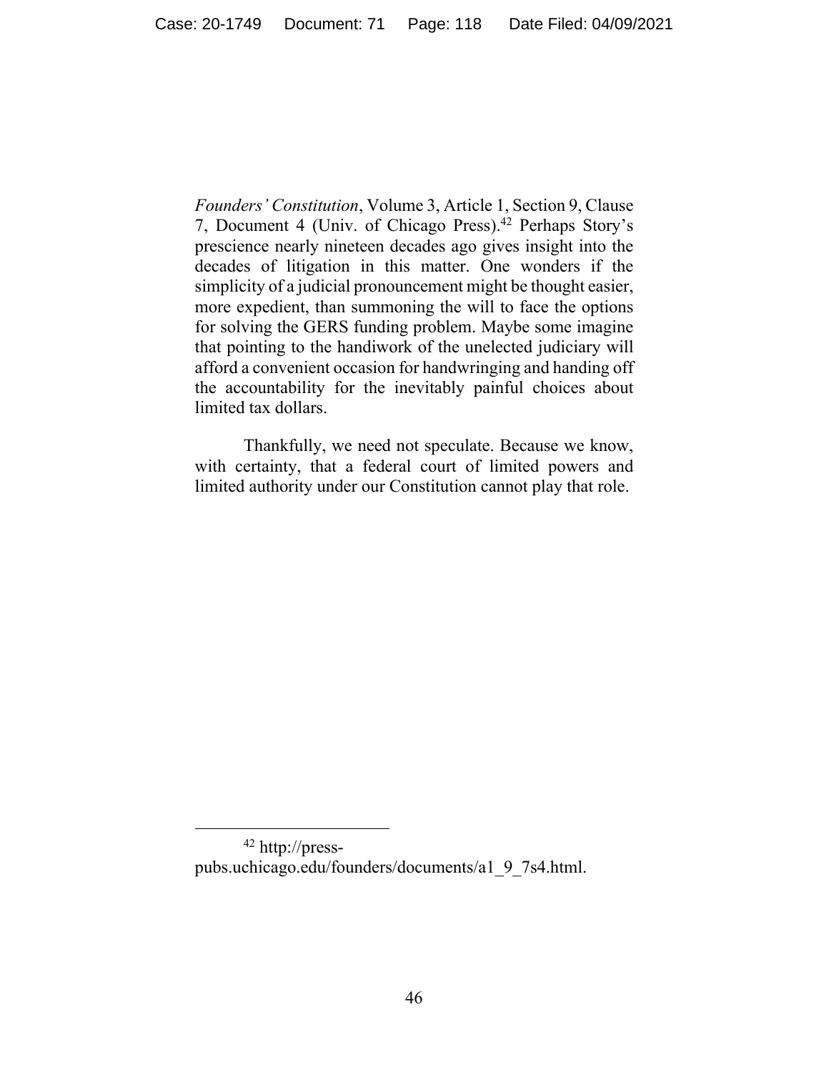*Founders' Constitution*, Volume 3, Article 1, Section 9, Clause 7, Document 4 (Univ. of Chicago Press).[42] Perhaps Story's prescience nearly nineteen decades ago gives insight into the decades of litigation in this matter. One wonders if the simplicity of a judicial pronouncement might be thought easier, more expedient, than summoning the will to face the options for solving the GERS funding problem. Maybe some imagine that pointing to the handiwork of the unelected judiciary will afford a convenient occasion for handwringing and handing off the accountability for the inevitably painful choices about limited tax dollars.

Thankfully, we need not speculate. Because we know, with certainty, that a federal court of limited powers and limited authority under our Constitution cannot play that role.

---

[42] http://press-pubs.uchicago.edu/founders/documents/a1_9_7s4.html.